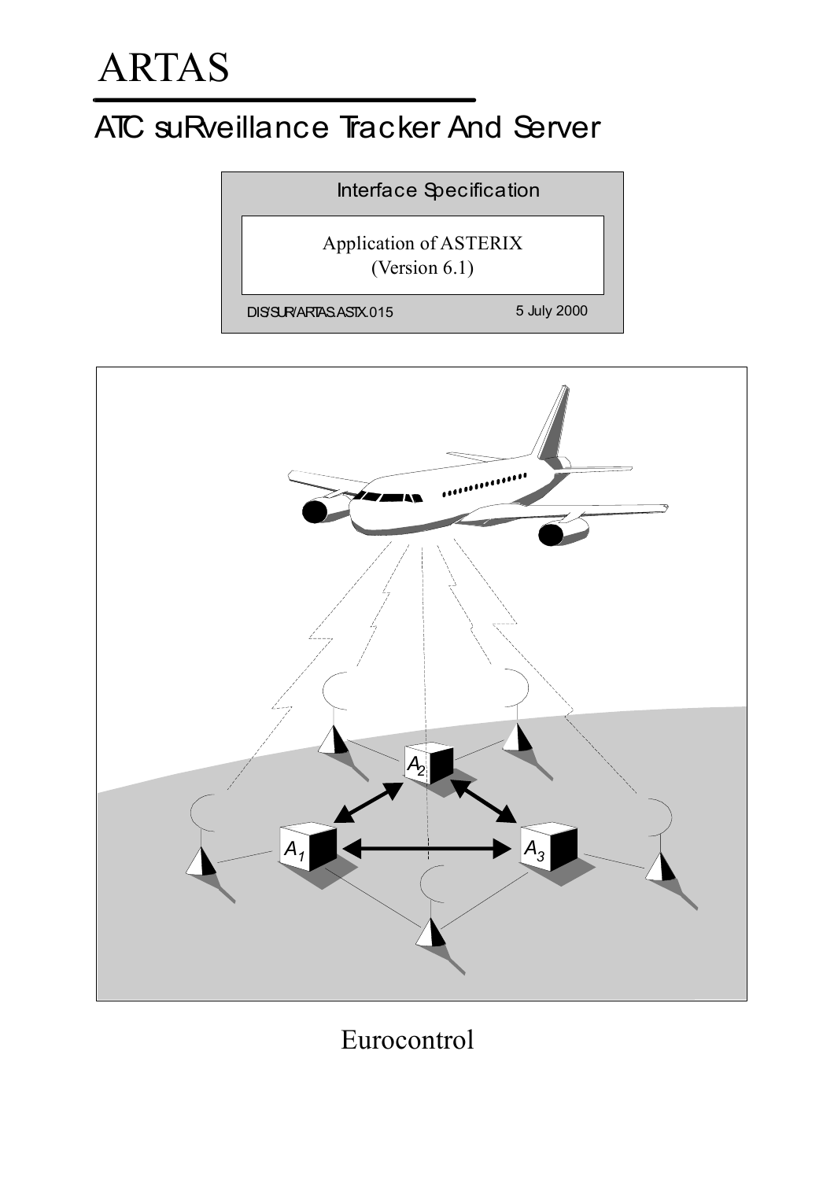# ARTAS

## ATC suRveillance Tracker And Server

Interface Specification

Application of ASTERIX
(Version 6.1)

DIS/SUR/ARTAS.ASTX.015

5 July 2000

Eurocontrol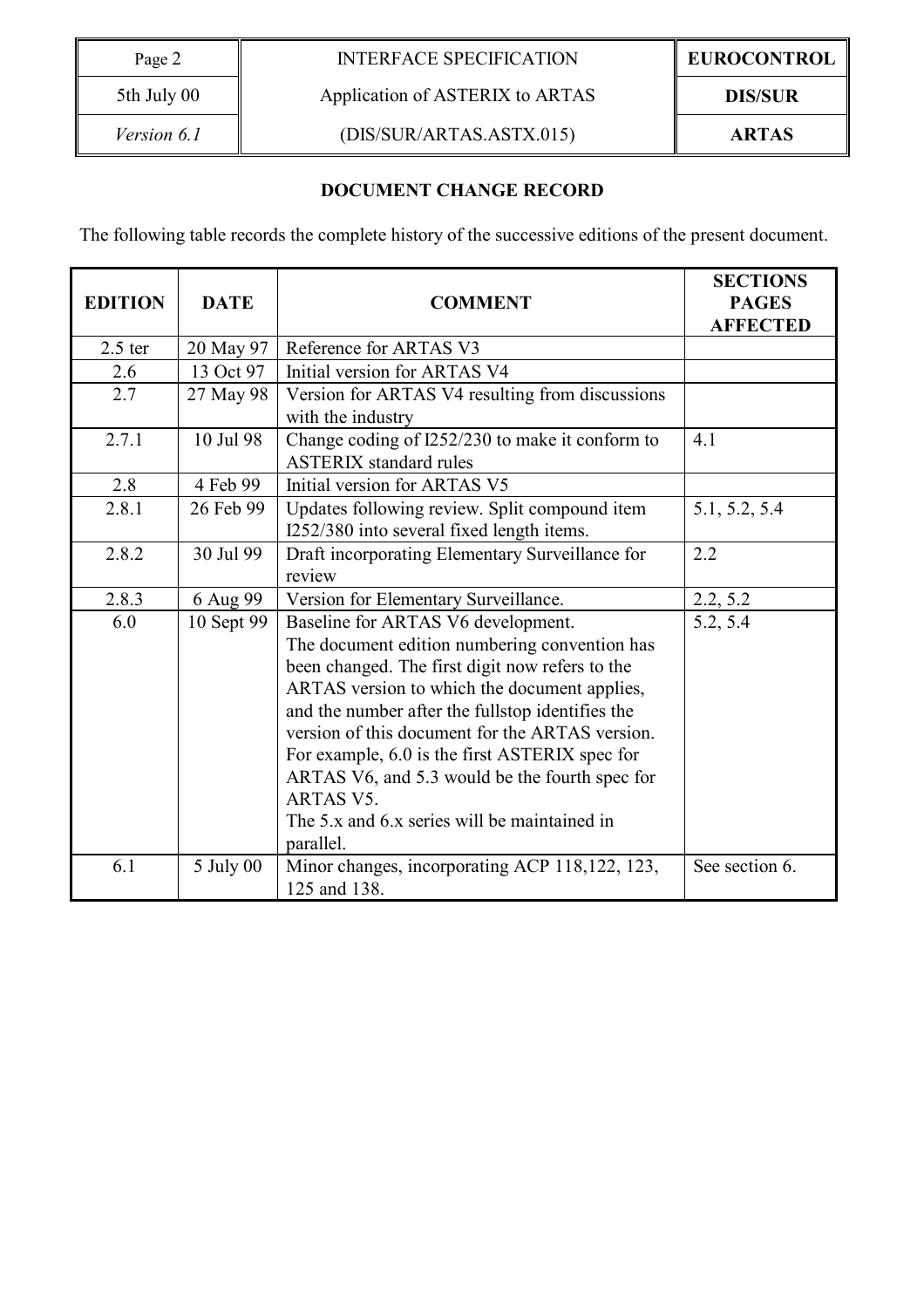## DOCUMENT CHANGE RECORD

The following table records the complete history of the successive editions of the present document.

| EDITION | DATE | COMMENT | SECTIONS PAGES AFFECTED |
|---|---|---|---|
| 2.5 ter | 20 May 97 | Reference for ARTAS V3 | |
| 2.6 | 13 Oct 97 | Initial version for ARTAS V4 | |
| 2.7 | 27 May 98 | Version for ARTAS V4 resulting from discussions with the industry | |
| 2.7.1 | 10 Jul 98 | Change coding of I252/230 to make it conform to ASTERIX standard rules | 4.1 |
| 2.8 | 4 Feb 99 | Initial version for ARTAS V5 | |
| 2.8.1 | 26 Feb 99 | Updates following review. Split compound item I252/380 into several fixed length items. | 5.1, 5.2, 5.4 |
| 2.8.2 | 30 Jul 99 | Draft incorporating Elementary Surveillance for review | 2.2 |
| 2.8.3 | 6 Aug 99 | Version for Elementary Surveillance. | 2.2, 5.2 |
| 6.0 | 10 Sept 99 | Baseline for ARTAS V6 development. The document edition numbering convention has been changed. The first digit now refers to the ARTAS version to which the document applies, and the number after the fullstop identifies the version of this document for the ARTAS version. For example, 6.0 is the first ASTERIX spec for ARTAS V6, and 5.3 would be the fourth spec for ARTAS V5. The 5.x and 6.x series will be maintained in parallel. | 5.2, 5.4 |
| 6.1 | 5 July 00 | Minor changes, incorporating ACP 118,122, 123, 125 and 138. | See section 6. |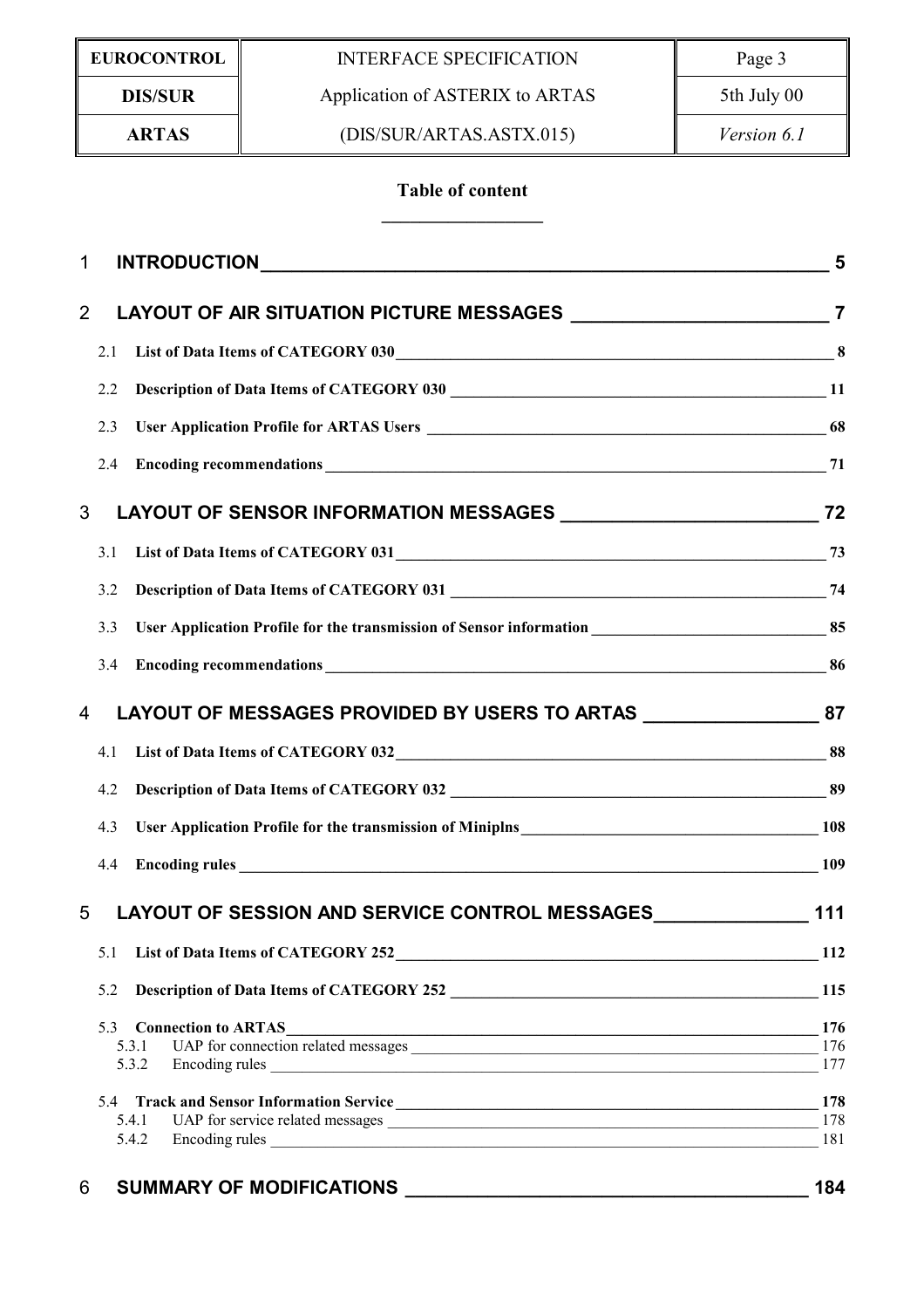**Table of content**

| | | |
|---|---|---|
| 1 | **INTRODUCTION** | **5** |
| 2 | **LAYOUT OF AIR SITUATION PICTURE MESSAGES** | **7** |
| 2.1 | **List of Data Items of CATEGORY 030** | **8** |
| 2.2 | **Description of Data Items of CATEGORY 030** | **11** |
| 2.3 | **User Application Profile for ARTAS Users** | **68** |
| 2.4 | **Encoding recommendations** | **71** |
| 3 | **LAYOUT OF SENSOR INFORMATION MESSAGES** | **72** |
| 3.1 | **List of Data Items of CATEGORY 031** | **73** |
| 3.2 | **Description of Data Items of CATEGORY 031** | **74** |
| 3.3 | **User Application Profile for the transmission of Sensor information** | **85** |
| 3.4 | **Encoding recommendations** | **86** |
| 4 | **LAYOUT OF MESSAGES PROVIDED BY USERS TO ARTAS** | **87** |
| 4.1 | **List of Data Items of CATEGORY 032** | **88** |
| 4.2 | **Description of Data Items of CATEGORY 032** | **89** |
| 4.3 | **User Application Profile for the transmission of Miniplns** | **108** |
| 4.4 | **Encoding rules** | **109** |
| 5 | **LAYOUT OF SESSION AND SERVICE CONTROL MESSAGES** | **111** |
| 5.1 | **List of Data Items of CATEGORY 252** | **112** |
| 5.2 | **Description of Data Items of CATEGORY 252** | **115** |
| 5.3 | **Connection to ARTAS** | **176** |
| 5.3.1 | UAP for connection related messages | 176 |
| 5.3.2 | Encoding rules | 177 |
| 5.4 | **Track and Sensor Information Service** | **178** |
| 5.4.1 | UAP for service related messages | 178 |
| 5.4.2 | Encoding rules | 181 |
| 6 | **SUMMARY OF MODIFICATIONS** | **184** |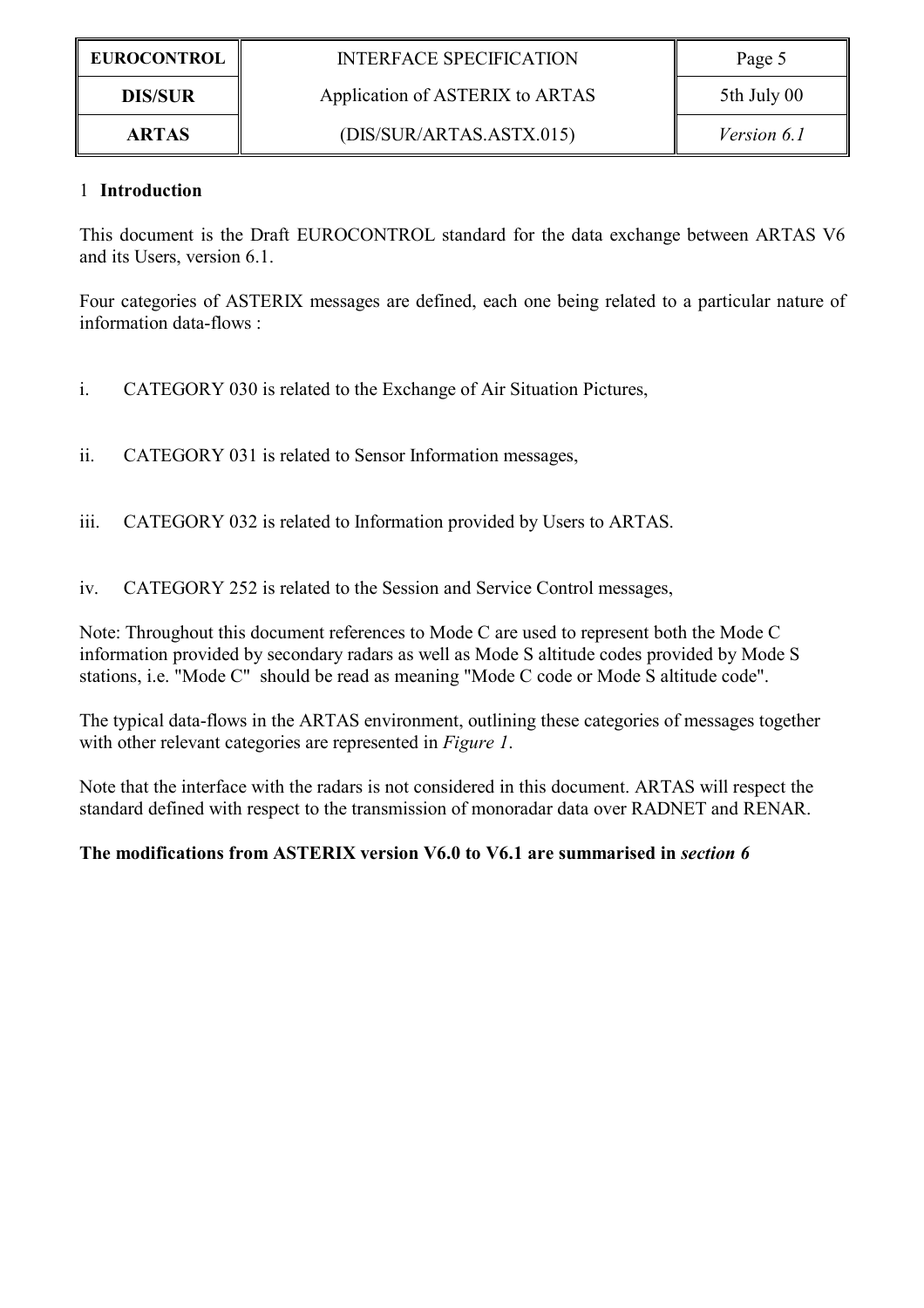# 1 Introduction

This document is the Draft EUROCONTROL standard for the data exchange between ARTAS V6 and its Users, version 6.1.

Four categories of ASTERIX messages are defined, each one being related to a particular nature of information data-flows :

i. CATEGORY 030 is related to the Exchange of Air Situation Pictures,

ii. CATEGORY 031 is related to Sensor Information messages,

iii. CATEGORY 032 is related to Information provided by Users to ARTAS.

iv. CATEGORY 252 is related to the Session and Service Control messages,

Note: Throughout this document references to Mode C are used to represent both the Mode C information provided by secondary radars as well as Mode S altitude codes provided by Mode S stations, i.e. "Mode C" should be read as meaning "Mode C code or Mode S altitude code".

The typical data-flows in the ARTAS environment, outlining these categories of messages together with other relevant categories are represented in *Figure 1*.

Note that the interface with the radars is not considered in this document. ARTAS will respect the standard defined with respect to the transmission of monoradar data over RADNET and RENAR.

**The modifications from ASTERIX version V6.0 to V6.1 are summarised in *section 6***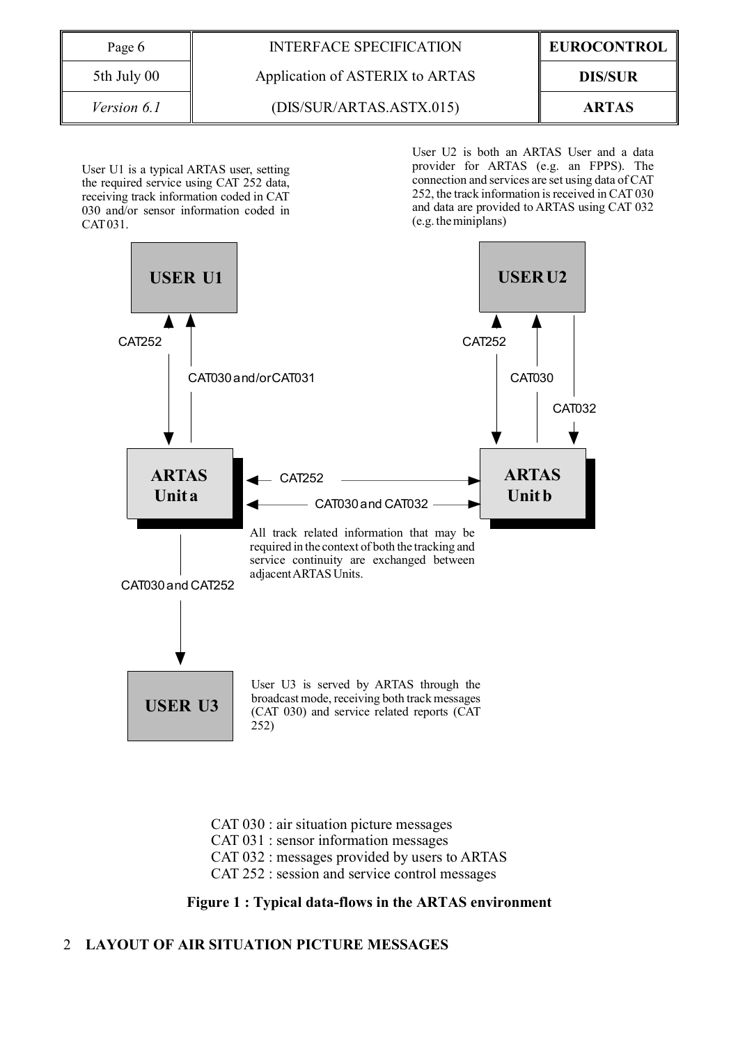User U1 is a typical ARTAS user, setting the required service using CAT 252 data, receiving track information coded in CAT 030 and/or sensor information coded in CAT 031.

User U2 is both an ARTAS User and a data provider for ARTAS (e.g. an FPPS). The connection and services are set using data of CAT 252, the track information is received in CAT 030 and data are provided to ARTAS using CAT 032 (e.g. the miniplans)

**USER U1**

CAT252

CAT030 and/or CAT031

**USER U2**

CAT252

CAT030

CAT032

**ARTAS Unit a**

CAT252

CAT030 and CAT032

**ARTAS Unit b**

All track related information that may be required in the context of both the tracking and service continuity are exchanged between adjacent ARTAS Units.

CAT030 and CAT252

**USER U3**

User U3 is served by ARTAS through the broadcast mode, receiving both track messages (CAT 030) and service related reports (CAT 252)

CAT 030 : air situation picture messages
CAT 031 : sensor information messages
CAT 032 : messages provided by users to ARTAS
CAT 252 : session and service control messages

**Figure 1 : Typical data-flows in the ARTAS environment**

# 2 LAYOUT OF AIR SITUATION PICTURE MESSAGES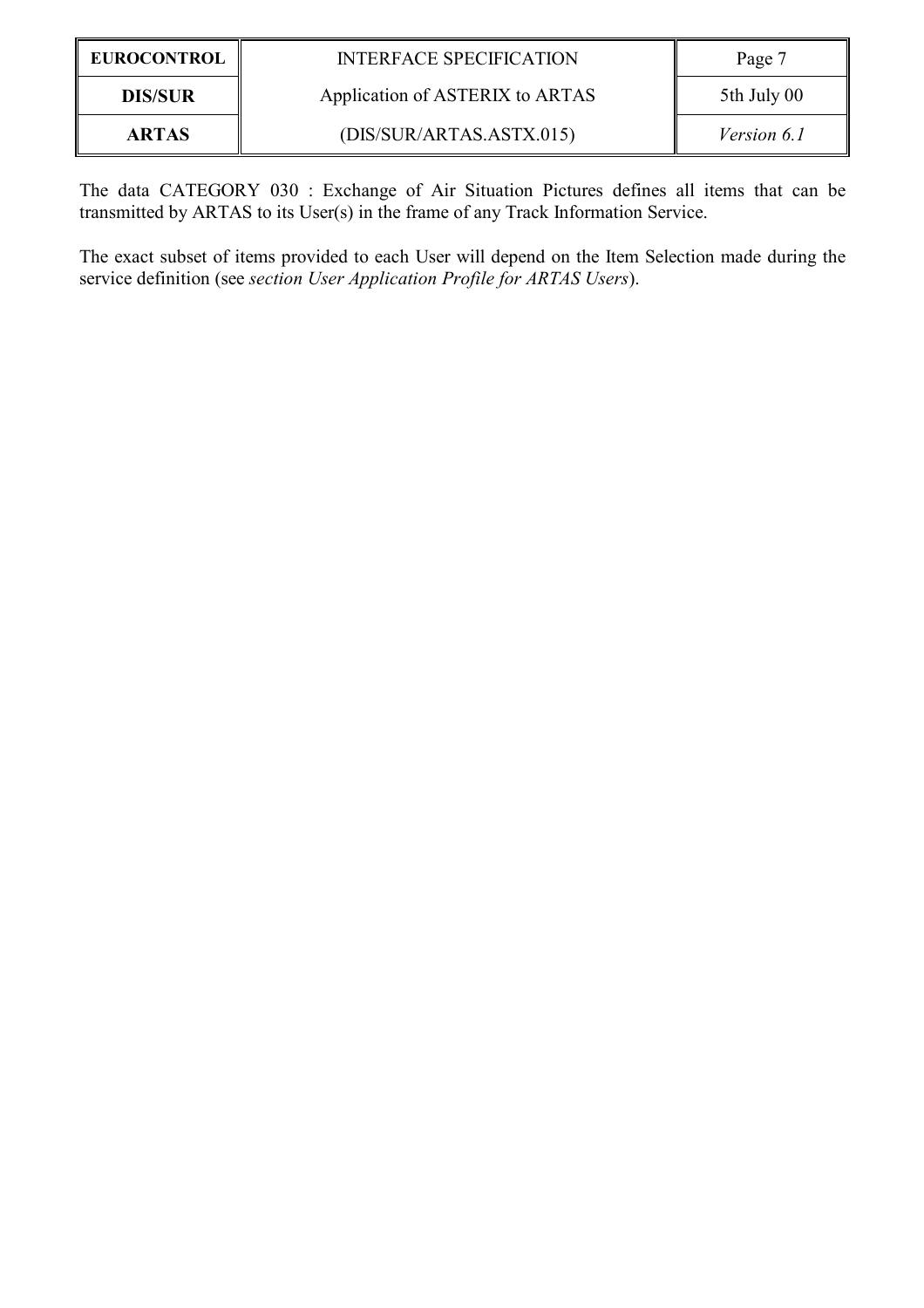The data CATEGORY 030 : Exchange of Air Situation Pictures defines all items that can be transmitted by ARTAS to its User(s) in the frame of any Track Information Service.

The exact subset of items provided to each User will depend on the Item Selection made during the service definition (see *section User Application Profile for ARTAS Users*).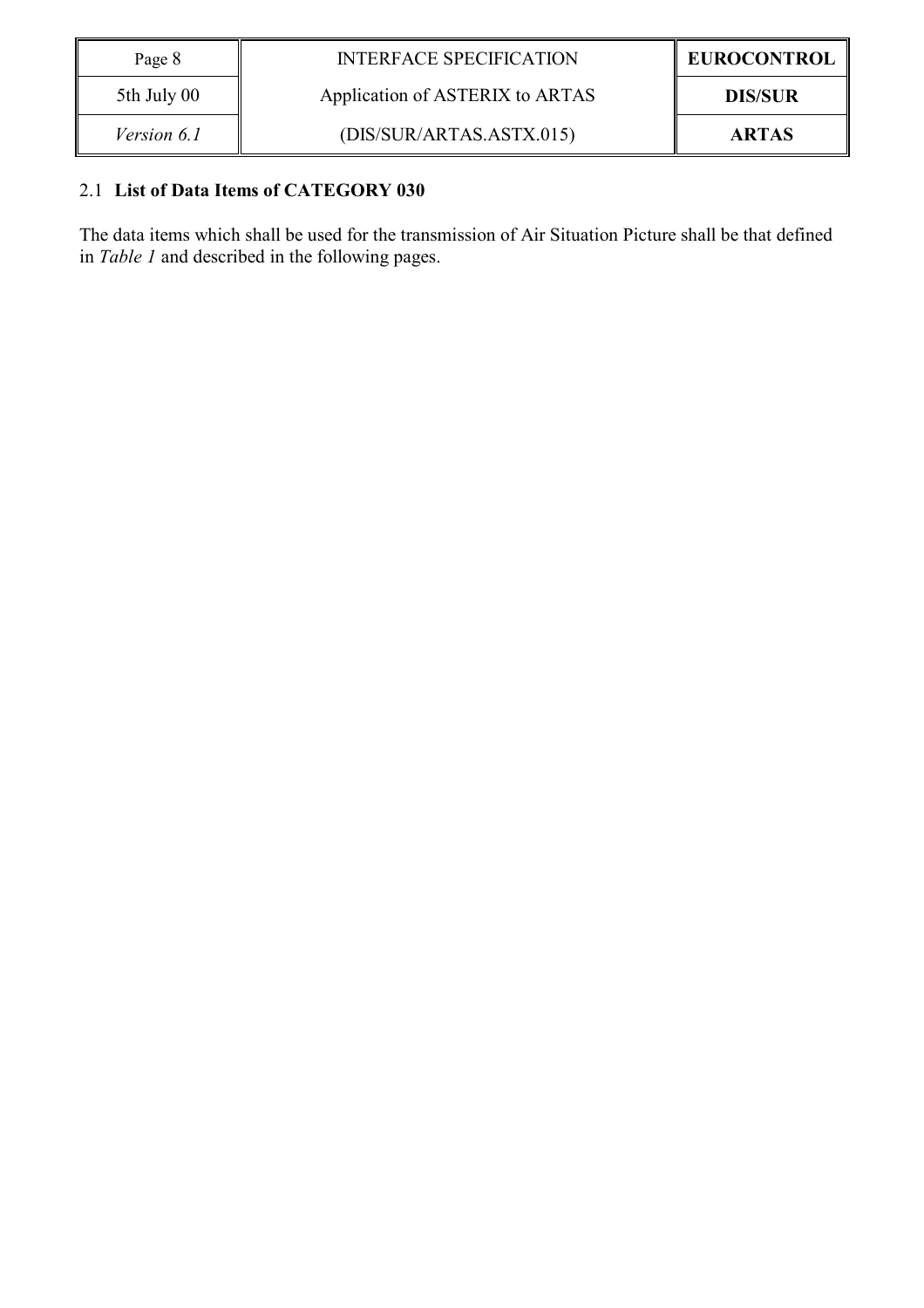## 2.1 List of Data Items of CATEGORY 030

The data items which shall be used for the transmission of Air Situation Picture shall be that defined in *Table 1* and described in the following pages.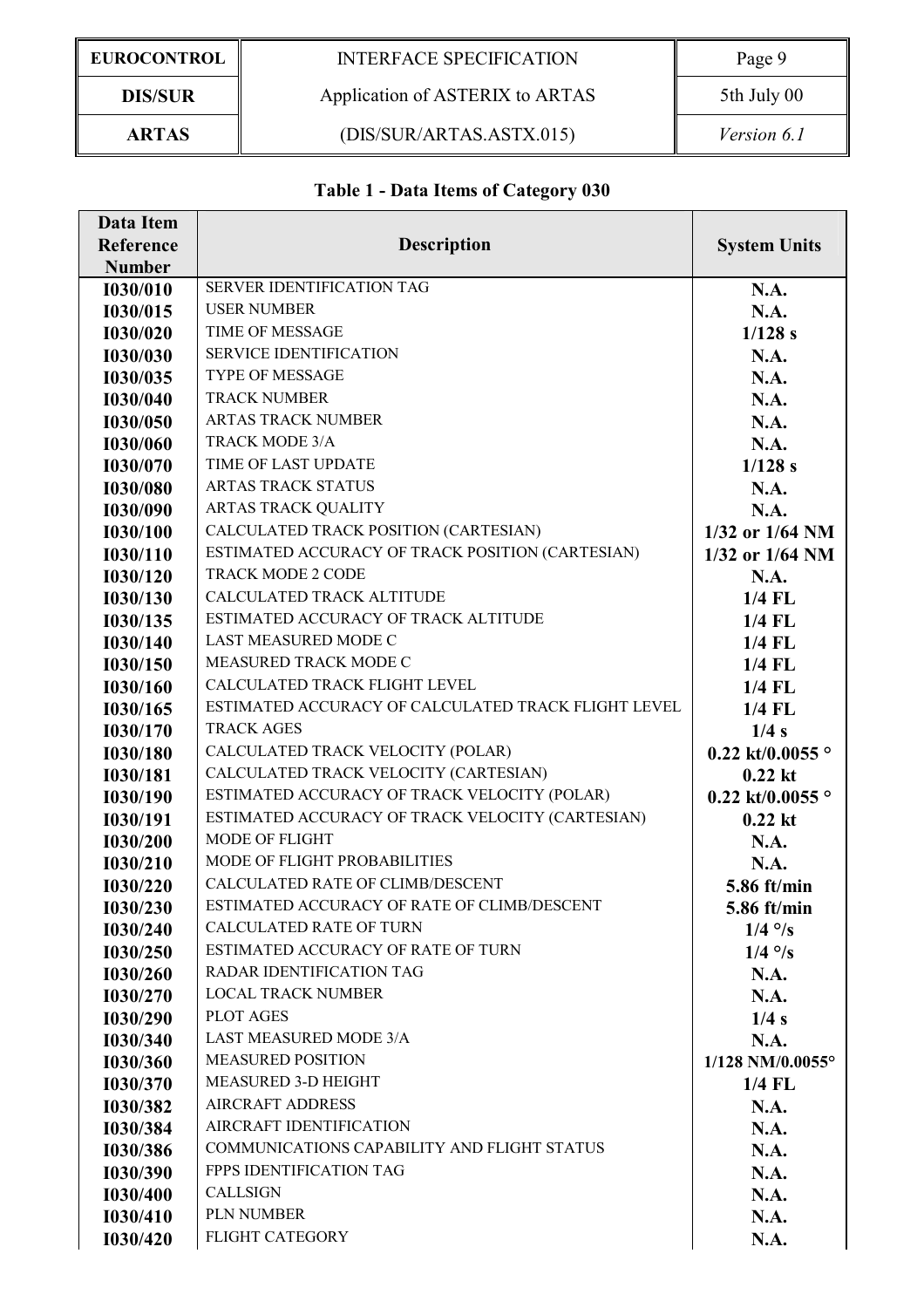**Table 1 - Data Items of Category 030**

| Data Item Reference Number | Description | System Units |
|---|---|---|
| I030/010 | SERVER IDENTIFICATION TAG | N.A. |
| I030/015 | USER NUMBER | N.A. |
| I030/020 | TIME OF MESSAGE | 1/128 s |
| I030/030 | SERVICE IDENTIFICATION | N.A. |
| I030/035 | TYPE OF MESSAGE | N.A. |
| I030/040 | TRACK NUMBER | N.A. |
| I030/050 | ARTAS TRACK NUMBER | N.A. |
| I030/060 | TRACK MODE 3/A | N.A. |
| I030/070 | TIME OF LAST UPDATE | 1/128 s |
| I030/080 | ARTAS TRACK STATUS | N.A. |
| I030/090 | ARTAS TRACK QUALITY | N.A. |
| I030/100 | CALCULATED TRACK POSITION (CARTESIAN) | 1/32 or 1/64 NM |
| I030/110 | ESTIMATED ACCURACY OF TRACK POSITION (CARTESIAN) | 1/32 or 1/64 NM |
| I030/120 | TRACK MODE 2 CODE | N.A. |
| I030/130 | CALCULATED TRACK ALTITUDE | 1/4 FL |
| I030/135 | ESTIMATED ACCURACY OF TRACK ALTITUDE | 1/4 FL |
| I030/140 | LAST MEASURED MODE C | 1/4 FL |
| I030/150 | MEASURED TRACK MODE C | 1/4 FL |
| I030/160 | CALCULATED TRACK FLIGHT LEVEL | 1/4 FL |
| I030/165 | ESTIMATED ACCURACY OF CALCULATED TRACK FLIGHT LEVEL | 1/4 FL |
| I030/170 | TRACK AGES | 1/4 s |
| I030/180 | CALCULATED TRACK VELOCITY (POLAR) | 0.22 kt/0.0055 ° |
| I030/181 | CALCULATED TRACK VELOCITY (CARTESIAN) | 0.22 kt |
| I030/190 | ESTIMATED ACCURACY OF TRACK VELOCITY (POLAR) | 0.22 kt/0.0055 ° |
| I030/191 | ESTIMATED ACCURACY OF TRACK VELOCITY (CARTESIAN) | 0.22 kt |
| I030/200 | MODE OF FLIGHT | N.A. |
| I030/210 | MODE OF FLIGHT PROBABILITIES | N.A. |
| I030/220 | CALCULATED RATE OF CLIMB/DESCENT | 5.86 ft/min |
| I030/230 | ESTIMATED ACCURACY OF RATE OF CLIMB/DESCENT | 5.86 ft/min |
| I030/240 | CALCULATED RATE OF TURN | 1/4 °/s |
| I030/250 | ESTIMATED ACCURACY OF RATE OF TURN | 1/4 °/s |
| I030/260 | RADAR IDENTIFICATION TAG | N.A. |
| I030/270 | LOCAL TRACK NUMBER | N.A. |
| I030/290 | PLOT AGES | 1/4 s |
| I030/340 | LAST MEASURED MODE 3/A | N.A. |
| I030/360 | MEASURED POSITION | 1/128 NM/0.0055° |
| I030/370 | MEASURED 3-D HEIGHT | 1/4 FL |
| I030/382 | AIRCRAFT ADDRESS | N.A. |
| I030/384 | AIRCRAFT IDENTIFICATION | N.A. |
| I030/386 | COMMUNICATIONS CAPABILITY AND FLIGHT STATUS | N.A. |
| I030/390 | FPPS IDENTIFICATION TAG | N.A. |
| I030/400 | CALLSIGN | N.A. |
| I030/410 | PLN NUMBER | N.A. |
| I030/420 | FLIGHT CATEGORY | N.A. |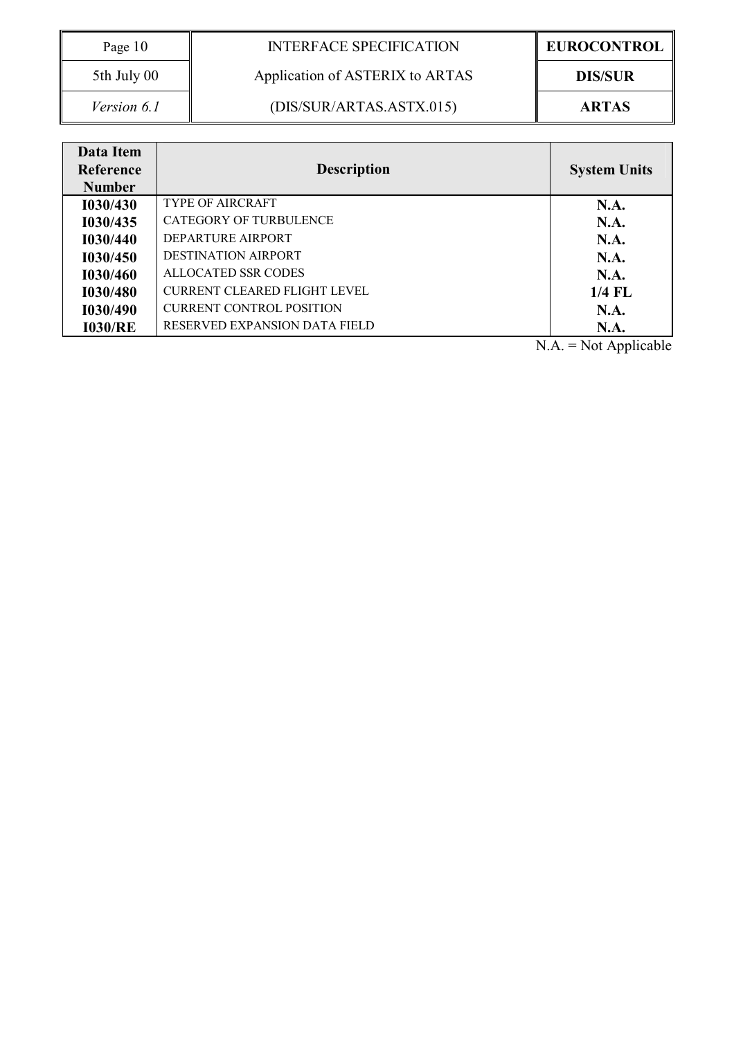| Data Item Reference Number | Description | System Units |
|---|---|---|
| **I030/430** | TYPE OF AIRCRAFT | **N.A.** |
| **I030/435** | CATEGORY OF TURBULENCE | **N.A.** |
| **I030/440** | DEPARTURE AIRPORT | **N.A.** |
| **I030/450** | DESTINATION AIRPORT | **N.A.** |
| **I030/460** | ALLOCATED SSR CODES | **N.A.** |
| **I030/480** | CURRENT CLEARED FLIGHT LEVEL | **1/4 FL** |
| **I030/490** | CURRENT CONTROL POSITION | **N.A.** |
| **I030/RE** | RESERVED EXPANSION DATA FIELD | **N.A.** |

N.A. = Not Applicable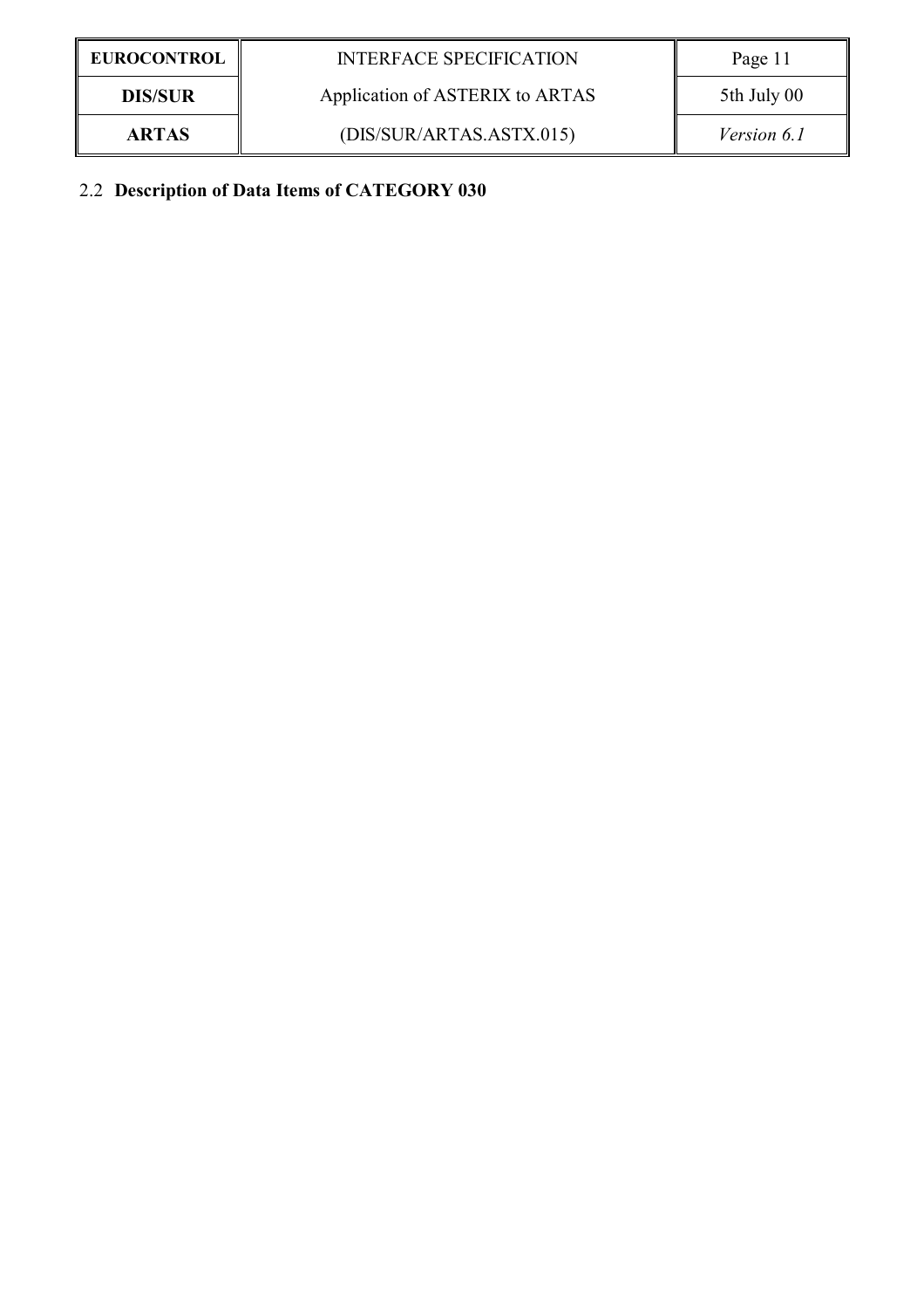## 2.2 Description of Data Items of CATEGORY 030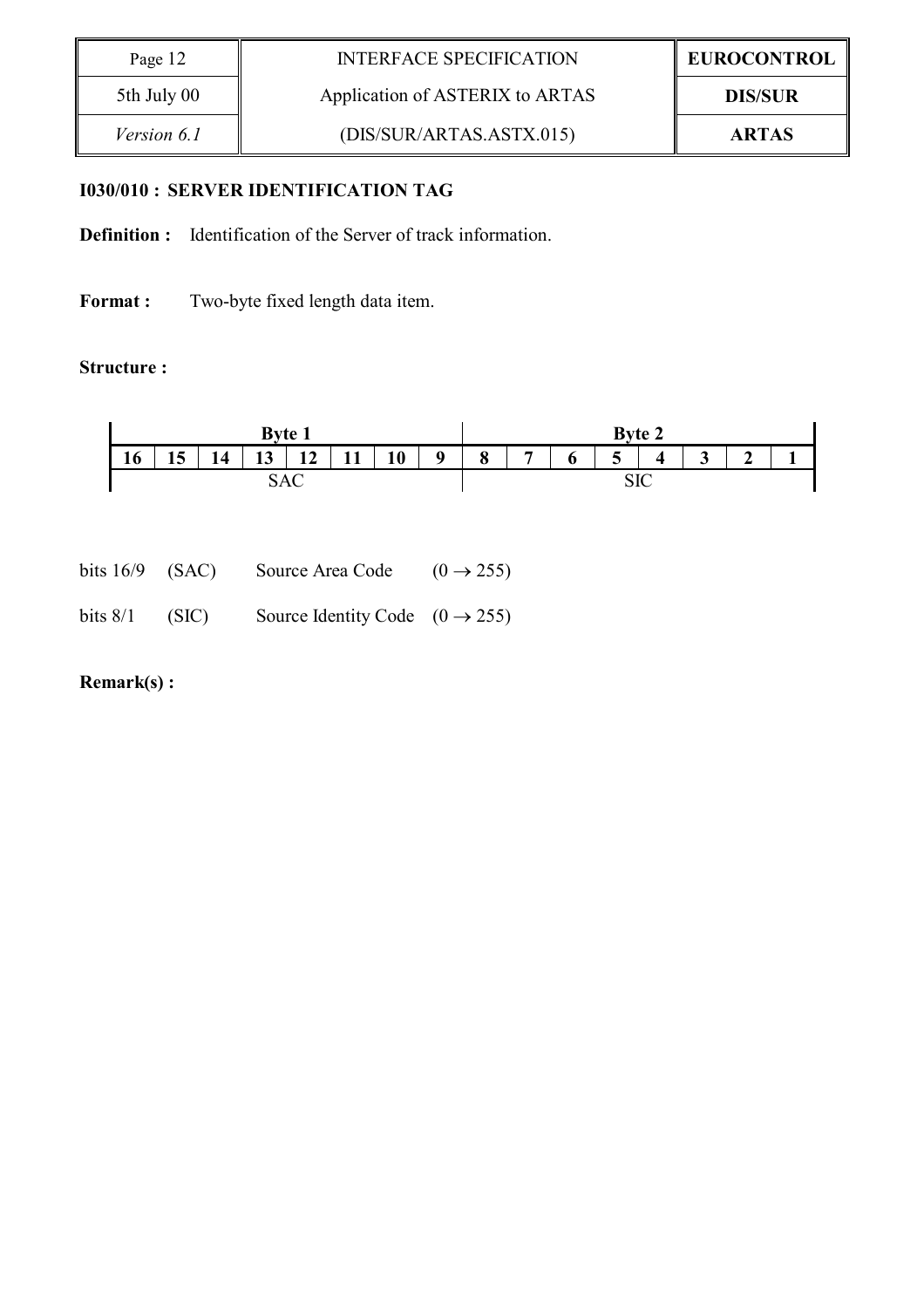### I030/010 : SERVER IDENTIFICATION TAG

**Definition :** Identification of the Server of track information.

**Format :** Two-byte fixed length data item.

**Structure :**

| Byte 1 | | | | | | | | Byte 2 | | | | | | | |
|---|---|---|---|---|---|---|---|---|---|---|---|---|---|---|---|
| **16** | **15** | **14** | **13** | **12** | **11** | **10** | **9** | **8** | **7** | **6** | **5** | **4** | **3** | **2** | **1** |
| SAC | | | | | | | | SIC | | | | | | | |

bits 16/9 (SAC) Source Area Code $(0 \rightarrow 255)$

bits 8/1 (SIC) Source Identity Code $(0 \rightarrow 255)$

**Remark(s) :**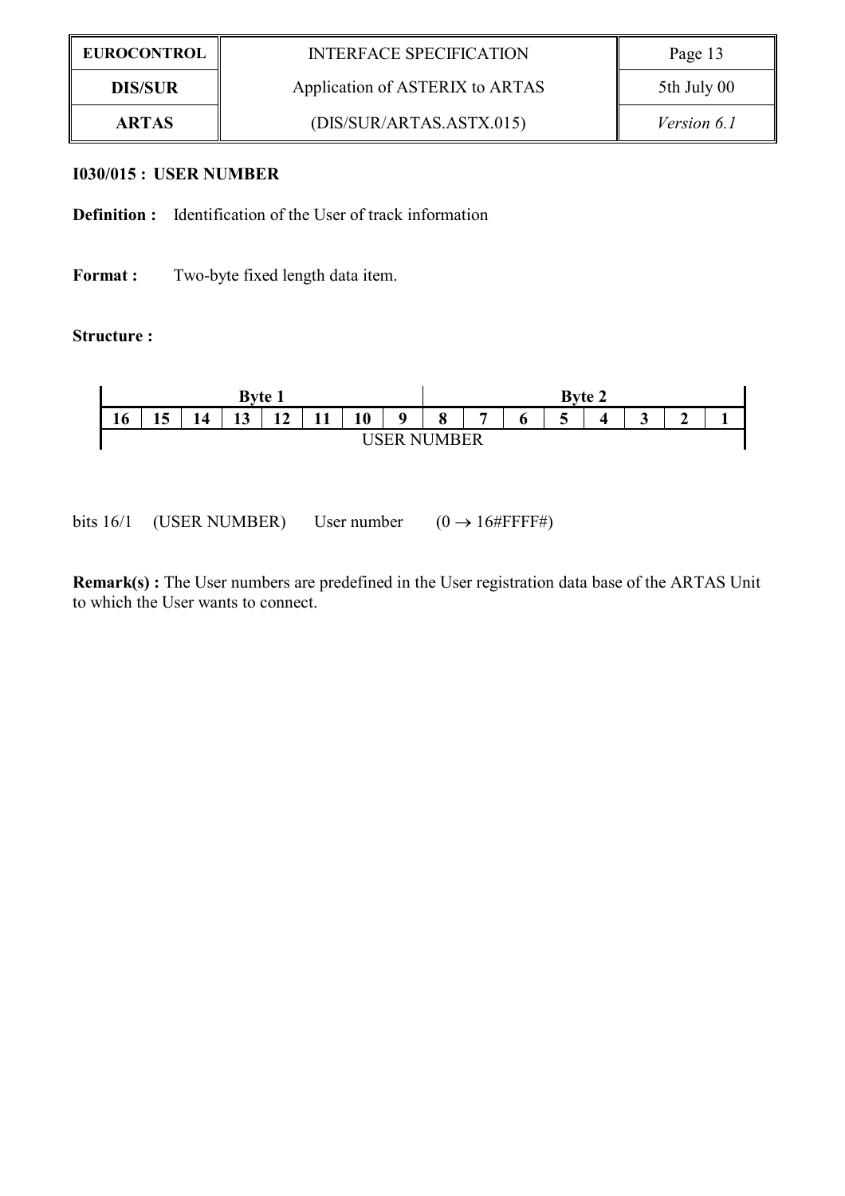**I030/015 : USER NUMBER**

**Definition :** Identification of the User of track information

**Format :** Two-byte fixed length data item.

**Structure :**

| Byte 1 | | | | | | | | Byte 2 | | | | | | | |
|---|---|---|---|---|---|---|---|---|---|---|---|---|---|---|---|
| **16** | **15** | **14** | **13** | **12** | **11** | **10** | **9** | **8** | **7** | **6** | **5** | **4** | **3** | **2** | **1** |
| USER NUMBER | | | | | | | | | | | | | | | |

bits 16/1 (USER NUMBER) User number (0 → 16#FFFF#)

**Remark(s) :** The User numbers are predefined in the User registration data base of the ARTAS Unit to which the User wants to connect.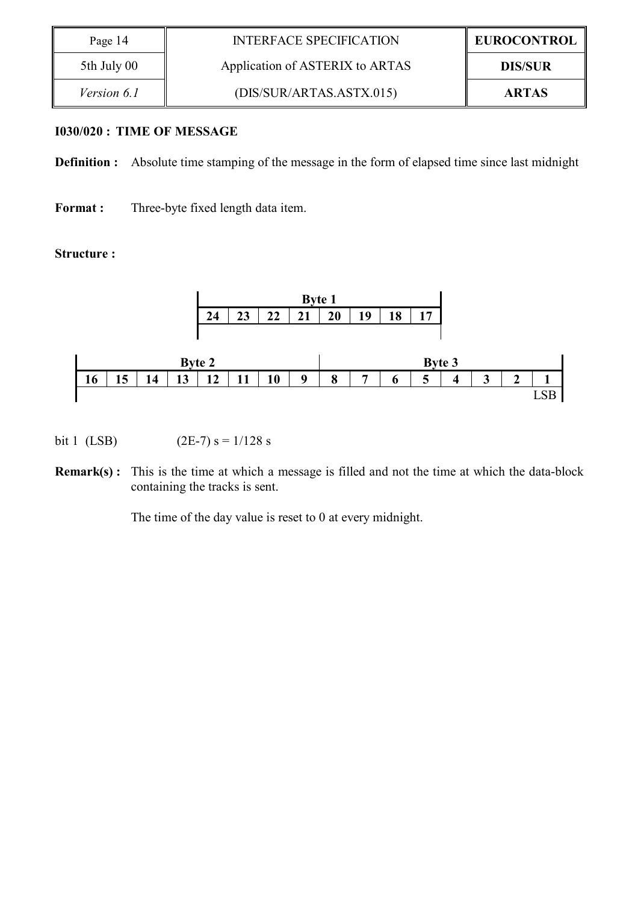### I030/020 : TIME OF MESSAGE

**Definition :** Absolute time stamping of the message in the form of elapsed time since last midnight

**Format :** Three-byte fixed length data item.

**Structure :**

| Byte 1 | | | | | | | |
|---|---|---|---|---|---|---|---|
| 24 | 23 | 22 | 21 | 20 | 19 | 18 | 17 |

| Byte 2 | | | | | | | | Byte 3 | | | | | | | |
|---|---|---|---|---|---|---|---|---|---|---|---|---|---|---|---|
| 16 | 15 | 14 | 13 | 12 | 11 | 10 | 9 | 8 | 7 | 6 | 5 | 4 | 3 | 2 | 1 |
| | | | | | | | | | | | | | | | LSB |

bit 1 (LSB) (2E-7) s = 1/128 s

**Remark(s) :** This is the time at which a message is filled and not the time at which the data-block containing the tracks is sent.

The time of the day value is reset to 0 at every midnight.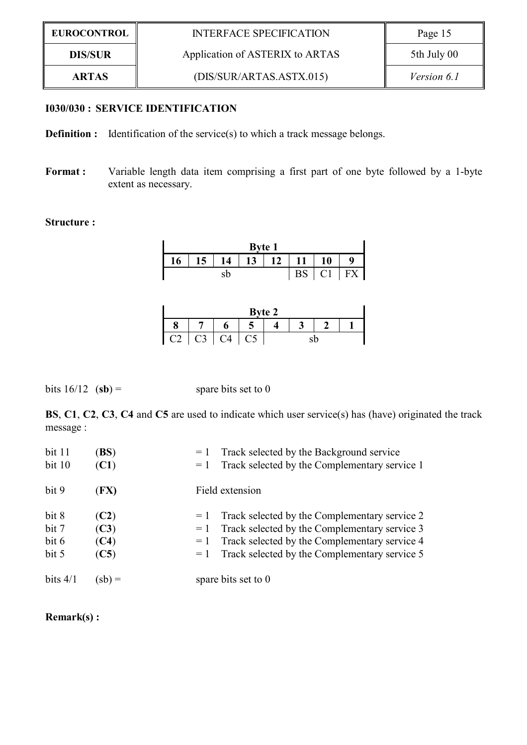**I030/030 : SERVICE IDENTIFICATION**

**Definition :** Identification of the service(s) to which a track message belongs.

**Format :** Variable length data item comprising a first part of one byte followed by a 1-byte extent as necessary.

**Structure :**

| Byte 1 | | | | | | | |
|---|---|---|---|---|---|---|---|
| 16 | 15 | 14 | 13 | 12 | 11 | 10 | 9 |
| | | sb | | | BS | C1 | FX |

| Byte 2 | | | | | | | |
|---|---|---|---|---|---|---|---|
| 8 | 7 | 6 | 5 | 4 | 3 | 2 | 1 |
| C2 | C3 | C4 | C5 | | sb | | |

bits 16/12 (**sb**) = spare bits set to 0

**BS**, **C1**, **C2**, **C3**, **C4** and **C5** are used to indicate which user service(s) has (have) originated the track message :

| | | | |
|---|---|---|---|
| bit 11 | (**BS**) | = 1 | Track selected by the Background service |
| bit 10 | (**C1**) | = 1 | Track selected by the Complementary service 1 |
| bit 9 | (**FX**) | | Field extension |
| bit 8 | (**C2**) | = 1 | Track selected by the Complementary service 2 |
| bit 7 | (**C3**) | = 1 | Track selected by the Complementary service 3 |
| bit 6 | (**C4**) | = 1 | Track selected by the Complementary service 4 |
| bit 5 | (**C5**) | = 1 | Track selected by the Complementary service 5 |
| bits 4/1 | (sb) = | | spare bits set to 0 |

**Remark(s) :**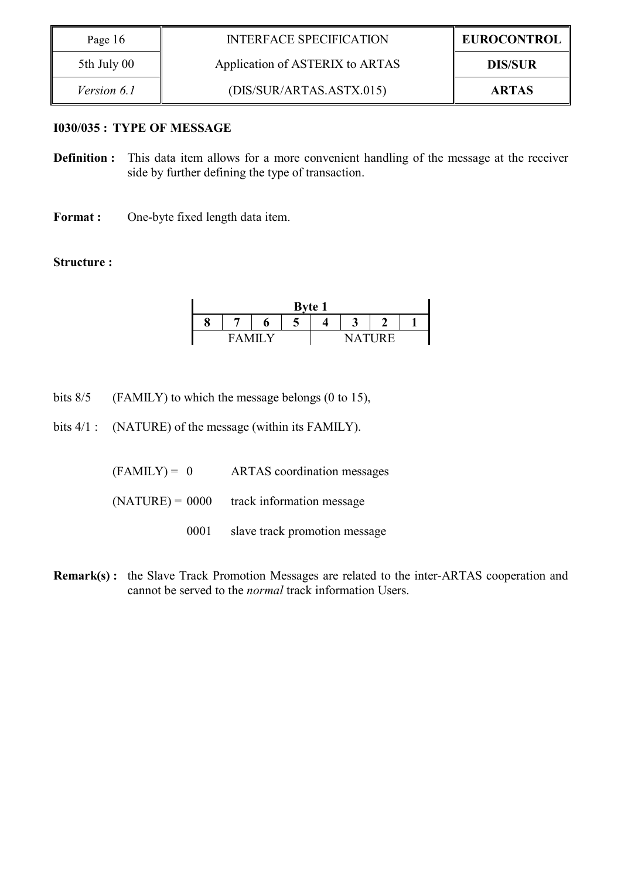**I030/035 : TYPE OF MESSAGE**

**Definition :** This data item allows for a more convenient handling of the message at the receiver side by further defining the type of transaction.

**Format :** One-byte fixed length data item.

**Structure :**

| Byte 1 | | | | | | | |
|---|---|---|---|---|---|---|---|
| 8 | 7 | 6 | 5 | 4 | 3 | 2 | 1 |
| FAMILY | | | | NATURE | | | |

bits 8/5 (FAMILY) to which the message belongs (0 to 15),

bits 4/1 : (NATURE) of the message (within its FAMILY).

(FAMILY) = 0 ARTAS coordination messages

(NATURE) = 0000 track information message

0001 slave track promotion message

**Remark(s) :** the Slave Track Promotion Messages are related to the inter-ARTAS cooperation and cannot be served to the *normal* track information Users.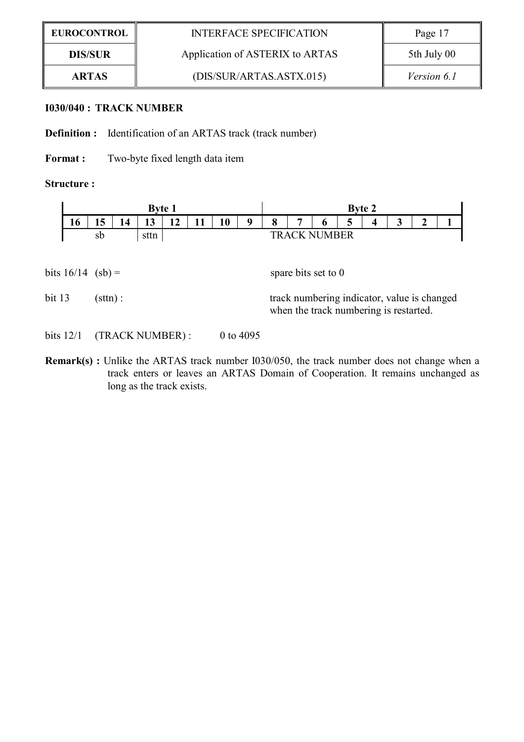**I030/040 : TRACK NUMBER**

**Definition :** Identification of an ARTAS track (track number)

**Format :** Two-byte fixed length data item

**Structure :**

| Byte 1 | | | | | | | | Byte 2 | | | | | | | |
|---|---|---|---|---|---|---|---|---|---|---|---|---|---|---|---|
| 16 | 15 | 14 | 13 | 12 | 11 | 10 | 9 | 8 | 7 | 6 | 5 | 4 | 3 | 2 | 1 |
| | sb | | sttn | TRACK NUMBER | | | | | | | | | | | |

bits 16/14 (sb) = spare bits set to 0

bit 13 (sttn) : track numbering indicator, value is changed when the track numbering is restarted.

bits 12/1 (TRACK NUMBER) : 0 to 4095

**Remark(s) :** Unlike the ARTAS track number I030/050, the track number does not change when a track enters or leaves an ARTAS Domain of Cooperation. It remains unchanged as long as the track exists.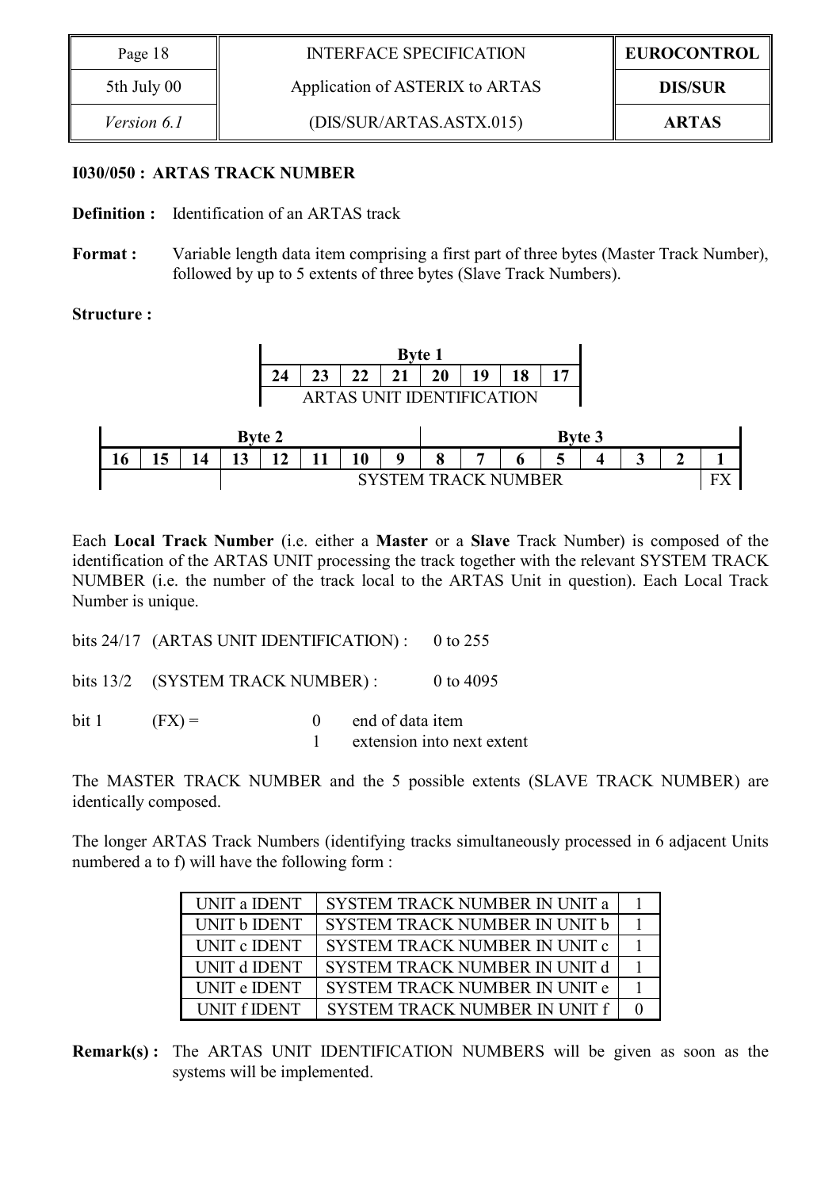### I030/050 : ARTAS TRACK NUMBER

**Definition :** Identification of an ARTAS track

**Format :** Variable length data item comprising a first part of three bytes (Master Track Number), followed by up to 5 extents of three bytes (Slave Track Numbers).

**Structure :**

| Byte 1 | | | | | | | |
|---|---|---|---|---|---|---|---|
| 24 | 23 | 22 | 21 | 20 | 19 | 18 | 17 |
| ARTAS UNIT IDENTIFICATION | | | | | | | |

| Byte 2 | | | | | | | | Byte 3 | | | | | | | |
|---|---|---|---|---|---|---|---|---|---|---|---|---|---|---|---|
| 16 | 15 | 14 | 13 | 12 | 11 | 10 | 9 | 8 | 7 | 6 | 5 | 4 | 3 | 2 | 1 |
| | | | SYSTEM TRACK NUMBER | | | | | | | | | | | | FX |

Each **Local Track Number** (i.e. either a **Master** or a **Slave** Track Number) is composed of the identification of the ARTAS UNIT processing the track together with the relevant SYSTEM TRACK NUMBER (i.e. the number of the track local to the ARTAS Unit in question). Each Local Track Number is unique.

bits 24/17 (ARTAS UNIT IDENTIFICATION) : 0 to 255

bits 13/2 (SYSTEM TRACK NUMBER) : 0 to 4095

bit 1 (FX) =
- 0 end of data item
- 1 extension into next extent

The MASTER TRACK NUMBER and the 5 possible extents (SLAVE TRACK NUMBER) are identically composed.

The longer ARTAS Track Numbers (identifying tracks simultaneously processed in 6 adjacent Units numbered a to f) will have the following form :

| | | |
|---|---|---|
| UNIT a IDENT | SYSTEM TRACK NUMBER IN UNIT a | 1 |
| UNIT b IDENT | SYSTEM TRACK NUMBER IN UNIT b | 1 |
| UNIT c IDENT | SYSTEM TRACK NUMBER IN UNIT c | 1 |
| UNIT d IDENT | SYSTEM TRACK NUMBER IN UNIT d | 1 |
| UNIT e IDENT | SYSTEM TRACK NUMBER IN UNIT e | 1 |
| UNIT f IDENT | SYSTEM TRACK NUMBER IN UNIT f | 0 |

**Remark(s) :** The ARTAS UNIT IDENTIFICATION NUMBERS will be given as soon as the systems will be implemented.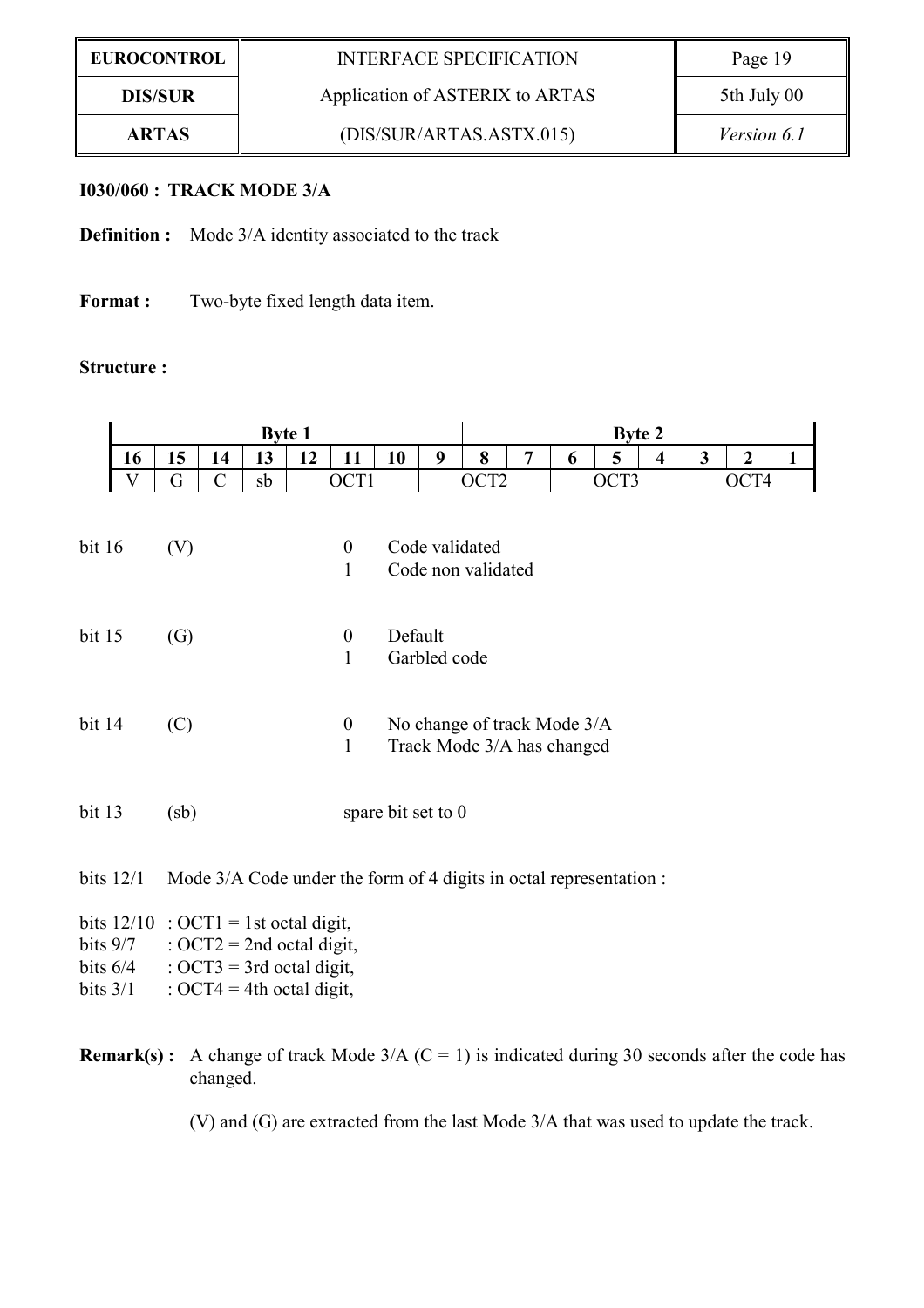### I030/060 : TRACK MODE 3/A

**Definition :** Mode 3/A identity associated to the track

**Format :** Two-byte fixed length data item.

**Structure :**

| Byte 1 | | | | | | | | Byte 2 | | | | | | | |
|---|---|---|---|---|---|---|---|---|---|---|---|---|---|---|---|
| 16 | 15 | 14 | 13 | 12 | 11 | 10 | 9 | 8 | 7 | 6 | 5 | 4 | 3 | 2 | 1 |
| V | G | C | sb | OCT1 | | | OCT2 | | | OCT3 | | | OCT4 | | |

bit 16 (V)
- 0 Code validated
- 1 Code non validated

bit 15 (G)
- 0 Default
- 1 Garbled code

bit 14 (C)
- 0 No change of track Mode 3/A
- 1 Track Mode 3/A has changed

bit 13 (sb) spare bit set to 0

bits 12/1 Mode 3/A Code under the form of 4 digits in octal representation :

- bits 12/10 : OCT1 = 1st octal digit,
- bits 9/7 : OCT2 = 2nd octal digit,
- bits 6/4 : OCT3 = 3rd octal digit,
- bits 3/1 : OCT4 = 4th octal digit,

**Remark(s) :** A change of track Mode 3/A (C = 1) is indicated during 30 seconds after the code has changed.

(V) and (G) are extracted from the last Mode 3/A that was used to update the track.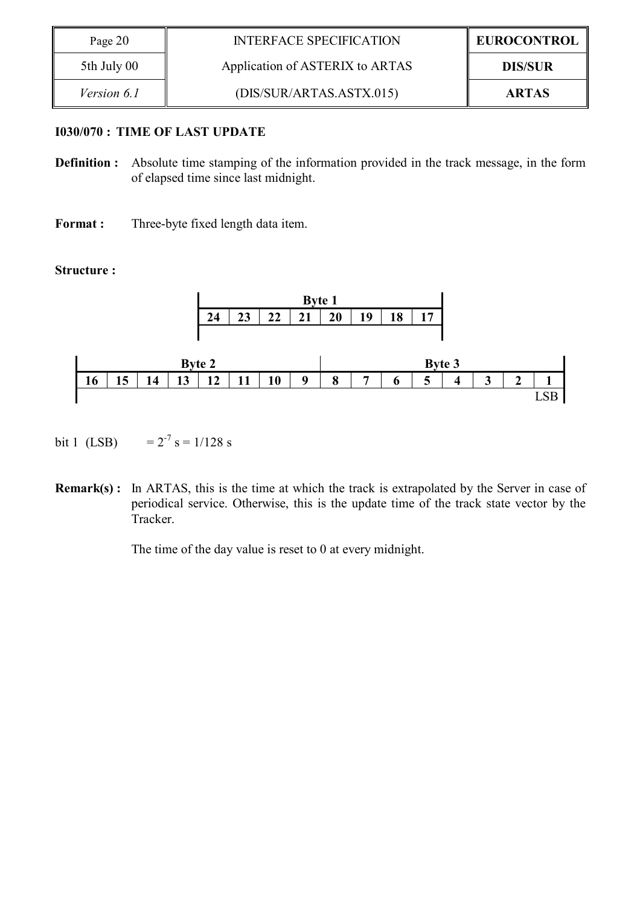### I030/070 : TIME OF LAST UPDATE

**Definition :** Absolute time stamping of the information provided in the track message, in the form of elapsed time since last midnight.

**Format :** Three-byte fixed length data item.

**Structure :**

| Byte 1 | | | | | | | |
|---|---|---|---|---|---|---|---|
| 24 | 23 | 22 | 21 | 20 | 19 | 18 | 17 |

| Byte 2 | | | | | | | | Byte 3 | | | | | | | |
|---|---|---|---|---|---|---|---|---|---|---|---|---|---|---|---|
| 16 | 15 | 14 | 13 | 12 | 11 | 10 | 9 | 8 | 7 | 6 | 5 | 4 | 3 | 2 | 1 |
| | | | | | | | | | | | | | | | LSB |

bit 1 (LSB) $= 2^{-7}$ s = 1/128 s

**Remark(s) :** In ARTAS, this is the time at which the track is extrapolated by the Server in case of periodical service. Otherwise, this is the update time of the track state vector by the Tracker.

The time of the day value is reset to 0 at every midnight.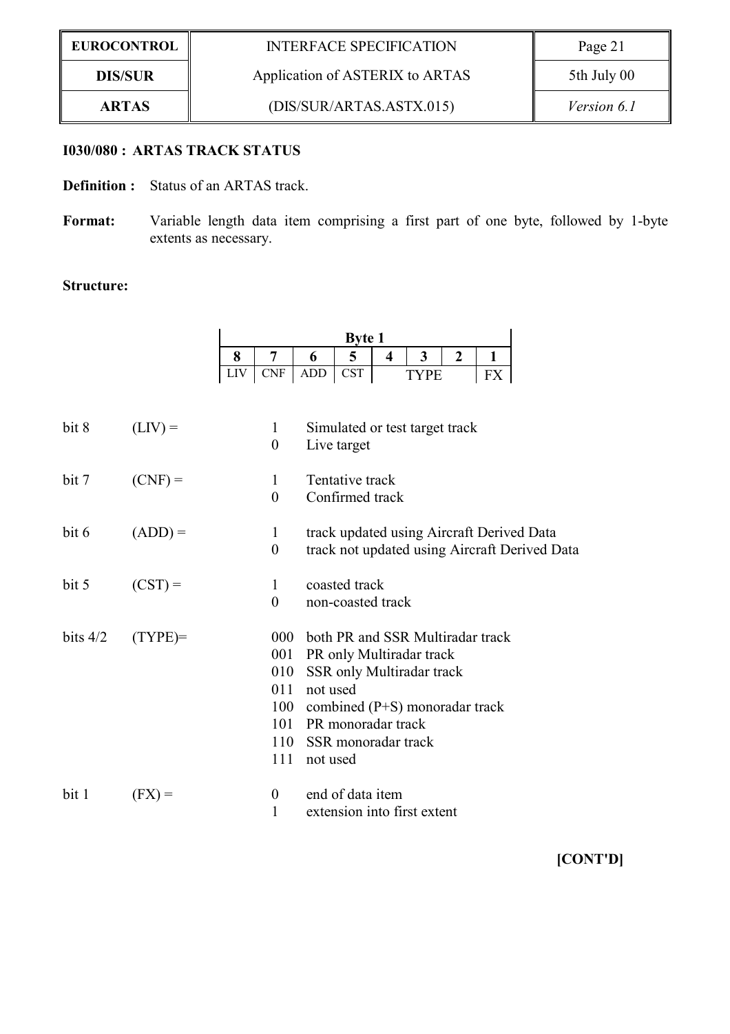**I030/080 : ARTAS TRACK STATUS**

**Definition :** Status of an ARTAS track.

**Format:** Variable length data item comprising a first part of one byte, followed by 1-byte extents as necessary.

**Structure:**

| Byte 1 | | | | | | | |
|---|---|---|---|---|---|---|---|
| 8 | 7 | 6 | 5 | 4 | 3 | 2 | 1 |
| LIV | CNF | ADD | CST | TYPE | | | FX |

bit 8 (LIV) =
- 1 Simulated or test target track
- 0 Live target

bit 7 (CNF) =
- 1 Tentative track
- 0 Confirmed track

bit 6 (ADD) =
- 1 track updated using Aircraft Derived Data
- 0 track not updated using Aircraft Derived Data

bit 5 (CST) =
- 1 coasted track
- 0 non-coasted track

bits 4/2 (TYPE)=
- 000 both PR and SSR Multiradar track
- 001 PR only Multiradar track
- 010 SSR only Multiradar track
- 011 not used
- 100 combined (P+S) monoradar track
- 101 PR monoradar track
- 110 SSR monoradar track
- 111 not used

bit 1 (FX) =
- 0 end of data item
- 1 extension into first extent

**[CONT'D]**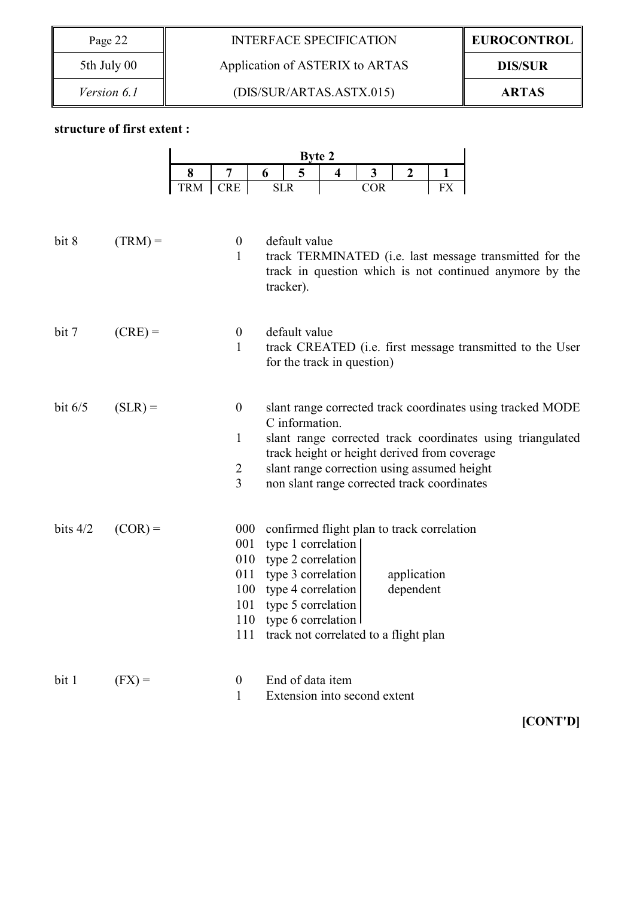**structure of first extent :**

| Byte 2 | | | | | | | |
|---|---|---|---|---|---|---|---|
| **8** | **7** | **6** | **5** | **4** | **3** | **2** | **1** |
| TRM | CRE | SLR | | COR | | | FX |

bit 8 (TRM) =
- 0 default value
- 1 track TERMINATED (i.e. last message transmitted for the track in question which is not continued anymore by the tracker).

bit 7 (CRE) =
- 0 default value
- 1 track CREATED (i.e. first message transmitted to the User for the track in question)

bit 6/5 (SLR) =
- 0 slant range corrected track coordinates using tracked MODE C information.
- 1 slant range corrected track coordinates using triangulated track height or height derived from coverage
- 2 slant range correction using assumed height
- 3 non slant range corrected track coordinates

bits 4/2 (COR) =
- 000 confirmed flight plan to track correlation
- 001 type 1 correlation (application dependent)
- 010 type 2 correlation (application dependent)
- 011 type 3 correlation (application dependent)
- 100 type 4 correlation (application dependent)
- 101 type 5 correlation (application dependent)
- 110 type 6 correlation (application dependent)
- 111 track not correlated to a flight plan

bit 1 (FX) =
- 0 End of data item
- 1 Extension into second extent

**[CONT'D]**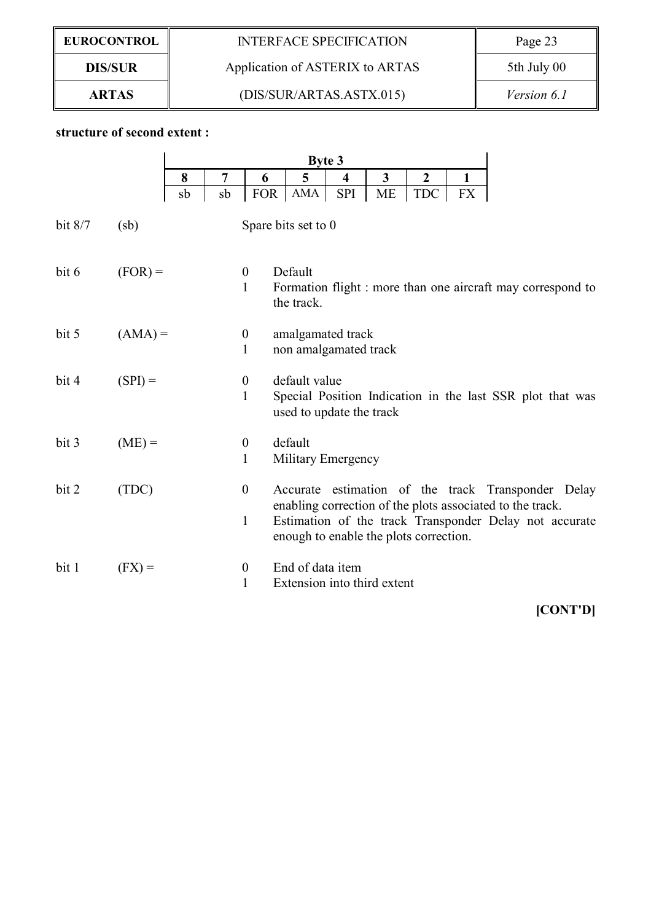**structure of second extent :**

| Byte 3 | | | | | | | |
|---|---|---|---|---|---|---|---|
| **8** | **7** | **6** | **5** | **4** | **3** | **2** | **1** |
| sb | sb | FOR | AMA | SPI | ME | TDC | FX |

| | | | |
|---|---|---|---|
| bit 8/7 | (sb) | | Spare bits set to 0 |
| bit 6 | (FOR) = | 0 | Default |
| | | 1 | Formation flight : more than one aircraft may correspond to the track. |
| bit 5 | (AMA) = | 0 | amalgamated track |
| | | 1 | non amalgamated track |
| bit 4 | (SPI) = | 0 | default value |
| | | 1 | Special Position Indication in the last SSR plot that was used to update the track |
| bit 3 | (ME) = | 0 | default |
| | | 1 | Military Emergency |
| bit 2 | (TDC) | 0 | Accurate estimation of the track Transponder Delay enabling correction of the plots associated to the track. |
| | | 1 | Estimation of the track Transponder Delay not accurate enough to enable the plots correction. |
| bit 1 | (FX) = | 0 | End of data item |
| | | 1 | Extension into third extent |

**[CONT'D]**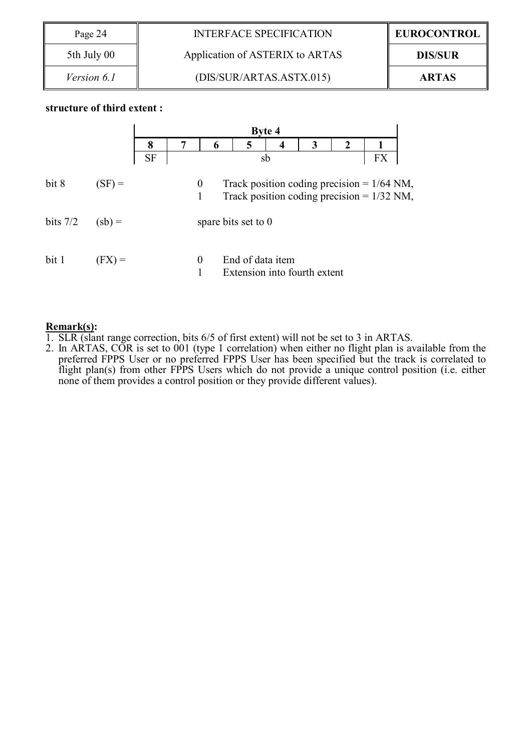**structure of third extent :**

| Byte 4 | | | | | | | |
|---|---|---|---|---|---|---|---|
| **8** | **7** | **6** | **5** | **4** | **3** | **2** | **1** |
| SF | sb | | | | | | FX |

| | | | |
|---|---|---|---|
| bit 8 | (SF) = | 0 | Track position coding precision = 1/64 NM, |
| | | 1 | Track position coding precision = 1/32 NM, |
| bits 7/2 | (sb) = | | spare bits set to 0 |
| bit 1 | (FX) = | 0 | End of data item |
| | | 1 | Extension into fourth extent |

**Remark(s):**

1. SLR (slant range correction, bits 6/5 of first extent) will not be set to 3 in ARTAS.
2. In ARTAS, COR is set to 001 (type 1 correlation) when either no flight plan is available from the preferred FPPS User or no preferred FPPS User has been specified but the track is correlated to flight plan(s) from other FPPS Users which do not provide a unique control position (i.e. either none of them provides a control position or they provide different values).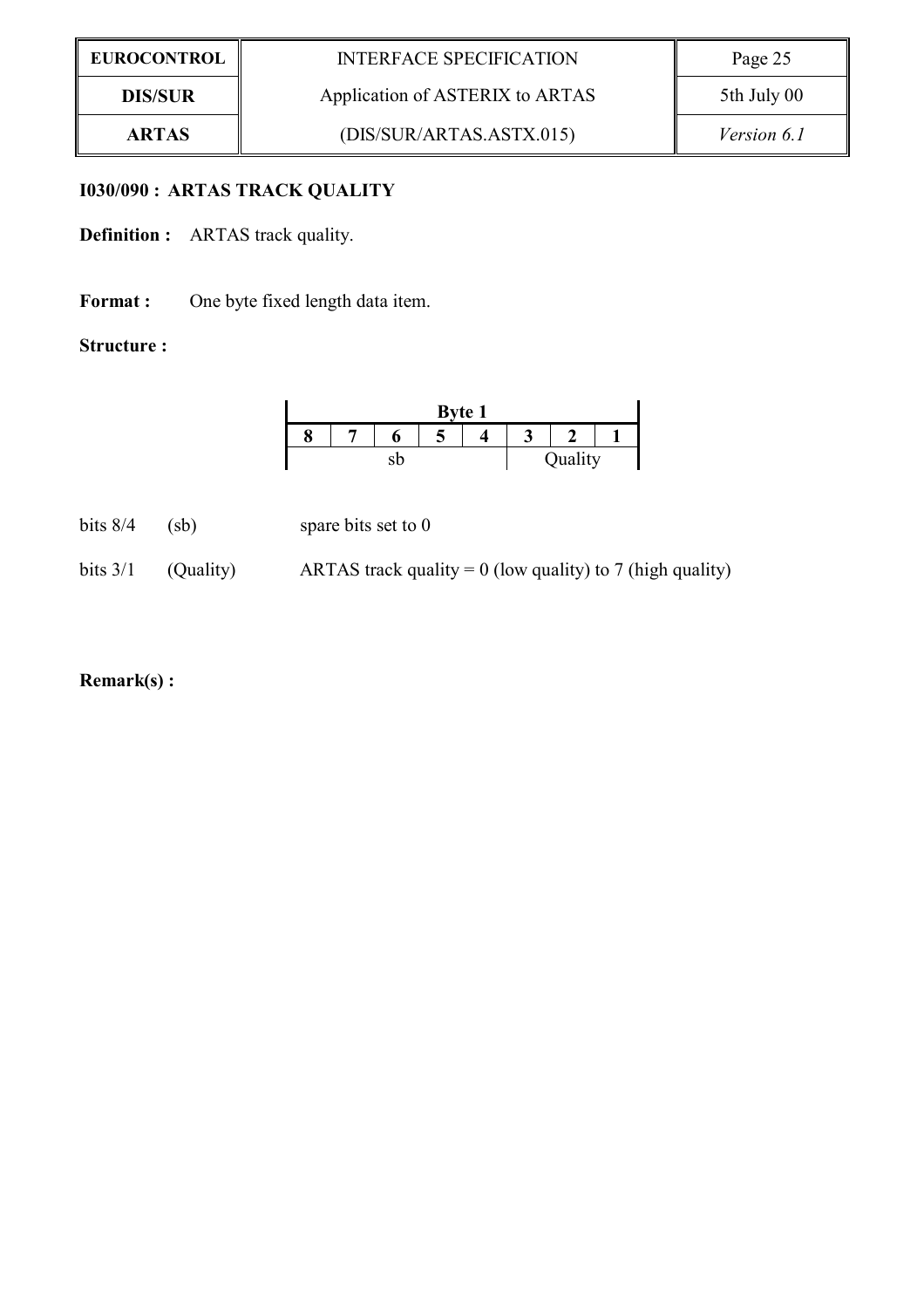### I030/090 : ARTAS TRACK QUALITY

**Definition :** ARTAS track quality.

**Format :** One byte fixed length data item.

**Structure :**

| Byte 1 | | | | | | | |
|---|---|---|---|---|---|---|---|
| 8 | 7 | 6 | 5 | 4 | 3 | 2 | 1 |
| sb | | | | | Quality | | |

bits 8/4 (sb) spare bits set to 0

bits 3/1 (Quality) ARTAS track quality = 0 (low quality) to 7 (high quality)

**Remark(s) :**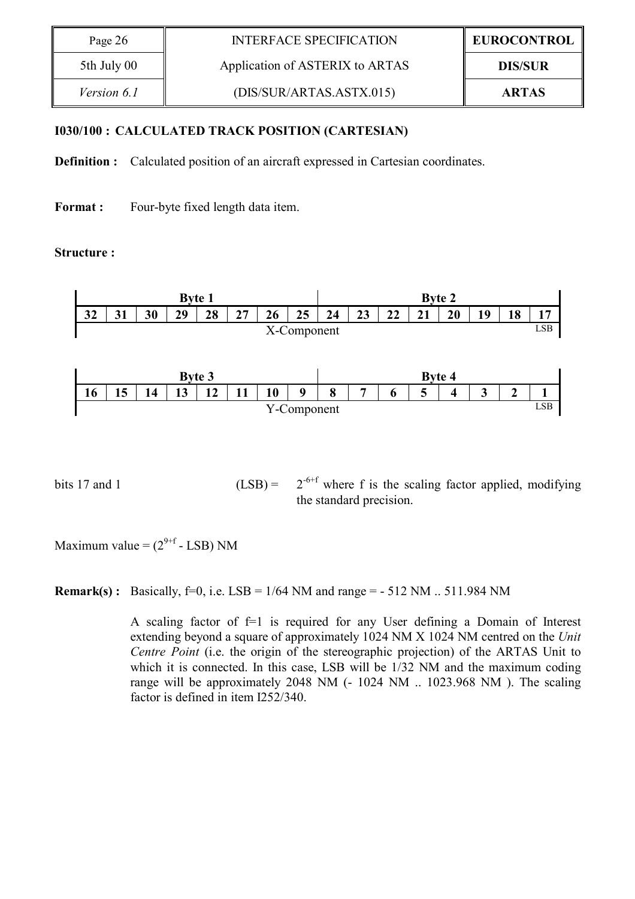### I030/100 : CALCULATED TRACK POSITION (CARTESIAN)

**Definition :** Calculated position of an aircraft expressed in Cartesian coordinates.

**Format :** Four-byte fixed length data item.

**Structure :**

| Byte 1 | | | | | | | | Byte 2 | | | | | | | |
|---|---|---|---|---|---|---|---|---|---|---|---|---|---|---|---|
| 32 | 31 | 30 | 29 | 28 | 27 | 26 | 25 | 24 | 23 | 22 | 21 | 20 | 19 | 18 | 17 |
| X-Component | | | | | | | | | | | | | | | LSB |

| Byte 3 | | | | | | | | Byte 4 | | | | | | | |
|---|---|---|---|---|---|---|---|---|---|---|---|---|---|---|---|
| 16 | 15 | 14 | 13 | 12 | 11 | 10 | 9 | 8 | 7 | 6 | 5 | 4 | 3 | 2 | 1 |
| Y-Component | | | | | | | | | | | | | | | LSB |

bits 17 and 1 (LSB) = $2^{-6+f}$ where f is the scaling factor applied, modifying the standard precision.

Maximum value = ($2^{9+f}$ - LSB) NM

**Remark(s) :** Basically, f=0, i.e. LSB = 1/64 NM and range = - 512 NM .. 511.984 NM

A scaling factor of f=1 is required for any User defining a Domain of Interest extending beyond a square of approximately 1024 NM X 1024 NM centred on the *Unit Centre Point* (i.e. the origin of the stereographic projection) of the ARTAS Unit to which it is connected. In this case, LSB will be 1/32 NM and the maximum coding range will be approximately 2048 NM (- 1024 NM .. 1023.968 NM ). The scaling factor is defined in item I252/340.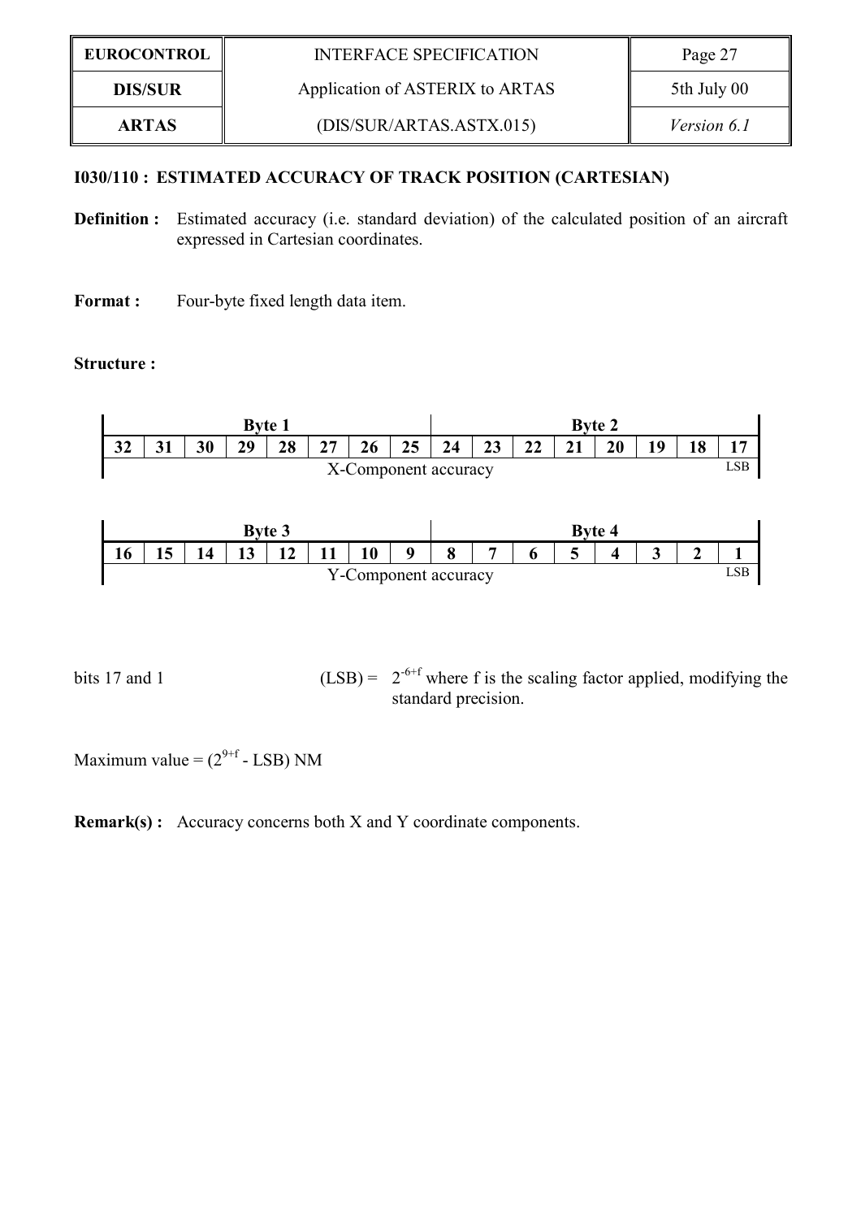### I030/110 : ESTIMATED ACCURACY OF TRACK POSITION (CARTESIAN)

**Definition :** Estimated accuracy (i.e. standard deviation) of the calculated position of an aircraft expressed in Cartesian coordinates.

**Format :** Four-byte fixed length data item.

**Structure :**

| Byte 1 | | | | | | | | Byte 2 | | | | | | | |
|---|---|---|---|---|---|---|---|---|---|---|---|---|---|---|---|
| 32 | 31 | 30 | 29 | 28 | 27 | 26 | 25 | 24 | 23 | 22 | 21 | 20 | 19 | 18 | 17 |
| X-Component accuracy | | | | | | | | | | | | | | | LSB |

| Byte 3 | | | | | | | | Byte 4 | | | | | | | |
|---|---|---|---|---|---|---|---|---|---|---|---|---|---|---|---|
| 16 | 15 | 14 | 13 | 12 | 11 | 10 | 9 | 8 | 7 | 6 | 5 | 4 | 3 | 2 | 1 |
| Y-Component accuracy | | | | | | | | | | | | | | | LSB |

bits 17 and 1 (LSB) = $2^{-6+f}$ where f is the scaling factor applied, modifying the standard precision.

Maximum value = ($2^{9+f}$ - LSB) NM

**Remark(s) :** Accuracy concerns both X and Y coordinate components.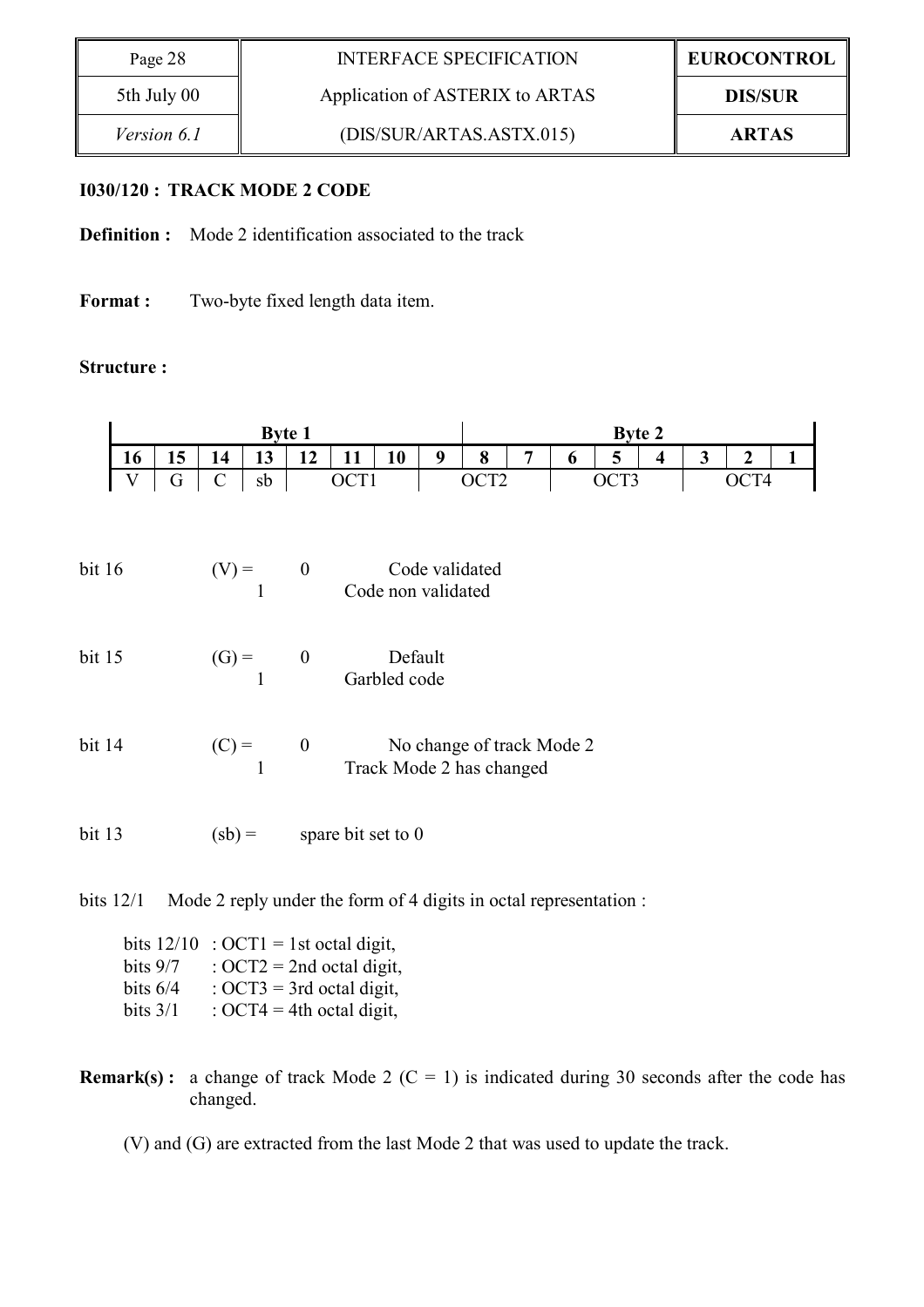**I030/120 : TRACK MODE 2 CODE**

**Definition :** Mode 2 identification associated to the track

**Format :** Two-byte fixed length data item.

**Structure :**

| Byte 1 | | | | | | | | Byte 2 | | | | | | | |
|---|---|---|---|---|---|---|---|---|---|---|---|---|---|---|---|
| **16** | **15** | **14** | **13** | **12** | **11** | **10** | **9** | **8** | **7** | **6** | **5** | **4** | **3** | **2** | **1** |
| V | G | C | sb | OCT1 | | | OCT2 | | | OCT3 | | | OCT4 | | |

bit 16 (V) = 0 Code validated
 1 Code non validated

bit 15 (G) = 0 Default
 1 Garbled code

bit 14 (C) = 0 No change of track Mode 2
 1 Track Mode 2 has changed

bit 13 (sb) = spare bit set to 0

bits 12/1 Mode 2 reply under the form of 4 digits in octal representation :

- bits 12/10 : OCT1 = 1st octal digit,
- bits 9/7 : OCT2 = 2nd octal digit,
- bits 6/4 : OCT3 = 3rd octal digit,
- bits 3/1 : OCT4 = 4th octal digit,

**Remark(s) :** a change of track Mode 2 (C = 1) is indicated during 30 seconds after the code has changed.

(V) and (G) are extracted from the last Mode 2 that was used to update the track.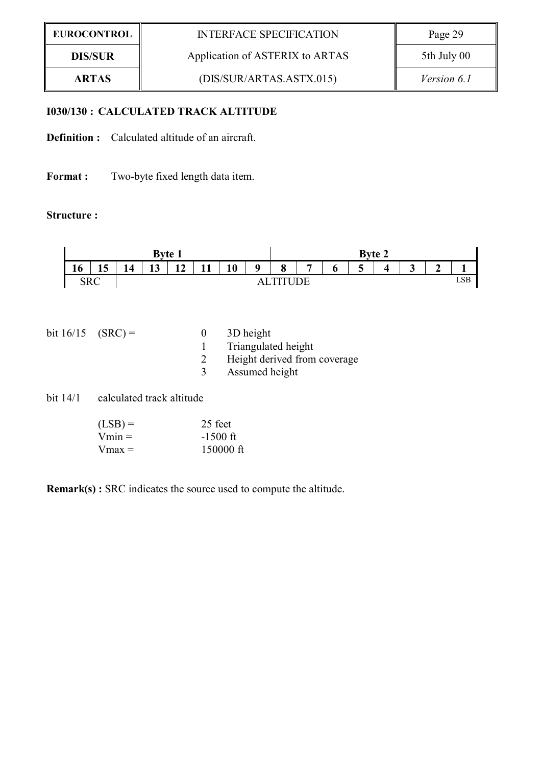### I030/130 : CALCULATED TRACK ALTITUDE

**Definition :** Calculated altitude of an aircraft.

**Format :** Two-byte fixed length data item.

**Structure :**

| Byte 1 | | | | | | | | Byte 2 | | | | | | | |
|---|---|---|---|---|---|---|---|---|---|---|---|---|---|---|---|
| 16 | 15 | 14 | 13 | 12 | 11 | 10 | 9 | 8 | 7 | 6 | 5 | 4 | 3 | 2 | 1 |
| SRC | | ALTITUDE | | | | | | | | | | | | | LSB |

bit 16/15 (SRC) =

- 0 3D height
- 1 Triangulated height
- 2 Height derived from coverage
- 3 Assumed height

bit 14/1 calculated track altitude

| | |
|---|---|
| (LSB) = | 25 feet |
| Vmin = | -1500 ft |
| Vmax = | 150000 ft |

**Remark(s) :** SRC indicates the source used to compute the altitude.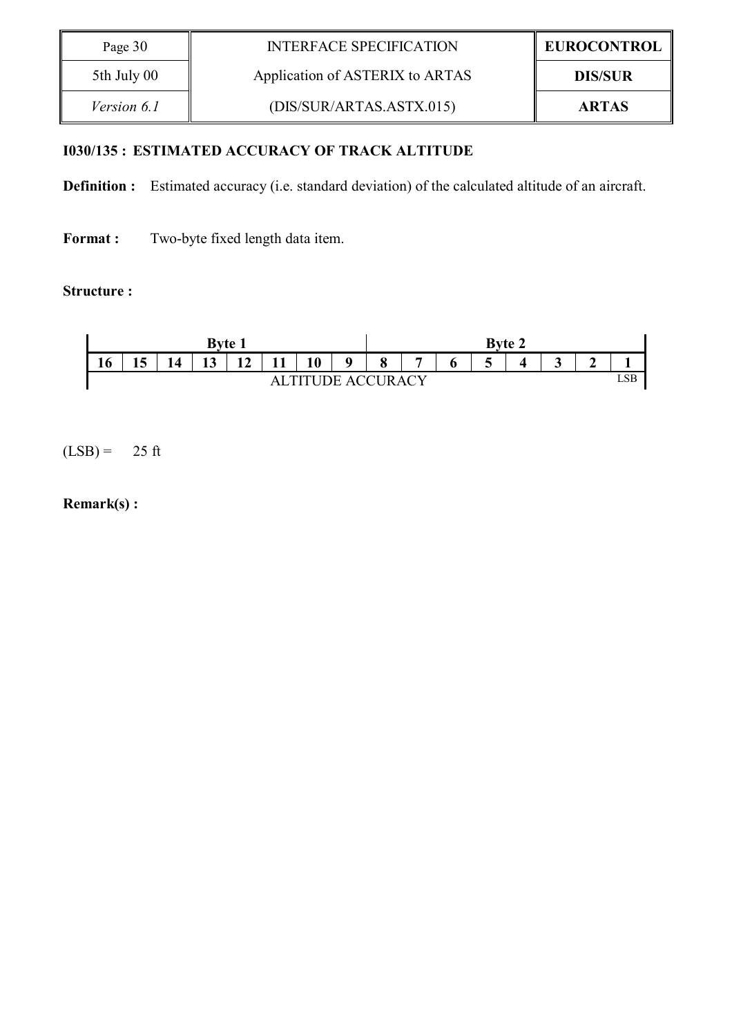**I030/135 : ESTIMATED ACCURACY OF TRACK ALTITUDE**

**Definition :** Estimated accuracy (i.e. standard deviation) of the calculated altitude of an aircraft.

**Format :** Two-byte fixed length data item.

**Structure :**

| Byte 1 | | | | | | | | Byte 2 | | | | | | | |
|---|---|---|---|---|---|---|---|---|---|---|---|---|---|---|---|
| 16 | 15 | 14 | 13 | 12 | 11 | 10 | 9 | 8 | 7 | 6 | 5 | 4 | 3 | 2 | 1 |
| ALTITUDE ACCURACY | | | | | | | | | | | | | | | LSB |

(LSB) = 25 ft

**Remark(s) :**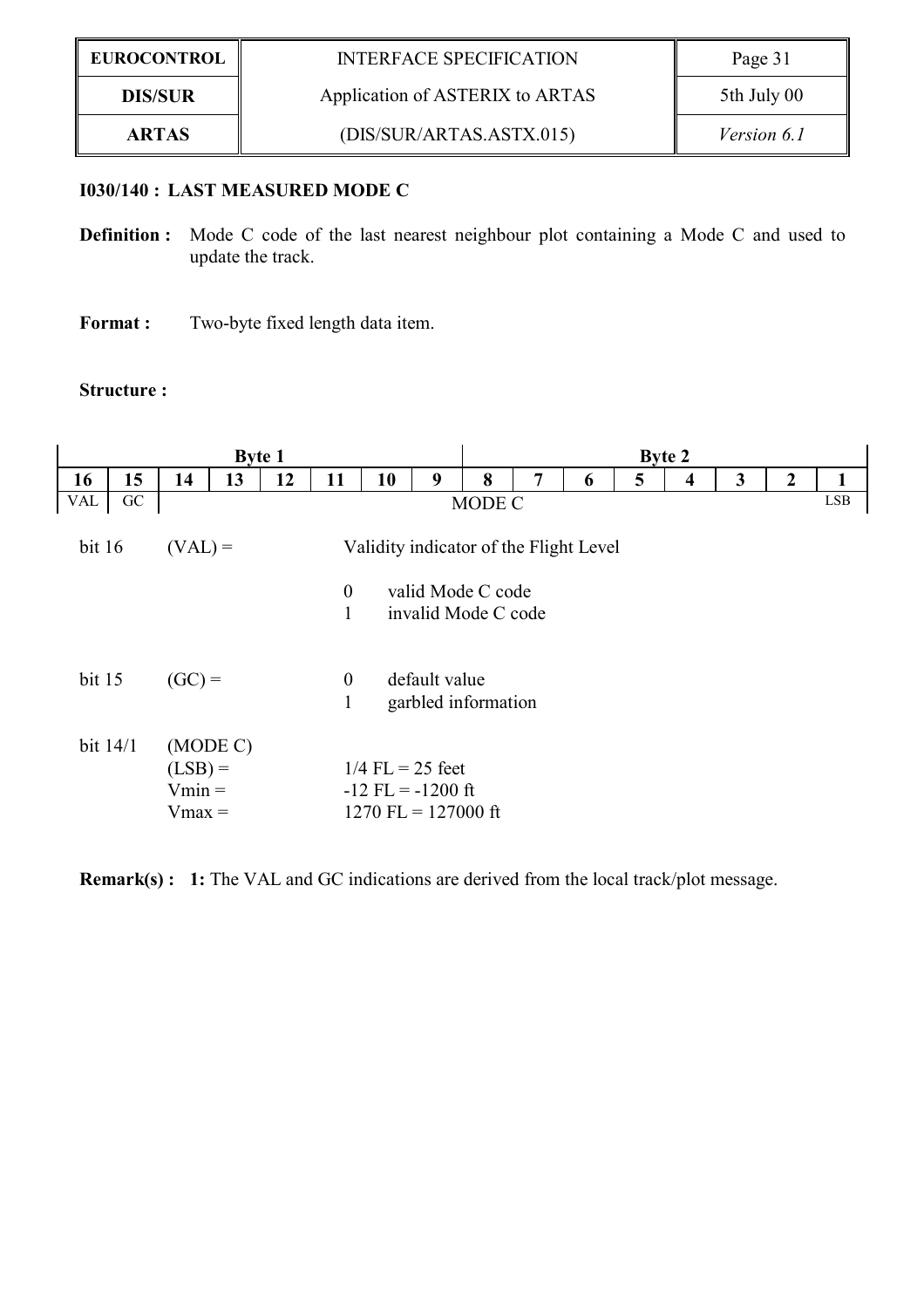**I030/140 : LAST MEASURED MODE C**

**Definition :** Mode C code of the last nearest neighbour plot containing a Mode C and used to update the track.

**Format :** Two-byte fixed length data item.

**Structure :**

| Byte 1 | | | | | | | | Byte 2 | | | | | | | |
|---|---|---|---|---|---|---|---|---|---|---|---|---|---|---|---|
| **16** | **15** | **14** | **13** | **12** | **11** | **10** | **9** | **8** | **7** | **6** | **5** | **4** | **3** | **2** | **1** |
| VAL | GC | MODE C | | | | | | | | | | | | | LSB |

bit 16 (VAL) = Validity indicator of the Flight Level

- 0 valid Mode C code
- 1 invalid Mode C code

bit 15 (GC) =

- 0 default value
- 1 garbled information

bit 14/1 (MODE C)

- (LSB) = 1/4 FL = 25 feet
- Vmin = -12 FL = -1200 ft
- Vmax = 1270 FL = 127000 ft

**Remark(s) : 1:** The VAL and GC indications are derived from the local track/plot message.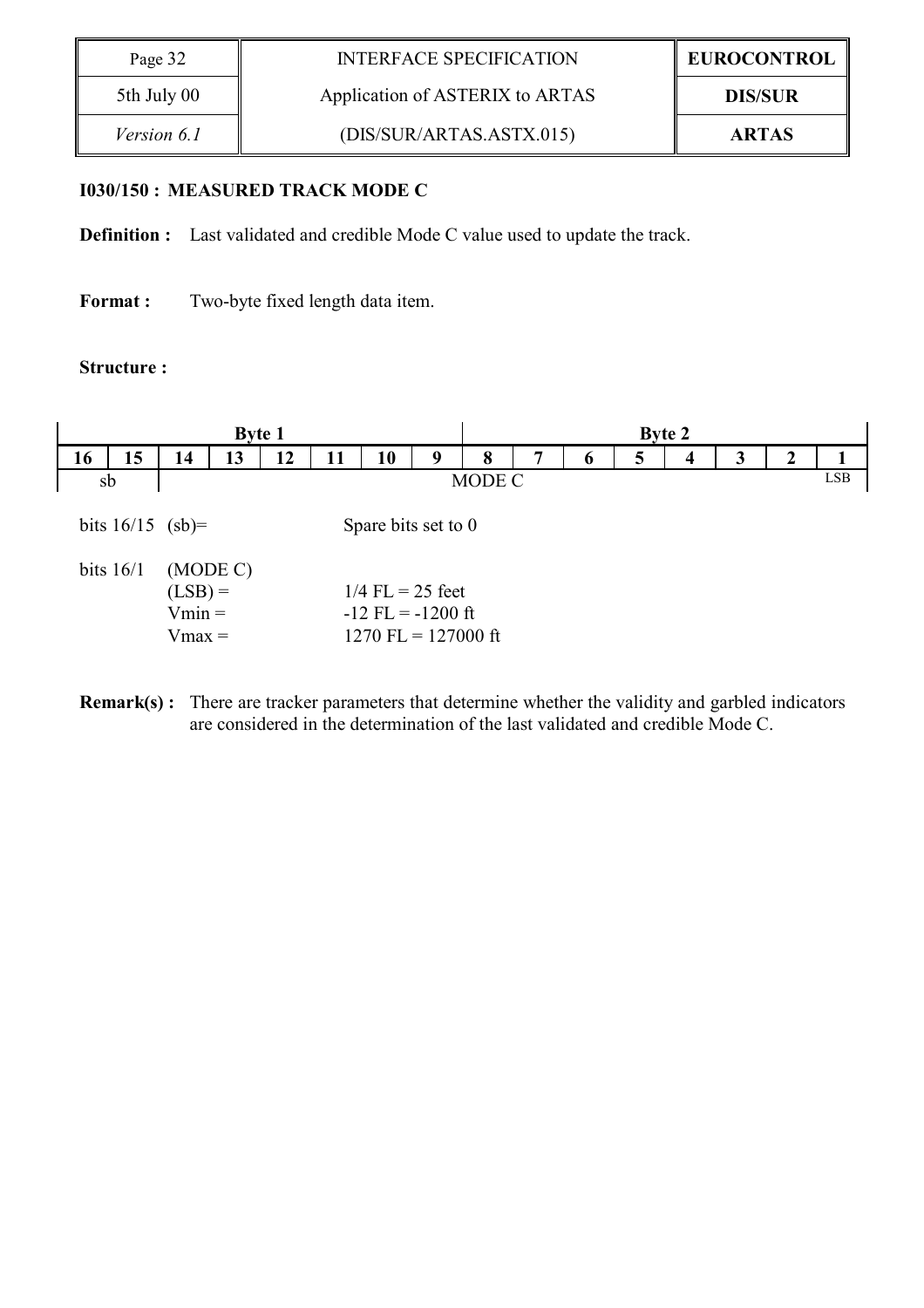#### I030/150 : MEASURED TRACK MODE C

**Definition :** Last validated and credible Mode C value used to update the track.

**Format :** Two-byte fixed length data item.

**Structure :**

| Byte 1 | | | | | | | | Byte 2 | | | | | | | |
|---|---|---|---|---|---|---|---|---|---|---|---|---|---|---|---|
| 16 | 15 | 14 | 13 | 12 | 11 | 10 | 9 | 8 | 7 | 6 | 5 | 4 | 3 | 2 | 1 |
| sb | | MODE C | | | | | | | | | | | | | LSB |

bits 16/15 (sb)= Spare bits set to 0

bits 16/1 (MODE C)
- (LSB) = 1/4 FL = 25 feet
- Vmin = -12 FL = -1200 ft
- Vmax = 1270 FL = 127000 ft

**Remark(s) :** There are tracker parameters that determine whether the validity and garbled indicators are considered in the determination of the last validated and credible Mode C.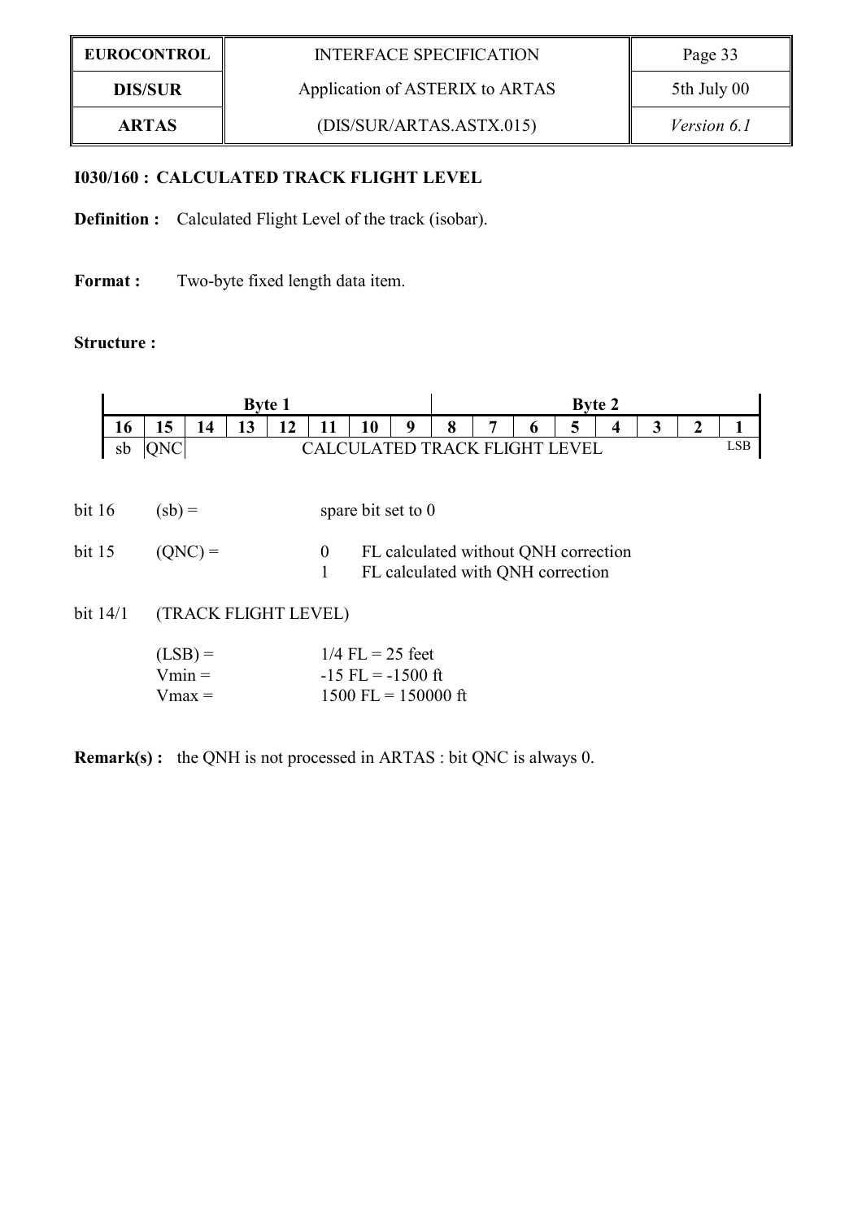**I030/160 : CALCULATED TRACK FLIGHT LEVEL**

**Definition :** Calculated Flight Level of the track (isobar).

**Format :** Two-byte fixed length data item.

**Structure :**

| Byte 1 | | | | | | | | Byte 2 | | | | | | | |
|---|---|---|---|---|---|---|---|---|---|---|---|---|---|---|---|
| 16 | 15 | 14 | 13 | 12 | 11 | 10 | 9 | 8 | 7 | 6 | 5 | 4 | 3 | 2 | 1 |
| sb | QNC | CALCULATED TRACK FLIGHT LEVEL | | | | | | | | | | | | | LSB |

bit 16 (sb) = spare bit set to 0

bit 15 (QNC) =
- 0 FL calculated without QNH correction
- 1 FL calculated with QNH correction

bit 14/1 (TRACK FLIGHT LEVEL)

- (LSB) = 1/4 FL = 25 feet
- Vmin = -15 FL = -1500 ft
- Vmax = 1500 FL = 150000 ft

**Remark(s) :** the QNH is not processed in ARTAS : bit QNC is always 0.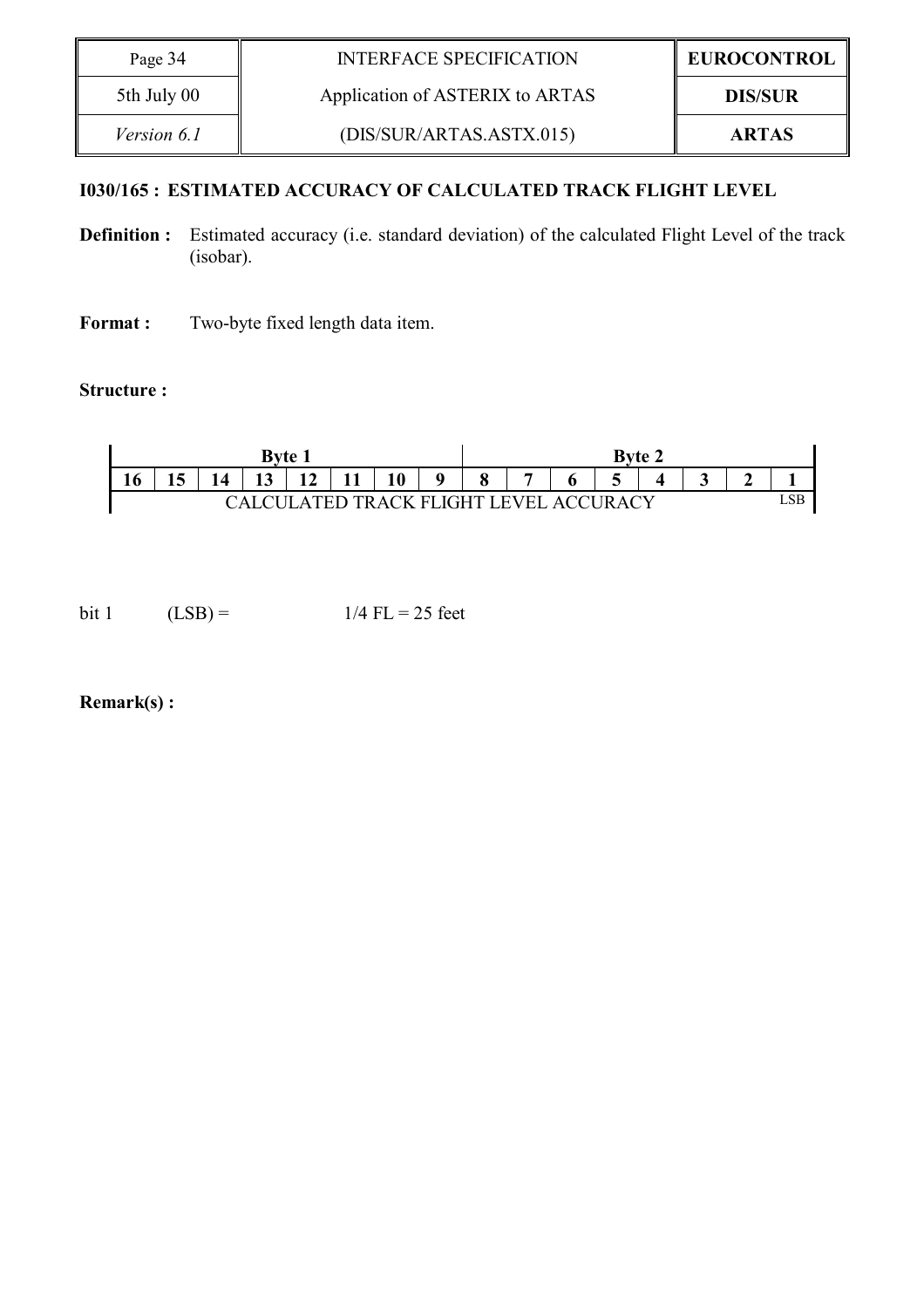**I030/165 : ESTIMATED ACCURACY OF CALCULATED TRACK FLIGHT LEVEL**

**Definition :** Estimated accuracy (i.e. standard deviation) of the calculated Flight Level of the track (isobar).

**Format :** Two-byte fixed length data item.

**Structure :**

| Byte 1 | | | | | | | | Byte 2 | | | | | | | |
|---|---|---|---|---|---|---|---|---|---|---|---|---|---|---|---|
| 16 | 15 | 14 | 13 | 12 | 11 | 10 | 9 | 8 | 7 | 6 | 5 | 4 | 3 | 2 | 1 |
| CALCULATED TRACK FLIGHT LEVEL ACCURACY | | | | | | | | | | | | | | | LSB |

bit 1 (LSB) = 1/4 FL = 25 feet

**Remark(s) :**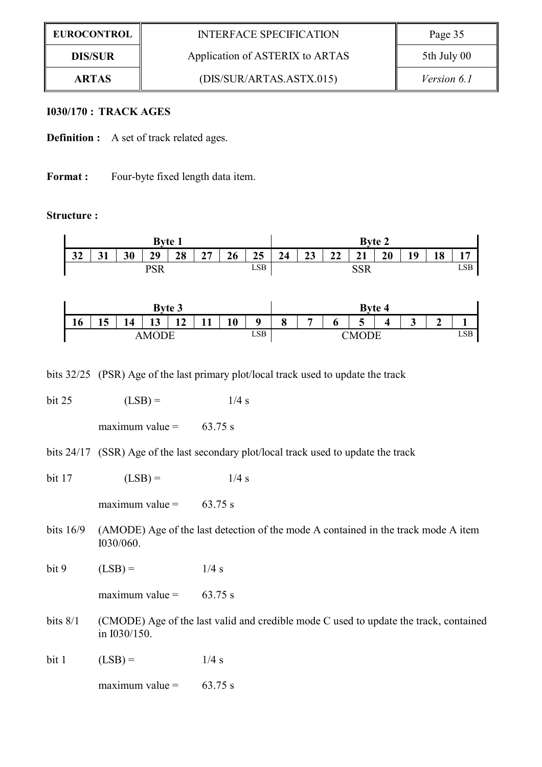**I030/170 : TRACK AGES**

**Definition :** A set of track related ages.

**Format :** Four-byte fixed length data item.

**Structure :**

| Byte 1 | | | | | | | | Byte 2 | | | | | | | |
|---|---|---|---|---|---|---|---|---|---|---|---|---|---|---|---|
| 32 | 31 | 30 | 29 | 28 | 27 | 26 | 25 | 24 | 23 | 22 | 21 | 20 | 19 | 18 | 17 |
| PSR | | | | | | | LSB | SSR | | | | | | | LSB |

| Byte 3 | | | | | | | | Byte 4 | | | | | | | |
|---|---|---|---|---|---|---|---|---|---|---|---|---|---|---|---|
| 16 | 15 | 14 | 13 | 12 | 11 | 10 | 9 | 8 | 7 | 6 | 5 | 4 | 3 | 2 | 1 |
| AMODE | | | | | | | LSB | CMODE | | | | | | | LSB |

bits 32/25 (PSR) Age of the last primary plot/local track used to update the track

bit 25 (LSB) = 1/4 s

maximum value = 63.75 s

bits 24/17 (SSR) Age of the last secondary plot/local track used to update the track

bit 17 (LSB) = 1/4 s

maximum value = 63.75 s

bits 16/9 (AMODE) Age of the last detection of the mode A contained in the track mode A item I030/060.

bit 9 (LSB) = 1/4 s

maximum value = 63.75 s

bits 8/1 (CMODE) Age of the last valid and credible mode C used to update the track, contained in I030/150.

bit 1 (LSB) = 1/4 s

maximum value = 63.75 s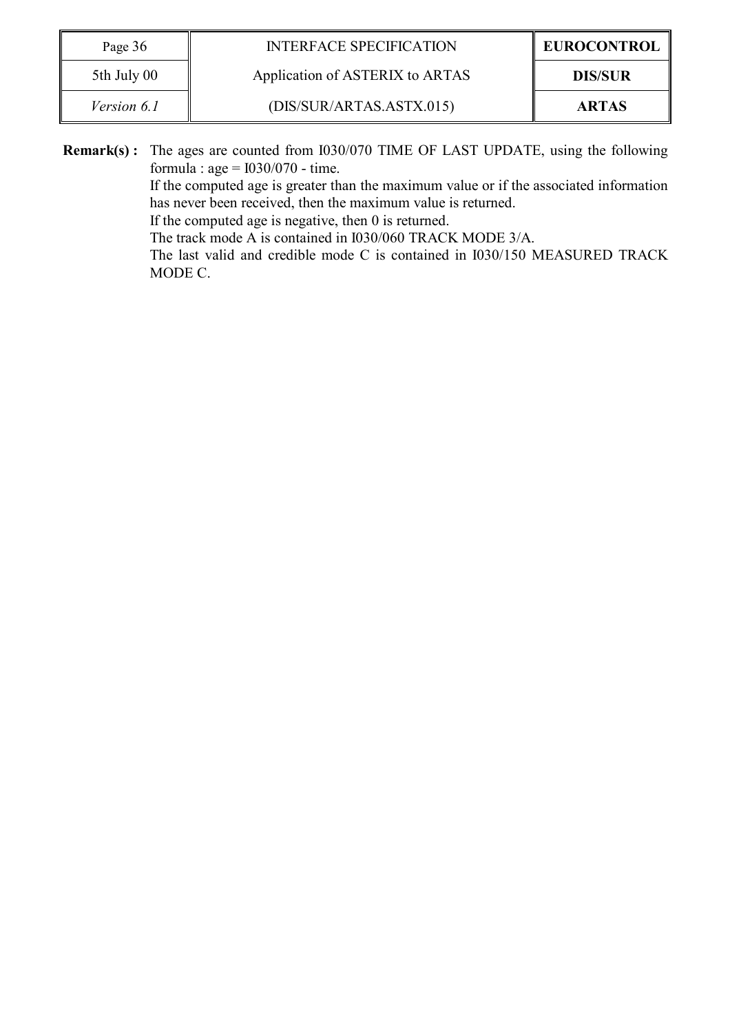**Remark(s) :** The ages are counted from I030/070 TIME OF LAST UPDATE, using the following formula : age = I030/070 - time.
If the computed age is greater than the maximum value or if the associated information has never been received, then the maximum value is returned.
If the computed age is negative, then 0 is returned.
The track mode A is contained in I030/060 TRACK MODE 3/A.
The last valid and credible mode C is contained in I030/150 MEASURED TRACK MODE C.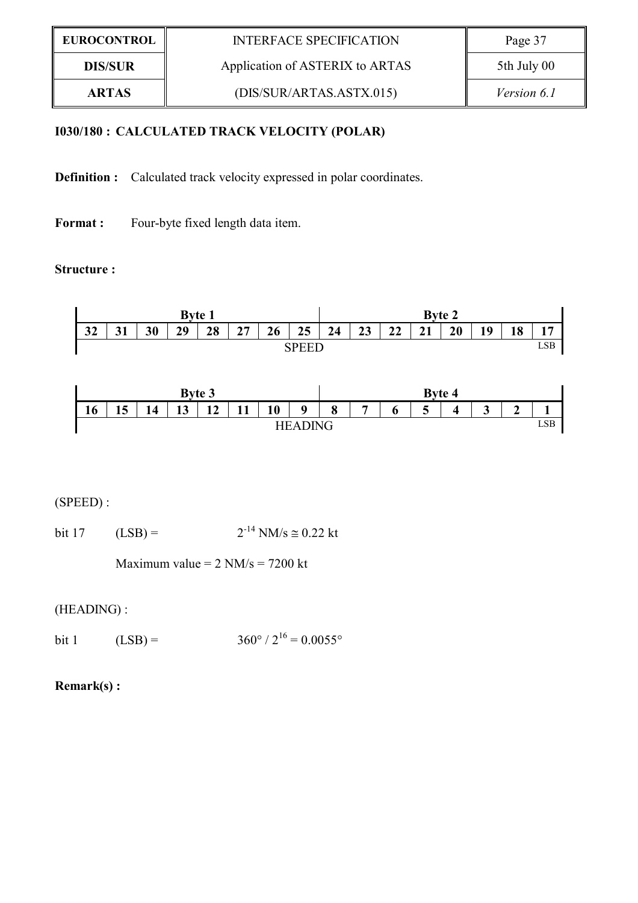**I030/180 : CALCULATED TRACK VELOCITY (POLAR)**

**Definition :** Calculated track velocity expressed in polar coordinates.

**Format :** Four-byte fixed length data item.

**Structure :**

| Byte 1 | | | | | | | | Byte 2 | | | | | | | |
|---|---|---|---|---|---|---|---|---|---|---|---|---|---|---|---|
| 32 | 31 | 30 | 29 | 28 | 27 | 26 | 25 | 24 | 23 | 22 | 21 | 20 | 19 | 18 | 17 |
| SPEED | | | | | | | | | | | | | | | LSB |

| Byte 3 | | | | | | | | Byte 4 | | | | | | | |
|---|---|---|---|---|---|---|---|---|---|---|---|---|---|---|---|
| 16 | 15 | 14 | 13 | 12 | 11 | 10 | 9 | 8 | 7 | 6 | 5 | 4 | 3 | 2 | 1 |
| HEADING | | | | | | | | | | | | | | | LSB |

(SPEED) :

bit 17 (LSB) = $2^{-14}$ NM/s ≅ 0.22 kt

Maximum value = 2 NM/s = 7200 kt

(HEADING) :

bit 1 (LSB) = $360° / 2^{16} = 0.0055°$

**Remark(s) :**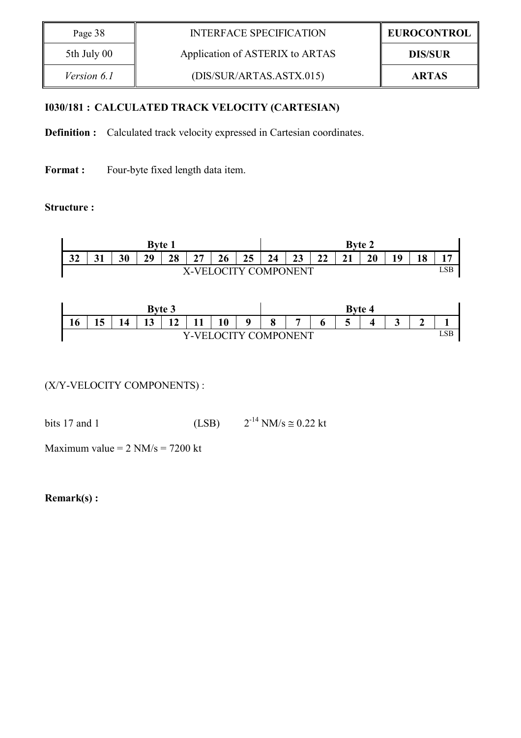**I030/181 : CALCULATED TRACK VELOCITY (CARTESIAN)**

**Definition :** Calculated track velocity expressed in Cartesian coordinates.

**Format :** Four-byte fixed length data item.

**Structure :**

| Byte 1 | | | | | | | | Byte 2 | | | | | | | |
|---|---|---|---|---|---|---|---|---|---|---|---|---|---|---|---|
| 32 | 31 | 30 | 29 | 28 | 27 | 26 | 25 | 24 | 23 | 22 | 21 | 20 | 19 | 18 | 17 |
| X-VELOCITY COMPONENT | | | | | | | | | | | | | | | LSB |

| Byte 3 | | | | | | | | Byte 4 | | | | | | | |
|---|---|---|---|---|---|---|---|---|---|---|---|---|---|---|---|
| 16 | 15 | 14 | 13 | 12 | 11 | 10 | 9 | 8 | 7 | 6 | 5 | 4 | 3 | 2 | 1 |
| Y-VELOCITY COMPONENT | | | | | | | | | | | | | | | LSB |

(X/Y-VELOCITY COMPONENTS) :

bits 17 and 1 (LSB) $2^{-14}$ NM/s ≅ 0.22 kt

Maximum value = 2 NM/s = 7200 kt

**Remark(s) :**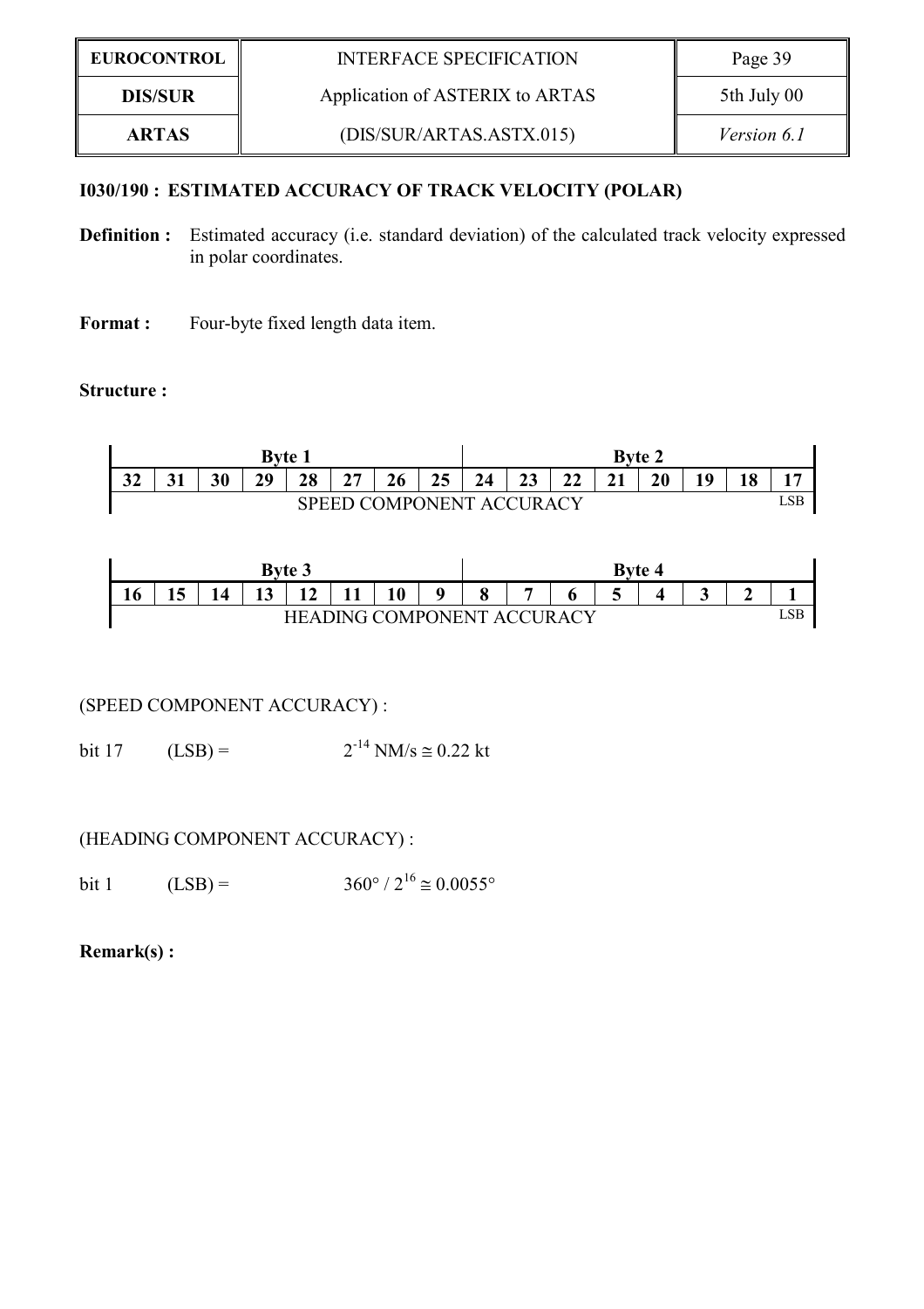**I030/190 : ESTIMATED ACCURACY OF TRACK VELOCITY (POLAR)**

**Definition :** Estimated accuracy (i.e. standard deviation) of the calculated track velocity expressed in polar coordinates.

**Format :** Four-byte fixed length data item.

**Structure :**

| Byte 1 | | | | | | | | Byte 2 | | | | | | | |
|---|---|---|---|---|---|---|---|---|---|---|---|---|---|---|---|
| 32 | 31 | 30 | 29 | 28 | 27 | 26 | 25 | 24 | 23 | 22 | 21 | 20 | 19 | 18 | 17 |
| SPEED COMPONENT ACCURACY | | | | | | | | | | | | | | | LSB |

| Byte 3 | | | | | | | | Byte 4 | | | | | | | |
|---|---|---|---|---|---|---|---|---|---|---|---|---|---|---|---|
| 16 | 15 | 14 | 13 | 12 | 11 | 10 | 9 | 8 | 7 | 6 | 5 | 4 | 3 | 2 | 1 |
| HEADING COMPONENT ACCURACY | | | | | | | | | | | | | | | LSB |

(SPEED COMPONENT ACCURACY) :

bit 17 (LSB) = $2^{-14}$ NM/s ≅ 0.22 kt

(HEADING COMPONENT ACCURACY) :

bit 1 (LSB) = 360° / $2^{16}$ ≅ 0.0055°

**Remark(s) :**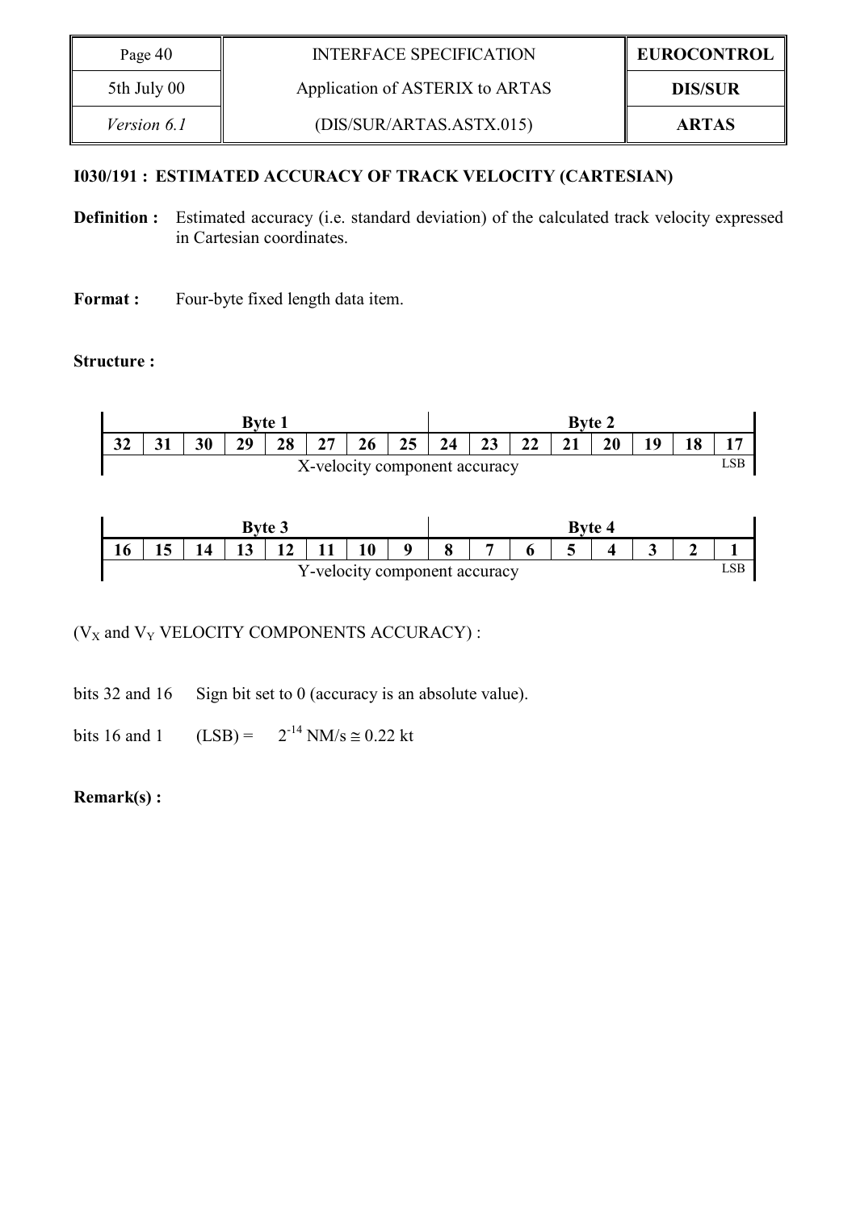### I030/191 : ESTIMATED ACCURACY OF TRACK VELOCITY (CARTESIAN)

**Definition :** Estimated accuracy (i.e. standard deviation) of the calculated track velocity expressed in Cartesian coordinates.

**Format :** Four-byte fixed length data item.

**Structure :**

| Byte 1 | | | | | | | | Byte 2 | | | | | | | |
|---|---|---|---|---|---|---|---|---|---|---|---|---|---|---|---|
| 32 | 31 | 30 | 29 | 28 | 27 | 26 | 25 | 24 | 23 | 22 | 21 | 20 | 19 | 18 | 17 |
| X-velocity component accuracy | | | | | | | | | | | | | | | LSB |

| Byte 3 | | | | | | | | Byte 4 | | | | | | | |
|---|---|---|---|---|---|---|---|---|---|---|---|---|---|---|---|
| 16 | 15 | 14 | 13 | 12 | 11 | 10 | 9 | 8 | 7 | 6 | 5 | 4 | 3 | 2 | 1 |
| Y-velocity component accuracy | | | | | | | | | | | | | | | LSB |

($V_X$ and $V_Y$ VELOCITY COMPONENTS ACCURACY) :

bits 32 and 16 Sign bit set to 0 (accuracy is an absolute value).

bits 16 and 1 (LSB) = $2^{-14}$ NM/s ≅ 0.22 kt

**Remark(s) :**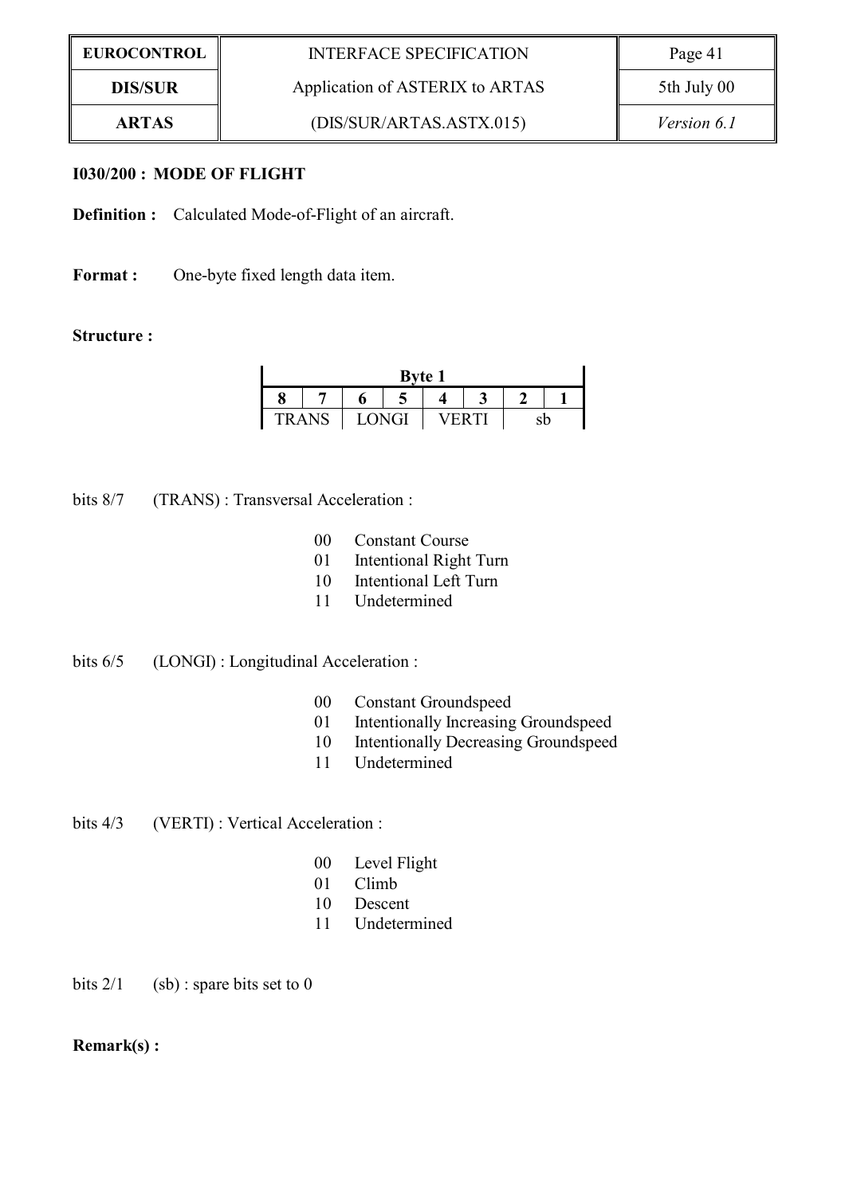**I030/200 : MODE OF FLIGHT**

**Definition :** Calculated Mode-of-Flight of an aircraft.

**Format :** One-byte fixed length data item.

**Structure :**

| Byte 1 | | | | | | | |
|---|---|---|---|---|---|---|---|
| 8 | 7 | 6 | 5 | 4 | 3 | 2 | 1 |
| TRANS | | LONGI | | VERTI | | sb | |

bits 8/7 (TRANS) : Transversal Acceleration :

- 00 Constant Course
- 01 Intentional Right Turn
- 10 Intentional Left Turn
- 11 Undetermined

bits 6/5 (LONGI) : Longitudinal Acceleration :

- 00 Constant Groundspeed
- 01 Intentionally Increasing Groundspeed
- 10 Intentionally Decreasing Groundspeed
- 11 Undetermined

bits 4/3 (VERTI) : Vertical Acceleration :

- 00 Level Flight
- 01 Climb
- 10 Descent
- 11 Undetermined

bits 2/1 (sb) : spare bits set to 0

**Remark(s) :**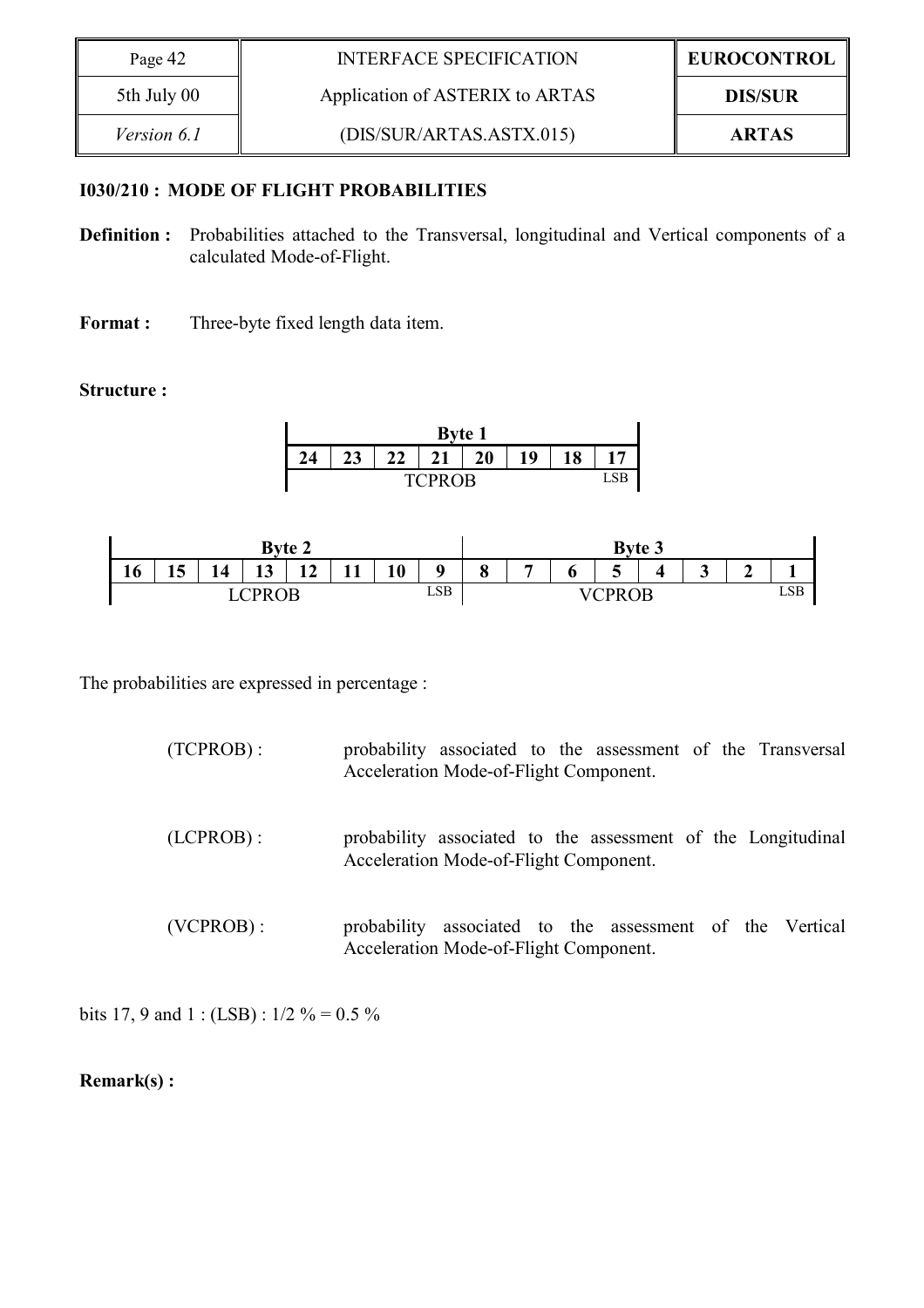**I030/210 : MODE OF FLIGHT PROBABILITIES**

**Definition :** Probabilities attached to the Transversal, longitudinal and Vertical components of a calculated Mode-of-Flight.

**Format :** Three-byte fixed length data item.

**Structure :**

| Byte 1 | | | | | | | |
|---|---|---|---|---|---|---|---|
| 24 | 23 | 22 | 21 | 20 | 19 | 18 | 17 |
| TCPROB | | | | | | | LSB |

| Byte 2 | | | | | | | | Byte 3 | | | | | | | |
|---|---|---|---|---|---|---|---|---|---|---|---|---|---|---|---|
| 16 | 15 | 14 | 13 | 12 | 11 | 10 | 9 | 8 | 7 | 6 | 5 | 4 | 3 | 2 | 1 |
| LCPROB | | | | | | | LSB | VCPROB | | | | | | | LSB |

The probabilities are expressed in percentage :

(TCPROB) : probability associated to the assessment of the Transversal Acceleration Mode-of-Flight Component.

(LCPROB) : probability associated to the assessment of the Longitudinal Acceleration Mode-of-Flight Component.

(VCPROB) : probability associated to the assessment of the Vertical Acceleration Mode-of-Flight Component.

bits 17, 9 and 1 : (LSB) : 1/2 % = 0.5 %

**Remark(s) :**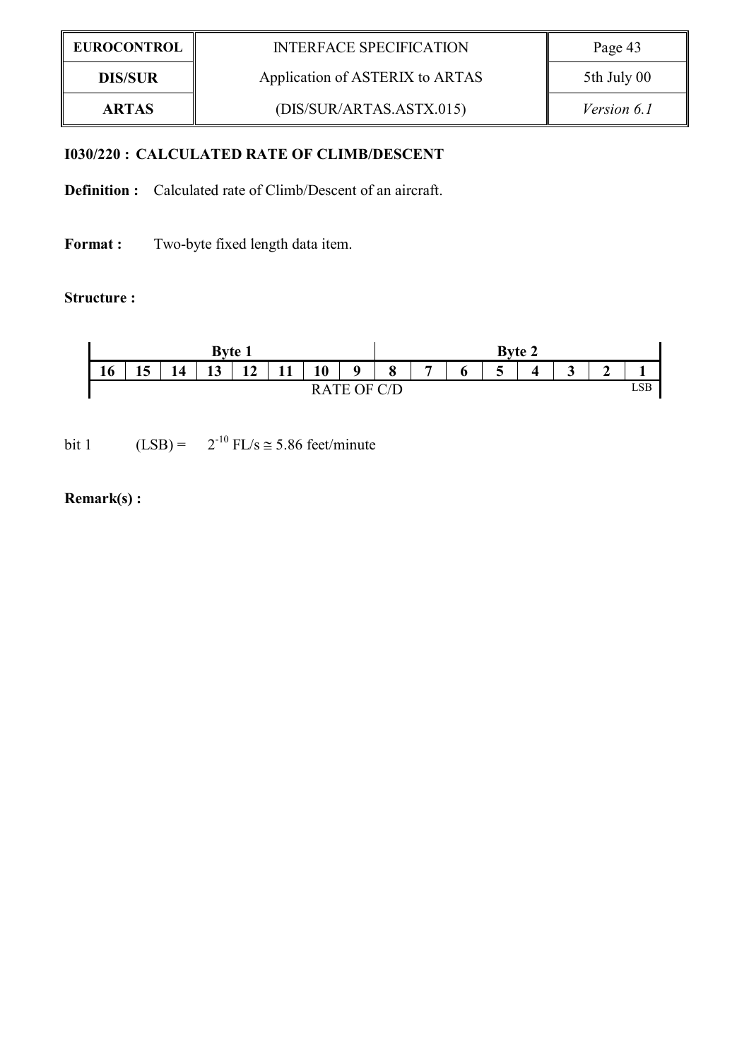### I030/220 : CALCULATED RATE OF CLIMB/DESCENT

**Definition :** Calculated rate of Climb/Descent of an aircraft.

**Format :** Two-byte fixed length data item.

**Structure :**

| Byte 1 | | | | | | | | Byte 2 | | | | | | | |
|---|---|---|---|---|---|---|---|---|---|---|---|---|---|---|---|
| 16 | 15 | 14 | 13 | 12 | 11 | 10 | 9 | 8 | 7 | 6 | 5 | 4 | 3 | 2 | 1 |
| RATE OF C/D | | | | | | | | | | | | | | | LSB |

bit 1 (LSB) = $2^{-10}$ FL/s ≅ 5.86 feet/minute

**Remark(s) :**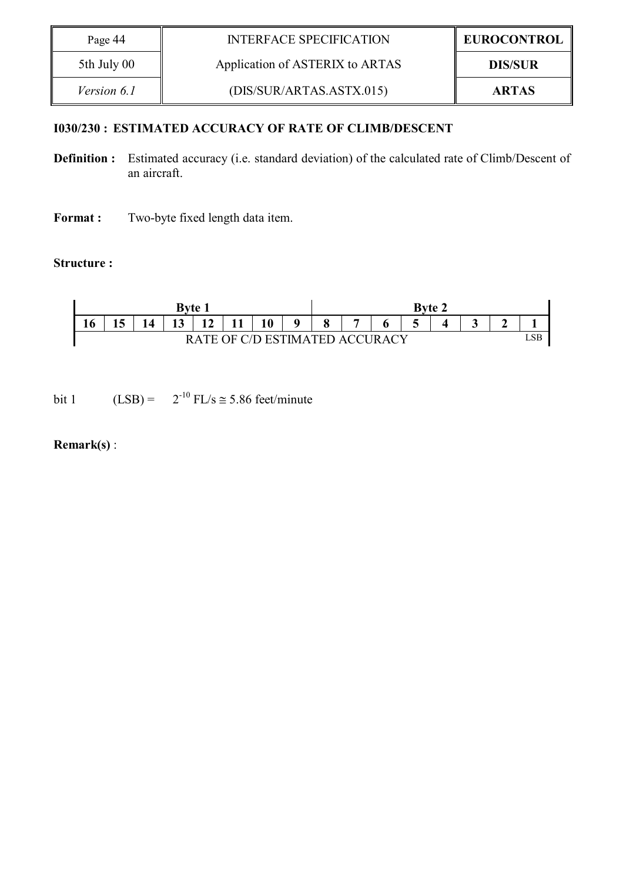### I030/230 : ESTIMATED ACCURACY OF RATE OF CLIMB/DESCENT

**Definition :** Estimated accuracy (i.e. standard deviation) of the calculated rate of Climb/Descent of an aircraft.

**Format :** Two-byte fixed length data item.

**Structure :**

| Byte 1 | | | | | | | | Byte 2 | | | | | | | |
|---|---|---|---|---|---|---|---|---|---|---|---|---|---|---|---|
| 16 | 15 | 14 | 13 | 12 | 11 | 10 | 9 | 8 | 7 | 6 | 5 | 4 | 3 | 2 | 1 |
| RATE OF C/D ESTIMATED ACCURACY | | | | | | | | | | | | | | | LSB |

bit 1 (LSB) = $2^{-10}$ FL/s ≅ 5.86 feet/minute

**Remark(s)** :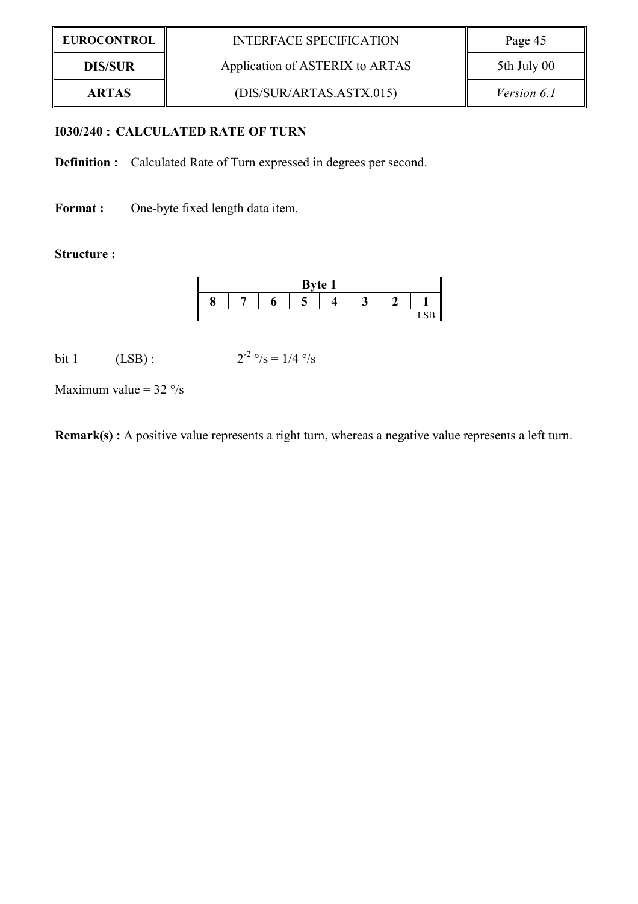### I030/240 : CALCULATED RATE OF TURN

**Definition :** Calculated Rate of Turn expressed in degrees per second.

**Format :** One-byte fixed length data item.

**Structure :**

| Byte 1 | | | | | | | |
|---|---|---|---|---|---|---|---|
| 8 | 7 | 6 | 5 | 4 | 3 | 2 | 1 |
| | | | | | | | LSB |

bit 1 (LSB) : $2^{-2}$ °/s = 1/4 °/s

Maximum value = 32 °/s

**Remark(s) :** A positive value represents a right turn, whereas a negative value represents a left turn.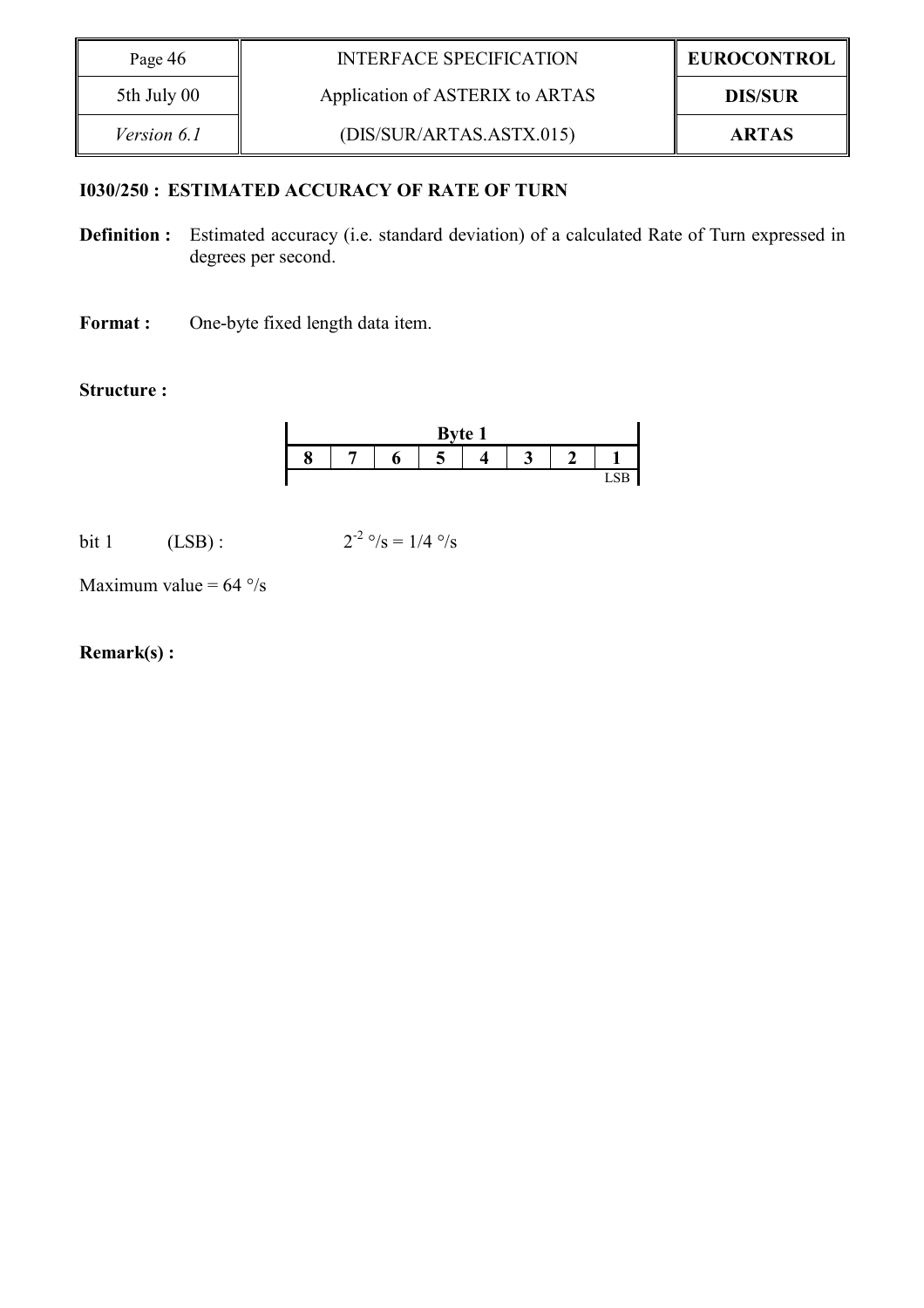### I030/250 : ESTIMATED ACCURACY OF RATE OF TURN

**Definition :** Estimated accuracy (i.e. standard deviation) of a calculated Rate of Turn expressed in degrees per second.

**Format :** One-byte fixed length data item.

**Structure :**

| Byte 1 | | | | | | | |
|---|---|---|---|---|---|---|---|
| 8 | 7 | 6 | 5 | 4 | 3 | 2 | 1 |
| | | | | | | | LSB |

bit 1 (LSB) : $2^{-2}$ °/s = 1/4 °/s

Maximum value = 64 °/s

**Remark(s) :**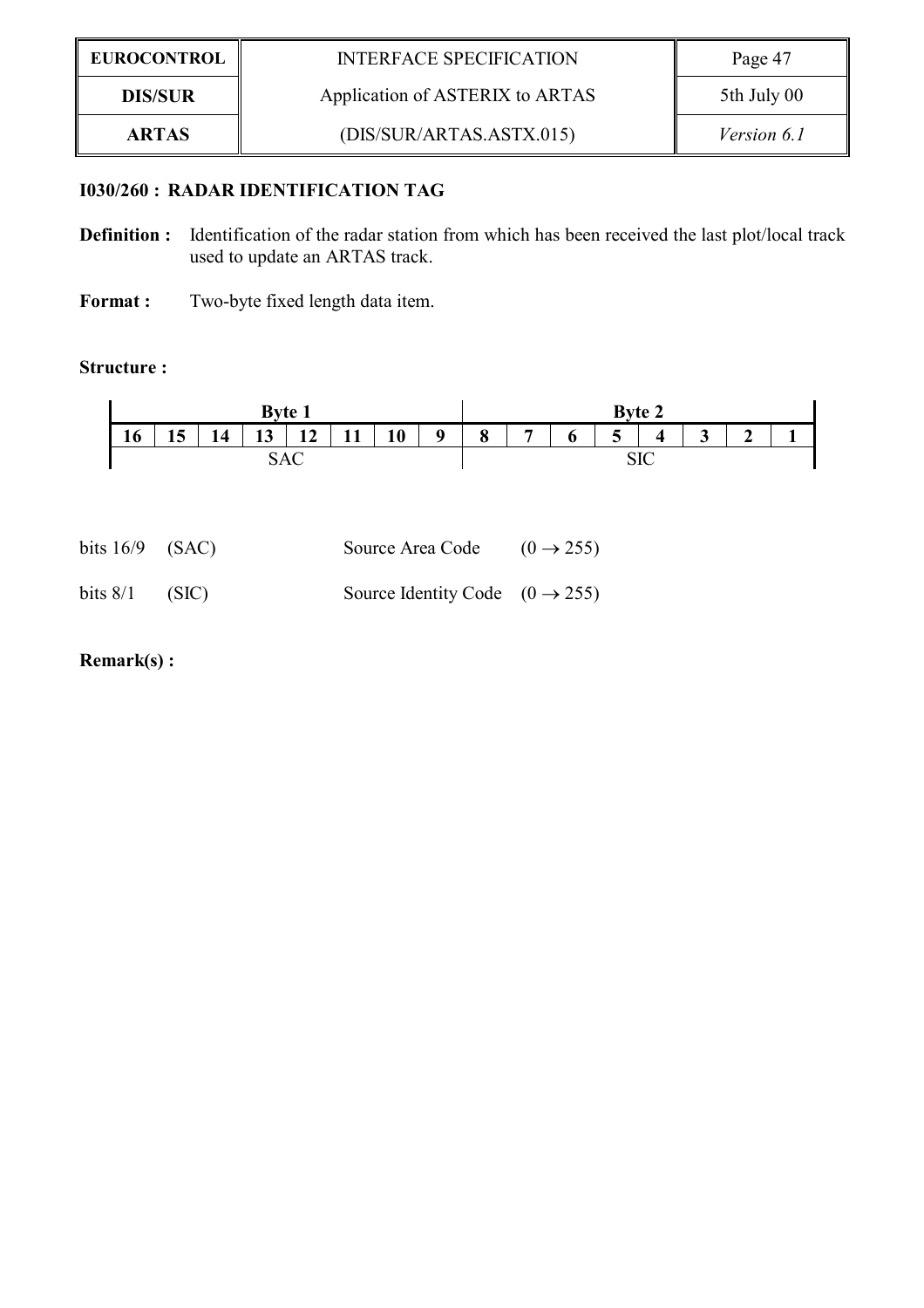### I030/260 : RADAR IDENTIFICATION TAG

**Definition :** Identification of the radar station from which has been received the last plot/local track used to update an ARTAS track.

**Format :** Two-byte fixed length data item.

**Structure :**

| Byte 1 | | | | | | | | Byte 2 | | | | | | | |
|---|---|---|---|---|---|---|---|---|---|---|---|---|---|---|---|
| **16** | **15** | **14** | **13** | **12** | **11** | **10** | **9** | **8** | **7** | **6** | **5** | **4** | **3** | **2** | **1** |
| SAC | | | | | | | | SIC | | | | | | | |

bits 16/9 (SAC) Source Area Code $(0 \rightarrow 255)$

bits 8/1 (SIC) Source Identity Code $(0 \rightarrow 255)$

**Remark(s) :**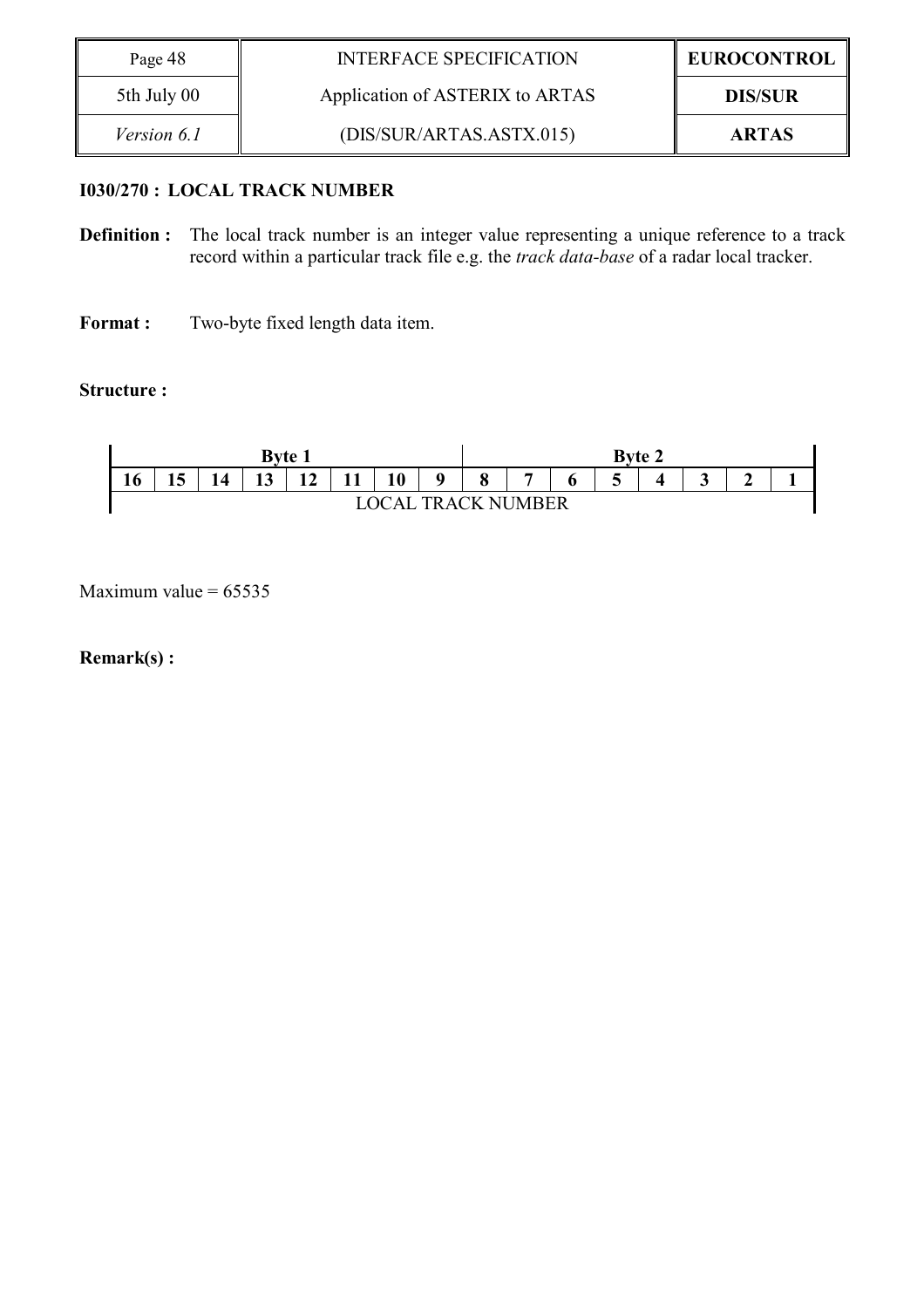### I030/270 : LOCAL TRACK NUMBER

**Definition :** The local track number is an integer value representing a unique reference to a track record within a particular track file e.g. the *track data-base* of a radar local tracker.

**Format :** Two-byte fixed length data item.

**Structure :**

| Byte 1 | | | | | | | | Byte 2 | | | | | | | |
|---|---|---|---|---|---|---|---|---|---|---|---|---|---|---|---|
| **16** | **15** | **14** | **13** | **12** | **11** | **10** | **9** | **8** | **7** | **6** | **5** | **4** | **3** | **2** | **1** |
| LOCAL TRACK NUMBER | | | | | | | | | | | | | | | |

Maximum value = 65535

**Remark(s) :**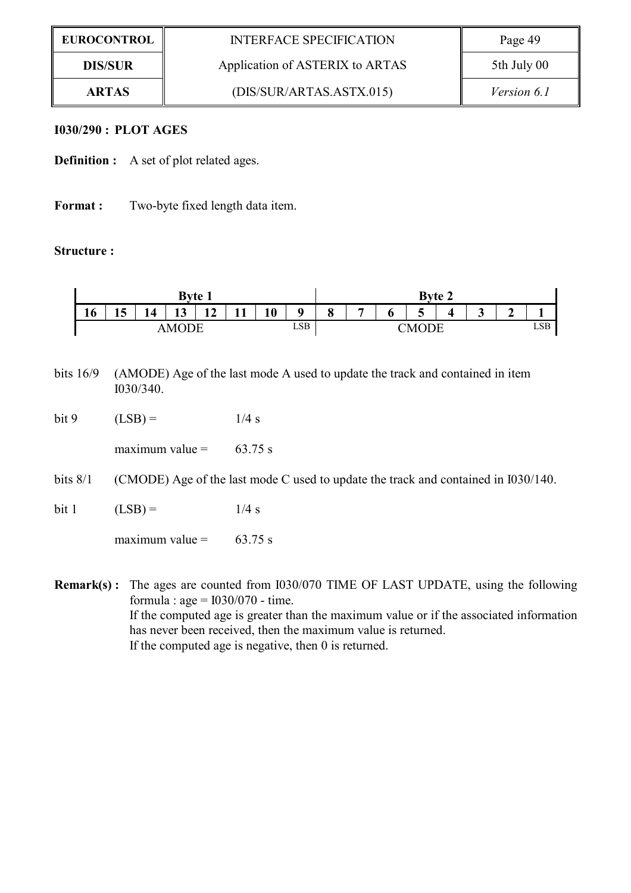**I030/290 : PLOT AGES**

**Definition :** A set of plot related ages.

**Format :** Two-byte fixed length data item.

**Structure :**

| Byte 1 | | | | | | | | Byte 2 | | | | | | | |
|---|---|---|---|---|---|---|---|---|---|---|---|---|---|---|---|
| 16 | 15 | 14 | 13 | 12 | 11 | 10 | 9 | 8 | 7 | 6 | 5 | 4 | 3 | 2 | 1 |
| AMODE | | | | | | | LSB | CMODE | | | | | | | LSB |

bits 16/9 (AMODE) Age of the last mode A used to update the track and contained in item I030/340.

bit 9 (LSB) = 1/4 s

maximum value = 63.75 s

bits 8/1 (CMODE) Age of the last mode C used to update the track and contained in I030/140.

bit 1 (LSB) = 1/4 s

maximum value = 63.75 s

**Remark(s) :** The ages are counted from I030/070 TIME OF LAST UPDATE, using the following formula : age = I030/070 - time.
If the computed age is greater than the maximum value or if the associated information has never been received, then the maximum value is returned.
If the computed age is negative, then 0 is returned.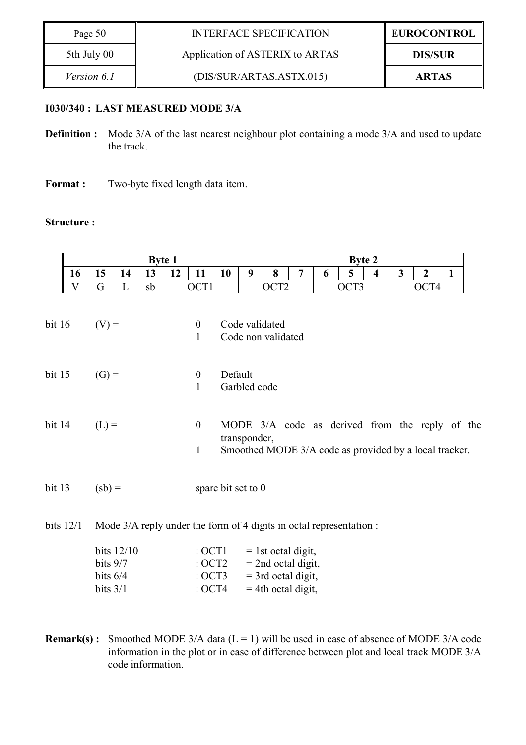**I030/340 : LAST MEASURED MODE 3/A**

**Definition :** Mode 3/A of the last nearest neighbour plot containing a mode 3/A and used to update the track.

**Format :** Two-byte fixed length data item.

**Structure :**

| Byte 1 | | | | | | | | Byte 2 | | | | | | | |
|---|---|---|---|---|---|---|---|---|---|---|---|---|---|---|---|
| **16** | **15** | **14** | **13** | **12** | **11** | **10** | **9** | **8** | **7** | **6** | **5** | **4** | **3** | **2** | **1** |
| V | G | L | sb | OCT1 | | | OCT2 | | | OCT3 | | | OCT4 | | |

bit 16 (V) =
- 0 Code validated
- 1 Code non validated

bit 15 (G) =
- 0 Default
- 1 Garbled code

bit 14 (L) =
- 0 MODE 3/A code as derived from the reply of the transponder,
- 1 Smoothed MODE 3/A code as provided by a local tracker.

bit 13 (sb) = spare bit set to 0

bits 12/1 Mode 3/A reply under the form of 4 digits in octal representation :

| | | |
|---|---|---|
| bits 12/10 | : OCT1 | = 1st octal digit, |
| bits 9/7 | : OCT2 | = 2nd octal digit, |
| bits 6/4 | : OCT3 | = 3rd octal digit, |
| bits 3/1 | : OCT4 | = 4th octal digit, |

**Remark(s) :** Smoothed MODE 3/A data (L = 1) will be used in case of absence of MODE 3/A code information in the plot or in case of difference between plot and local track MODE 3/A code information.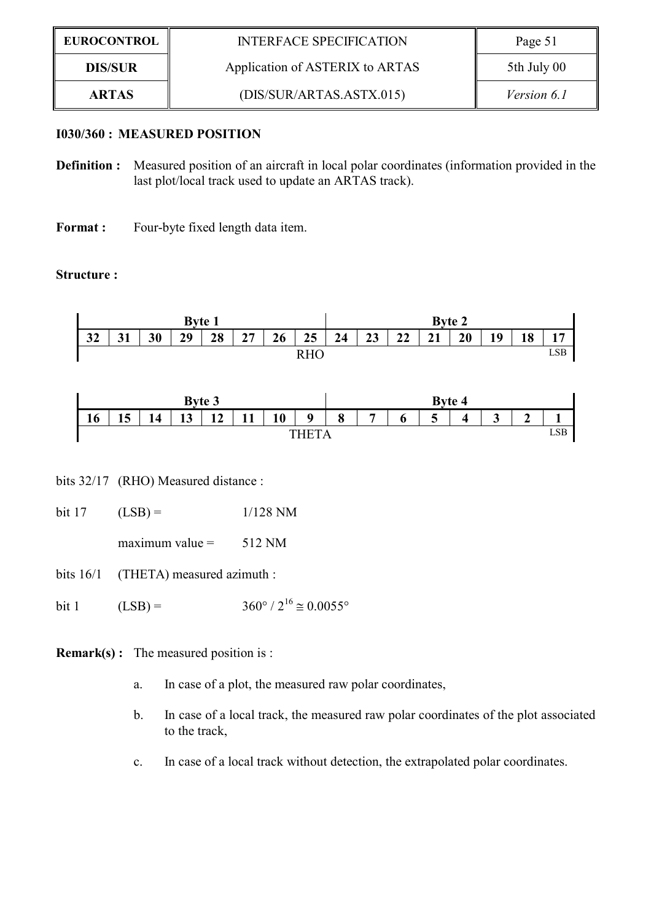**I030/360 : MEASURED POSITION**

**Definition :** Measured position of an aircraft in local polar coordinates (information provided in the last plot/local track used to update an ARTAS track).

**Format :** Four-byte fixed length data item.

**Structure :**

| Byte 1 | | | | | | | | Byte 2 | | | | | | | |
|---|---|---|---|---|---|---|---|---|---|---|---|---|---|---|---|
| 32 | 31 | 30 | 29 | 28 | 27 | 26 | 25 | 24 | 23 | 22 | 21 | 20 | 19 | 18 | 17 |
| RHO | | | | | | | | | | | | | | | LSB |

| Byte 3 | | | | | | | | Byte 4 | | | | | | | |
|---|---|---|---|---|---|---|---|---|---|---|---|---|---|---|---|
| 16 | 15 | 14 | 13 | 12 | 11 | 10 | 9 | 8 | 7 | 6 | 5 | 4 | 3 | 2 | 1 |
| THETA | | | | | | | | | | | | | | | LSB |

bits 32/17 (RHO) Measured distance :

bit 17 (LSB) = 1/128 NM

maximum value = 512 NM

bits 16/1 (THETA) measured azimuth :

bit 1 (LSB) = $360° / 2^{16} \cong 0.0055°$

**Remark(s) :** The measured position is :

a. In case of a plot, the measured raw polar coordinates,

b. In case of a local track, the measured raw polar coordinates of the plot associated to the track,

c. In case of a local track without detection, the extrapolated polar coordinates.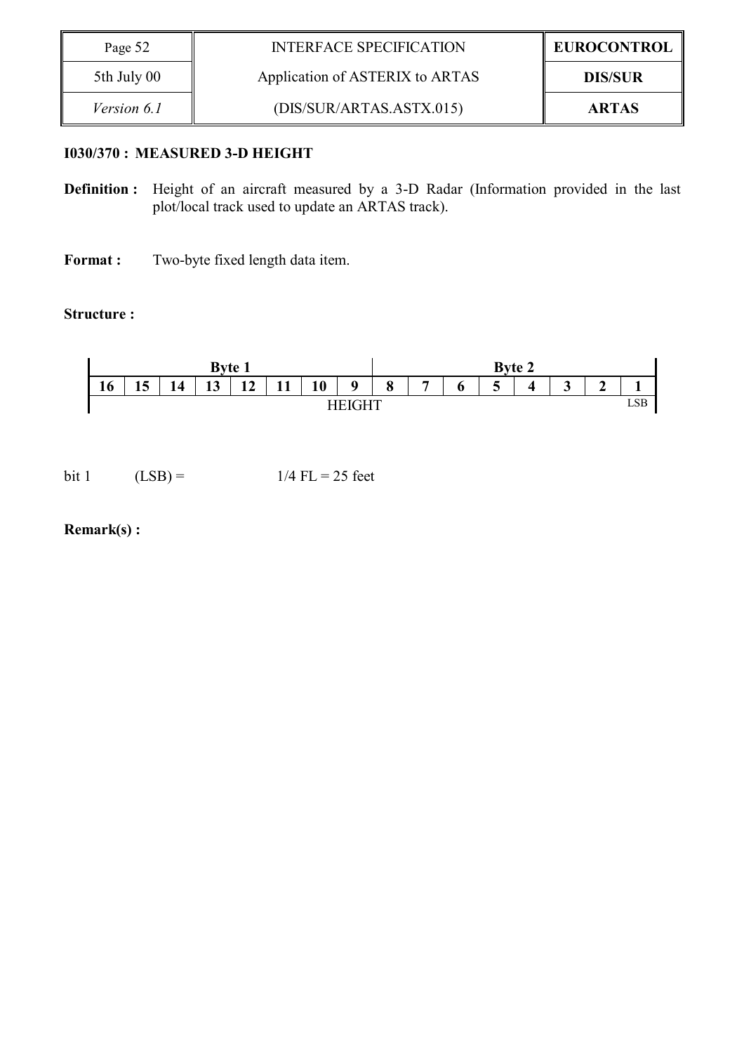**I030/370 : MEASURED 3-D HEIGHT**

**Definition :** Height of an aircraft measured by a 3-D Radar (Information provided in the last plot/local track used to update an ARTAS track).

**Format :** Two-byte fixed length data item.

**Structure :**

| Byte 1 | | | | | | | | Byte 2 | | | | | | | |
|---|---|---|---|---|---|---|---|---|---|---|---|---|---|---|---|
| 16 | 15 | 14 | 13 | 12 | 11 | 10 | 9 | 8 | 7 | 6 | 5 | 4 | 3 | 2 | 1 |
| HEIGHT | | | | | | | | | | | | | | | LSB |

bit 1 (LSB) = 1/4 FL = 25 feet

**Remark(s) :**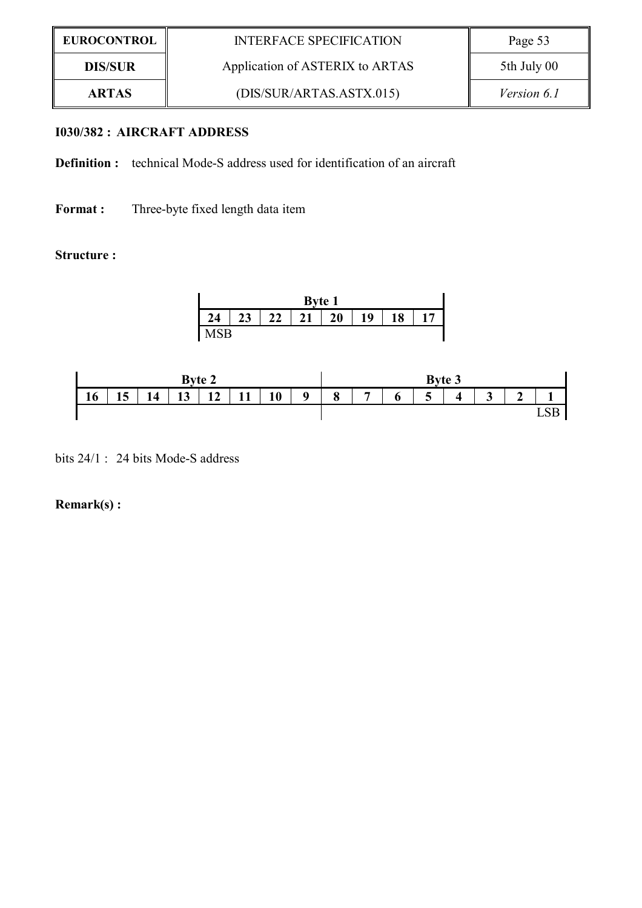### I030/382 : AIRCRAFT ADDRESS

**Definition :** technical Mode-S address used for identification of an aircraft

**Format :** Three-byte fixed length data item

**Structure :**

| Byte 1 | | | | | | | |
|---|---|---|---|---|---|---|---|
| **24** | **23** | **22** | **21** | **20** | **19** | **18** | **17** |
| MSB | | | | | | | |

| Byte 2 | | | | | | | | Byte 3 | | | | | | | |
|---|---|---|---|---|---|---|---|---|---|---|---|---|---|---|---|
| **16** | **15** | **14** | **13** | **12** | **11** | **10** | **9** | **8** | **7** | **6** | **5** | **4** | **3** | **2** | **1** |
| | | | | | | | | | | | | | | | LSB |

bits 24/1 : 24 bits Mode-S address

**Remark(s) :**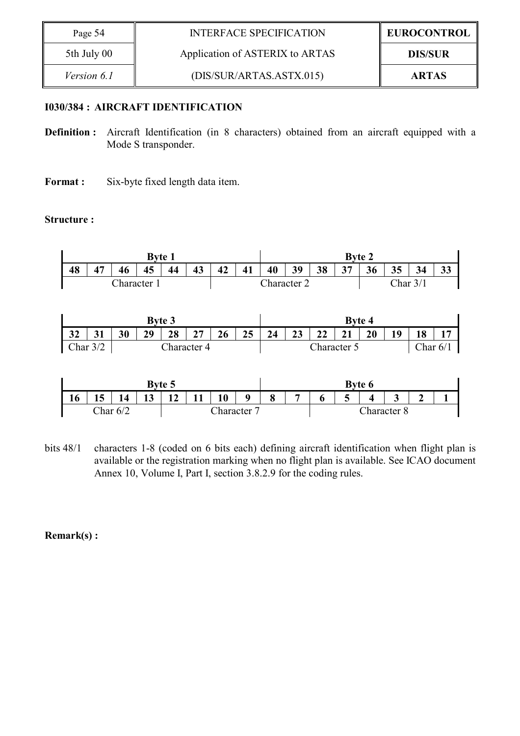**I030/384 : AIRCRAFT IDENTIFICATION**

**Definition :** Aircraft Identification (in 8 characters) obtained from an aircraft equipped with a Mode S transponder.

**Format :** Six-byte fixed length data item.

**Structure :**

| Byte 1 | | | | | | | | Byte 2 | | | | | | | |
|---|---|---|---|---|---|---|---|---|---|---|---|---|---|---|---|
| 48 | 47 | 46 | 45 | 44 | 43 | 42 | 41 | 40 | 39 | 38 | 37 | 36 | 35 | 34 | 33 |
| Character 1 | | | | | | Character 2 | | | | | | Char 3/1 | | | |

| Byte 3 | | | | | | | | Byte 4 | | | | | | | |
|---|---|---|---|---|---|---|---|---|---|---|---|---|---|---|---|
| 32 | 31 | 30 | 29 | 28 | 27 | 26 | 25 | 24 | 23 | 22 | 21 | 20 | 19 | 18 | 17 |
| Char 3/2 | | Character 4 | | | | | | Character 5 | | | | | | Char 6/1 | |

| Byte 5 | | | | | | | | Byte 6 | | | | | | | |
|---|---|---|---|---|---|---|---|---|---|---|---|---|---|---|---|
| 16 | 15 | 14 | 13 | 12 | 11 | 10 | 9 | 8 | 7 | 6 | 5 | 4 | 3 | 2 | 1 |
| Char 6/2 | | | | Character 7 | | | | | | Character 8 | | | | | |

bits 48/1 characters 1-8 (coded on 6 bits each) defining aircraft identification when flight plan is available or the registration marking when no flight plan is available. See ICAO document Annex 10, Volume I, Part I, section 3.8.2.9 for the coding rules.

**Remark(s) :**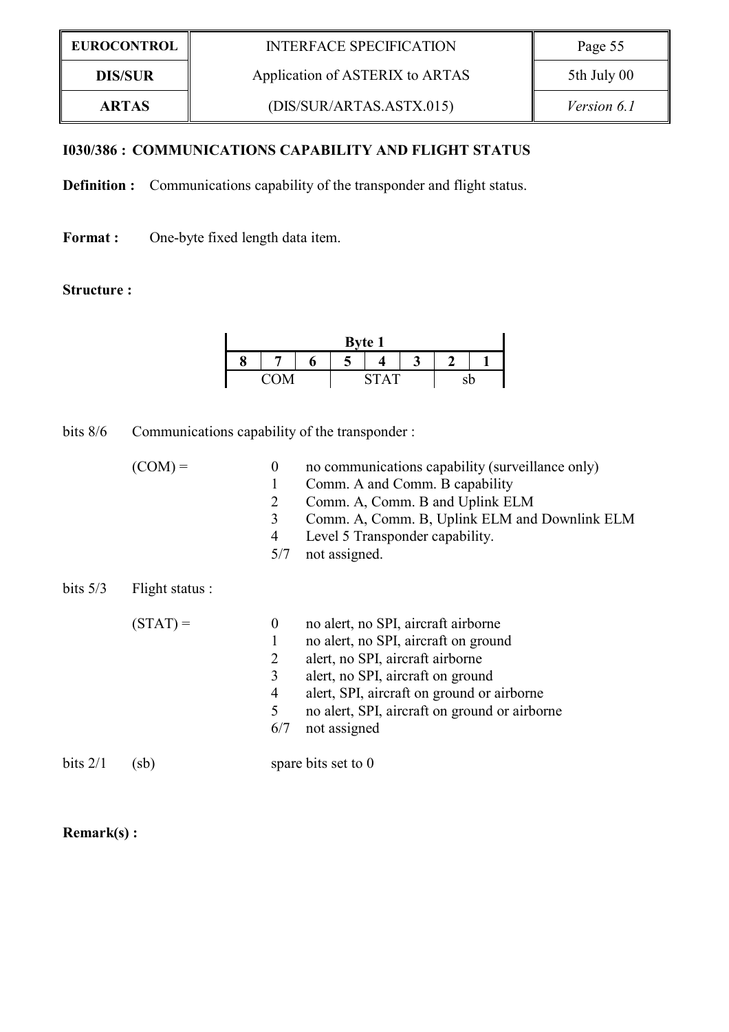## I030/386 : COMMUNICATIONS CAPABILITY AND FLIGHT STATUS

**Definition :** Communications capability of the transponder and flight status.

**Format :** One-byte fixed length data item.

**Structure :**

| Byte 1 | | | | | | | |
|---|---|---|---|---|---|---|---|
| 8 | 7 | 6 | 5 | 4 | 3 | 2 | 1 |
| COM | | | STAT | | | sb | |

bits 8/6 Communications capability of the transponder :

(COM) =
- 0 no communications capability (surveillance only)
- 1 Comm. A and Comm. B capability
- 2 Comm. A, Comm. B and Uplink ELM
- 3 Comm. A, Comm. B, Uplink ELM and Downlink ELM
- 4 Level 5 Transponder capability.
- 5/7 not assigned.

bits 5/3 Flight status :

(STAT) =
- 0 no alert, no SPI, aircraft airborne
- 1 no alert, no SPI, aircraft on ground
- 2 alert, no SPI, aircraft airborne
- 3 alert, no SPI, aircraft on ground
- 4 alert, SPI, aircraft on ground or airborne
- 5 no alert, SPI, aircraft on ground or airborne
- 6/7 not assigned

bits 2/1 (sb) spare bits set to 0

**Remark(s) :**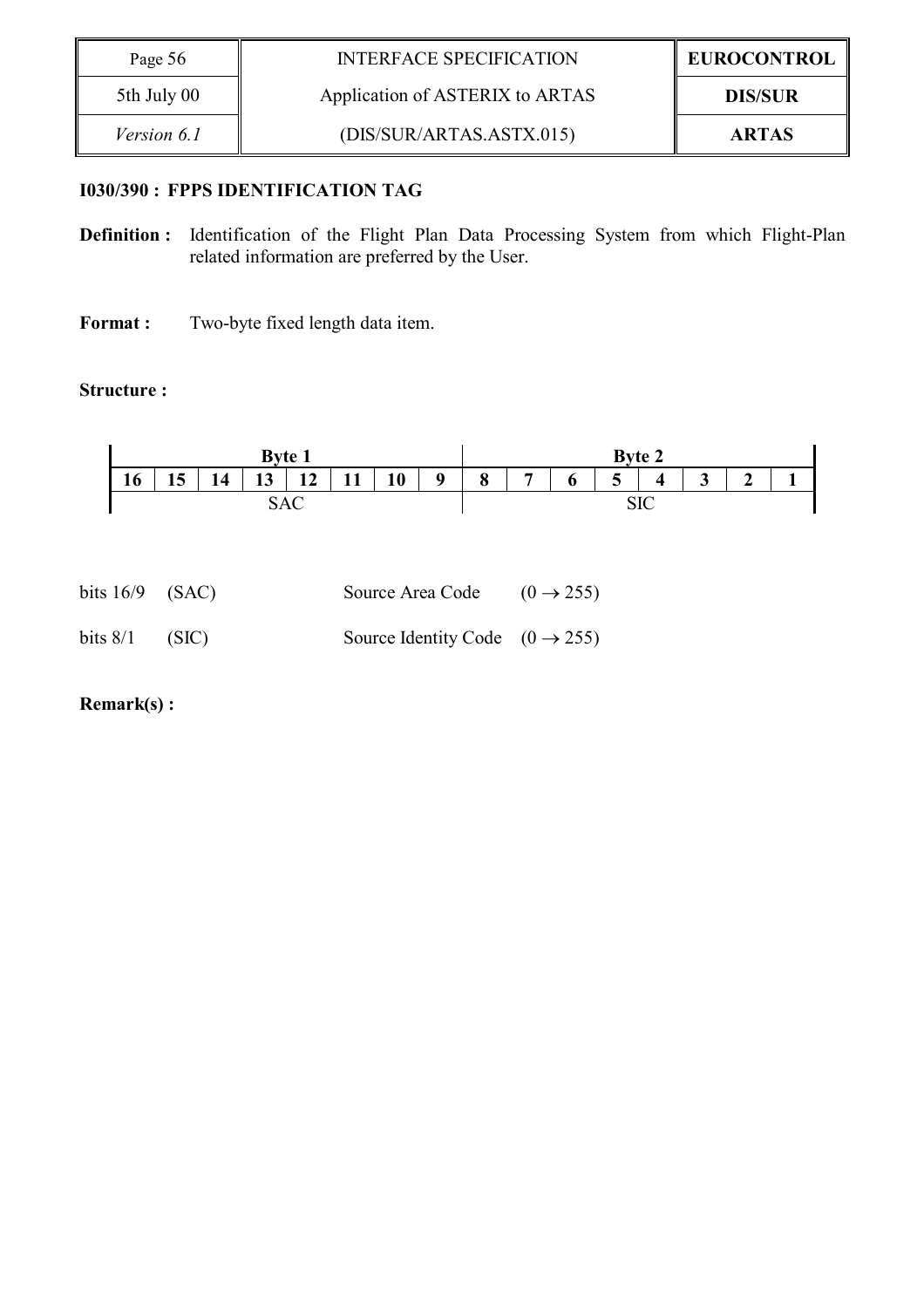### I030/390 : FPPS IDENTIFICATION TAG

**Definition :** Identification of the Flight Plan Data Processing System from which Flight-Plan related information are preferred by the User.

**Format :** Two-byte fixed length data item.

**Structure :**

| Byte 1 | | | | | | | | Byte 2 | | | | | | | |
|---|---|---|---|---|---|---|---|---|---|---|---|---|---|---|---|
| **16** | **15** | **14** | **13** | **12** | **11** | **10** | **9** | **8** | **7** | **6** | **5** | **4** | **3** | **2** | **1** |
| SAC | | | | | | | | SIC | | | | | | | |

bits 16/9 (SAC) Source Area Code $(0 \rightarrow 255)$

bits 8/1 (SIC) Source Identity Code $(0 \rightarrow 255)$

**Remark(s) :**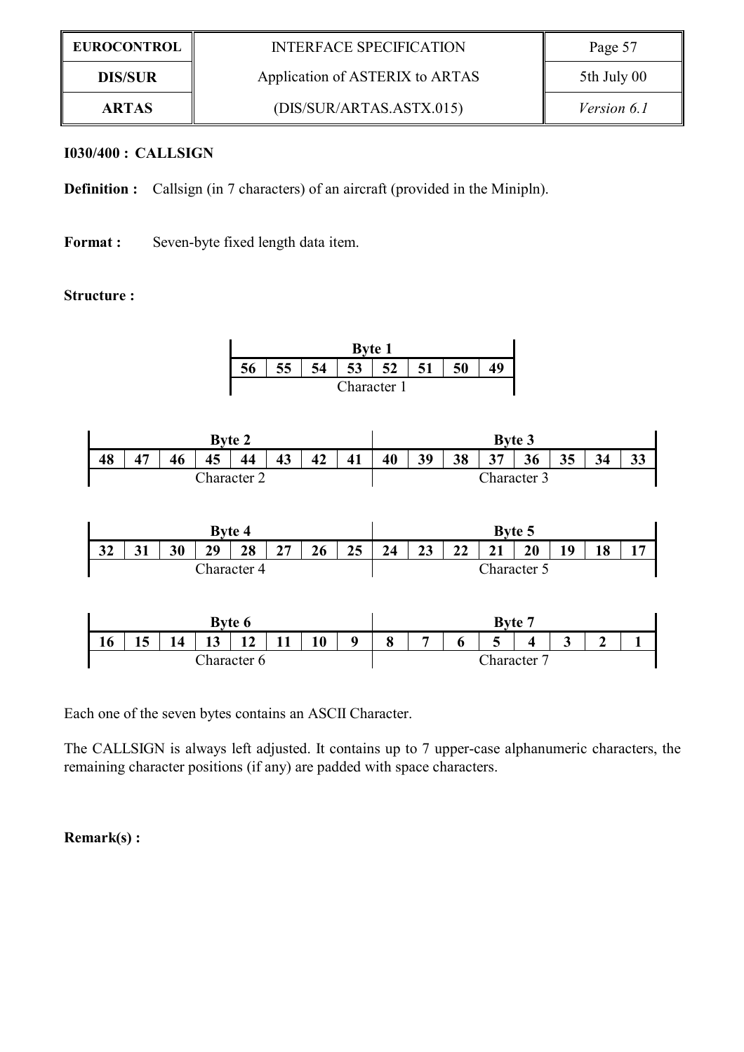**I030/400 : CALLSIGN**

**Definition :** Callsign (in 7 characters) of an aircraft (provided in the Minipln).

**Format :** Seven-byte fixed length data item.

**Structure :**

| Byte 1 | | | | | | | |
|---|---|---|---|---|---|---|---|
| 56 | 55 | 54 | 53 | 52 | 51 | 50 | 49 |
| Character 1 | | | | | | | |

| Byte 2 | | | | | | | | Byte 3 | | | | | | | |
|---|---|---|---|---|---|---|---|---|---|---|---|---|---|---|---|
| 48 | 47 | 46 | 45 | 44 | 43 | 42 | 41 | 40 | 39 | 38 | 37 | 36 | 35 | 34 | 33 |
| Character 2 | | | | | | | | Character 3 | | | | | | | |

| Byte 4 | | | | | | | | Byte 5 | | | | | | | |
|---|---|---|---|---|---|---|---|---|---|---|---|---|---|---|---|
| 32 | 31 | 30 | 29 | 28 | 27 | 26 | 25 | 24 | 23 | 22 | 21 | 20 | 19 | 18 | 17 |
| Character 4 | | | | | | | | Character 5 | | | | | | | |

| Byte 6 | | | | | | | | Byte 7 | | | | | | | |
|---|---|---|---|---|---|---|---|---|---|---|---|---|---|---|---|
| 16 | 15 | 14 | 13 | 12 | 11 | 10 | 9 | 8 | 7 | 6 | 5 | 4 | 3 | 2 | 1 |
| Character 6 | | | | | | | | Character 7 | | | | | | | |

Each one of the seven bytes contains an ASCII Character.

The CALLSIGN is always left adjusted. It contains up to 7 upper-case alphanumeric characters, the remaining character positions (if any) are padded with space characters.

**Remark(s) :**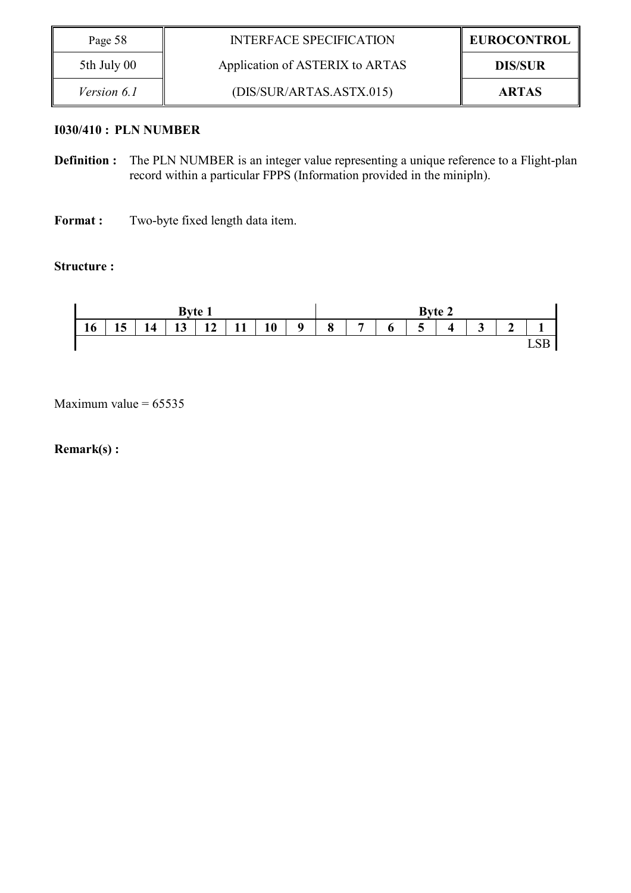**I030/410 : PLN NUMBER**

**Definition :** The PLN NUMBER is an integer value representing a unique reference to a Flight-plan record within a particular FPPS (Information provided in the minipln).

**Format :** Two-byte fixed length data item.

**Structure :**

| Byte 1 | | | | | | | | Byte 2 | | | | | | | |
|---|---|---|---|---|---|---|---|---|---|---|---|---|---|---|---|
| **16** | **15** | **14** | **13** | **12** | **11** | **10** | **9** | **8** | **7** | **6** | **5** | **4** | **3** | **2** | **1** |
| | | | | | | | | | | | | | | | LSB |

Maximum value = 65535

**Remark(s) :**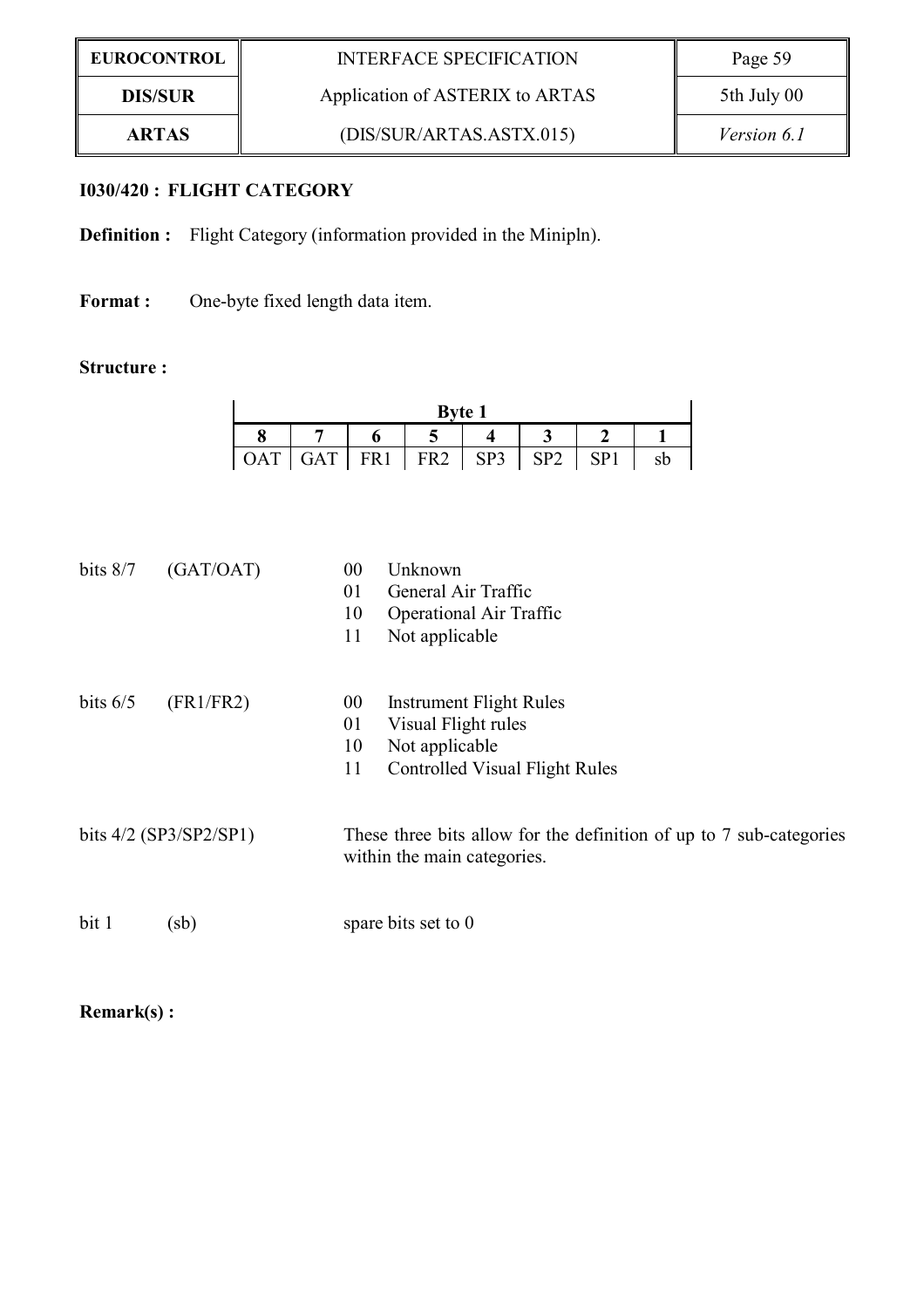### I030/420 : FLIGHT CATEGORY

**Definition :** Flight Category (information provided in the Minipln).

**Format :** One-byte fixed length data item.

**Structure :**

| Byte 1 | | | | | | | |
|---|---|---|---|---|---|---|---|
| 8 | 7 | 6 | 5 | 4 | 3 | 2 | 1 |
| OAT | GAT | FR1 | FR2 | SP3 | SP2 | SP1 | sb |

bits 8/7 (GAT/OAT)

- 00 Unknown
- 01 General Air Traffic
- 10 Operational Air Traffic
- 11 Not applicable

bits 6/5 (FR1/FR2)

- 00 Instrument Flight Rules
- 01 Visual Flight rules
- 10 Not applicable
- 11 Controlled Visual Flight Rules

bits 4/2 (SP3/SP2/SP1) These three bits allow for the definition of up to 7 sub-categories within the main categories.

bit 1 (sb) spare bits set to 0

**Remark(s) :**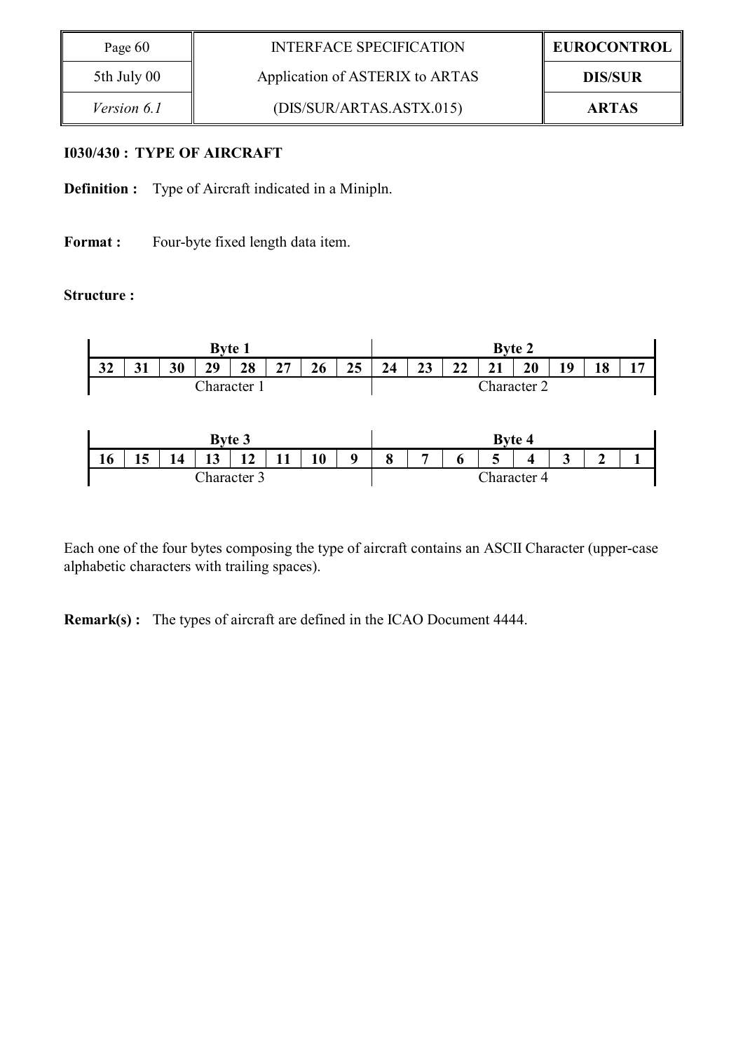### I030/430 : TYPE OF AIRCRAFT

**Definition :** Type of Aircraft indicated in a Minipln.

**Format :** Four-byte fixed length data item.

**Structure :**

| Byte 1 | | | | | | | | Byte 2 | | | | | | | |
|---|---|---|---|---|---|---|---|---|---|---|---|---|---|---|---|
| **32** | **31** | **30** | **29** | **28** | **27** | **26** | **25** | **24** | **23** | **22** | **21** | **20** | **19** | **18** | **17** |
| Character 1 | | | | | | | | Character 2 | | | | | | | |

| Byte 3 | | | | | | | | Byte 4 | | | | | | | |
|---|---|---|---|---|---|---|---|---|---|---|---|---|---|---|---|
| **16** | **15** | **14** | **13** | **12** | **11** | **10** | **9** | **8** | **7** | **6** | **5** | **4** | **3** | **2** | **1** |
| Character 3 | | | | | | | | Character 4 | | | | | | | |

Each one of the four bytes composing the type of aircraft contains an ASCII Character (upper-case alphabetic characters with trailing spaces).

**Remark(s) :** The types of aircraft are defined in the ICAO Document 4444.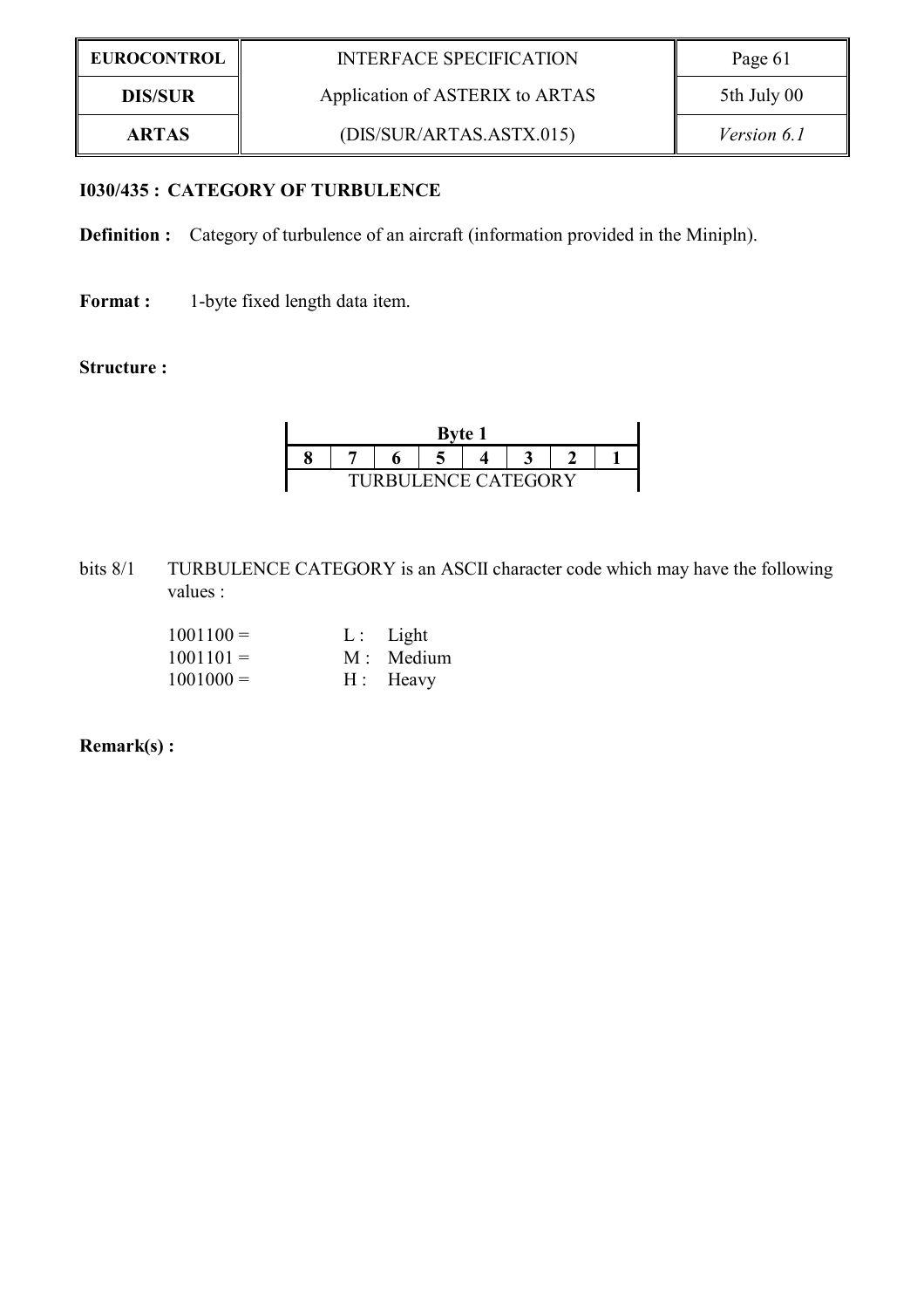**I030/435 : CATEGORY OF TURBULENCE**

**Definition :** Category of turbulence of an aircraft (information provided in the Minipln).

**Format :** 1-byte fixed length data item.

**Structure :**

| Byte 1 | | | | | | | |
|---|---|---|---|---|---|---|---|
| 8 | 7 | 6 | 5 | 4 | 3 | 2 | 1 |
| TURBULENCE CATEGORY | | | | | | | |

bits 8/1 TURBULENCE CATEGORY is an ASCII character code which may have the following values :

1001100 = L : Light
1001101 = M : Medium
1001000 = H : Heavy

**Remark(s) :**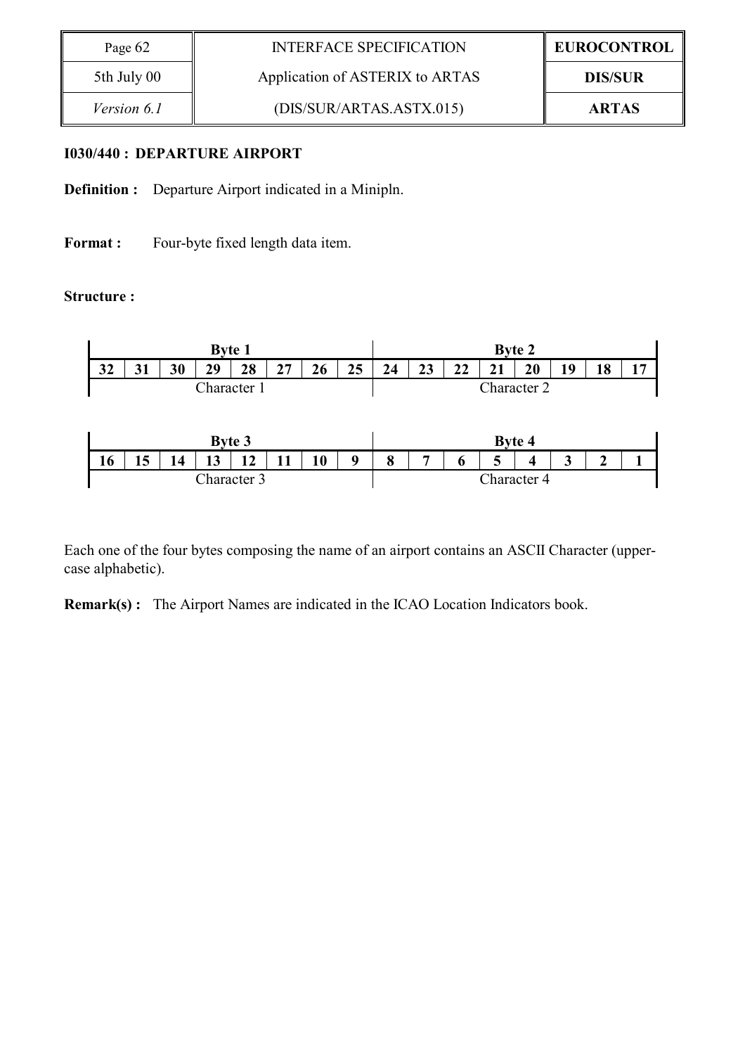### I030/440 : DEPARTURE AIRPORT

**Definition :** Departure Airport indicated in a Minipln.

**Format :** Four-byte fixed length data item.

**Structure :**

| Byte 1 | | | | | | | | Byte 2 | | | | | | | |
|---|---|---|---|---|---|---|---|---|---|---|---|---|---|---|---|
| 32 | 31 | 30 | 29 | 28 | 27 | 26 | 25 | 24 | 23 | 22 | 21 | 20 | 19 | 18 | 17 |
| Character 1 | | | | | | | | Character 2 | | | | | | | |

| Byte 3 | | | | | | | | Byte 4 | | | | | | | |
|---|---|---|---|---|---|---|---|---|---|---|---|---|---|---|---|
| 16 | 15 | 14 | 13 | 12 | 11 | 10 | 9 | 8 | 7 | 6 | 5 | 4 | 3 | 2 | 1 |
| Character 3 | | | | | | | | Character 4 | | | | | | | |

Each one of the four bytes composing the name of an airport contains an ASCII Character (upper-case alphabetic).

**Remark(s) :** The Airport Names are indicated in the ICAO Location Indicators book.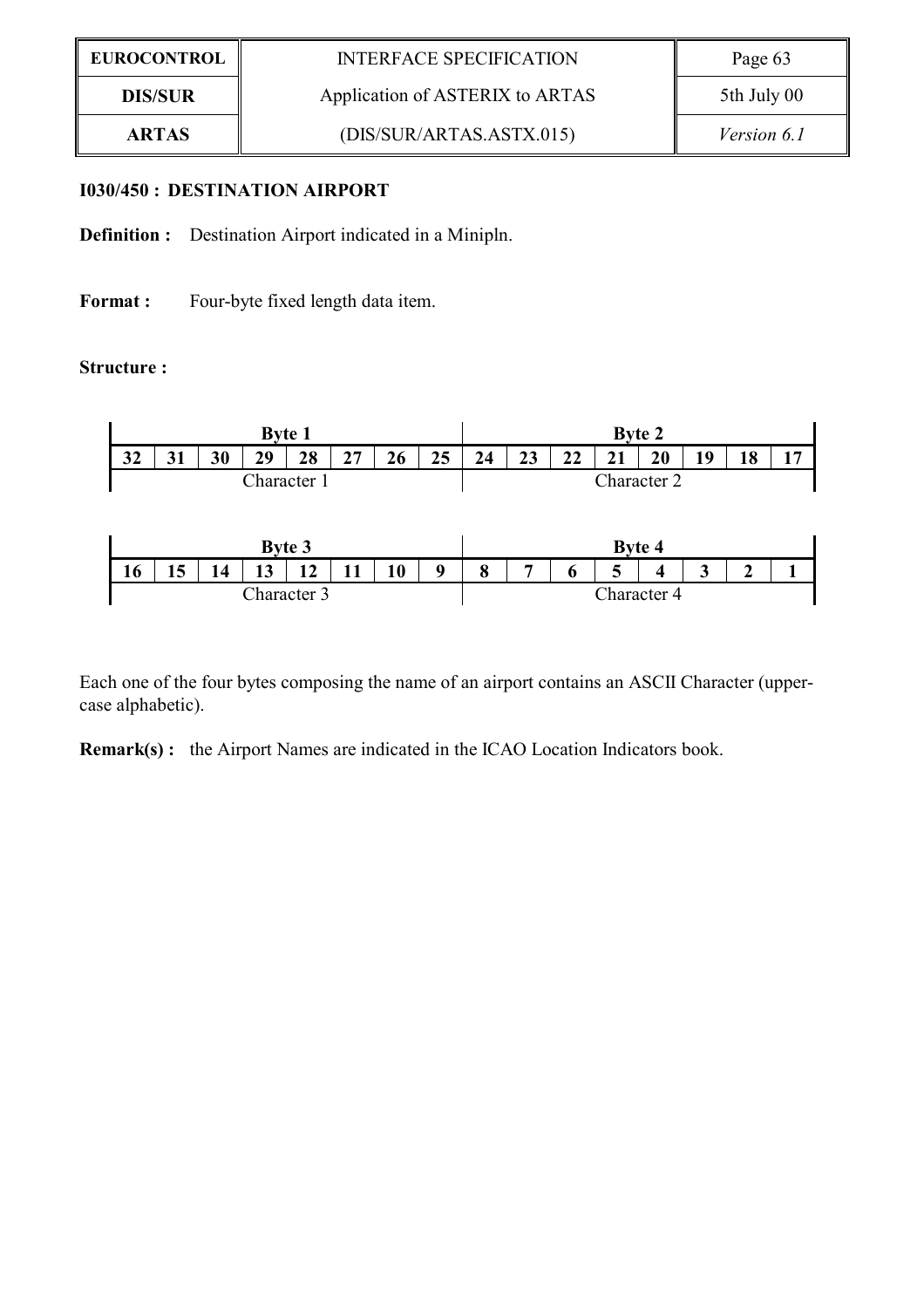### I030/450 : DESTINATION AIRPORT

**Definition :** Destination Airport indicated in a Minipln.

**Format :** Four-byte fixed length data item.

**Structure :**

| Byte 1 | | | | | | | | Byte 2 | | | | | | | |
|---|---|---|---|---|---|---|---|---|---|---|---|---|---|---|---|
| **32** | **31** | **30** | **29** | **28** | **27** | **26** | **25** | **24** | **23** | **22** | **21** | **20** | **19** | **18** | **17** |
| Character 1 | | | | | | | | Character 2 | | | | | | | |

| Byte 3 | | | | | | | | Byte 4 | | | | | | | |
|---|---|---|---|---|---|---|---|---|---|---|---|---|---|---|---|
| **16** | **15** | **14** | **13** | **12** | **11** | **10** | **9** | **8** | **7** | **6** | **5** | **4** | **3** | **2** | **1** |
| Character 3 | | | | | | | | Character 4 | | | | | | | |

Each one of the four bytes composing the name of an airport contains an ASCII Character (upper-case alphabetic).

**Remark(s) :** the Airport Names are indicated in the ICAO Location Indicators book.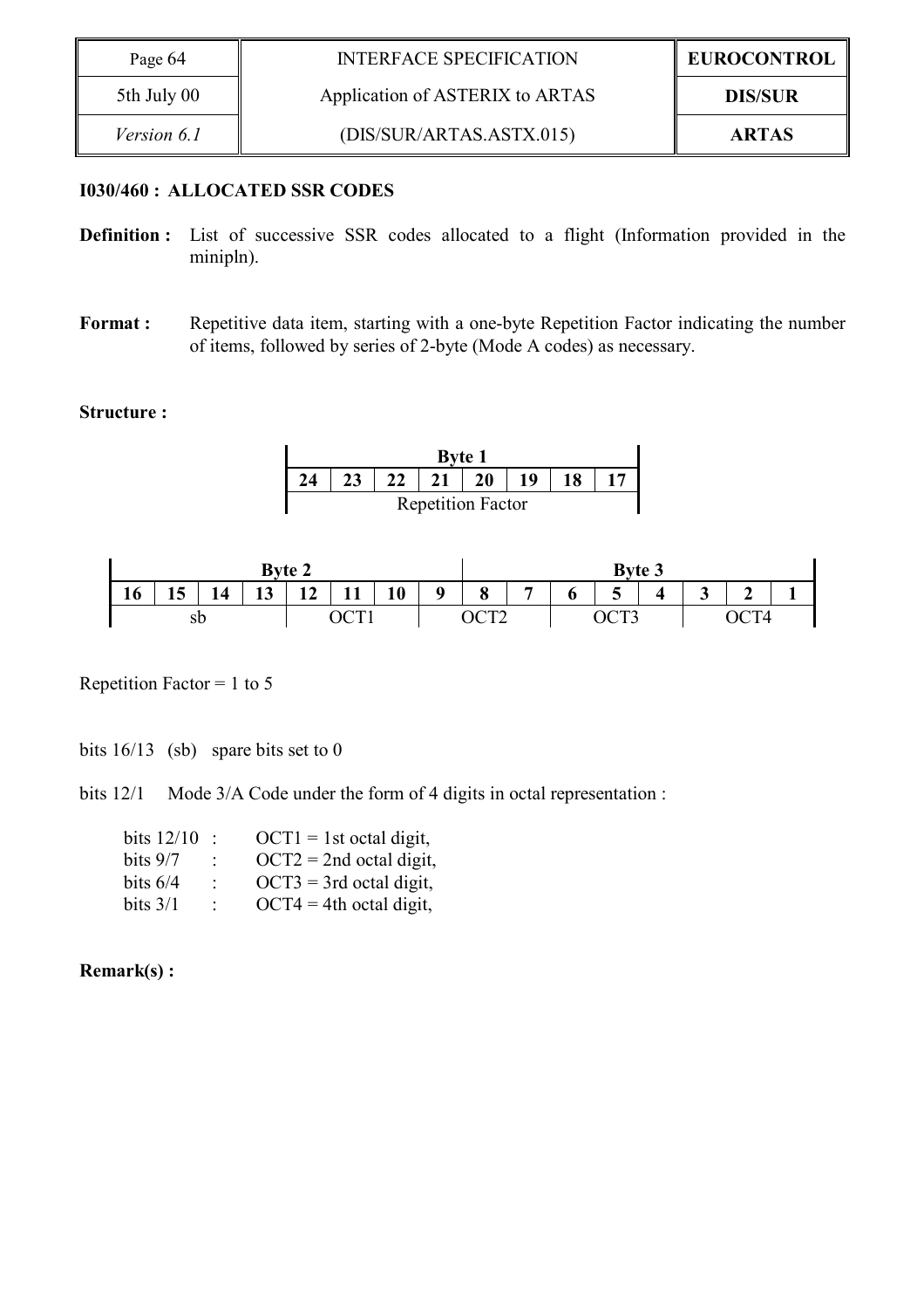**I030/460 : ALLOCATED SSR CODES**

**Definition :** List of successive SSR codes allocated to a flight (Information provided in the minipln).

**Format :** Repetitive data item, starting with a one-byte Repetition Factor indicating the number of items, followed by series of 2-byte (Mode A codes) as necessary.

**Structure :**

| Byte 1 | | | | | | | |
|---|---|---|---|---|---|---|---|
| 24 | 23 | 22 | 21 | 20 | 19 | 18 | 17 |
| Repetition Factor | | | | | | | |

| Byte 2 | | | | | | | | Byte 3 | | | | | | | |
|---|---|---|---|---|---|---|---|---|---|---|---|---|---|---|---|
| 16 | 15 | 14 | 13 | 12 | 11 | 10 | 9 | 8 | 7 | 6 | 5 | 4 | 3 | 2 | 1 |
| sb | | | | OCT1 | | | OCT2 | | | OCT3 | | | OCT4 | | |

Repetition Factor = 1 to 5

bits 16/13 (sb) spare bits set to 0

bits 12/1 Mode 3/A Code under the form of 4 digits in octal representation :

- bits 12/10 : OCT1 = 1st octal digit,
- bits 9/7 : OCT2 = 2nd octal digit,
- bits 6/4 : OCT3 = 3rd octal digit,
- bits 3/1 : OCT4 = 4th octal digit,

**Remark(s) :**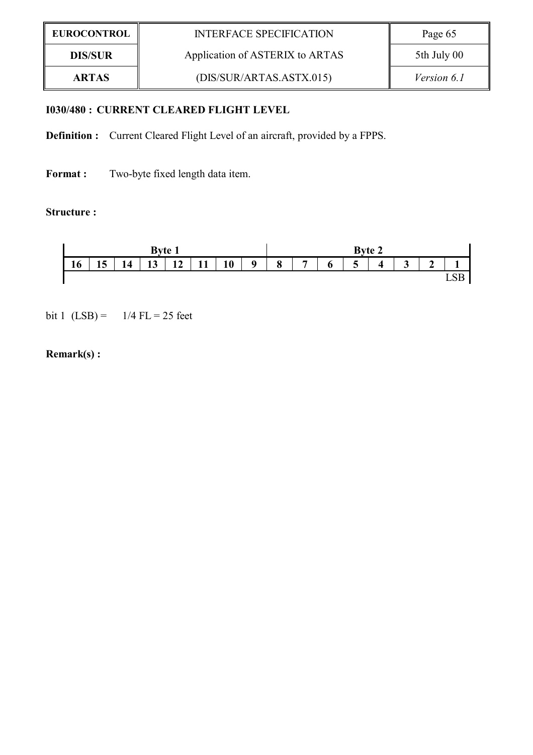**I030/480 : CURRENT CLEARED FLIGHT LEVEL**

**Definition :** Current Cleared Flight Level of an aircraft, provided by a FPPS.

**Format :** Two-byte fixed length data item.

**Structure :**

| Byte 1 | | | | | | | | Byte 2 | | | | | | | |
|---|---|---|---|---|---|---|---|---|---|---|---|---|---|---|---|
| **16** | **15** | **14** | **13** | **12** | **11** | **10** | **9** | **8** | **7** | **6** | **5** | **4** | **3** | **2** | **1** |
| | | | | | | | | | | | | | | | LSB |

bit 1 (LSB) = 1/4 FL = 25 feet

**Remark(s) :**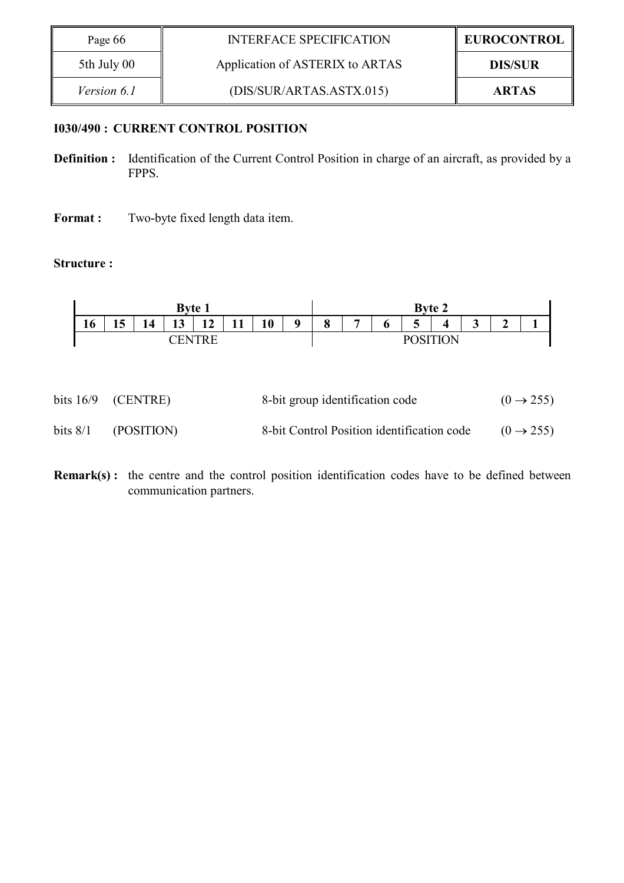### I030/490 : CURRENT CONTROL POSITION

**Definition :** Identification of the Current Control Position in charge of an aircraft, as provided by a FPPS.

**Format :** Two-byte fixed length data item.

**Structure :**

| Byte 1 | | | | | | | | Byte 2 | | | | | | | |
|---|---|---|---|---|---|---|---|---|---|---|---|---|---|---|---|
| **16** | **15** | **14** | **13** | **12** | **11** | **10** | **9** | **8** | **7** | **6** | **5** | **4** | **3** | **2** | **1** |
| CENTRE | | | | | | | | POSITION | | | | | | | |

| | | | |
|---|---|---|---|
| bits 16/9 | (CENTRE) | 8-bit group identification code | $(0 \rightarrow 255)$ |
| bits 8/1 | (POSITION) | 8-bit Control Position identification code | $(0 \rightarrow 255)$ |

**Remark(s) :** the centre and the control position identification codes have to be defined between communication partners.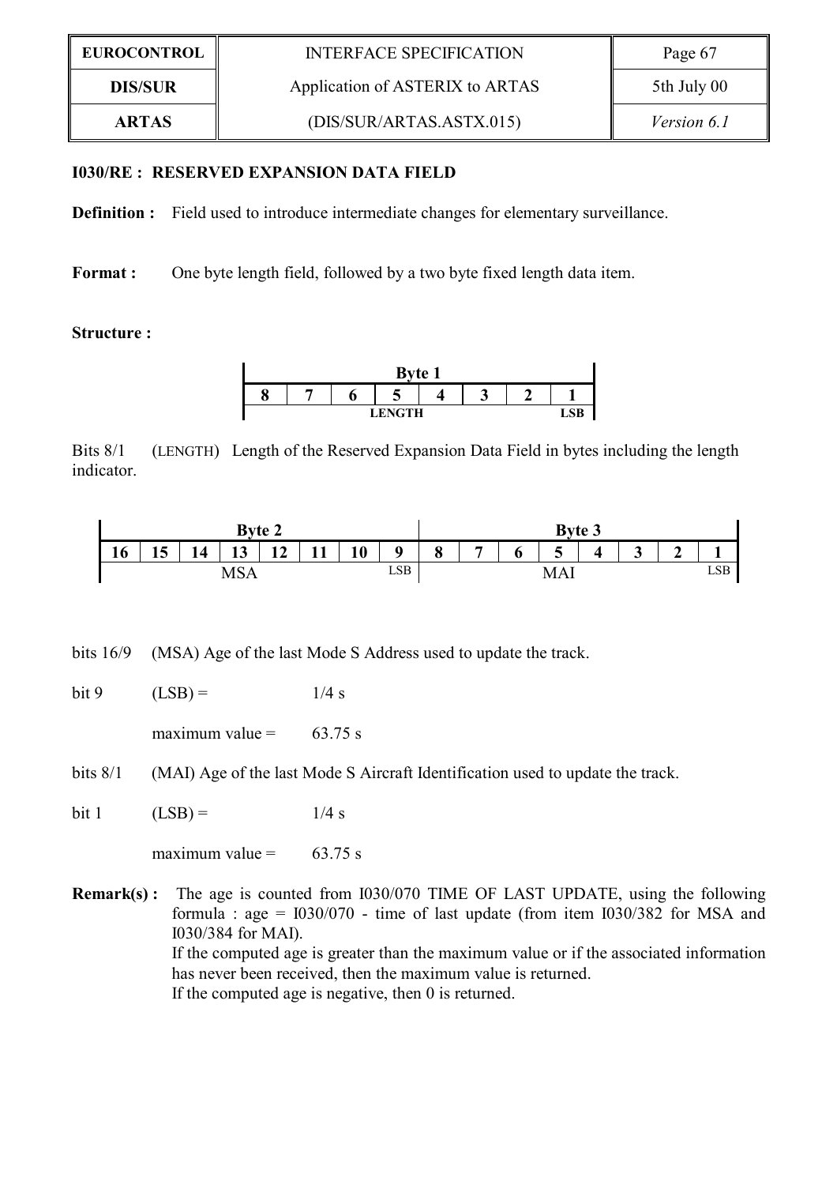**I030/RE : RESERVED EXPANSION DATA FIELD**

**Definition :** Field used to introduce intermediate changes for elementary surveillance.

**Format :** One byte length field, followed by a two byte fixed length data item.

**Structure :**

| Byte 1 | | | | | | | |
|---|---|---|---|---|---|---|---|
| 8 | 7 | 6 | 5 | 4 | 3 | 2 | 1 |
| | | | LENGTH | | | | LSB |

Bits 8/1 (LENGTH) Length of the Reserved Expansion Data Field in bytes including the length indicator.

| Byte 2 | | | | | | | | Byte 3 | | | | | | | |
|---|---|---|---|---|---|---|---|---|---|---|---|---|---|---|---|
| 16 | 15 | 14 | 13 | 12 | 11 | 10 | 9 | 8 | 7 | 6 | 5 | 4 | 3 | 2 | 1 |
| | | | MSA | | | | LSB | | | | MAI | | | | LSB |

bits 16/9 (MSA) Age of the last Mode S Address used to update the track.

bit 9 (LSB) = 1/4 s

maximum value = 63.75 s

bits 8/1 (MAI) Age of the last Mode S Aircraft Identification used to update the track.

bit 1 (LSB) = 1/4 s

maximum value = 63.75 s

**Remark(s) :** The age is counted from I030/070 TIME OF LAST UPDATE, using the following formula : age = I030/070 - time of last update (from item I030/382 for MSA and I030/384 for MAI).
If the computed age is greater than the maximum value or if the associated information has never been received, then the maximum value is returned.
If the computed age is negative, then 0 is returned.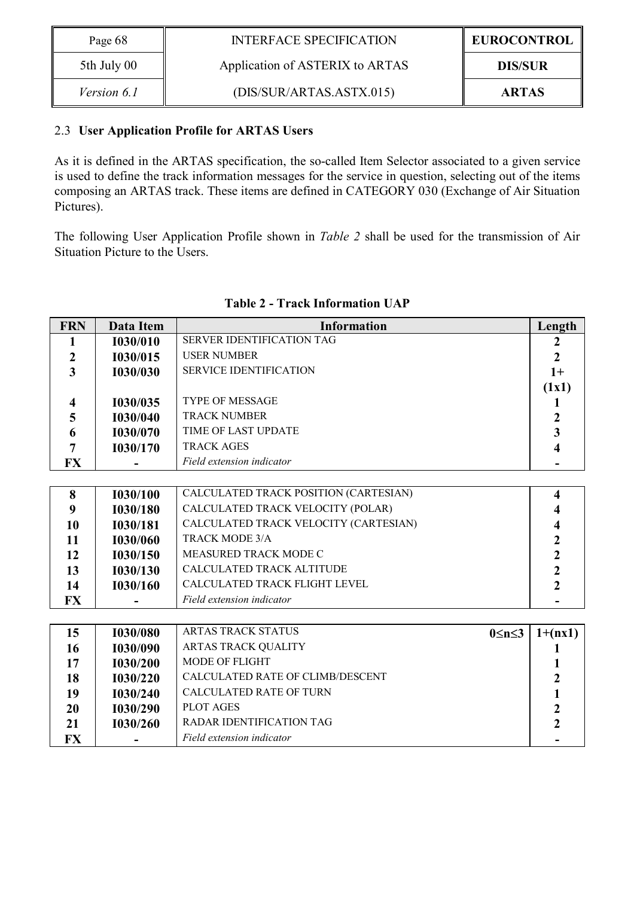## 2.3 User Application Profile for ARTAS Users

As it is defined in the ARTAS specification, the so-called Item Selector associated to a given service is used to define the track information messages for the service in question, selecting out of the items composing an ARTAS track. These items are defined in CATEGORY 030 (Exchange of Air Situation Pictures).

The following User Application Profile shown in *Table 2* shall be used for the transmission of Air Situation Picture to the Users.

**Table 2 - Track Information UAP**

| FRN | Data Item | Information | Length |
|---|---|---|---|
| 1 | I030/010 | SERVER IDENTIFICATION TAG | 2 |
| 2 | I030/015 | USER NUMBER | 2 |
| 3 | I030/030 | SERVICE IDENTIFICATION | 1+ (1x1) |
| 4 | I030/035 | TYPE OF MESSAGE | 1 |
| 5 | I030/040 | TRACK NUMBER | 2 |
| 6 | I030/070 | TIME OF LAST UPDATE | 3 |
| 7 | I030/170 | TRACK AGES | 4 |
| FX | - | *Field extension indicator* | - |
| 8 | I030/100 | CALCULATED TRACK POSITION (CARTESIAN) | 4 |
| 9 | I030/180 | CALCULATED TRACK VELOCITY (POLAR) | 4 |
| 10 | I030/181 | CALCULATED TRACK VELOCITY (CARTESIAN) | 4 |
| 11 | I030/060 | TRACK MODE 3/A | 2 |
| 12 | I030/150 | MEASURED TRACK MODE C | 2 |
| 13 | I030/130 | CALCULATED TRACK ALTITUDE | 2 |
| 14 | I030/160 | CALCULATED TRACK FLIGHT LEVEL | 2 |
| FX | - | *Field extension indicator* | - |
| 15 | I030/080 | ARTAS TRACK STATUS **$0 \leq n \leq 3$** | 1+(nx1) |
| 16 | I030/090 | ARTAS TRACK QUALITY | 1 |
| 17 | I030/200 | MODE OF FLIGHT | 1 |
| 18 | I030/220 | CALCULATED RATE OF CLIMB/DESCENT | 2 |
| 19 | I030/240 | CALCULATED RATE OF TURN | 1 |
| 20 | I030/290 | PLOT AGES | 2 |
| 21 | I030/260 | RADAR IDENTIFICATION TAG | 2 |
| FX | - | *Field extension indicator* | - |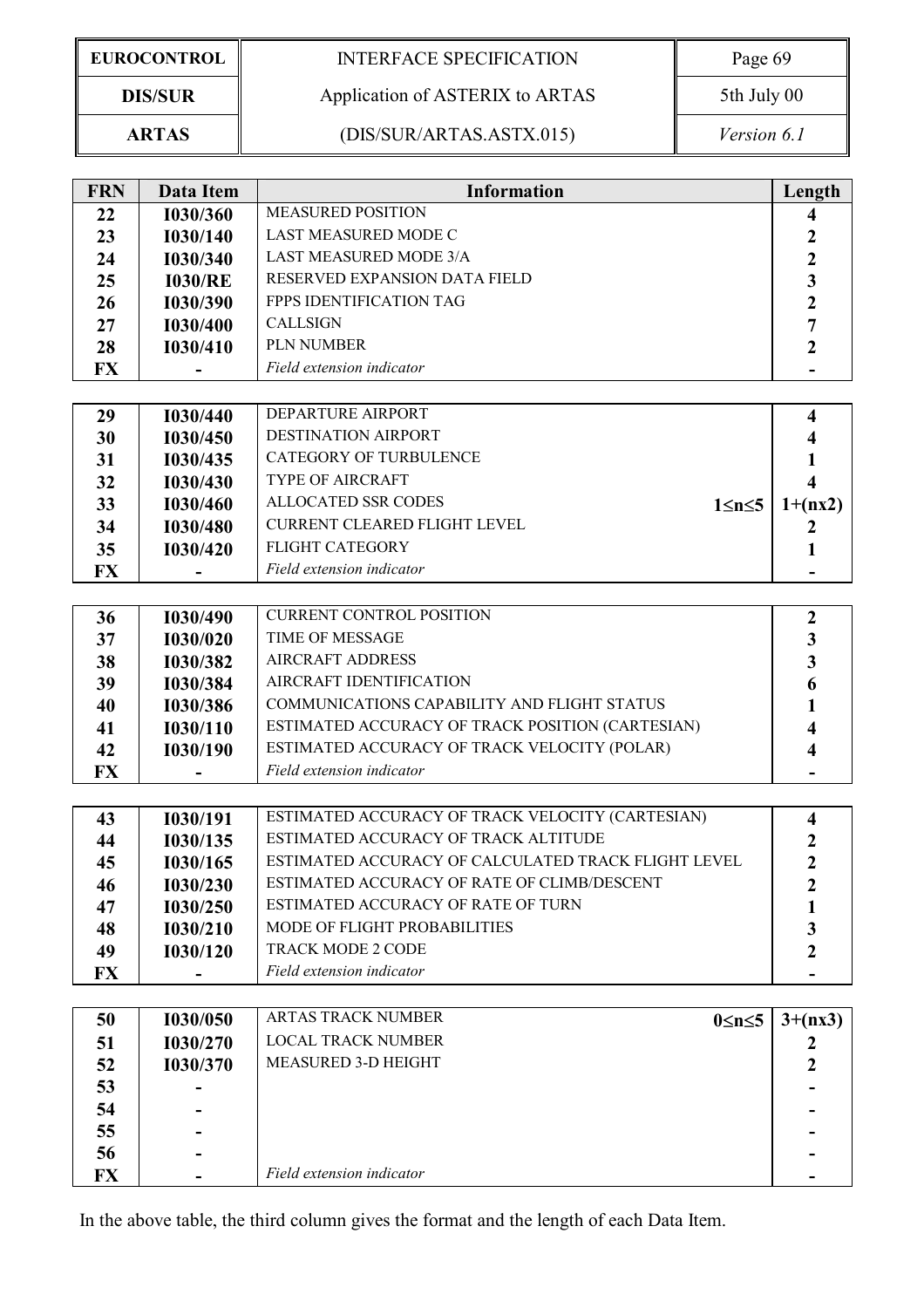| FRN | Data Item | Information | Length |
|---|---|---|---|
| 22 | I030/360 | MEASURED POSITION | 4 |
| 23 | I030/140 | LAST MEASURED MODE C | 2 |
| 24 | I030/340 | LAST MEASURED MODE 3/A | 2 |
| 25 | I030/RE | RESERVED EXPANSION DATA FIELD | 3 |
| 26 | I030/390 | FPPS IDENTIFICATION TAG | 2 |
| 27 | I030/400 | CALLSIGN | 7 |
| 28 | I030/410 | PLN NUMBER | 2 |
| FX | - | *Field extension indicator* | - |
| 29 | I030/440 | DEPARTURE AIRPORT | 4 |
| 30 | I030/450 | DESTINATION AIRPORT | 4 |
| 31 | I030/435 | CATEGORY OF TURBULENCE | 1 |
| 32 | I030/430 | TYPE OF AIRCRAFT | 4 |
| 33 | I030/460 | ALLOCATED SSR CODES $1 \leq n \leq 5$ | 1+(nx2) |
| 34 | I030/480 | CURRENT CLEARED FLIGHT LEVEL | 2 |
| 35 | I030/420 | FLIGHT CATEGORY | 1 |
| FX | - | *Field extension indicator* | - |
| 36 | I030/490 | CURRENT CONTROL POSITION | 2 |
| 37 | I030/020 | TIME OF MESSAGE | 3 |
| 38 | I030/382 | AIRCRAFT ADDRESS | 3 |
| 39 | I030/384 | AIRCRAFT IDENTIFICATION | 6 |
| 40 | I030/386 | COMMUNICATIONS CAPABILITY AND FLIGHT STATUS | 1 |
| 41 | I030/110 | ESTIMATED ACCURACY OF TRACK POSITION (CARTESIAN) | 4 |
| 42 | I030/190 | ESTIMATED ACCURACY OF TRACK VELOCITY (POLAR) | 4 |
| FX | - | *Field extension indicator* | - |
| 43 | I030/191 | ESTIMATED ACCURACY OF TRACK VELOCITY (CARTESIAN) | 4 |
| 44 | I030/135 | ESTIMATED ACCURACY OF TRACK ALTITUDE | 2 |
| 45 | I030/165 | ESTIMATED ACCURACY OF CALCULATED TRACK FLIGHT LEVEL | 2 |
| 46 | I030/230 | ESTIMATED ACCURACY OF RATE OF CLIMB/DESCENT | 2 |
| 47 | I030/250 | ESTIMATED ACCURACY OF RATE OF TURN | 1 |
| 48 | I030/210 | MODE OF FLIGHT PROBABILITIES | 3 |
| 49 | I030/120 | TRACK MODE 2 CODE | 2 |
| FX | - | *Field extension indicator* | - |
| 50 | I030/050 | ARTAS TRACK NUMBER $0 \leq n \leq 5$ | 3+(nx3) |
| 51 | I030/270 | LOCAL TRACK NUMBER | 2 |
| 52 | I030/370 | MEASURED 3-D HEIGHT | 2 |
| 53 | - | | - |
| 54 | - | | - |
| 55 | - | | - |
| 56 | - | | - |
| FX | - | *Field extension indicator* | - |

In the above table, the third column gives the format and the length of each Data Item.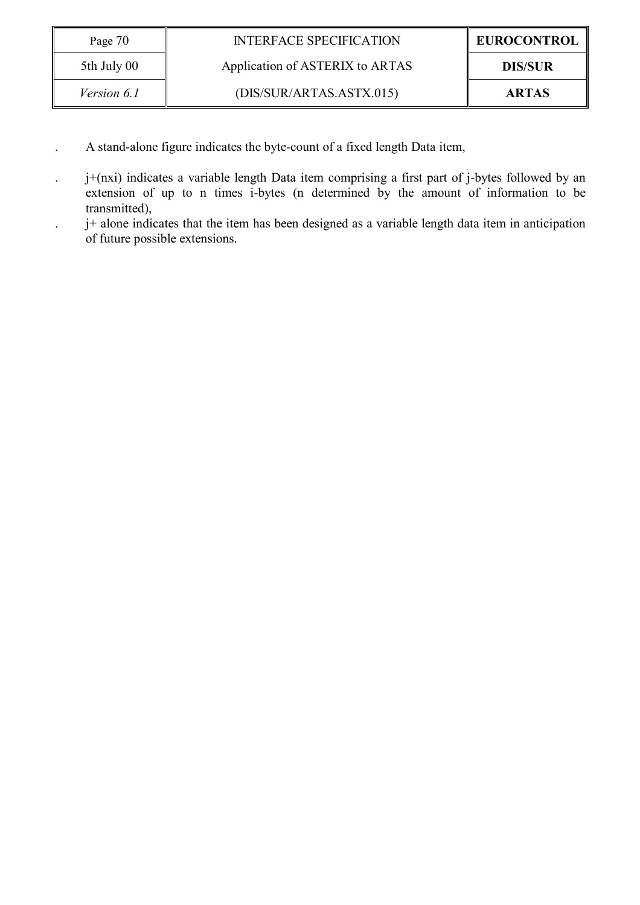- A stand-alone figure indicates the byte-count of a fixed length Data item,
- j+(nxi) indicates a variable length Data item comprising a first part of j-bytes followed by an extension of up to n times i-bytes (n determined by the amount of information to be transmitted),
- j+ alone indicates that the item has been designed as a variable length data item in anticipation of future possible extensions.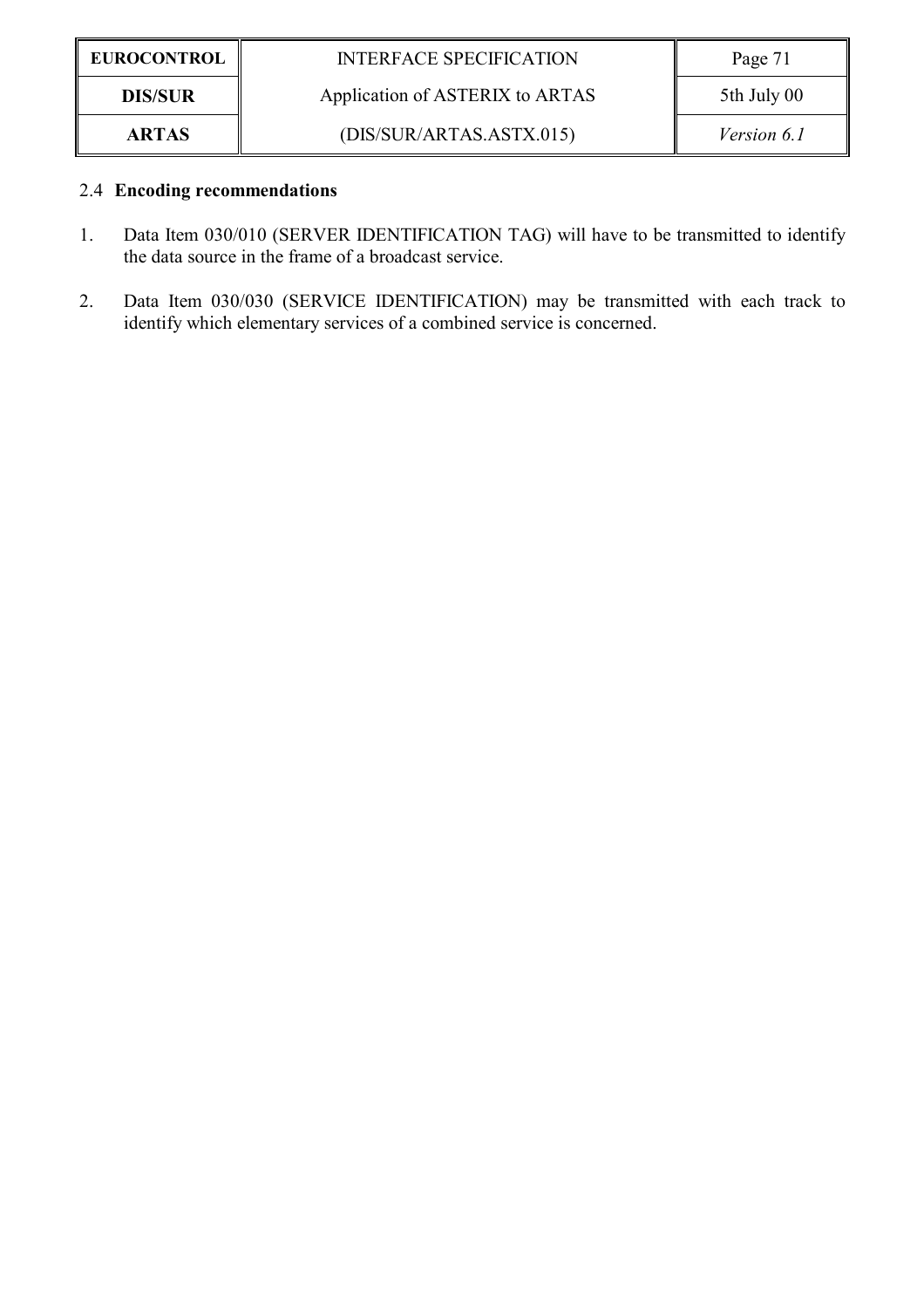### 2.4 Encoding recommendations

1. Data Item 030/010 (SERVER IDENTIFICATION TAG) will have to be transmitted to identify the data source in the frame of a broadcast service.

2. Data Item 030/030 (SERVICE IDENTIFICATION) may be transmitted with each track to identify which elementary services of a combined service is concerned.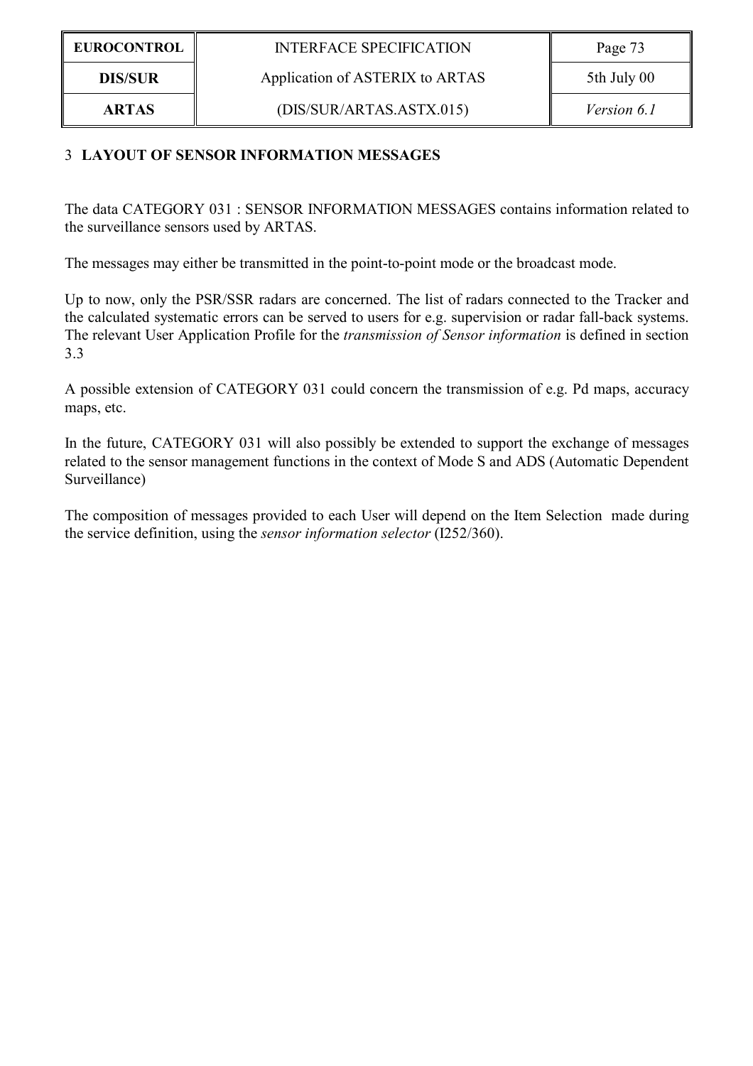# 3 LAYOUT OF SENSOR INFORMATION MESSAGES

The data CATEGORY 031 : SENSOR INFORMATION MESSAGES contains information related to the surveillance sensors used by ARTAS.

The messages may either be transmitted in the point-to-point mode or the broadcast mode.

Up to now, only the PSR/SSR radars are concerned. The list of radars connected to the Tracker and the calculated systematic errors can be served to users for e.g. supervision or radar fall-back systems. The relevant User Application Profile for the *transmission of Sensor information* is defined in section 3.3

A possible extension of CATEGORY 031 could concern the transmission of e.g. Pd maps, accuracy maps, etc.

In the future, CATEGORY 031 will also possibly be extended to support the exchange of messages related to the sensor management functions in the context of Mode S and ADS (Automatic Dependent Surveillance)

The composition of messages provided to each User will depend on the Item Selection made during the service definition, using the *sensor information selector* (I252/360).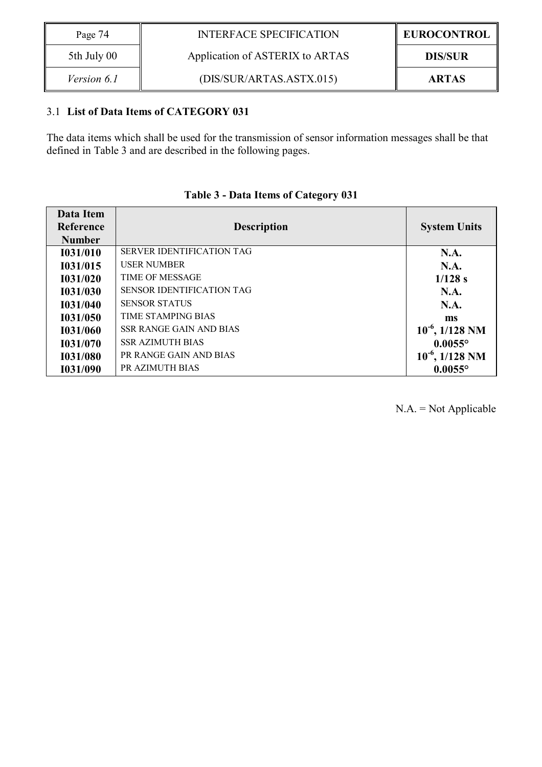### 3.1 List of Data Items of CATEGORY 031

The data items which shall be used for the transmission of sensor information messages shall be that defined in Table 3 and are described in the following pages.

**Table 3 - Data Items of Category 031**

| Data Item Reference Number | Description | System Units |
|---|---|---|
| **I031/010** | SERVER IDENTIFICATION TAG | **N.A.** |
| **I031/015** | USER NUMBER | **N.A.** |
| **I031/020** | TIME OF MESSAGE | **1/128 s** |
| **I031/030** | SENSOR IDENTIFICATION TAG | **N.A.** |
| **I031/040** | SENSOR STATUS | **N.A.** |
| **I031/050** | TIME STAMPING BIAS | **ms** |
| **I031/060** | SSR RANGE GAIN AND BIAS | **$10^{-6}$, 1/128 NM** |
| **I031/070** | SSR AZIMUTH BIAS | **0.0055°** |
| **I031/080** | PR RANGE GAIN AND BIAS | **$10^{-6}$, 1/128 NM** |
| **I031/090** | PR AZIMUTH BIAS | **0.0055°** |

N.A. = Not Applicable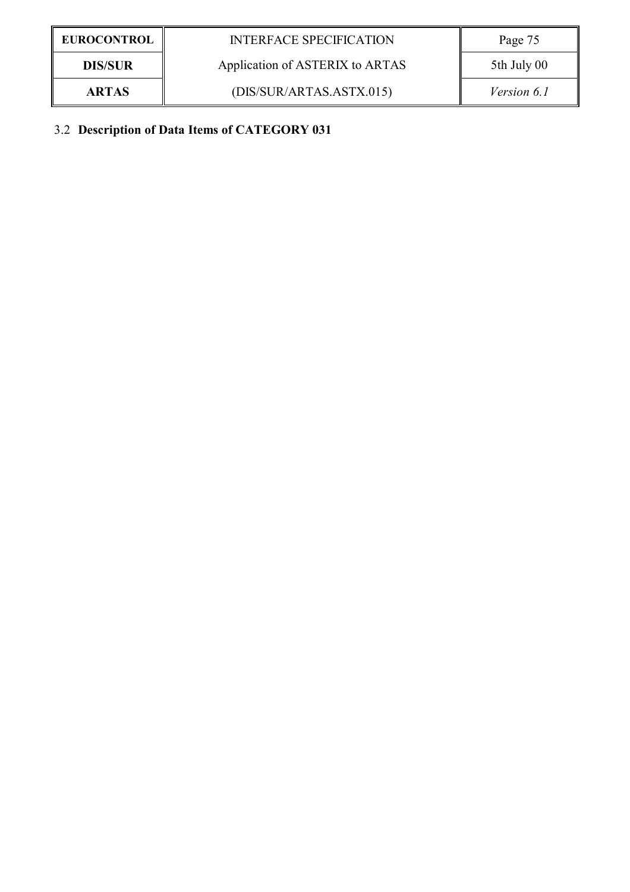## 3.2 Description of Data Items of CATEGORY 031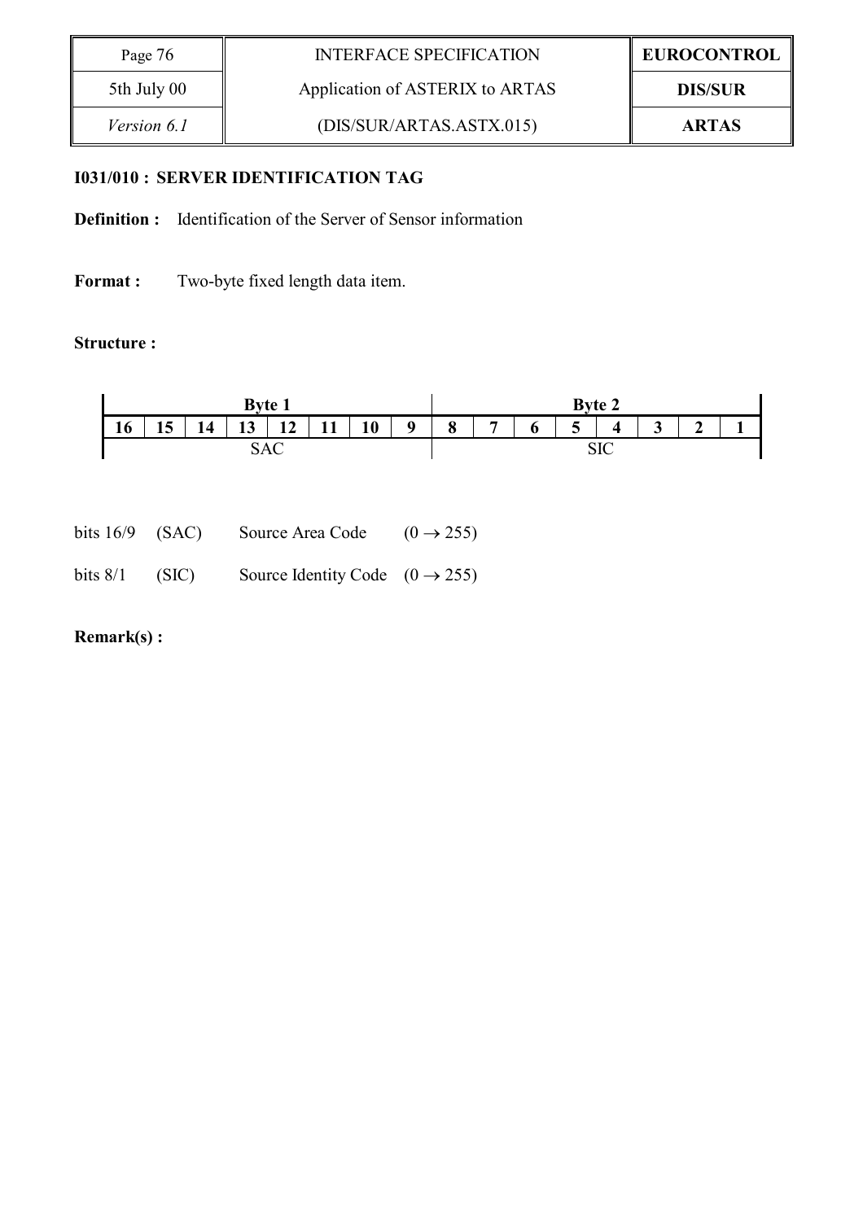**I031/010 : SERVER IDENTIFICATION TAG**

**Definition :** Identification of the Server of Sensor information

**Format :** Two-byte fixed length data item.

**Structure :**

| Byte 1 | | | | | | | | Byte 2 | | | | | | | |
|---|---|---|---|---|---|---|---|---|---|---|---|---|---|---|---|
| **16** | **15** | **14** | **13** | **12** | **11** | **10** | **9** | **8** | **7** | **6** | **5** | **4** | **3** | **2** | **1** |
| SAC | | | | | | | | SIC | | | | | | | |

bits 16/9 (SAC) Source Area Code $(0 \rightarrow 255)$

bits 8/1 (SIC) Source Identity Code $(0 \rightarrow 255)$

**Remark(s) :**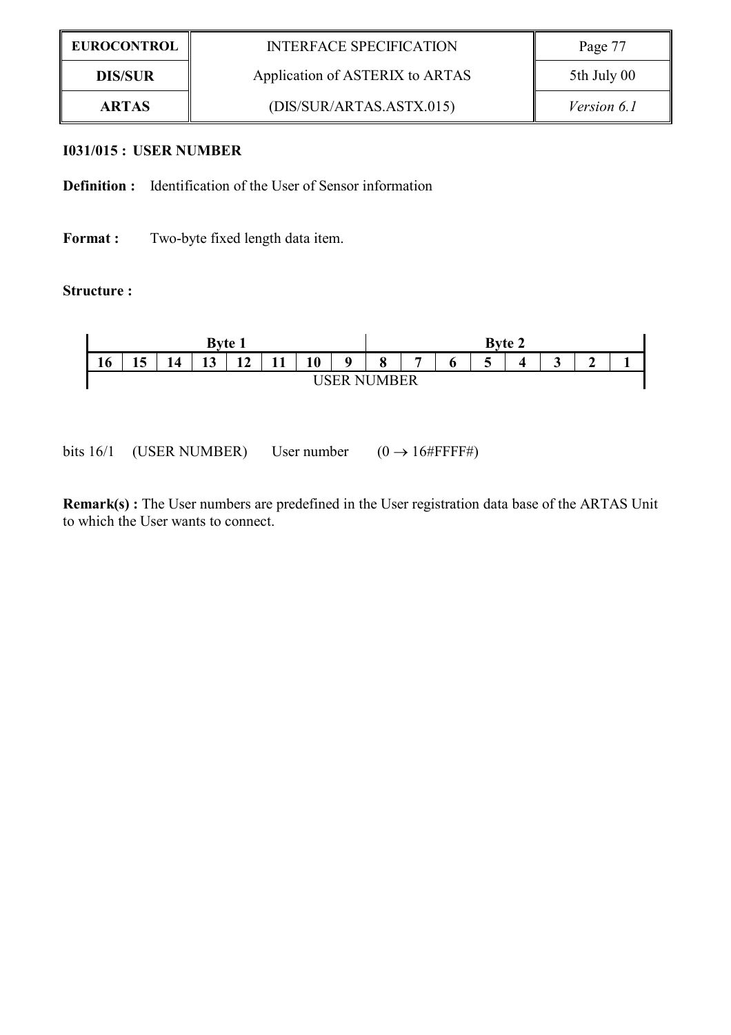### I031/015 : USER NUMBER

**Definition :** Identification of the User of Sensor information

**Format :** Two-byte fixed length data item.

**Structure :**

| Byte 1 | | | | | | | | Byte 2 | | | | | | | |
|---|---|---|---|---|---|---|---|---|---|---|---|---|---|---|---|
| **16** | **15** | **14** | **13** | **12** | **11** | **10** | **9** | **8** | **7** | **6** | **5** | **4** | **3** | **2** | **1** |
| USER NUMBER | | | | | | | | | | | | | | | |

bits 16/1 (USER NUMBER) User number (0 → 16#FFFF#)

**Remark(s) :** The User numbers are predefined in the User registration data base of the ARTAS Unit to which the User wants to connect.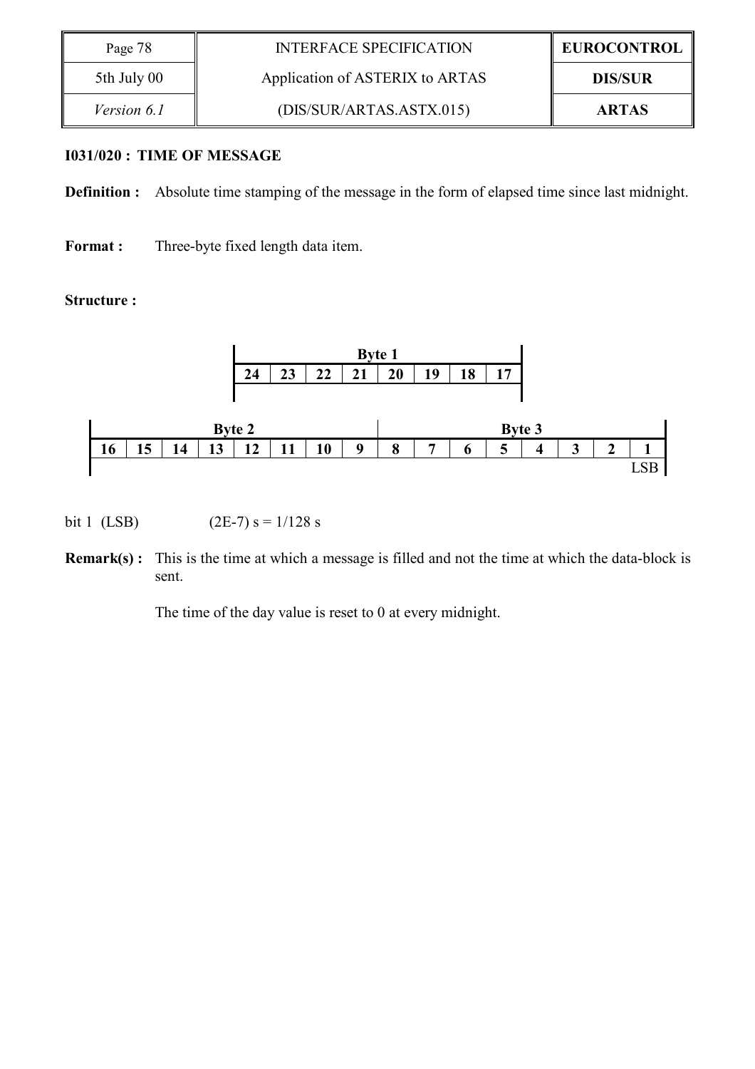### I031/020 : TIME OF MESSAGE

**Definition :** Absolute time stamping of the message in the form of elapsed time since last midnight.

**Format :** Three-byte fixed length data item.

**Structure :**

| Byte 1 | | | | | | | |
|---|---|---|---|---|---|---|---|
| 24 | 23 | 22 | 21 | 20 | 19 | 18 | 17 |
| | | | | | | | |

| Byte 2 | | | | | | | | Byte 3 | | | | | | | |
|---|---|---|---|---|---|---|---|---|---|---|---|---|---|---|---|
| 16 | 15 | 14 | 13 | 12 | 11 | 10 | 9 | 8 | 7 | 6 | 5 | 4 | 3 | 2 | 1 |
| | | | | | | | | | | | | | | | LSB |

bit 1 (LSB) (2E-7) s = 1/128 s

**Remark(s) :** This is the time at which a message is filled and not the time at which the data-block is sent.

The time of the day value is reset to 0 at every midnight.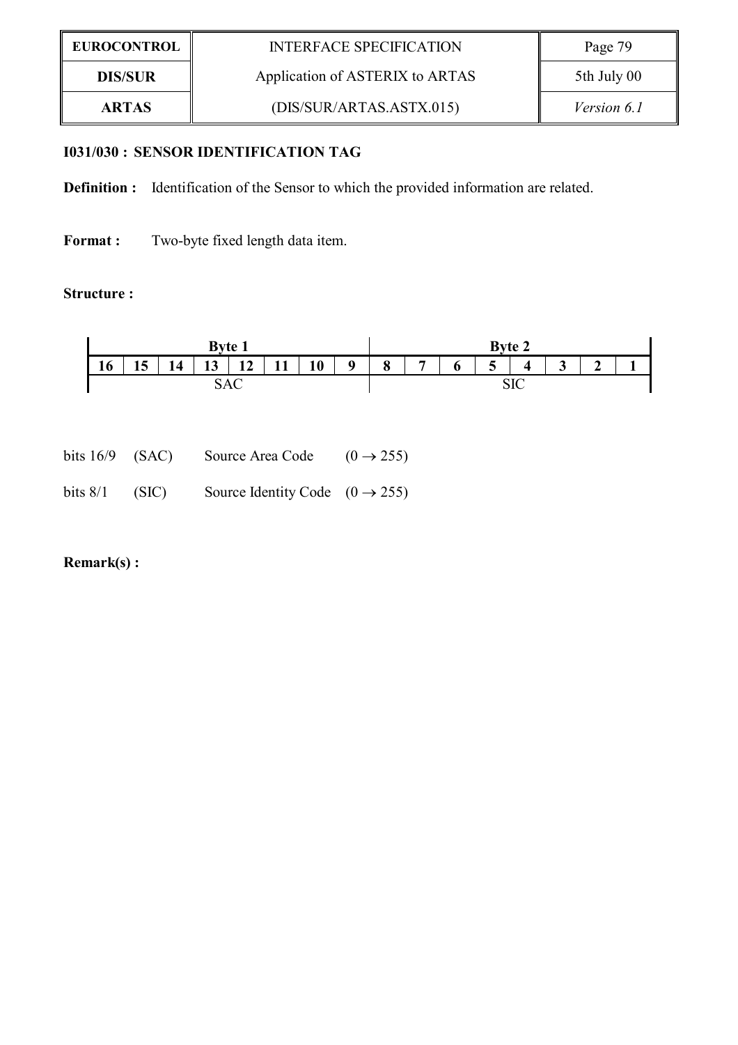### I031/030 : SENSOR IDENTIFICATION TAG

**Definition :** Identification of the Sensor to which the provided information are related.

**Format :** Two-byte fixed length data item.

**Structure :**

| Byte 1 | | | | | | | | Byte 2 | | | | | | | |
|---|---|---|---|---|---|---|---|---|---|---|---|---|---|---|---|
| **16** | **15** | **14** | **13** | **12** | **11** | **10** | **9** | **8** | **7** | **6** | **5** | **4** | **3** | **2** | **1** |
| SAC | | | | | | | | SIC | | | | | | | |

bits 16/9 (SAC) Source Area Code $(0 \rightarrow 255)$

bits 8/1 (SIC) Source Identity Code $(0 \rightarrow 255)$

**Remark(s) :**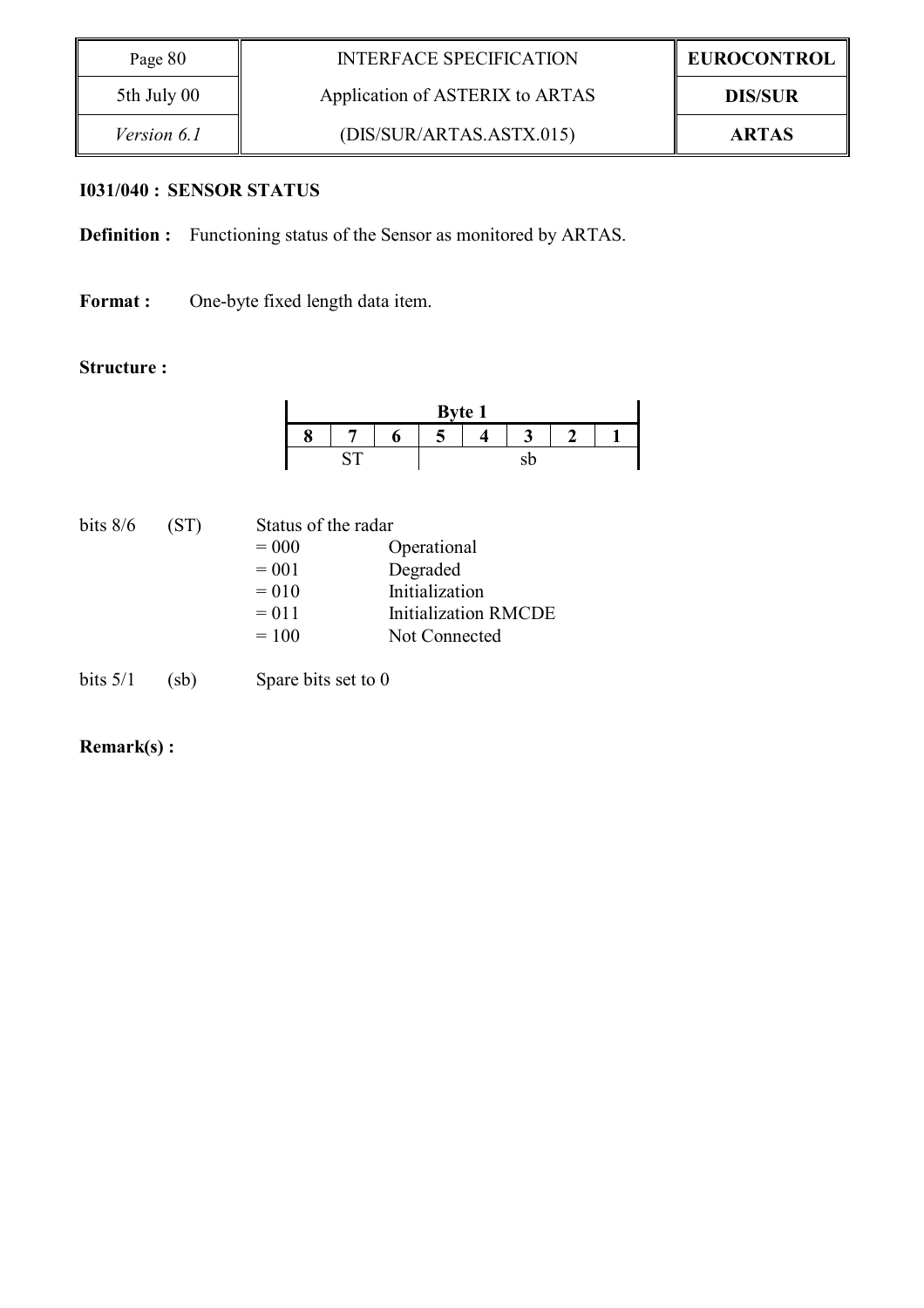**I031/040 : SENSOR STATUS**

**Definition :** Functioning status of the Sensor as monitored by ARTAS.

**Format :** One-byte fixed length data item.

**Structure :**

| Byte 1 | | | | | | | |
|---|---|---|---|---|---|---|---|
| 8 | 7 | 6 | 5 | 4 | 3 | 2 | 1 |
| | ST | | | | sb | | |

| | | | |
|---|---|---|---|
| bits 8/6 | (ST) | Status of the radar | |
| | | = 000 | Operational |
| | | = 001 | Degraded |
| | | = 010 | Initialization |
| | | = 011 | Initialization RMCDE |
| | | = 100 | Not Connected |
| bits 5/1 | (sb) | Spare bits set to 0 | |

**Remark(s) :**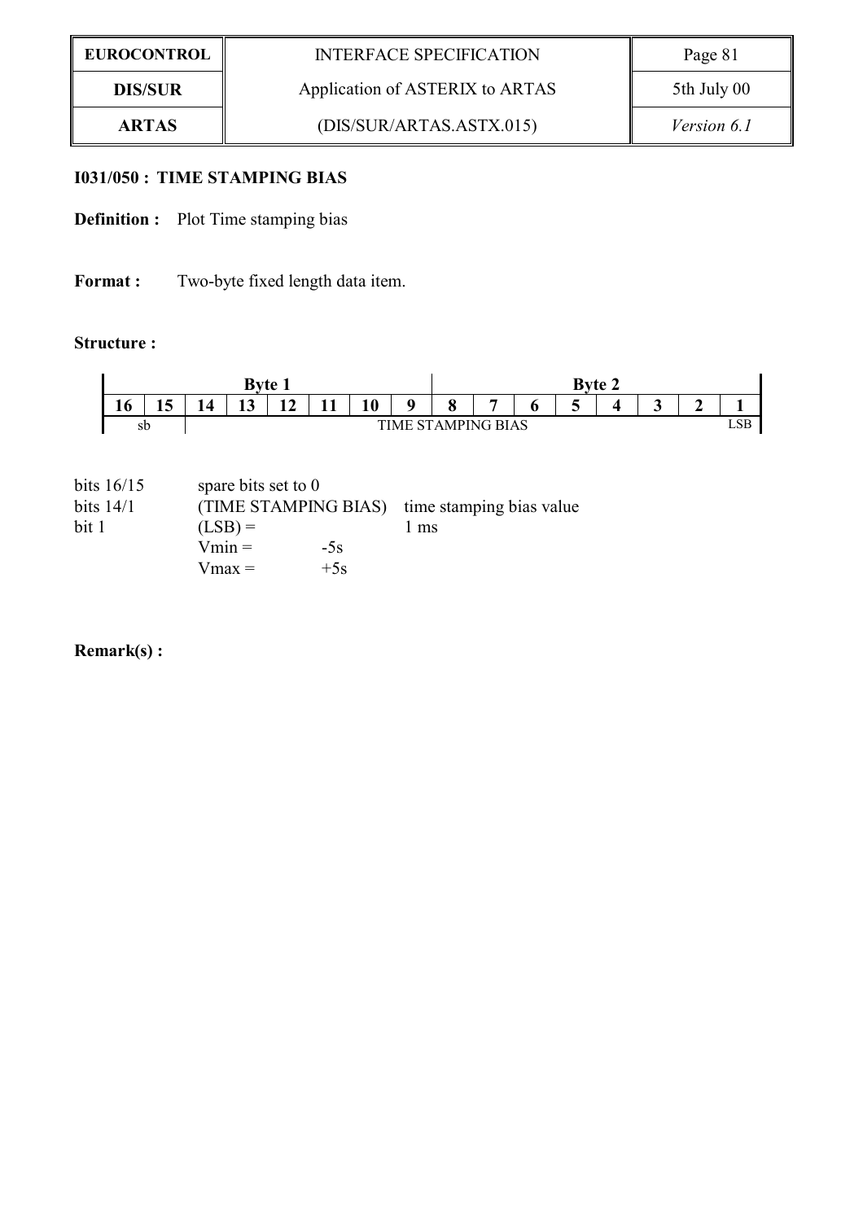**I031/050 : TIME STAMPING BIAS**

**Definition :** Plot Time stamping bias

**Format :** Two-byte fixed length data item.

**Structure :**

| Byte 1 | | | | | | | | Byte 2 | | | | | | | |
|---|---|---|---|---|---|---|---|---|---|---|---|---|---|---|---|
| 16 | 15 | 14 | 13 | 12 | 11 | 10 | 9 | 8 | 7 | 6 | 5 | 4 | 3 | 2 | 1 |
| sb | | TIME STAMPING BIAS | | | | | | | | | | | | | LSB |

bits 16/15 spare bits set to 0

bits 14/1 (TIME STAMPING BIAS) time stamping bias value

bit 1 (LSB) = 1 ms

Vmin = -5s

Vmax = +5s

**Remark(s) :**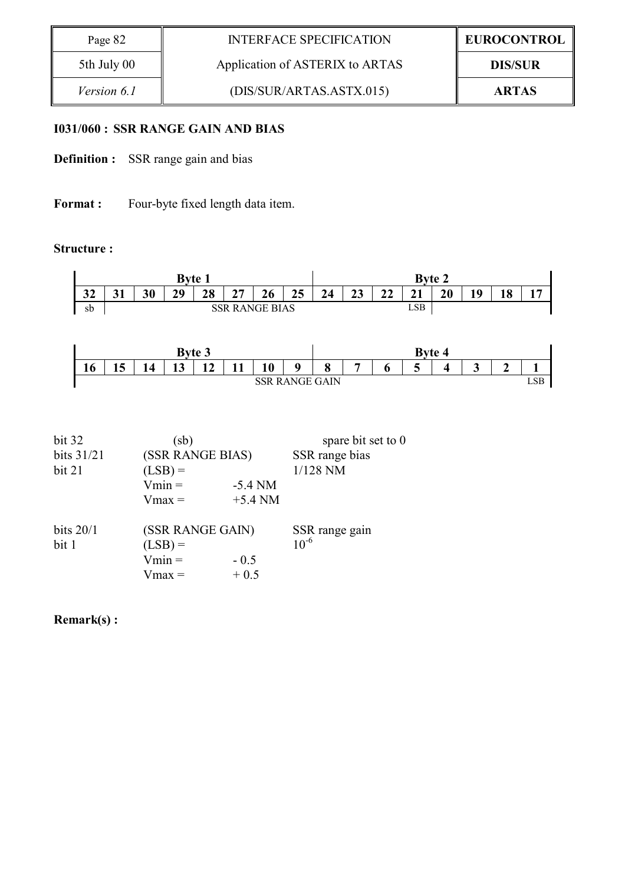**I031/060 : SSR RANGE GAIN AND BIAS**

**Definition :** SSR range gain and bias

**Format :** Four-byte fixed length data item.

**Structure :**

| Byte 1 | | | | | | | | Byte 2 | | | | | | | |
|---|---|---|---|---|---|---|---|---|---|---|---|---|---|---|---|
| 32 | 31 | 30 | 29 | 28 | 27 | 26 | 25 | 24 | 23 | 22 | 21 | 20 | 19 | 18 | 17 |
| sb | SSR RANGE BIAS | | | | | | | | | | LSB | | | | |

| Byte 3 | | | | | | | | Byte 4 | | | | | | | |
|---|---|---|---|---|---|---|---|---|---|---|---|---|---|---|---|
| 16 | 15 | 14 | 13 | 12 | 11 | 10 | 9 | 8 | 7 | 6 | 5 | 4 | 3 | 2 | 1 |
| SSR RANGE GAIN | | | | | | | | | | | | | | | LSB |

| | | | |
|---|---|---|---|
| bit 32 | (sb) | | spare bit set to 0 |
| bits 31/21 | (SSR RANGE BIAS) | | SSR range bias |
| bit 21 | (LSB) = | | 1/128 NM |
| | Vmin = | -5.4 NM | |
| | Vmax = | +5.4 NM | |
| bits 20/1 | (SSR RANGE GAIN) | | SSR range gain |
| bit 1 | (LSB) = | | $10^{-6}$ |
| | Vmin = | - 0.5 | |
| | Vmax = | + 0.5 | |

**Remark(s) :**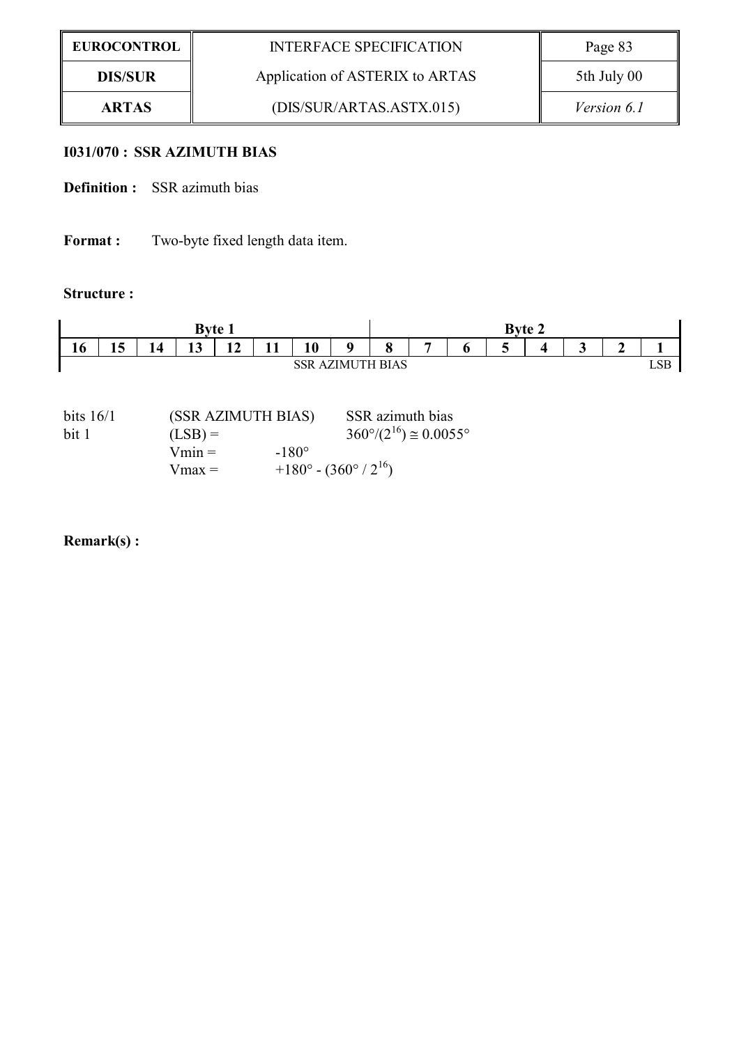**I031/070 : SSR AZIMUTH BIAS**

**Definition :** SSR azimuth bias

**Format :** Two-byte fixed length data item.

**Structure :**

| Byte 1 | | | | | | | | Byte 2 | | | | | | | |
|---|---|---|---|---|---|---|---|---|---|---|---|---|---|---|---|
| 16 | 15 | 14 | 13 | 12 | 11 | 10 | 9 | 8 | 7 | 6 | 5 | 4 | 3 | 2 | 1 |
| SSR AZIMUTH BIAS | | | | | | | | | | | | | | | LSB |

bits 16/1 (SSR AZIMUTH BIAS) SSR azimuth bias

bit 1 (LSB) = $360°/(2^{16}) \cong 0.0055°$

Vmin = -180°

Vmax = $+180° - (360° / 2^{16})$

**Remark(s) :**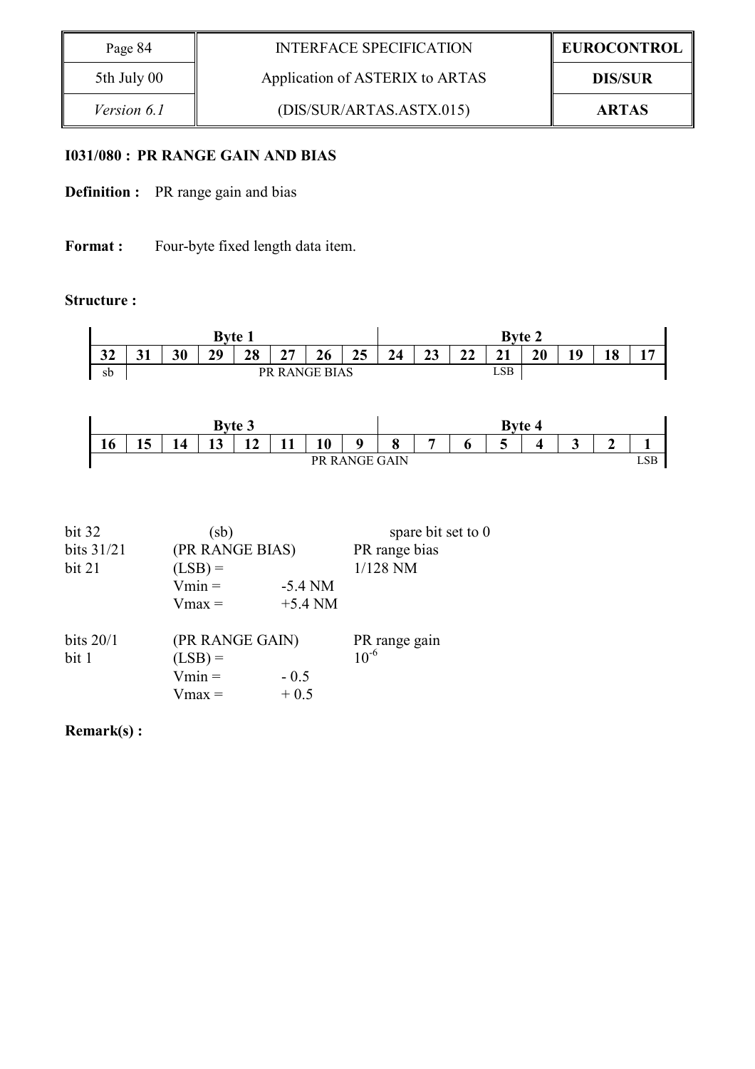**I031/080 : PR RANGE GAIN AND BIAS**

**Definition :** PR range gain and bias

**Format :** Four-byte fixed length data item.

**Structure :**

| Byte 1 | | | | | | | | Byte 2 | | | | | | | |
|---|---|---|---|---|---|---|---|---|---|---|---|---|---|---|---|
| **32** | **31** | **30** | **29** | **28** | **27** | **26** | **25** | **24** | **23** | **22** | **21** | **20** | **19** | **18** | **17** |
| sb | PR RANGE BIAS | | | | | | | | | | LSB | | | | |

| Byte 3 | | | | | | | | Byte 4 | | | | | | | |
|---|---|---|---|---|---|---|---|---|---|---|---|---|---|---|---|
| **16** | **15** | **14** | **13** | **12** | **11** | **10** | **9** | **8** | **7** | **6** | **5** | **4** | **3** | **2** | **1** |
| PR RANGE GAIN | | | | | | | | | | | | | | | LSB |

| | | | |
|---|---|---|---|
| bit 32 | (sb) | | spare bit set to 0 |
| bits 31/21 | (PR RANGE BIAS) | | PR range bias |
| bit 21 | (LSB) = | | 1/128 NM |
| | Vmin = | -5.4 NM | |
| | Vmax = | +5.4 NM | |
| bits 20/1 | (PR RANGE GAIN) | | PR range gain |
| bit 1 | (LSB) = | | $10^{-6}$ |
| | Vmin = | - 0.5 | |
| | Vmax = | + 0.5 | |

**Remark(s) :**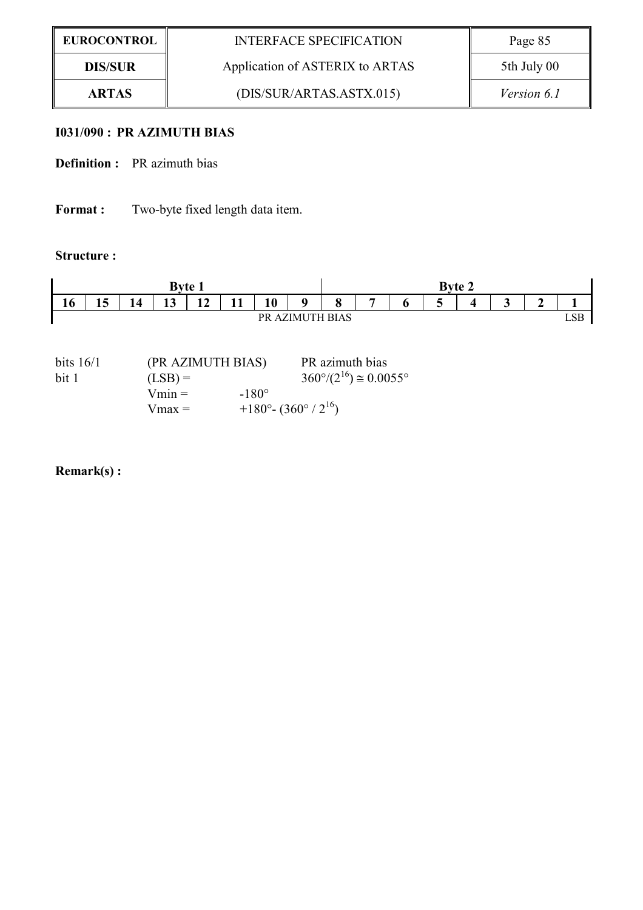### I031/090 : PR AZIMUTH BIAS

**Definition :** PR azimuth bias

**Format :** Two-byte fixed length data item.

**Structure :**

| Byte 1 | | | | | | | | Byte 2 | | | | | | | |
|---|---|---|---|---|---|---|---|---|---|---|---|---|---|---|---|
| 16 | 15 | 14 | 13 | 12 | 11 | 10 | 9 | 8 | 7 | 6 | 5 | 4 | 3 | 2 | 1 |
| PR AZIMUTH BIAS | | | | | | | | | | | | | | | LSB |

bits 16/1 (PR AZIMUTH BIAS) PR azimuth bias

bit 1 (LSB) = $360°/(2^{16}) \cong 0.0055°$

Vmin = $-180°$

Vmax = $+180° - (360° / 2^{16})$

**Remark(s) :**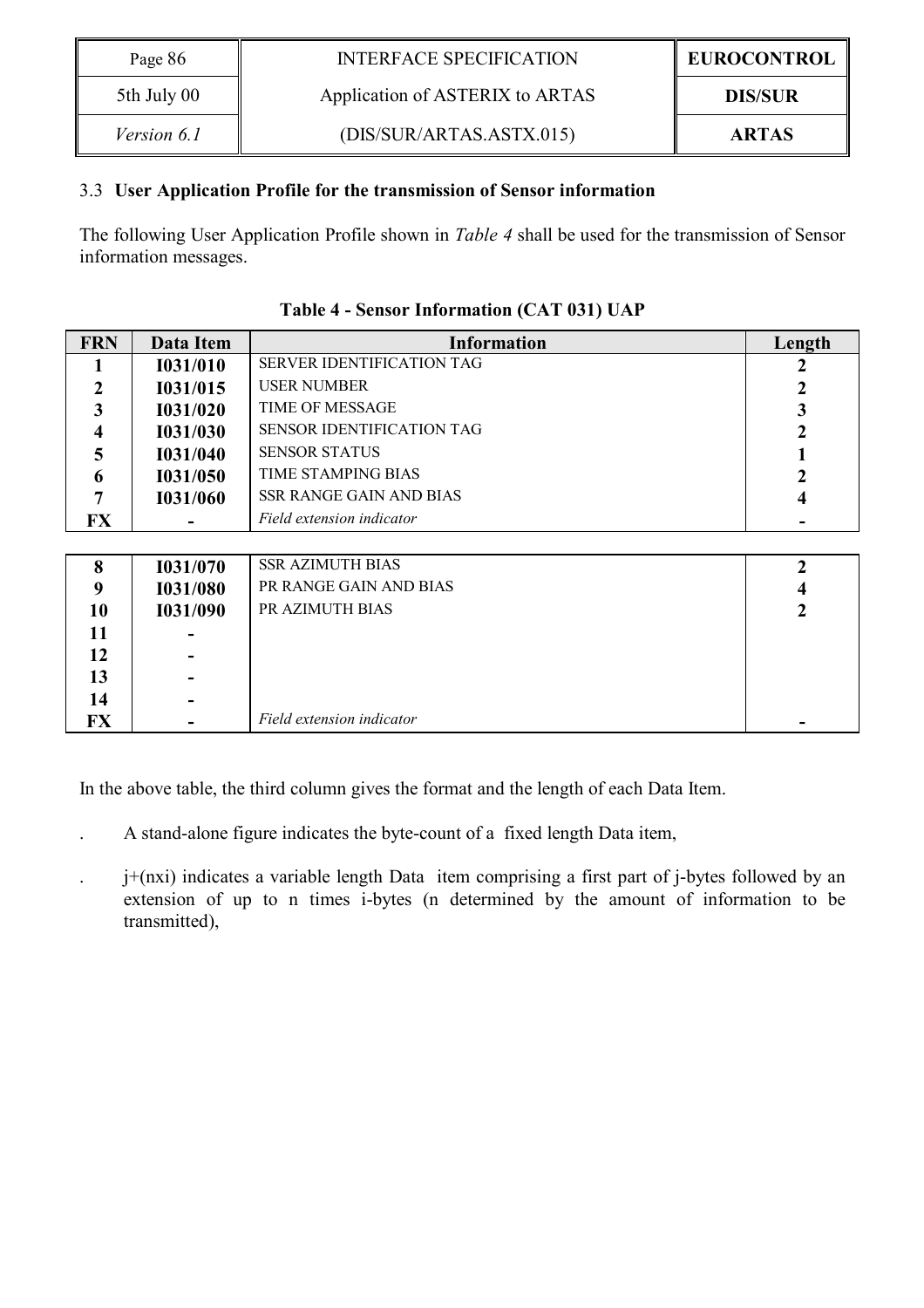### 3.3 User Application Profile for the transmission of Sensor information

The following User Application Profile shown in *Table 4* shall be used for the transmission of Sensor information messages.

**Table 4 - Sensor Information (CAT 031) UAP**

| FRN | Data Item | Information | Length |
|---|---|---|---|
| 1 | I031/010 | SERVER IDENTIFICATION TAG | 2 |
| 2 | I031/015 | USER NUMBER | 2 |
| 3 | I031/020 | TIME OF MESSAGE | 3 |
| 4 | I031/030 | SENSOR IDENTIFICATION TAG | 2 |
| 5 | I031/040 | SENSOR STATUS | 1 |
| 6 | I031/050 | TIME STAMPING BIAS | 2 |
| 7 | I031/060 | SSR RANGE GAIN AND BIAS | 4 |
| FX | - | *Field extension indicator* | - |
| 8 | I031/070 | SSR AZIMUTH BIAS | 2 |
| 9 | I031/080 | PR RANGE GAIN AND BIAS | 4 |
| 10 | I031/090 | PR AZIMUTH BIAS | 2 |
| 11 | - | | |
| 12 | - | | |
| 13 | - | | |
| 14 | - | | |
| FX | - | *Field extension indicator* | - |

In the above table, the third column gives the format and the length of each Data Item.

. A stand-alone figure indicates the byte-count of a fixed length Data item,

. j+(nxi) indicates a variable length Data item comprising a first part of j-bytes followed by an extension of up to n times i-bytes (n determined by the amount of information to be transmitted),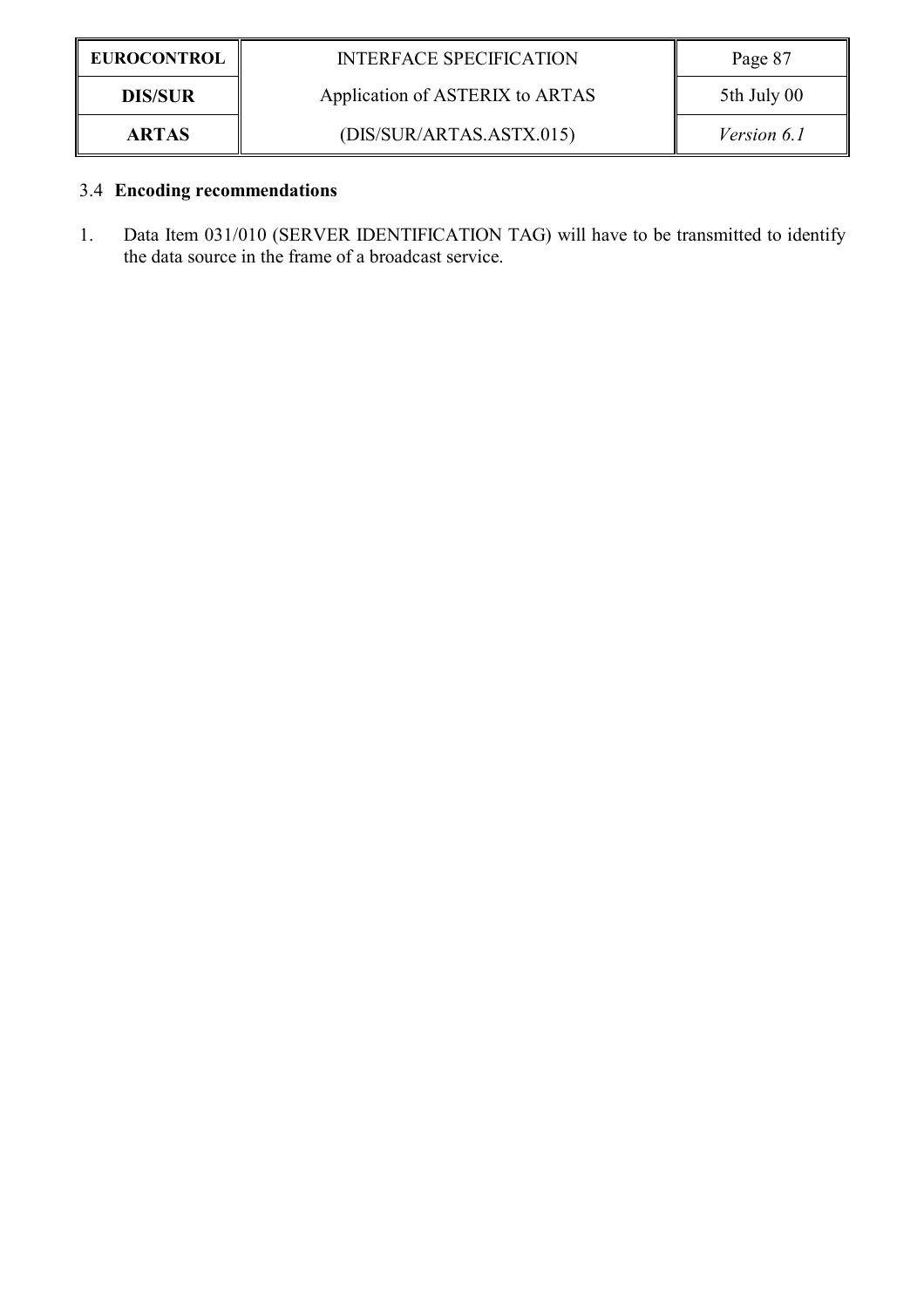### 3.4 Encoding recommendations

1. Data Item 031/010 (SERVER IDENTIFICATION TAG) will have to be transmitted to identify the data source in the frame of a broadcast service.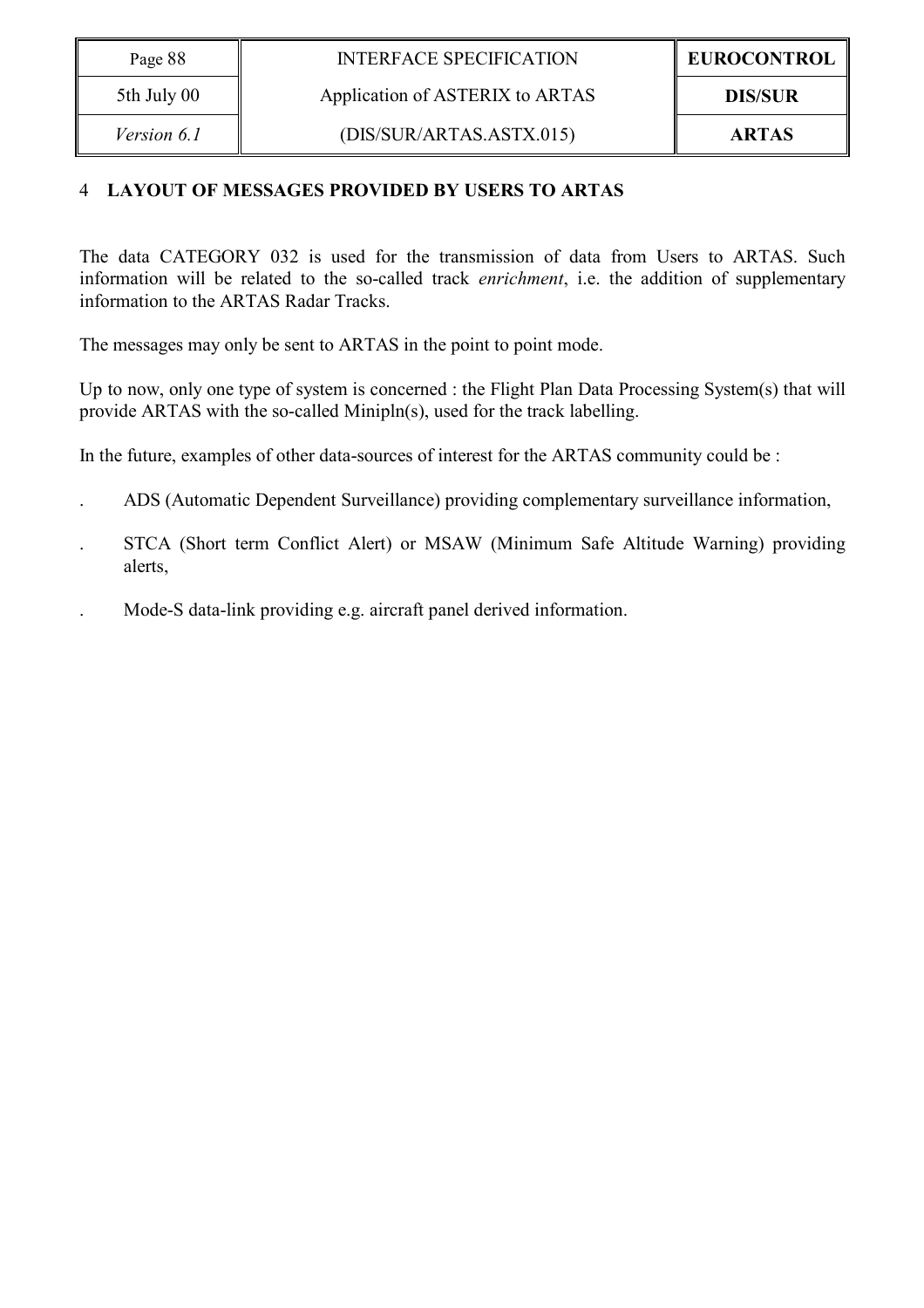# 4 LAYOUT OF MESSAGES PROVIDED BY USERS TO ARTAS

The data CATEGORY 032 is used for the transmission of data from Users to ARTAS. Such information will be related to the so-called track *enrichment*, i.e. the addition of supplementary information to the ARTAS Radar Tracks.

The messages may only be sent to ARTAS in the point to point mode.

Up to now, only one type of system is concerned : the Flight Plan Data Processing System(s) that will provide ARTAS with the so-called Minipln(s), used for the track labelling.

In the future, examples of other data-sources of interest for the ARTAS community could be :

- ADS (Automatic Dependent Surveillance) providing complementary surveillance information,
- STCA (Short term Conflict Alert) or MSAW (Minimum Safe Altitude Warning) providing alerts,
- Mode-S data-link providing e.g. aircraft panel derived information.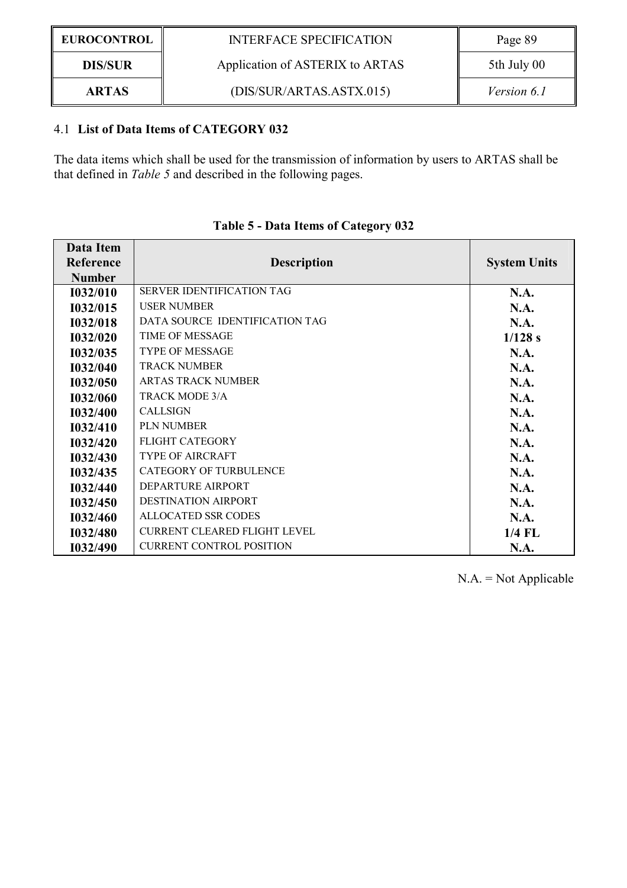### 4.1 List of Data Items of CATEGORY 032

The data items which shall be used for the transmission of information by users to ARTAS shall be that defined in *Table 5* and described in the following pages.

**Table 5 - Data Items of Category 032**

| Data Item Reference Number | Description | System Units |
|---|---|---|
| I032/010 | SERVER IDENTIFICATION TAG | N.A. |
| I032/015 | USER NUMBER | N.A. |
| I032/018 | DATA SOURCE IDENTIFICATION TAG | N.A. |
| I032/020 | TIME OF MESSAGE | 1/128 s |
| I032/035 | TYPE OF MESSAGE | N.A. |
| I032/040 | TRACK NUMBER | N.A. |
| I032/050 | ARTAS TRACK NUMBER | N.A. |
| I032/060 | TRACK MODE 3/A | N.A. |
| I032/400 | CALLSIGN | N.A. |
| I032/410 | PLN NUMBER | N.A. |
| I032/420 | FLIGHT CATEGORY | N.A. |
| I032/430 | TYPE OF AIRCRAFT | N.A. |
| I032/435 | CATEGORY OF TURBULENCE | N.A. |
| I032/440 | DEPARTURE AIRPORT | N.A. |
| I032/450 | DESTINATION AIRPORT | N.A. |
| I032/460 | ALLOCATED SSR CODES | N.A. |
| I032/480 | CURRENT CLEARED FLIGHT LEVEL | 1/4 FL |
| I032/490 | CURRENT CONTROL POSITION | N.A. |

N.A. = Not Applicable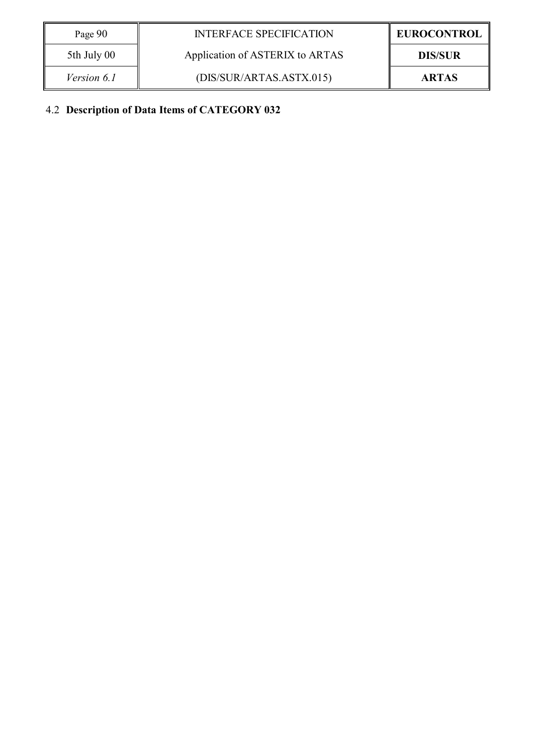## 4.2 Description of Data Items of CATEGORY 032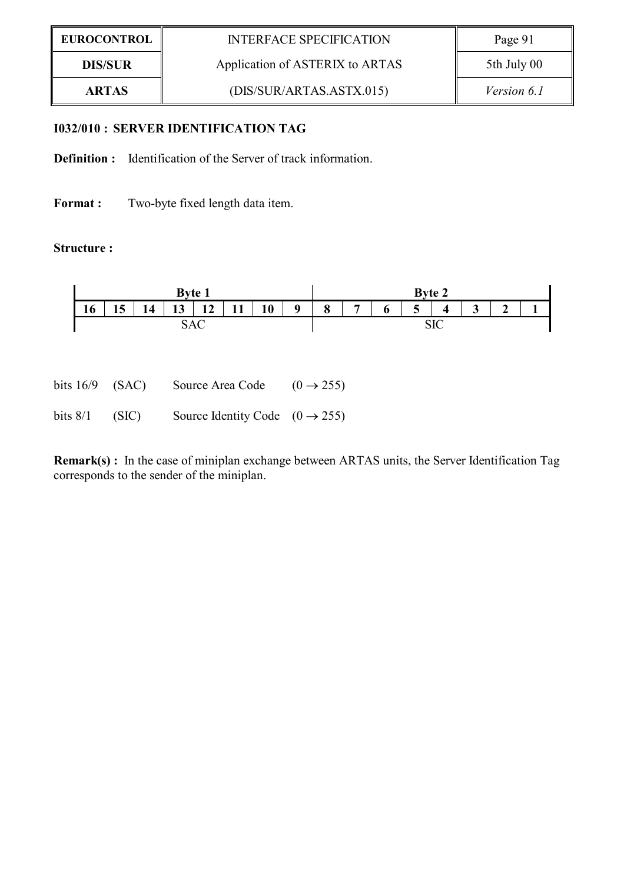### I032/010 : SERVER IDENTIFICATION TAG

**Definition :** Identification of the Server of track information.

**Format :** Two-byte fixed length data item.

**Structure :**

| Byte 1 | | | | | | | | Byte 2 | | | | | | | |
|---|---|---|---|---|---|---|---|---|---|---|---|---|---|---|---|
| **16** | **15** | **14** | **13** | **12** | **11** | **10** | **9** | **8** | **7** | **6** | **5** | **4** | **3** | **2** | **1** |
| SAC | | | | | | | | SIC | | | | | | | |

bits 16/9 (SAC) Source Area Code $(0 \rightarrow 255)$

bits 8/1 (SIC) Source Identity Code $(0 \rightarrow 255)$

**Remark(s) :** In the case of miniplan exchange between ARTAS units, the Server Identification Tag corresponds to the sender of the miniplan.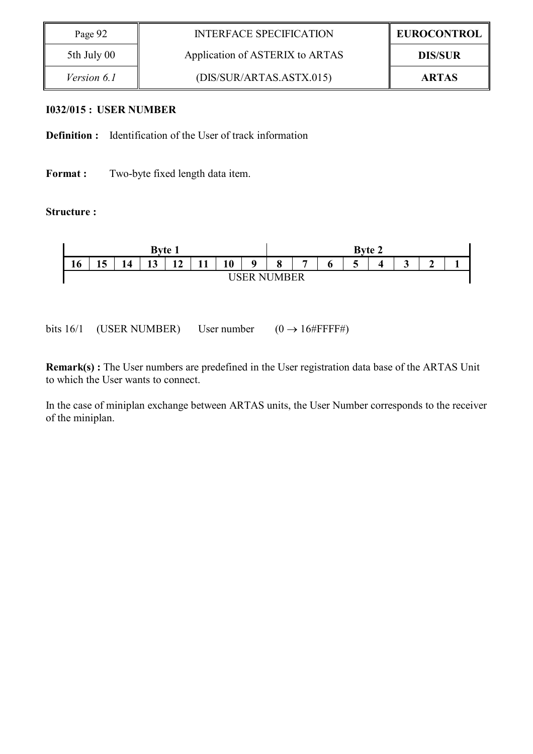**I032/015 : USER NUMBER**

**Definition :** Identification of the User of track information

**Format :** Two-byte fixed length data item.

**Structure :**

| Byte 1 | | | | | | | | Byte 2 | | | | | | | |
|---|---|---|---|---|---|---|---|---|---|---|---|---|---|---|---|
| **16** | **15** | **14** | **13** | **12** | **11** | **10** | **9** | **8** | **7** | **6** | **5** | **4** | **3** | **2** | **1** |
| USER NUMBER | | | | | | | | | | | | | | | |

bits 16/1 (USER NUMBER) User number $(0 \rightarrow 16\#FFFF\#)$

**Remark(s) :** The User numbers are predefined in the User registration data base of the ARTAS Unit to which the User wants to connect.

In the case of miniplan exchange between ARTAS units, the User Number corresponds to the receiver of the miniplan.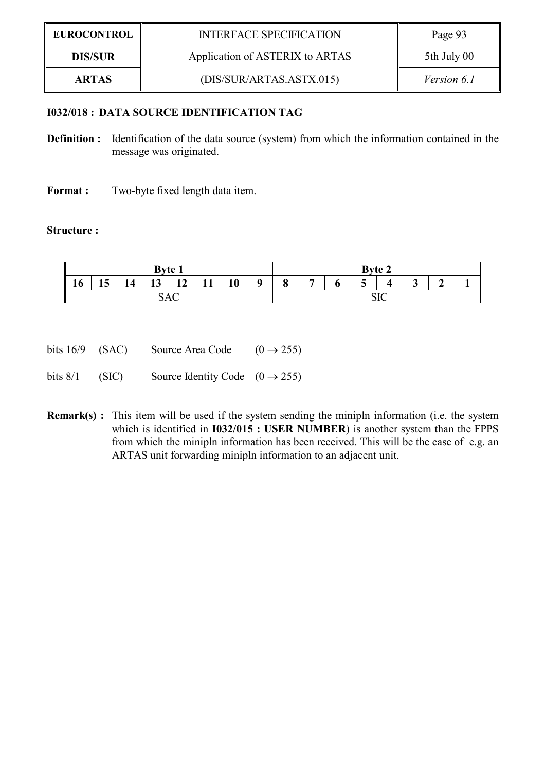### I032/018 : DATA SOURCE IDENTIFICATION TAG

**Definition :** Identification of the data source (system) from which the information contained in the message was originated.

**Format :** Two-byte fixed length data item.

**Structure :**

| Byte 1 | | | | | | | | Byte 2 | | | | | | | |
|---|---|---|---|---|---|---|---|---|---|---|---|---|---|---|---|
| **16** | **15** | **14** | **13** | **12** | **11** | **10** | **9** | **8** | **7** | **6** | **5** | **4** | **3** | **2** | **1** |
| SAC | | | | | | | | SIC | | | | | | | |

bits 16/9 (SAC) Source Area Code ($0 \rightarrow 255$)

bits 8/1 (SIC) Source Identity Code ($0 \rightarrow 255$)

**Remark(s) :** This item will be used if the system sending the minipln information (i.e. the system which is identified in **I032/015 : USER NUMBER**) is another system than the FPPS from which the minipln information has been received. This will be the case of e.g. an ARTAS unit forwarding minipln information to an adjacent unit.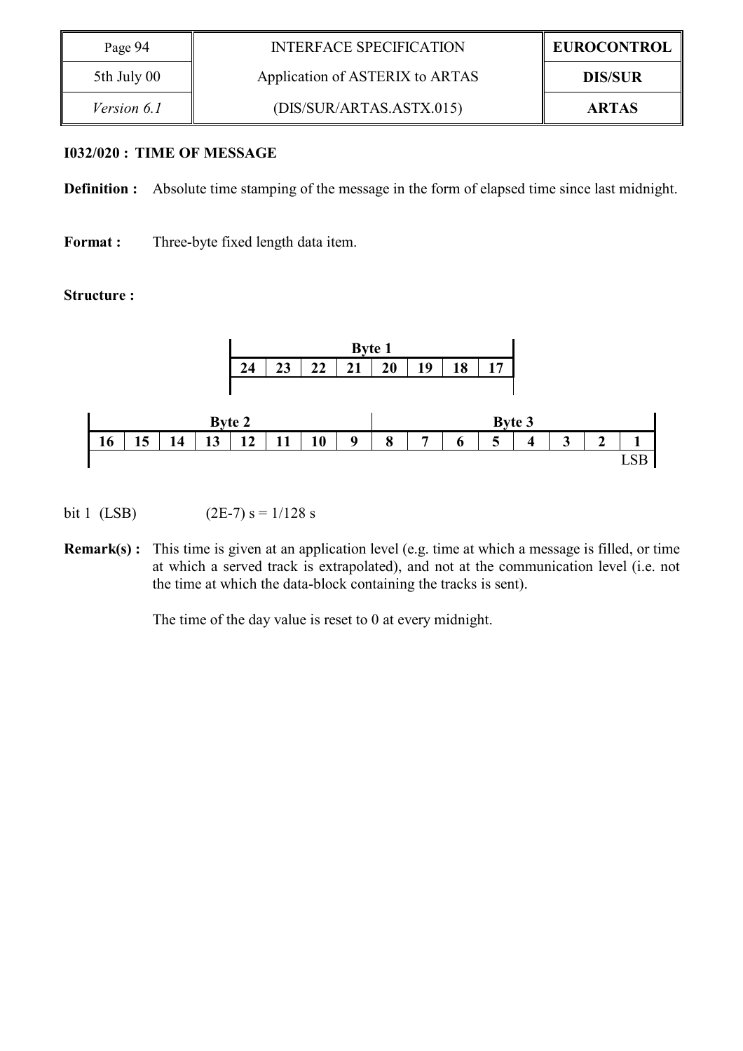**I032/020 : TIME OF MESSAGE**

**Definition :** Absolute time stamping of the message in the form of elapsed time since last midnight.

**Format :** Three-byte fixed length data item.

**Structure :**

| Byte 1 | | | | | | | |
|---|---|---|---|---|---|---|---|
| 24 | 23 | 22 | 21 | 20 | 19 | 18 | 17 |
| | | | | | | | |

| Byte 2 | | | | | | | | Byte 3 | | | | | | | |
|---|---|---|---|---|---|---|---|---|---|---|---|---|---|---|---|
| 16 | 15 | 14 | 13 | 12 | 11 | 10 | 9 | 8 | 7 | 6 | 5 | 4 | 3 | 2 | 1 |
| | | | | | | | | | | | | | | | LSB |

bit 1 (LSB) (2E-7) s = 1/128 s

**Remark(s) :** This time is given at an application level (e.g. time at which a message is filled, or time at which a served track is extrapolated), and not at the communication level (i.e. not the time at which the data-block containing the tracks is sent).

The time of the day value is reset to 0 at every midnight.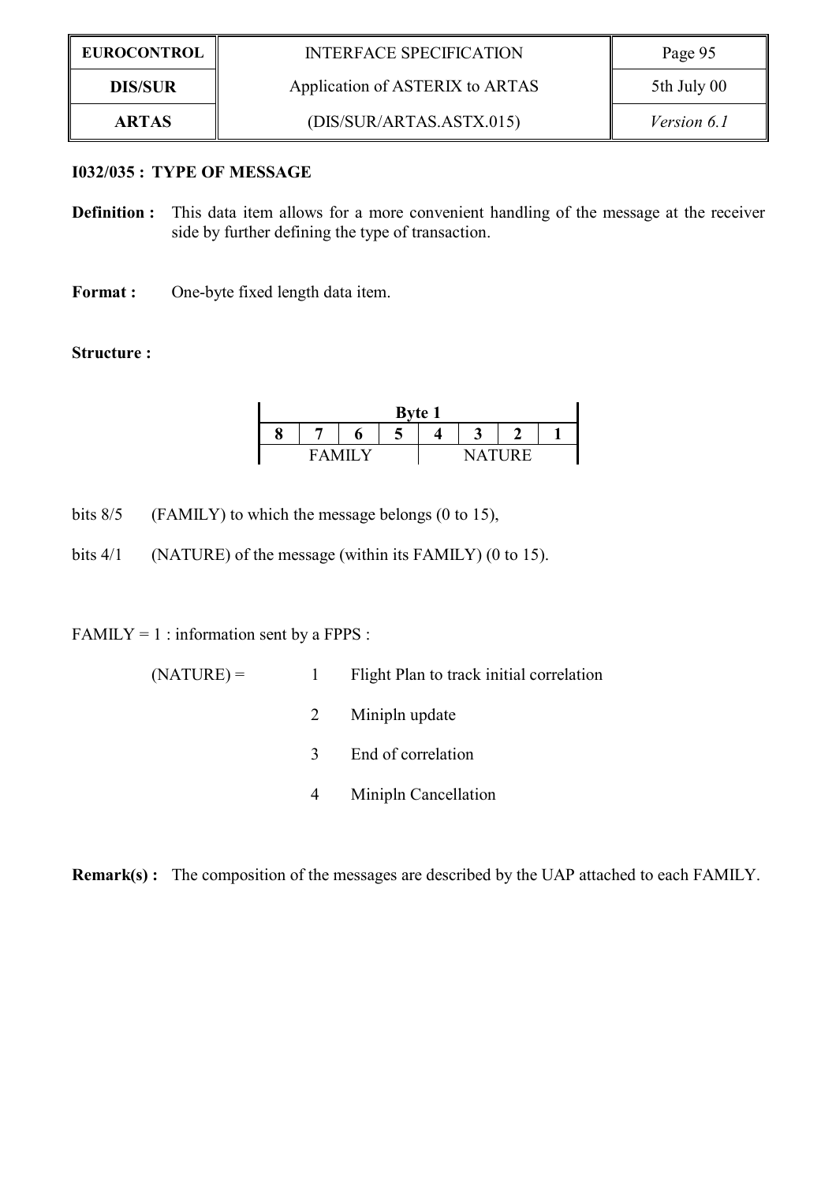**I032/035 : TYPE OF MESSAGE**

**Definition :** This data item allows for a more convenient handling of the message at the receiver side by further defining the type of transaction.

**Format :** One-byte fixed length data item.

**Structure :**

| Byte 1 | | | | | | | |
|---|---|---|---|---|---|---|---|
| 8 | 7 | 6 | 5 | 4 | 3 | 2 | 1 |
| FAMILY | | | | NATURE | | | |

bits 8/5 (FAMILY) to which the message belongs (0 to 15),

bits 4/1 (NATURE) of the message (within its FAMILY) (0 to 15).

FAMILY = 1 : information sent by a FPPS :

(NATURE) =

- 1 Flight Plan to track initial correlation
- 2 Minipln update
- 3 End of correlation
- 4 Minipln Cancellation

**Remark(s) :** The composition of the messages are described by the UAP attached to each FAMILY.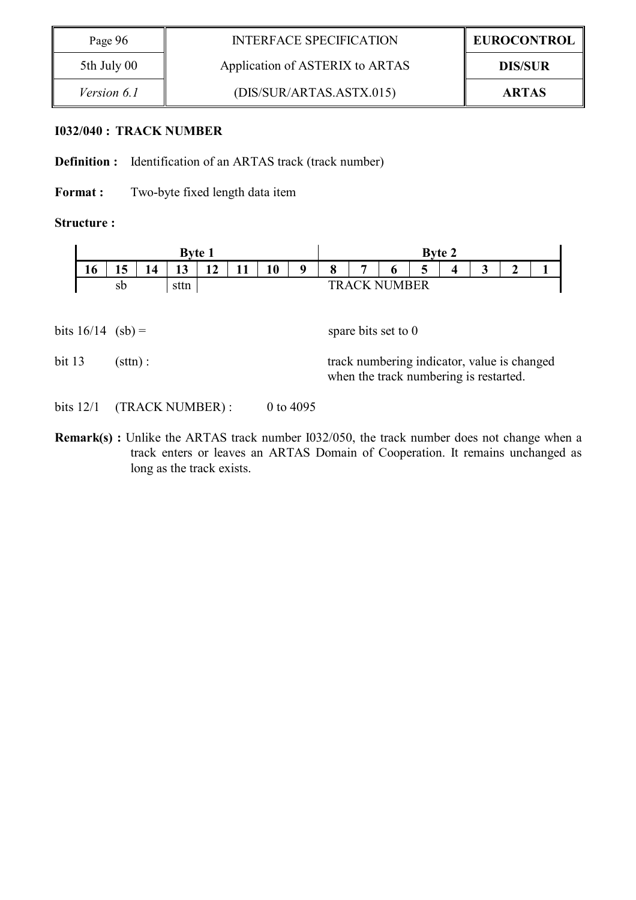### I032/040 : TRACK NUMBER

**Definition :** Identification of an ARTAS track (track number)

**Format :** Two-byte fixed length data item

**Structure :**

| Byte 1 | | | | | | | | Byte 2 | | | | | | | |
|---|---|---|---|---|---|---|---|---|---|---|---|---|---|---|---|
| 16 | 15 | 14 | 13 | 12 | 11 | 10 | 9 | 8 | 7 | 6 | 5 | 4 | 3 | 2 | 1 |
| | sb | | sttn | TRACK NUMBER | | | | | | | | | | | |

bits 16/14 (sb) = spare bits set to 0

bit 13 (sttn) : track numbering indicator, value is changed when the track numbering is restarted.

bits 12/1 (TRACK NUMBER) : 0 to 4095

**Remark(s) :** Unlike the ARTAS track number I032/050, the track number does not change when a track enters or leaves an ARTAS Domain of Cooperation. It remains unchanged as long as the track exists.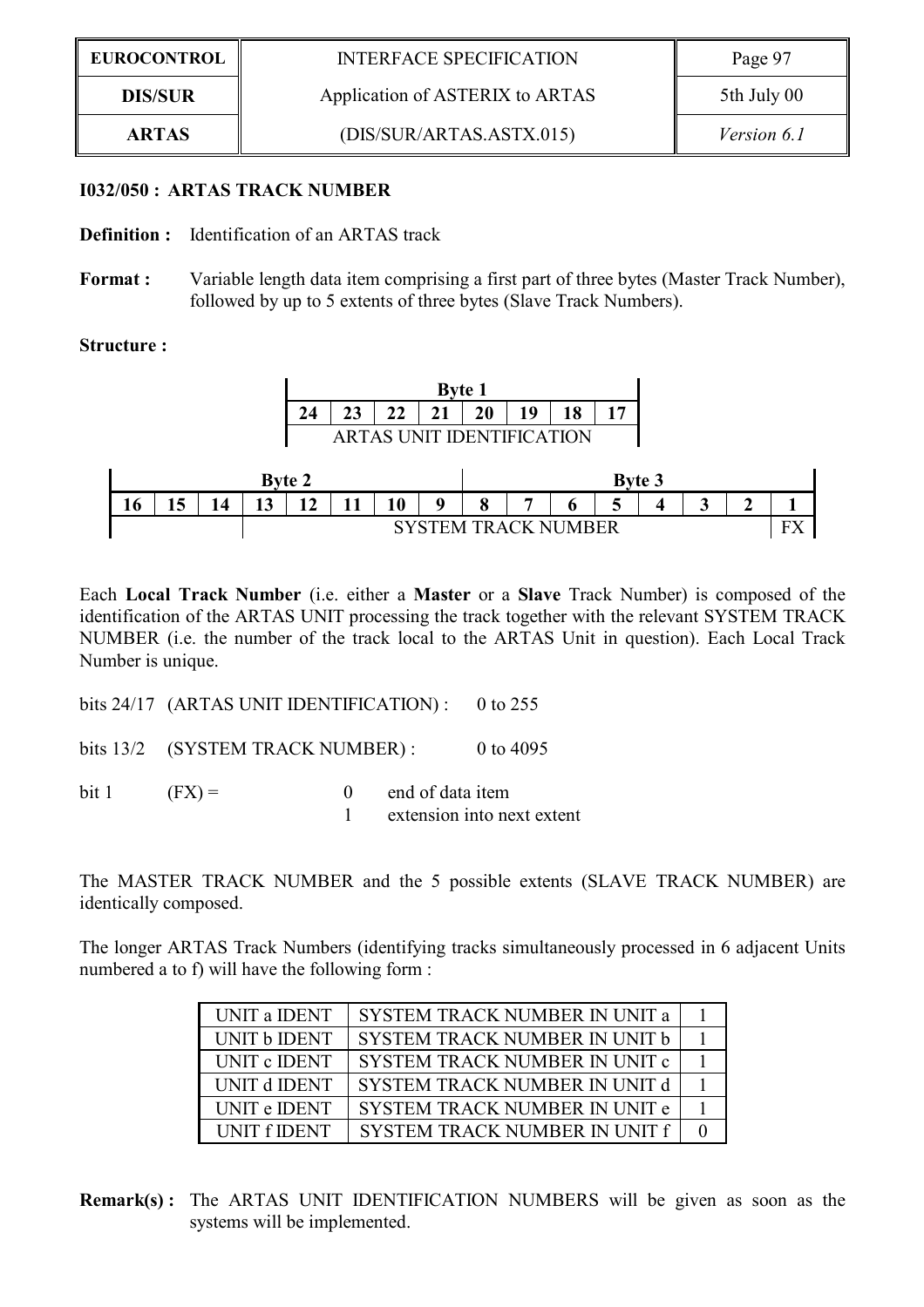**I032/050 : ARTAS TRACK NUMBER**

**Definition :** Identification of an ARTAS track

**Format :** Variable length data item comprising a first part of three bytes (Master Track Number), followed by up to 5 extents of three bytes (Slave Track Numbers).

**Structure :**

| Byte 1 | | | | | | | |
|---|---|---|---|---|---|---|---|
| 24 | 23 | 22 | 21 | 20 | 19 | 18 | 17 |
| ARTAS UNIT IDENTIFICATION | | | | | | | |

| Byte 2 | | | | | | | | Byte 3 | | | | | | | |
|---|---|---|---|---|---|---|---|---|---|---|---|---|---|---|---|
| 16 | 15 | 14 | 13 | 12 | 11 | 10 | 9 | 8 | 7 | 6 | 5 | 4 | 3 | 2 | 1 |
| | | | SYSTEM TRACK NUMBER | | | | | | | | | | | | FX |

Each **Local Track Number** (i.e. either a **Master** or a **Slave** Track Number) is composed of the identification of the ARTAS UNIT processing the track together with the relevant SYSTEM TRACK NUMBER (i.e. the number of the track local to the ARTAS Unit in question). Each Local Track Number is unique.

bits 24/17 (ARTAS UNIT IDENTIFICATION) : 0 to 255

bits 13/2 (SYSTEM TRACK NUMBER) : 0 to 4095

bit 1 (FX) =
- 0 end of data item
- 1 extension into next extent

The MASTER TRACK NUMBER and the 5 possible extents (SLAVE TRACK NUMBER) are identically composed.

The longer ARTAS Track Numbers (identifying tracks simultaneously processed in 6 adjacent Units numbered a to f) will have the following form :

| | | |
|---|---|---|
| UNIT a IDENT | SYSTEM TRACK NUMBER IN UNIT a | 1 |
| UNIT b IDENT | SYSTEM TRACK NUMBER IN UNIT b | 1 |
| UNIT c IDENT | SYSTEM TRACK NUMBER IN UNIT c | 1 |
| UNIT d IDENT | SYSTEM TRACK NUMBER IN UNIT d | 1 |
| UNIT e IDENT | SYSTEM TRACK NUMBER IN UNIT e | 1 |
| UNIT f IDENT | SYSTEM TRACK NUMBER IN UNIT f | 0 |

**Remark(s) :** The ARTAS UNIT IDENTIFICATION NUMBERS will be given as soon as the systems will be implemented.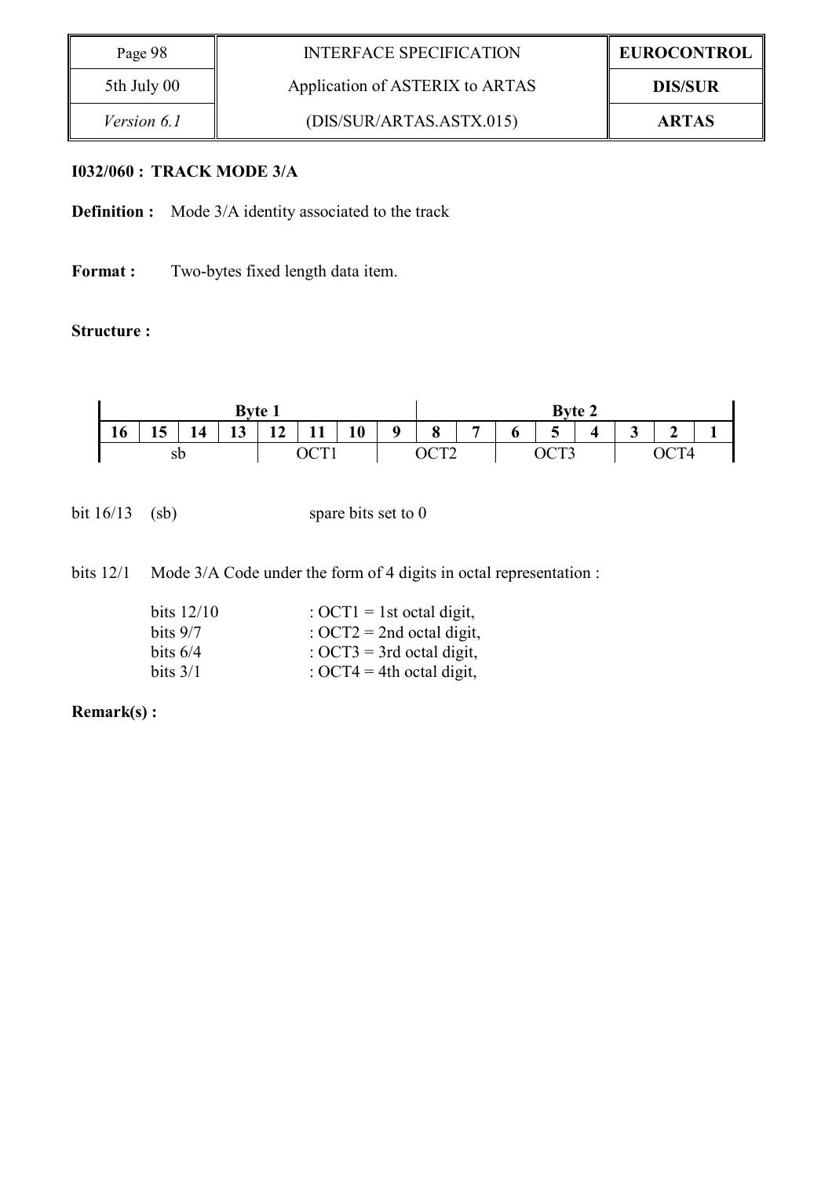**I032/060 : TRACK MODE 3/A**

**Definition :** Mode 3/A identity associated to the track

**Format :** Two-bytes fixed length data item.

**Structure :**

| Byte 1 | | | | | | | | Byte 2 | | | | | | | |
|---|---|---|---|---|---|---|---|---|---|---|---|---|---|---|---|
| 16 | 15 | 14 | 13 | 12 | 11 | 10 | 9 | 8 | 7 | 6 | 5 | 4 | 3 | 2 | 1 |
| sb | | | | OCT1 | | | OCT2 | | | OCT3 | | | OCT4 | | |

bit 16/13 (sb) spare bits set to 0

bits 12/1 Mode 3/A Code under the form of 4 digits in octal representation :

- bits 12/10 : OCT1 = 1st octal digit,
- bits 9/7 : OCT2 = 2nd octal digit,
- bits 6/4 : OCT3 = 3rd octal digit,
- bits 3/1 : OCT4 = 4th octal digit,

**Remark(s) :**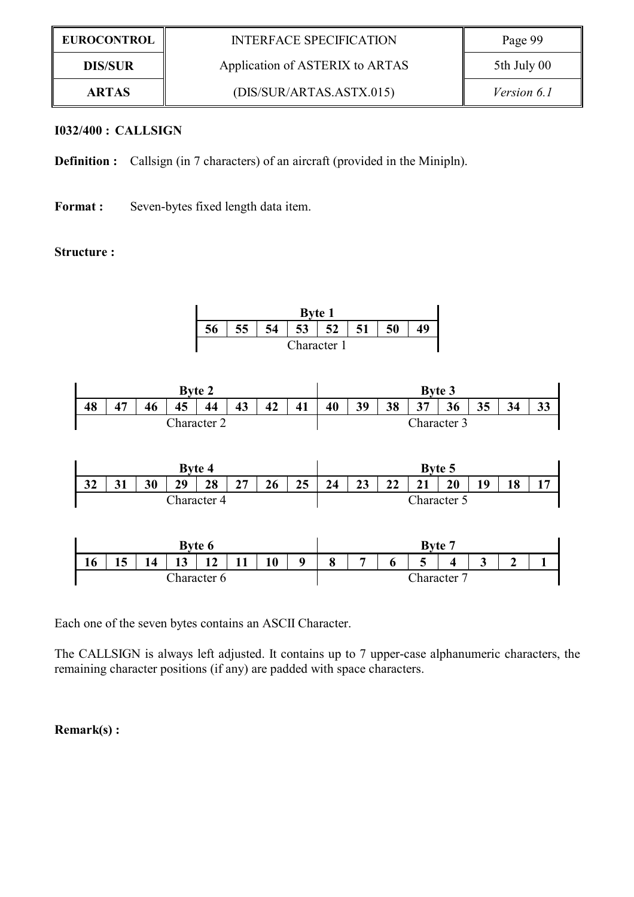**I032/400 : CALLSIGN**

**Definition :** Callsign (in 7 characters) of an aircraft (provided in the Minipln).

**Format :** Seven-bytes fixed length data item.

**Structure :**

| Byte 1 | | | | | | | |
|---|---|---|---|---|---|---|---|
| 56 | 55 | 54 | 53 | 52 | 51 | 50 | 49 |
| Character 1 | | | | | | | |

| Byte 2 | | | | | | | | Byte 3 | | | | | | | |
|---|---|---|---|---|---|---|---|---|---|---|---|---|---|---|---|
| 48 | 47 | 46 | 45 | 44 | 43 | 42 | 41 | 40 | 39 | 38 | 37 | 36 | 35 | 34 | 33 |
| Character 2 | | | | | | | | Character 3 | | | | | | | |

| Byte 4 | | | | | | | | Byte 5 | | | | | | | |
|---|---|---|---|---|---|---|---|---|---|---|---|---|---|---|---|
| 32 | 31 | 30 | 29 | 28 | 27 | 26 | 25 | 24 | 23 | 22 | 21 | 20 | 19 | 18 | 17 |
| Character 4 | | | | | | | | Character 5 | | | | | | | |

| Byte 6 | | | | | | | | Byte 7 | | | | | | | |
|---|---|---|---|---|---|---|---|---|---|---|---|---|---|---|---|
| 16 | 15 | 14 | 13 | 12 | 11 | 10 | 9 | 8 | 7 | 6 | 5 | 4 | 3 | 2 | 1 |
| Character 6 | | | | | | | | Character 7 | | | | | | | |

Each one of the seven bytes contains an ASCII Character.

The CALLSIGN is always left adjusted. It contains up to 7 upper-case alphanumeric characters, the remaining character positions (if any) are padded with space characters.

**Remark(s) :**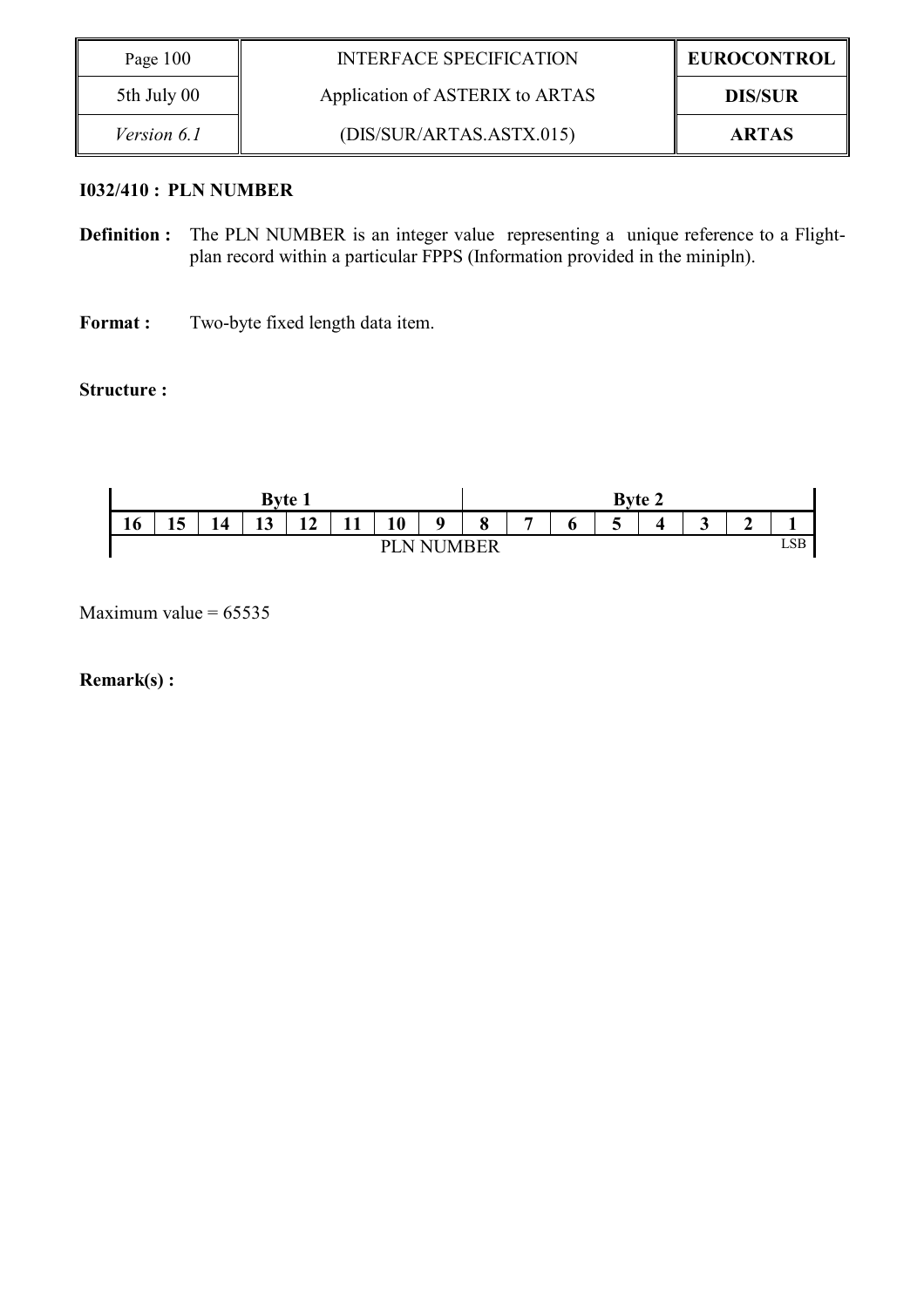### I032/410 : PLN NUMBER

**Definition :** The PLN NUMBER is an integer value representing a unique reference to a Flight-plan record within a particular FPPS (Information provided in the minipln).

**Format :** Two-byte fixed length data item.

**Structure :**

| Byte 1 | | | | | | | | Byte 2 | | | | | | | |
|---|---|---|---|---|---|---|---|---|---|---|---|---|---|---|---|
| 16 | 15 | 14 | 13 | 12 | 11 | 10 | 9 | 8 | 7 | 6 | 5 | 4 | 3 | 2 | 1 |
| PLN NUMBER | | | | | | | | | | | | | | | LSB |

Maximum value = 65535

**Remark(s) :**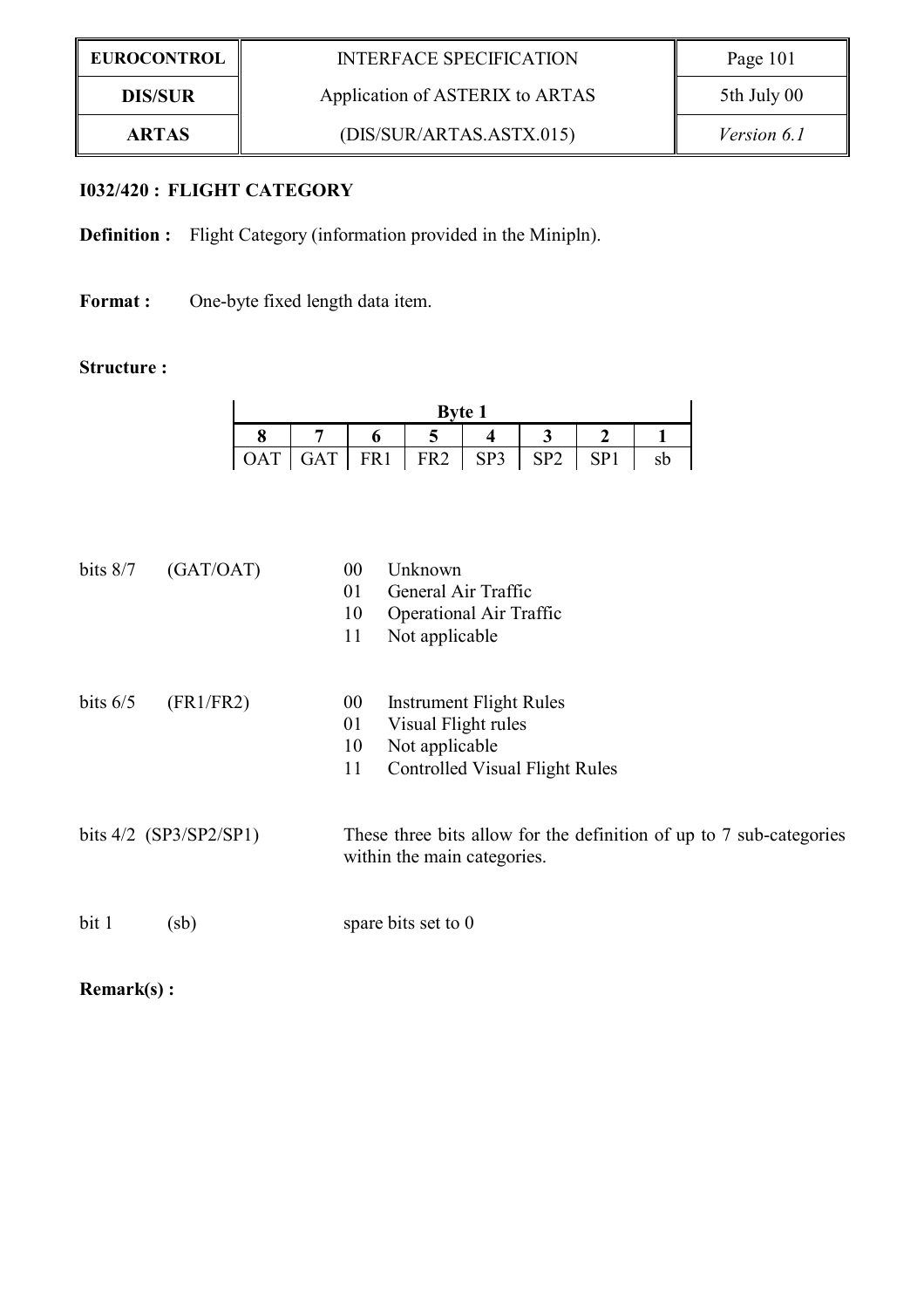### I032/420 : FLIGHT CATEGORY

**Definition :** Flight Category (information provided in the Minipln).

**Format :** One-byte fixed length data item.

**Structure :**

| Byte 1 | | | | | | | |
|---|---|---|---|---|---|---|---|
| 8 | 7 | 6 | 5 | 4 | 3 | 2 | 1 |
| OAT | GAT | FR1 | FR2 | SP3 | SP2 | SP1 | sb |

bits 8/7 (GAT/OAT)

- 00 Unknown
- 01 General Air Traffic
- 10 Operational Air Traffic
- 11 Not applicable

bits 6/5 (FR1/FR2)

- 00 Instrument Flight Rules
- 01 Visual Flight rules
- 10 Not applicable
- 11 Controlled Visual Flight Rules

bits 4/2 (SP3/SP2/SP1) These three bits allow for the definition of up to 7 sub-categories within the main categories.

bit 1 (sb) spare bits set to 0

**Remark(s) :**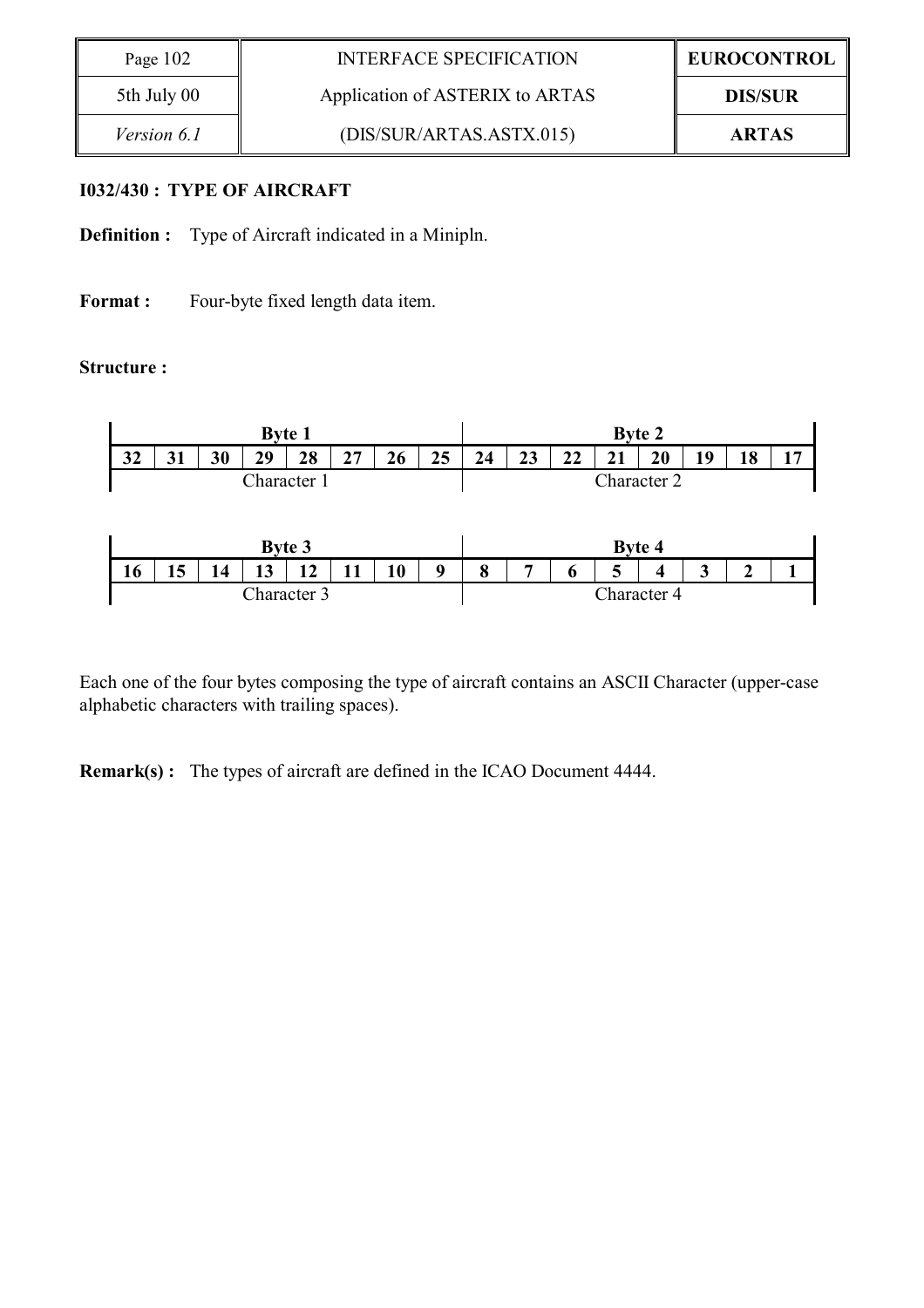### I032/430 : TYPE OF AIRCRAFT

**Definition :** Type of Aircraft indicated in a Minipln.

**Format :** Four-byte fixed length data item.

**Structure :**

| Byte 1 | | | | | | | | Byte 2 | | | | | | | |
|---|---|---|---|---|---|---|---|---|---|---|---|---|---|---|---|
| 32 | 31 | 30 | 29 | 28 | 27 | 26 | 25 | 24 | 23 | 22 | 21 | 20 | 19 | 18 | 17 |
| Character 1 | | | | | | | | Character 2 | | | | | | | |

| Byte 3 | | | | | | | | Byte 4 | | | | | | | |
|---|---|---|---|---|---|---|---|---|---|---|---|---|---|---|---|
| 16 | 15 | 14 | 13 | 12 | 11 | 10 | 9 | 8 | 7 | 6 | 5 | 4 | 3 | 2 | 1 |
| Character 3 | | | | | | | | Character 4 | | | | | | | |

Each one of the four bytes composing the type of aircraft contains an ASCII Character (upper-case alphabetic characters with trailing spaces).

**Remark(s) :** The types of aircraft are defined in the ICAO Document 4444.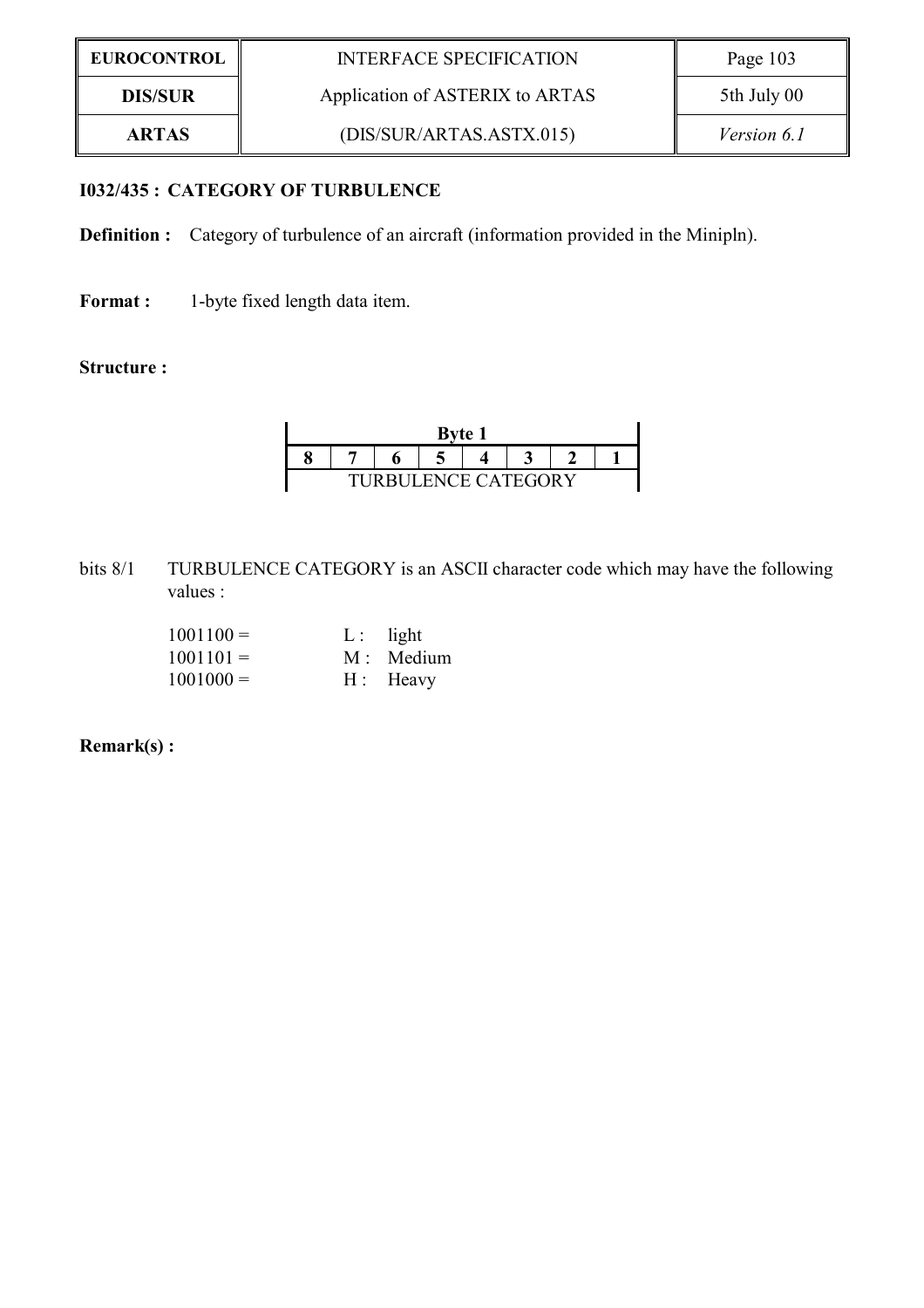### I032/435 : CATEGORY OF TURBULENCE

**Definition :** Category of turbulence of an aircraft (information provided in the Minipln).

**Format :** 1-byte fixed length data item.

**Structure :**

| Byte 1 | | | | | | | |
|---|---|---|---|---|---|---|---|
| **8** | **7** | **6** | **5** | **4** | **3** | **2** | **1** |
| TURBULENCE CATEGORY | | | | | | | |

bits 8/1 TURBULENCE CATEGORY is an ASCII character code which may have the following values :

1001100 = L : light
1001101 = M : Medium
1001000 = H : Heavy

**Remark(s) :**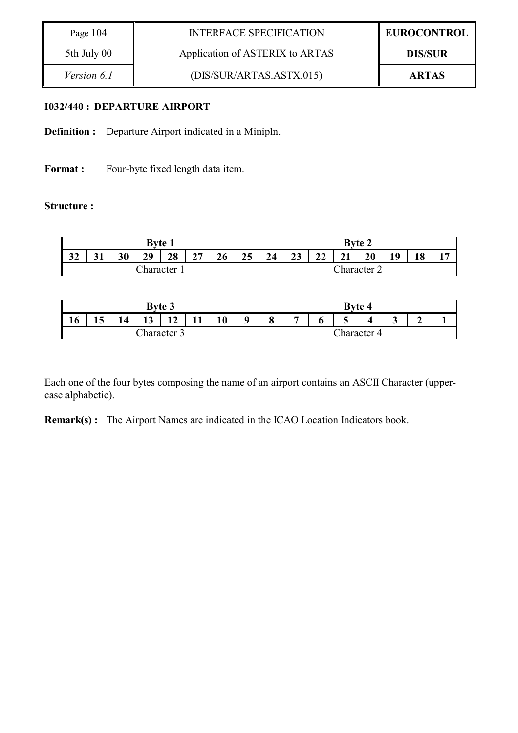### I032/440 : DEPARTURE AIRPORT

**Definition :** Departure Airport indicated in a Minipln.

**Format :** Four-byte fixed length data item.

**Structure :**

| Byte 1 | | | | | | | | Byte 2 | | | | | | | |
|---|---|---|---|---|---|---|---|---|---|---|---|---|---|---|---|
| 32 | 31 | 30 | 29 | 28 | 27 | 26 | 25 | 24 | 23 | 22 | 21 | 20 | 19 | 18 | 17 |
| Character 1 | | | | | | | | Character 2 | | | | | | | |

| Byte 3 | | | | | | | | Byte 4 | | | | | | | |
|---|---|---|---|---|---|---|---|---|---|---|---|---|---|---|---|
| 16 | 15 | 14 | 13 | 12 | 11 | 10 | 9 | 8 | 7 | 6 | 5 | 4 | 3 | 2 | 1 |
| Character 3 | | | | | | | | Character 4 | | | | | | | |

Each one of the four bytes composing the name of an airport contains an ASCII Character (upper-case alphabetic).

**Remark(s) :** The Airport Names are indicated in the ICAO Location Indicators book.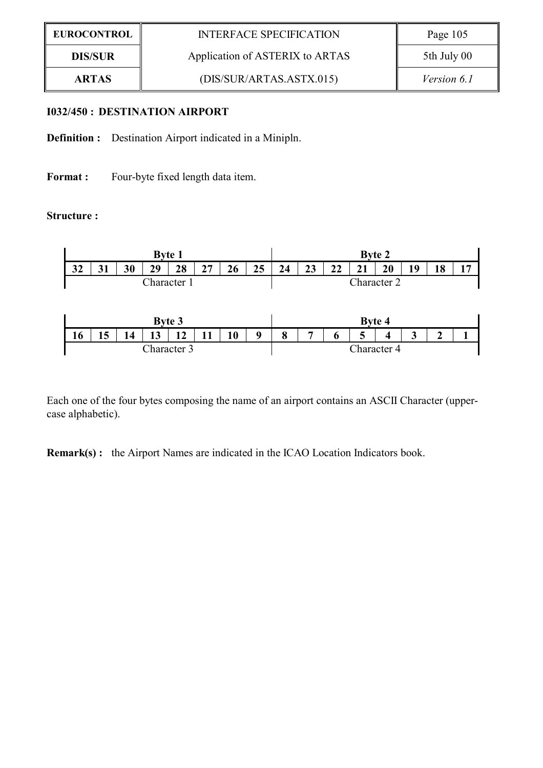**I032/450 : DESTINATION AIRPORT**

**Definition :** Destination Airport indicated in a Minipln.

**Format :** Four-byte fixed length data item.

**Structure :**

| Byte 1 | | | | | | | | Byte 2 | | | | | | | |
|---|---|---|---|---|---|---|---|---|---|---|---|---|---|---|---|
| **32** | **31** | **30** | **29** | **28** | **27** | **26** | **25** | **24** | **23** | **22** | **21** | **20** | **19** | **18** | **17** |
| Character 1 | | | | | | | | Character 2 | | | | | | | |

| Byte 3 | | | | | | | | Byte 4 | | | | | | | |
|---|---|---|---|---|---|---|---|---|---|---|---|---|---|---|---|
| **16** | **15** | **14** | **13** | **12** | **11** | **10** | **9** | **8** | **7** | **6** | **5** | **4** | **3** | **2** | **1** |
| Character 3 | | | | | | | | Character 4 | | | | | | | |

Each one of the four bytes composing the name of an airport contains an ASCII Character (upper-case alphabetic).

**Remark(s) :** the Airport Names are indicated in the ICAO Location Indicators book.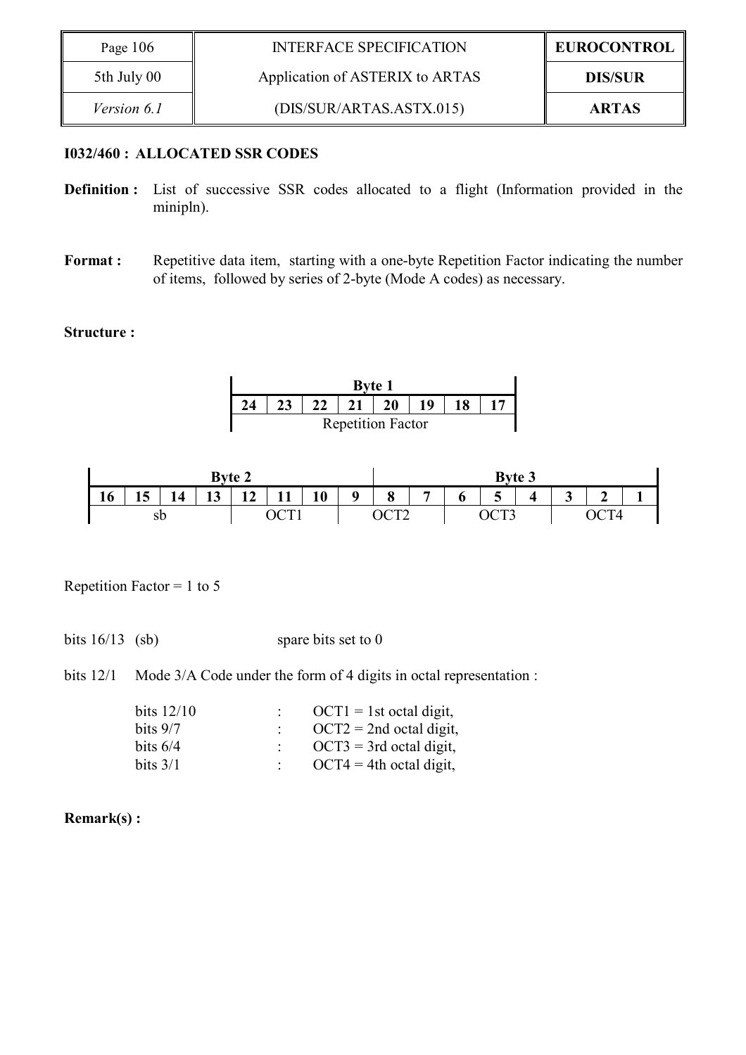### I032/460 : ALLOCATED SSR CODES

**Definition :** List of successive SSR codes allocated to a flight (Information provided in the minipln).

**Format :** Repetitive data item, starting with a one-byte Repetition Factor indicating the number of items, followed by series of 2-byte (Mode A codes) as necessary.

**Structure :**

| Byte 1 | | | | | | | |
|---|---|---|---|---|---|---|---|
| 24 | 23 | 22 | 21 | 20 | 19 | 18 | 17 |
| Repetition Factor | | | | | | | |

| Byte 2 | | | | | | | | Byte 3 | | | | | | | |
|---|---|---|---|---|---|---|---|---|---|---|---|---|---|---|---|
| 16 | 15 | 14 | 13 | 12 | 11 | 10 | 9 | 8 | 7 | 6 | 5 | 4 | 3 | 2 | 1 |
| sb | | | | OCT1 | | | OCT2 | | | OCT3 | | | OCT4 | | |

Repetition Factor = 1 to 5

bits 16/13 (sb) spare bits set to 0

bits 12/1 Mode 3/A Code under the form of 4 digits in octal representation :

- bits 12/10 : OCT1 = 1st octal digit,
- bits 9/7 : OCT2 = 2nd octal digit,
- bits 6/4 : OCT3 = 3rd octal digit,
- bits 3/1 : OCT4 = 4th octal digit,

**Remark(s) :**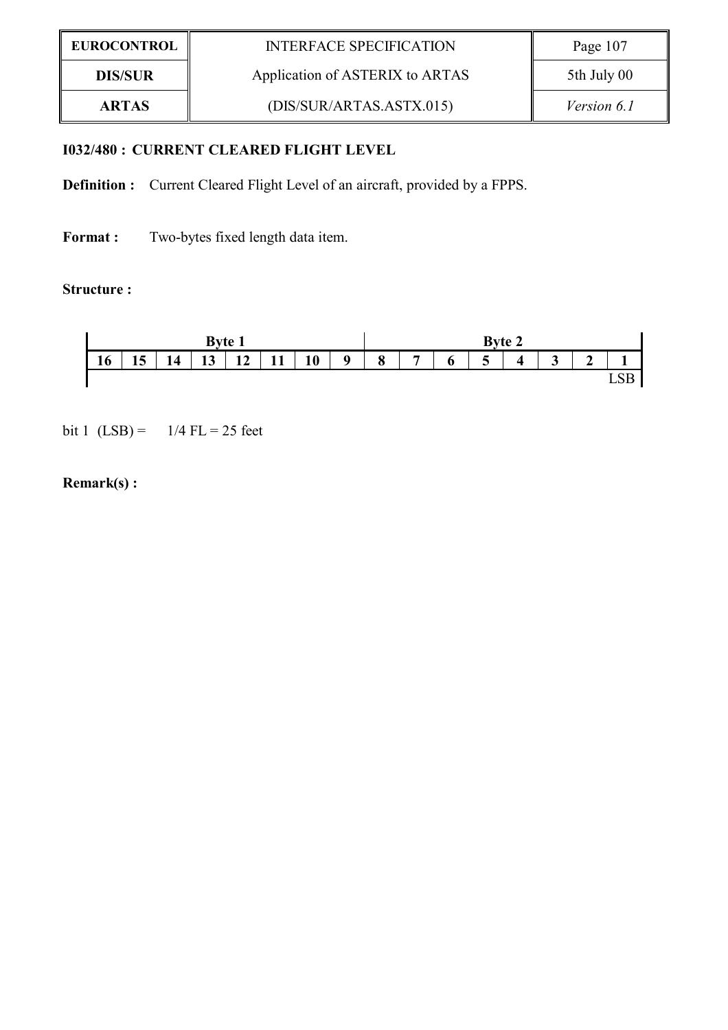**I032/480 : CURRENT CLEARED FLIGHT LEVEL**

**Definition :** Current Cleared Flight Level of an aircraft, provided by a FPPS.

**Format :** Two-bytes fixed length data item.

**Structure :**

| Byte 1 | | | | | | | | Byte 2 | | | | | | | |
|---|---|---|---|---|---|---|---|---|---|---|---|---|---|---|---|
| 16 | 15 | 14 | 13 | 12 | 11 | 10 | 9 | 8 | 7 | 6 | 5 | 4 | 3 | 2 | 1 |
| | | | | | | | | | | | | | | | LSB |

bit 1 (LSB) = 1/4 FL = 25 feet

**Remark(s) :**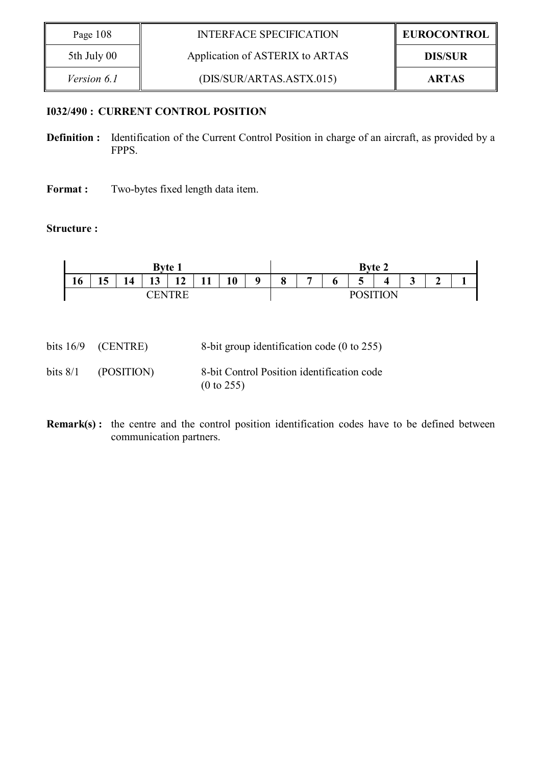### I032/490 : CURRENT CONTROL POSITION

**Definition :** Identification of the Current Control Position in charge of an aircraft, as provided by a FPPS.

**Format :** Two-bytes fixed length data item.

**Structure :**

| Byte 1 | | | | | | | | Byte 2 | | | | | | | |
|---|---|---|---|---|---|---|---|---|---|---|---|---|---|---|---|
| 16 | 15 | 14 | 13 | 12 | 11 | 10 | 9 | 8 | 7 | 6 | 5 | 4 | 3 | 2 | 1 |
| CENTRE | | | | | | | | POSITION | | | | | | | |

bits 16/9 (CENTRE) 8-bit group identification code (0 to 255)

bits 8/1 (POSITION) 8-bit Control Position identification code (0 to 255)

**Remark(s) :** the centre and the control position identification codes have to be defined between communication partners.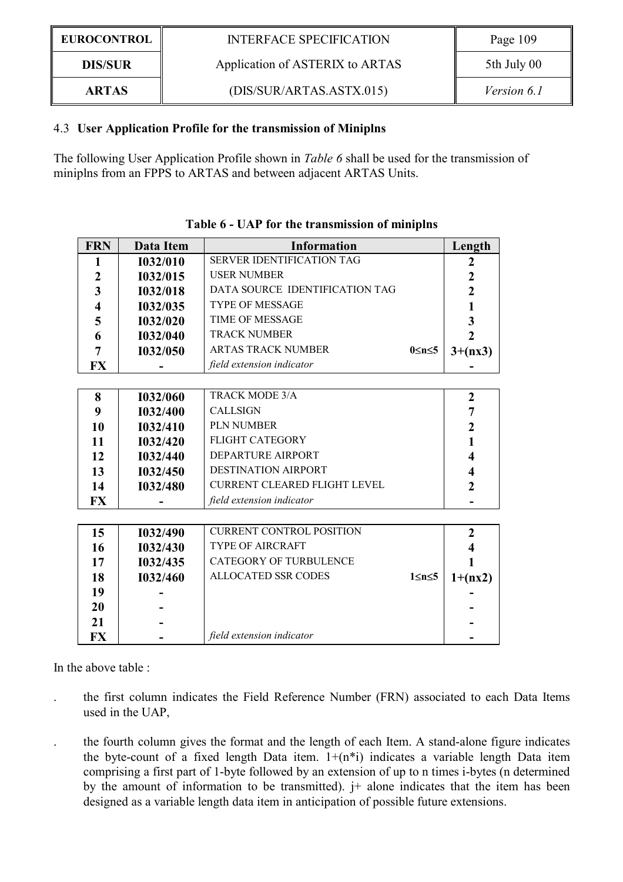### 4.3 User Application Profile for the transmission of Miniplns

The following User Application Profile shown in *Table 6* shall be used for the transmission of miniplns from an FPPS to ARTAS and between adjacent ARTAS Units.

**Table 6 - UAP for the transmission of miniplns**

| FRN | Data Item | Information | | Length |
|---|---|---|---|---|
| **1** | **I032/010** | SERVER IDENTIFICATION TAG | | **2** |
| **2** | **I032/015** | USER NUMBER | | **2** |
| **3** | **I032/018** | DATA SOURCE IDENTIFICATION TAG | | **2** |
| **4** | **I032/035** | TYPE OF MESSAGE | | **1** |
| **5** | **I032/020** | TIME OF MESSAGE | | **3** |
| **6** | **I032/040** | TRACK NUMBER | | **2** |
| **7** | **I032/050** | ARTAS TRACK NUMBER | **0≤n≤5** | **3+(nx3)** |
| **FX** | **-** | *field extension indicator* | | **-** |
| **8** | **I032/060** | TRACK MODE 3/A | | **2** |
| **9** | **I032/400** | CALLSIGN | | **7** |
| **10** | **I032/410** | PLN NUMBER | | **2** |
| **11** | **I032/420** | FLIGHT CATEGORY | | **1** |
| **12** | **I032/440** | DEPARTURE AIRPORT | | **4** |
| **13** | **I032/450** | DESTINATION AIRPORT | | **4** |
| **14** | **I032/480** | CURRENT CLEARED FLIGHT LEVEL | | **2** |
| **FX** | **-** | *field extension indicator* | | **-** |
| **15** | **I032/490** | CURRENT CONTROL POSITION | | **2** |
| **16** | **I032/430** | TYPE OF AIRCRAFT | | **4** |
| **17** | **I032/435** | CATEGORY OF TURBULENCE | | **1** |
| **18** | **I032/460** | ALLOCATED SSR CODES | **1≤n≤5** | **1+(nx2)** |
| **19** | **-** | | | **-** |
| **20** | **-** | | | **-** |
| **21** | **-** | | | **-** |
| **FX** | **-** | *field extension indicator* | | **-** |

In the above table :

- the first column indicates the Field Reference Number (FRN) associated to each Data Items used in the UAP,
- the fourth column gives the format and the length of each Item. A stand-alone figure indicates the byte-count of a fixed length Data item. 1+(n*i) indicates a variable length Data item comprising a first part of 1-byte followed by an extension of up to n times i-bytes (n determined by the amount of information to be transmitted). j+ alone indicates that the item has been designed as a variable length data item in anticipation of possible future extensions.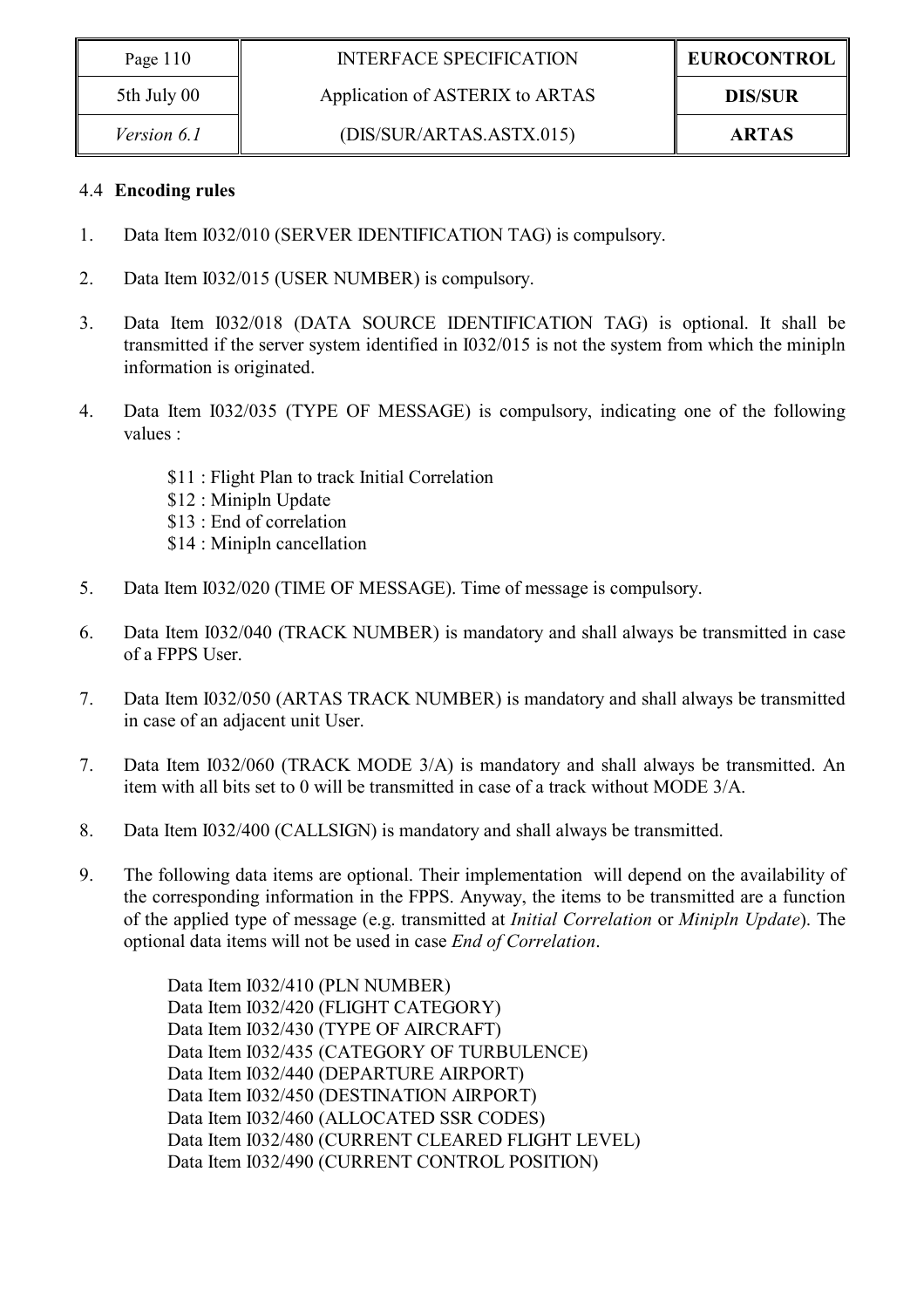### 4.4 **Encoding rules**

1. Data Item I032/010 (SERVER IDENTIFICATION TAG) is compulsory.

2. Data Item I032/015 (USER NUMBER) is compulsory.

3. Data Item I032/018 (DATA SOURCE IDENTIFICATION TAG) is optional. It shall be transmitted if the server system identified in I032/015 is not the system from which the minipln information is originated.

4. Data Item I032/035 (TYPE OF MESSAGE) is compulsory, indicating one of the following values :

   $11 : Flight Plan to track Initial Correlation
   $12 : Minipln Update
   $13 : End of correlation
   $14 : Minipln cancellation

5. Data Item I032/020 (TIME OF MESSAGE). Time of message is compulsory.

6. Data Item I032/040 (TRACK NUMBER) is mandatory and shall always be transmitted in case of a FPPS User.

7. Data Item I032/050 (ARTAS TRACK NUMBER) is mandatory and shall always be transmitted in case of an adjacent unit User.

7. Data Item I032/060 (TRACK MODE 3/A) is mandatory and shall always be transmitted. An item with all bits set to 0 will be transmitted in case of a track without MODE 3/A.

8. Data Item I032/400 (CALLSIGN) is mandatory and shall always be transmitted.

9. The following data items are optional. Their implementation will depend on the availability of the corresponding information in the FPPS. Anyway, the items to be transmitted are a function of the applied type of message (e.g. transmitted at *Initial Correlation* or *Minipln Update*). The optional data items will not be used in case *End of Correlation*.

   Data Item I032/410 (PLN NUMBER)
   Data Item I032/420 (FLIGHT CATEGORY)
   Data Item I032/430 (TYPE OF AIRCRAFT)
   Data Item I032/435 (CATEGORY OF TURBULENCE)
   Data Item I032/440 (DEPARTURE AIRPORT)
   Data Item I032/450 (DESTINATION AIRPORT)
   Data Item I032/460 (ALLOCATED SSR CODES)
   Data Item I032/480 (CURRENT CLEARED FLIGHT LEVEL)
   Data Item I032/490 (CURRENT CONTROL POSITION)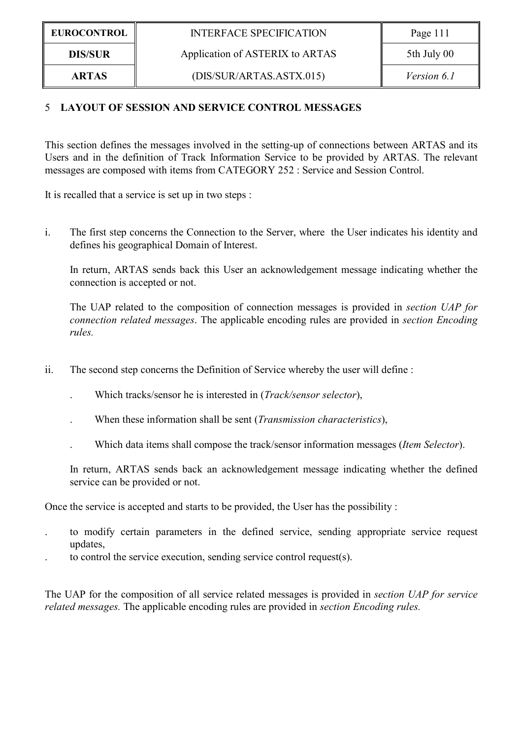# 5 LAYOUT OF SESSION AND SERVICE CONTROL MESSAGES

This section defines the messages involved in the setting-up of connections between ARTAS and its Users and in the definition of Track Information Service to be provided by ARTAS. The relevant messages are composed with items from CATEGORY 252 : Service and Session Control.

It is recalled that a service is set up in two steps :

i. The first step concerns the Connection to the Server, where the User indicates his identity and defines his geographical Domain of Interest.

   In return, ARTAS sends back this User an acknowledgement message indicating whether the connection is accepted or not.

   The UAP related to the composition of connection messages is provided in *section UAP for connection related messages*. The applicable encoding rules are provided in *section Encoding rules.*

ii. The second step concerns the Definition of Service whereby the user will define :

   . Which tracks/sensor he is interested in (*Track/sensor selector*),

   . When these information shall be sent (*Transmission characteristics*),

   . Which data items shall compose the track/sensor information messages (*Item Selector*).

   In return, ARTAS sends back an acknowledgement message indicating whether the defined service can be provided or not.

Once the service is accepted and starts to be provided, the User has the possibility :

. to modify certain parameters in the defined service, sending appropriate service request updates,
. to control the service execution, sending service control request(s).

The UAP for the composition of all service related messages is provided in *section UAP for service related messages.* The applicable encoding rules are provided in *section Encoding rules.*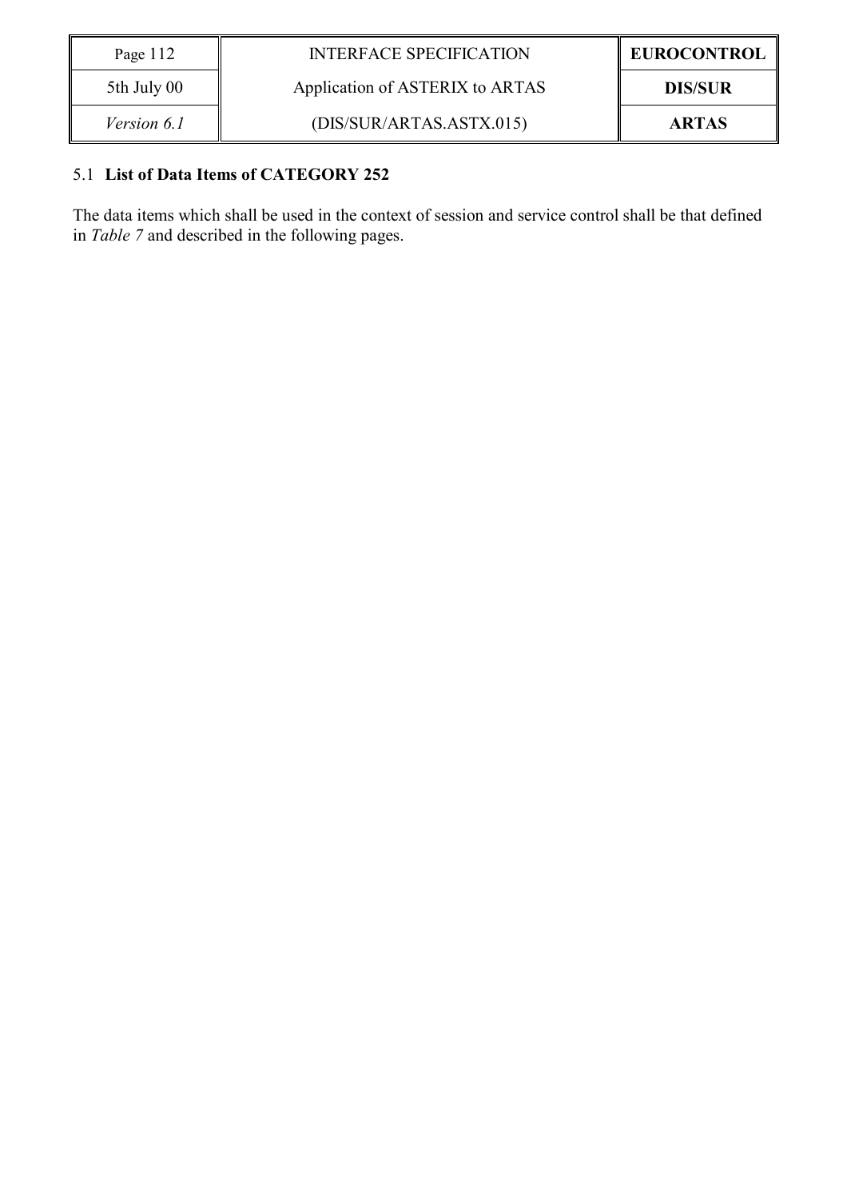## 5.1 List of Data Items of CATEGORY 252

The data items which shall be used in the context of session and service control shall be that defined in *Table 7* and described in the following pages.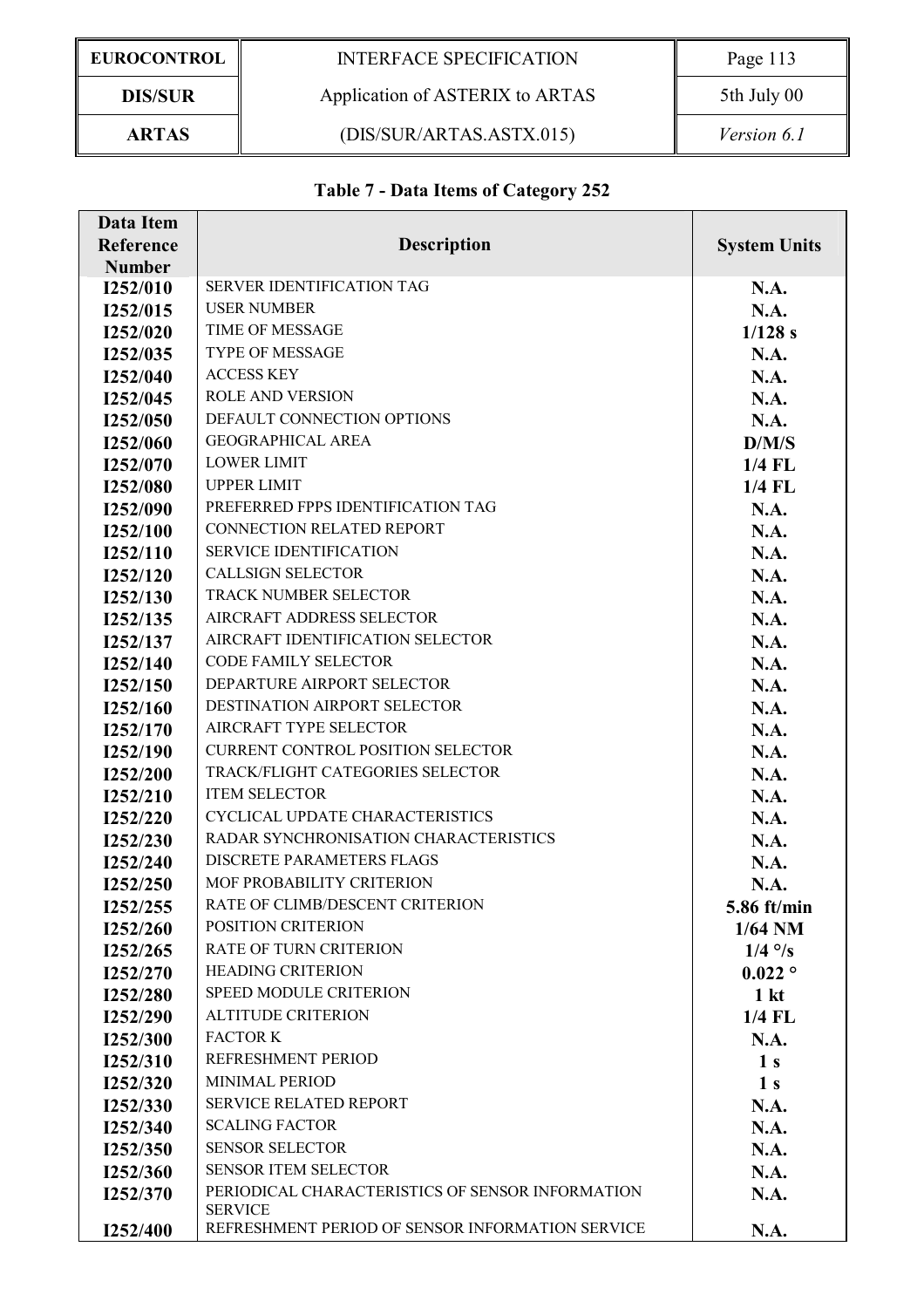**Table 7 - Data Items of Category 252**

| Data Item Reference Number | Description | System Units |
|---|---|---|
| I252/010 | SERVER IDENTIFICATION TAG | N.A. |
| I252/015 | USER NUMBER | N.A. |
| I252/020 | TIME OF MESSAGE | 1/128 s |
| I252/035 | TYPE OF MESSAGE | N.A. |
| I252/040 | ACCESS KEY | N.A. |
| I252/045 | ROLE AND VERSION | N.A. |
| I252/050 | DEFAULT CONNECTION OPTIONS | N.A. |
| I252/060 | GEOGRAPHICAL AREA | D/M/S |
| I252/070 | LOWER LIMIT | 1/4 FL |
| I252/080 | UPPER LIMIT | 1/4 FL |
| I252/090 | PREFERRED FPPS IDENTIFICATION TAG | N.A. |
| I252/100 | CONNECTION RELATED REPORT | N.A. |
| I252/110 | SERVICE IDENTIFICATION | N.A. |
| I252/120 | CALLSIGN SELECTOR | N.A. |
| I252/130 | TRACK NUMBER SELECTOR | N.A. |
| I252/135 | AIRCRAFT ADDRESS SELECTOR | N.A. |
| I252/137 | AIRCRAFT IDENTIFICATION SELECTOR | N.A. |
| I252/140 | CODE FAMILY SELECTOR | N.A. |
| I252/150 | DEPARTURE AIRPORT SELECTOR | N.A. |
| I252/160 | DESTINATION AIRPORT SELECTOR | N.A. |
| I252/170 | AIRCRAFT TYPE SELECTOR | N.A. |
| I252/190 | CURRENT CONTROL POSITION SELECTOR | N.A. |
| I252/200 | TRACK/FLIGHT CATEGORIES SELECTOR | N.A. |
| I252/210 | ITEM SELECTOR | N.A. |
| I252/220 | CYCLICAL UPDATE CHARACTERISTICS | N.A. |
| I252/230 | RADAR SYNCHRONISATION CHARACTERISTICS | N.A. |
| I252/240 | DISCRETE PARAMETERS FLAGS | N.A. |
| I252/250 | MOF PROBABILITY CRITERION | N.A. |
| I252/255 | RATE OF CLIMB/DESCENT CRITERION | 5.86 ft/min |
| I252/260 | POSITION CRITERION | 1/64 NM |
| I252/265 | RATE OF TURN CRITERION | 1/4 °/s |
| I252/270 | HEADING CRITERION | 0.022 ° |
| I252/280 | SPEED MODULE CRITERION | 1 kt |
| I252/290 | ALTITUDE CRITERION | 1/4 FL |
| I252/300 | FACTOR K | N.A. |
| I252/310 | REFRESHMENT PERIOD | 1 s |
| I252/320 | MINIMAL PERIOD | 1 s |
| I252/330 | SERVICE RELATED REPORT | N.A. |
| I252/340 | SCALING FACTOR | N.A. |
| I252/350 | SENSOR SELECTOR | N.A. |
| I252/360 | SENSOR ITEM SELECTOR | N.A. |
| I252/370 | PERIODICAL CHARACTERISTICS OF SENSOR INFORMATION SERVICE | N.A. |
| I252/400 | REFRESHMENT PERIOD OF SENSOR INFORMATION SERVICE | N.A. |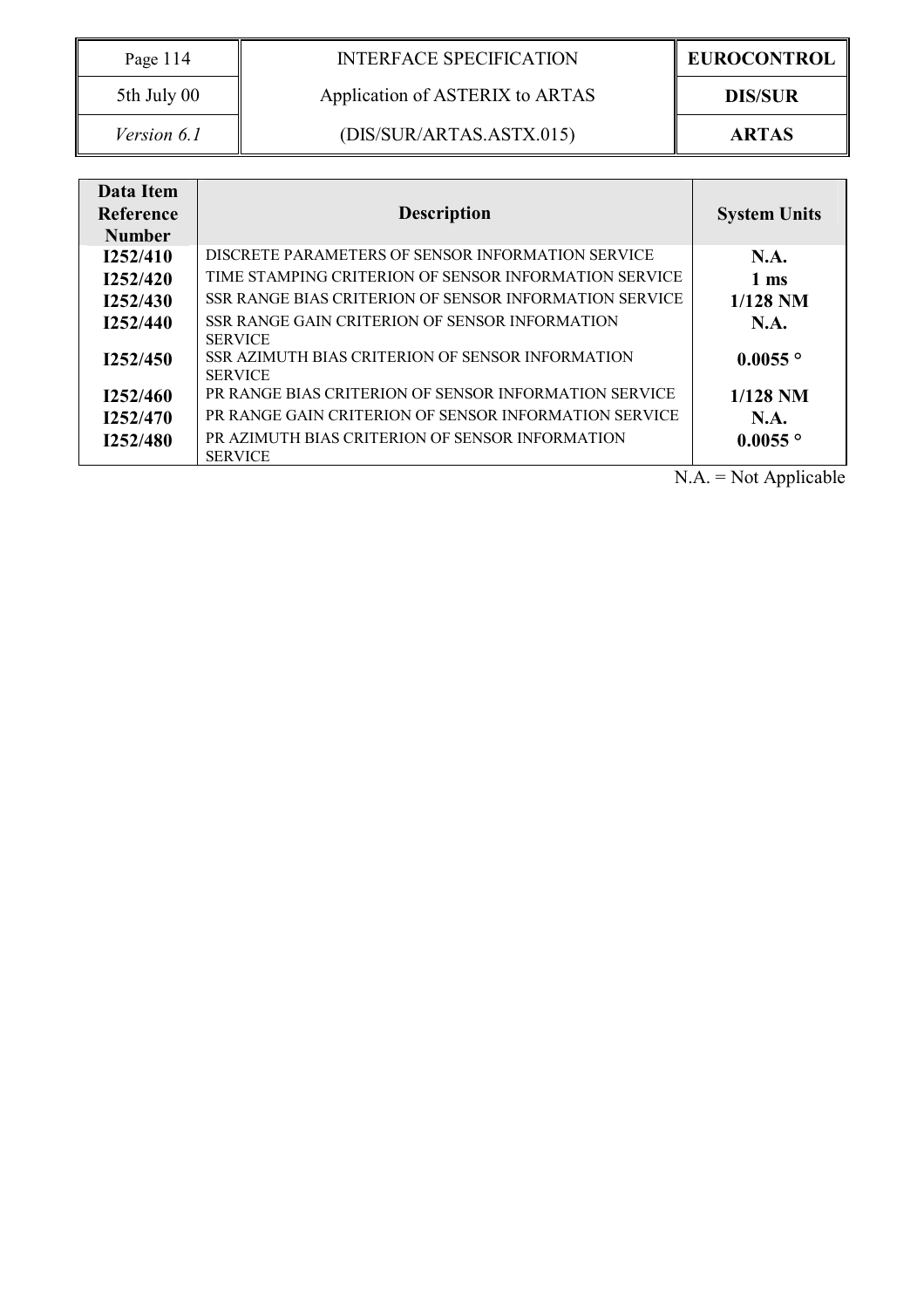| Data Item Reference Number | Description | System Units |
|---|---|---|
| I252/410 | DISCRETE PARAMETERS OF SENSOR INFORMATION SERVICE | N.A. |
| I252/420 | TIME STAMPING CRITERION OF SENSOR INFORMATION SERVICE | 1 ms |
| I252/430 | SSR RANGE BIAS CRITERION OF SENSOR INFORMATION SERVICE | 1/128 NM |
| I252/440 | SSR RANGE GAIN CRITERION OF SENSOR INFORMATION SERVICE | N.A. |
| I252/450 | SSR AZIMUTH BIAS CRITERION OF SENSOR INFORMATION SERVICE | 0.0055 ° |
| I252/460 | PR RANGE BIAS CRITERION OF SENSOR INFORMATION SERVICE | 1/128 NM |
| I252/470 | PR RANGE GAIN CRITERION OF SENSOR INFORMATION SERVICE | N.A. |
| I252/480 | PR AZIMUTH BIAS CRITERION OF SENSOR INFORMATION SERVICE | 0.0055 ° |

N.A. = Not Applicable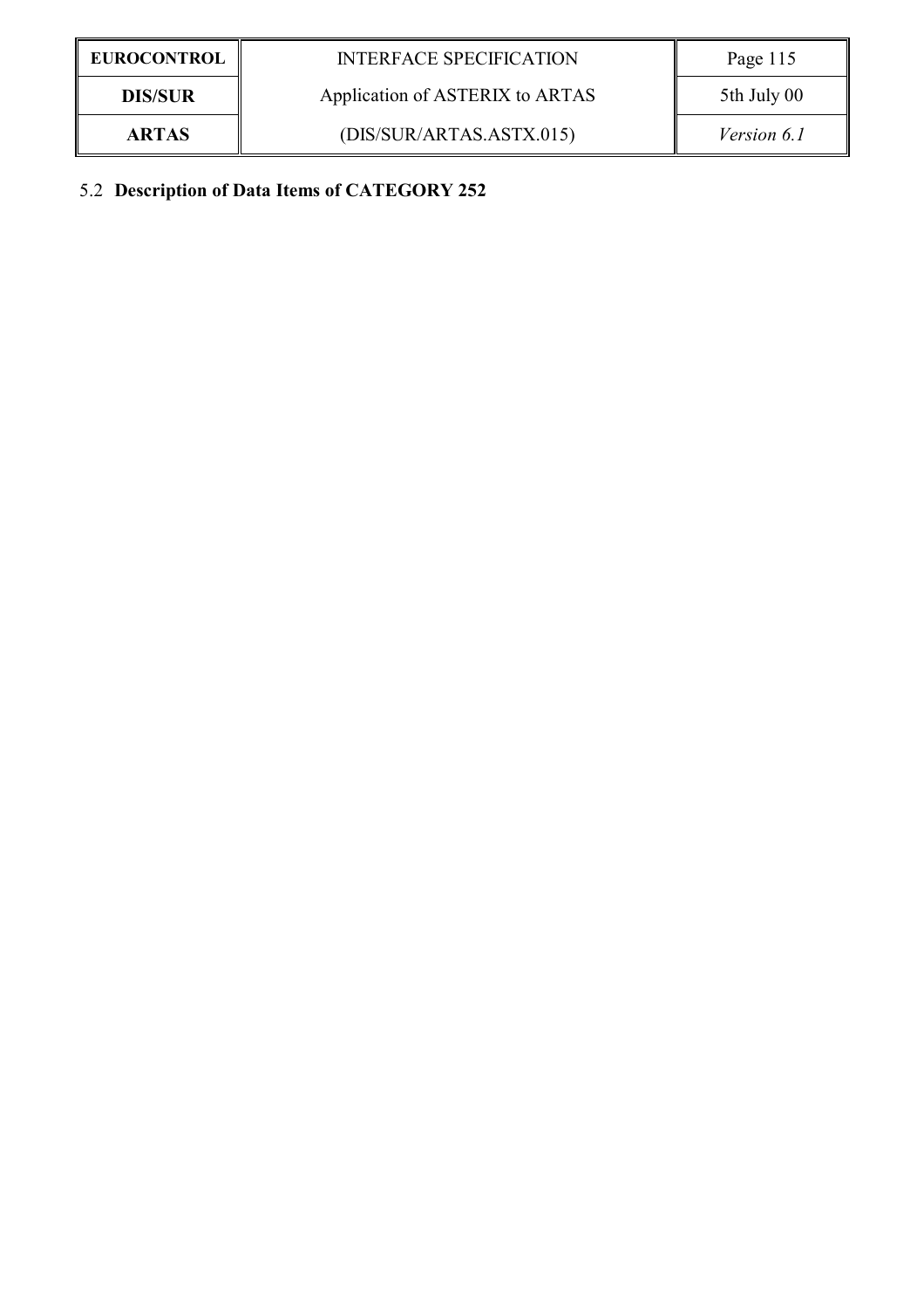## 5.2 Description of Data Items of CATEGORY 252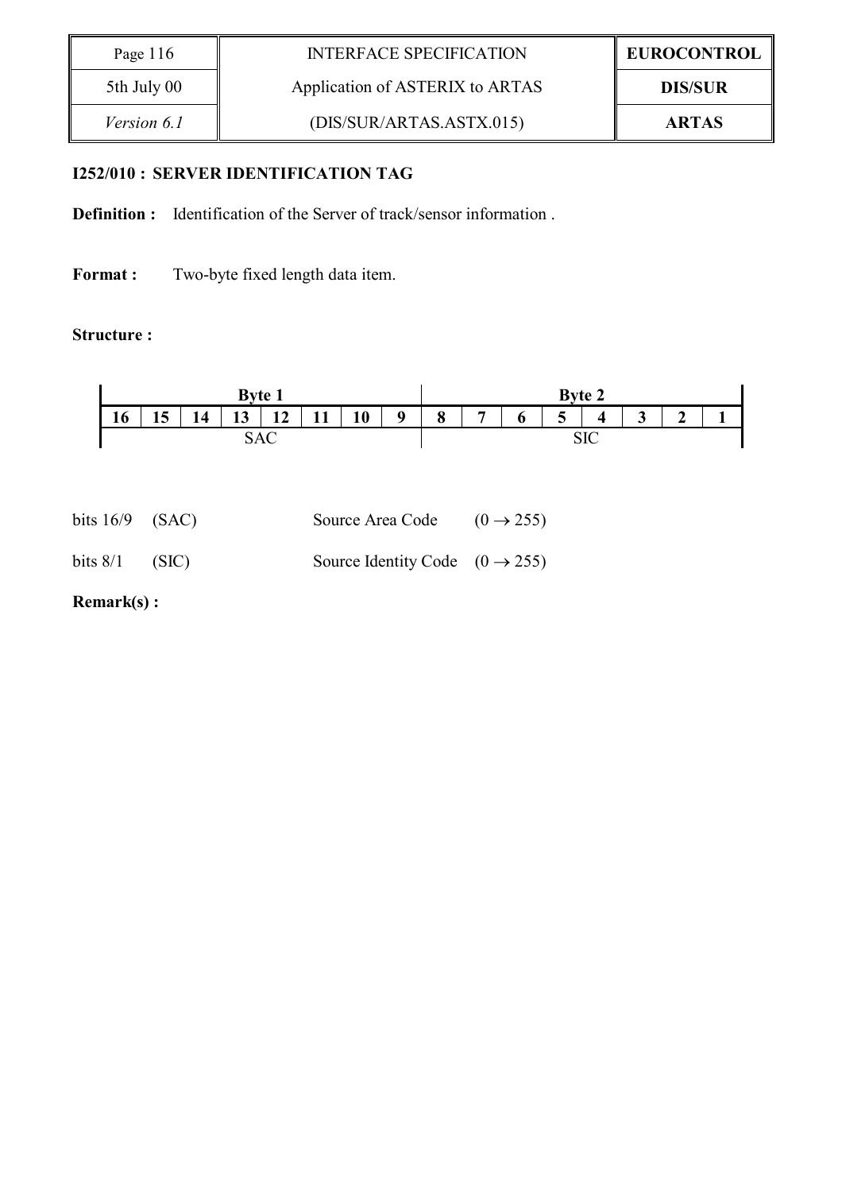### I252/010 : SERVER IDENTIFICATION TAG

**Definition :** Identification of the Server of track/sensor information .

**Format :** Two-byte fixed length data item.

**Structure :**

| Byte 1 | | | | | | | | Byte 2 | | | | | | | |
|---|---|---|---|---|---|---|---|---|---|---|---|---|---|---|---|
| **16** | **15** | **14** | **13** | **12** | **11** | **10** | **9** | **8** | **7** | **6** | **5** | **4** | **3** | **2** | **1** |
| SAC | | | | | | | | SIC | | | | | | | |

bits 16/9 (SAC) Source Area Code $(0 \rightarrow 255)$

bits 8/1 (SIC) Source Identity Code $(0 \rightarrow 255)$

**Remark(s) :**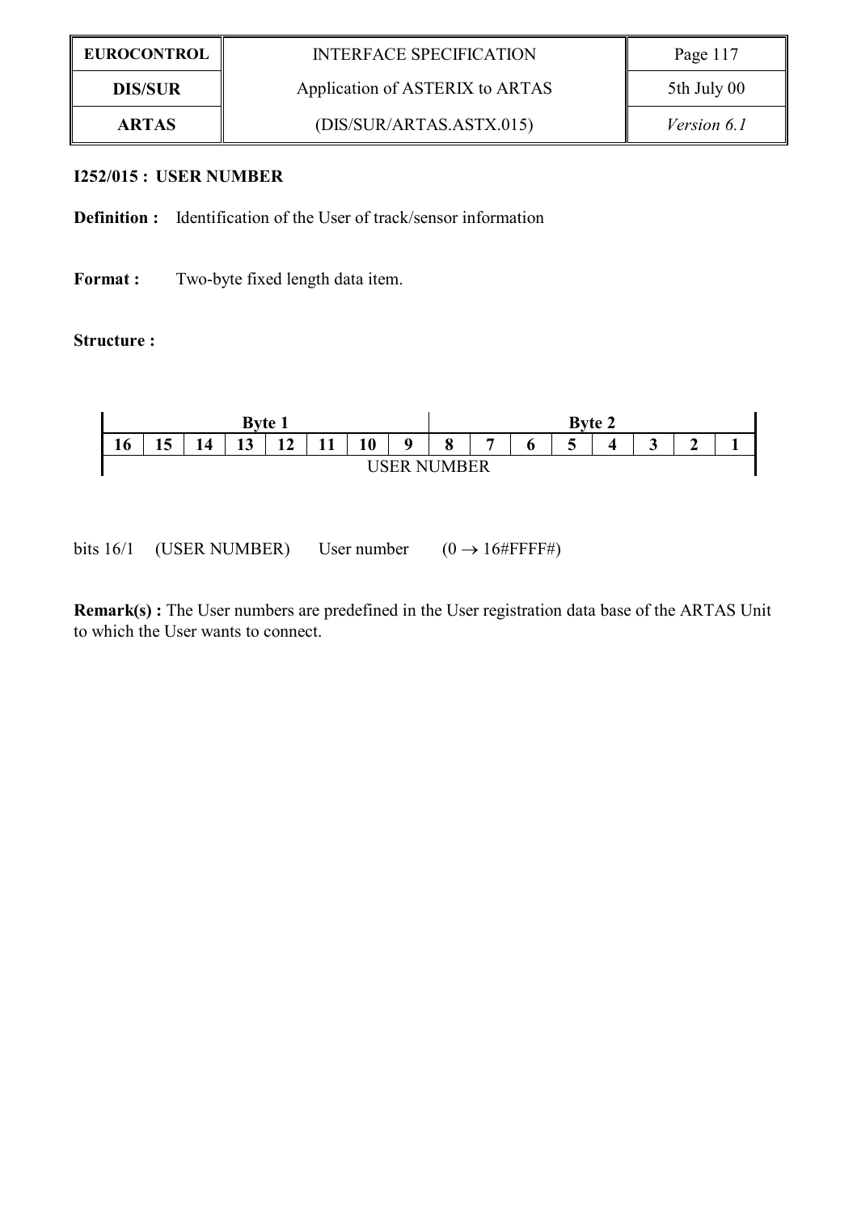**I252/015 : USER NUMBER**

**Definition :** Identification of the User of track/sensor information

**Format :** Two-byte fixed length data item.

**Structure :**

| Byte 1 | | | | | | | | Byte 2 | | | | | | | |
|---|---|---|---|---|---|---|---|---|---|---|---|---|---|---|---|
| **16** | **15** | **14** | **13** | **12** | **11** | **10** | **9** | **8** | **7** | **6** | **5** | **4** | **3** | **2** | **1** |
| USER NUMBER | | | | | | | | | | | | | | | |

bits 16/1 (USER NUMBER) User number (0 → 16#FFFF#)

**Remark(s) :** The User numbers are predefined in the User registration data base of the ARTAS Unit to which the User wants to connect.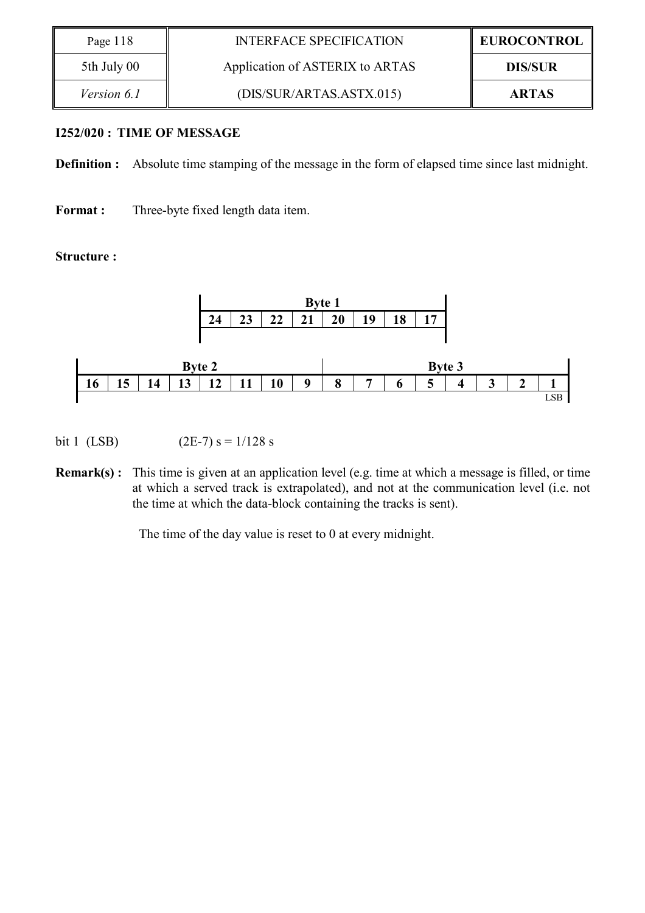**I252/020 : TIME OF MESSAGE**

**Definition :** Absolute time stamping of the message in the form of elapsed time since last midnight.

**Format :** Three-byte fixed length data item.

**Structure :**

| Byte 1 | | | | | | | |
|---|---|---|---|---|---|---|---|
| 24 | 23 | 22 | 21 | 20 | 19 | 18 | 17 |

| Byte 2 | | | | | | | | Byte 3 | | | | | | | |
|---|---|---|---|---|---|---|---|---|---|---|---|---|---|---|---|
| 16 | 15 | 14 | 13 | 12 | 11 | 10 | 9 | 8 | 7 | 6 | 5 | 4 | 3 | 2 | 1 |
| | | | | | | | | | | | | | | | LSB |

bit 1 (LSB) (2E-7) s = 1/128 s

**Remark(s) :** This time is given at an application level (e.g. time at which a message is filled, or time at which a served track is extrapolated), and not at the communication level (i.e. not the time at which the data-block containing the tracks is sent).

The time of the day value is reset to 0 at every midnight.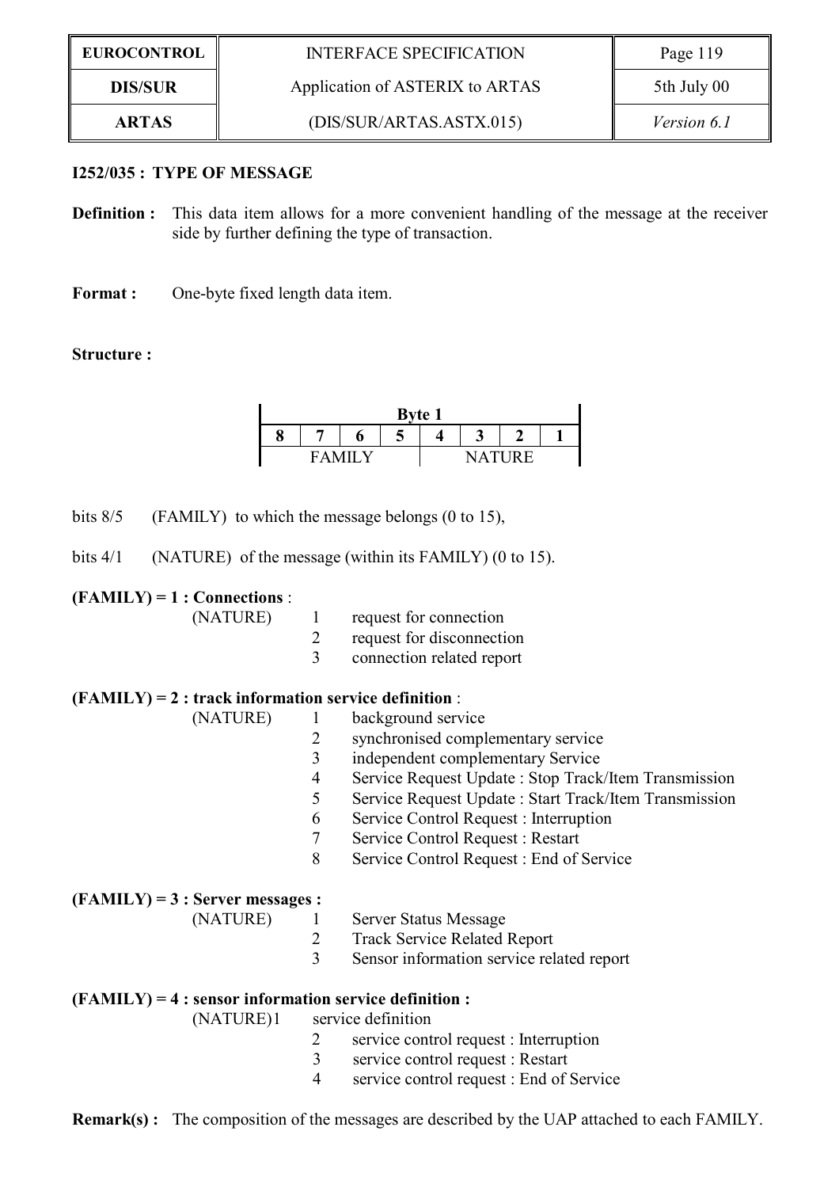**I252/035 : TYPE OF MESSAGE**

**Definition :** This data item allows for a more convenient handling of the message at the receiver side by further defining the type of transaction.

**Format :** One-byte fixed length data item.

**Structure :**

| Byte 1 | | | | | | | |
|---|---|---|---|---|---|---|---|
| 8 | 7 | 6 | 5 | 4 | 3 | 2 | 1 |
| FAMILY | | | | NATURE | | | |

bits 8/5 (FAMILY) to which the message belongs (0 to 15),

bits 4/1 (NATURE) of the message (within its FAMILY) (0 to 15).

**(FAMILY) = 1 : Connections** :

(NATURE)
- 1 request for connection
- 2 request for disconnection
- 3 connection related report

**(FAMILY) = 2 : track information service definition** :

(NATURE)
- 1 background service
- 2 synchronised complementary service
- 3 independent complementary Service
- 4 Service Request Update : Stop Track/Item Transmission
- 5 Service Request Update : Start Track/Item Transmission
- 6 Service Control Request : Interruption
- 7 Service Control Request : Restart
- 8 Service Control Request : End of Service

**(FAMILY) = 3 : Server messages :**

(NATURE)
- 1 Server Status Message
- 2 Track Service Related Report
- 3 Sensor information service related report

**(FAMILY) = 4 : sensor information service definition :**

(NATURE)
- 1 service definition
- 2 service control request : Interruption
- 3 service control request : Restart
- 4 service control request : End of Service

**Remark(s) :** The composition of the messages are described by the UAP attached to each FAMILY.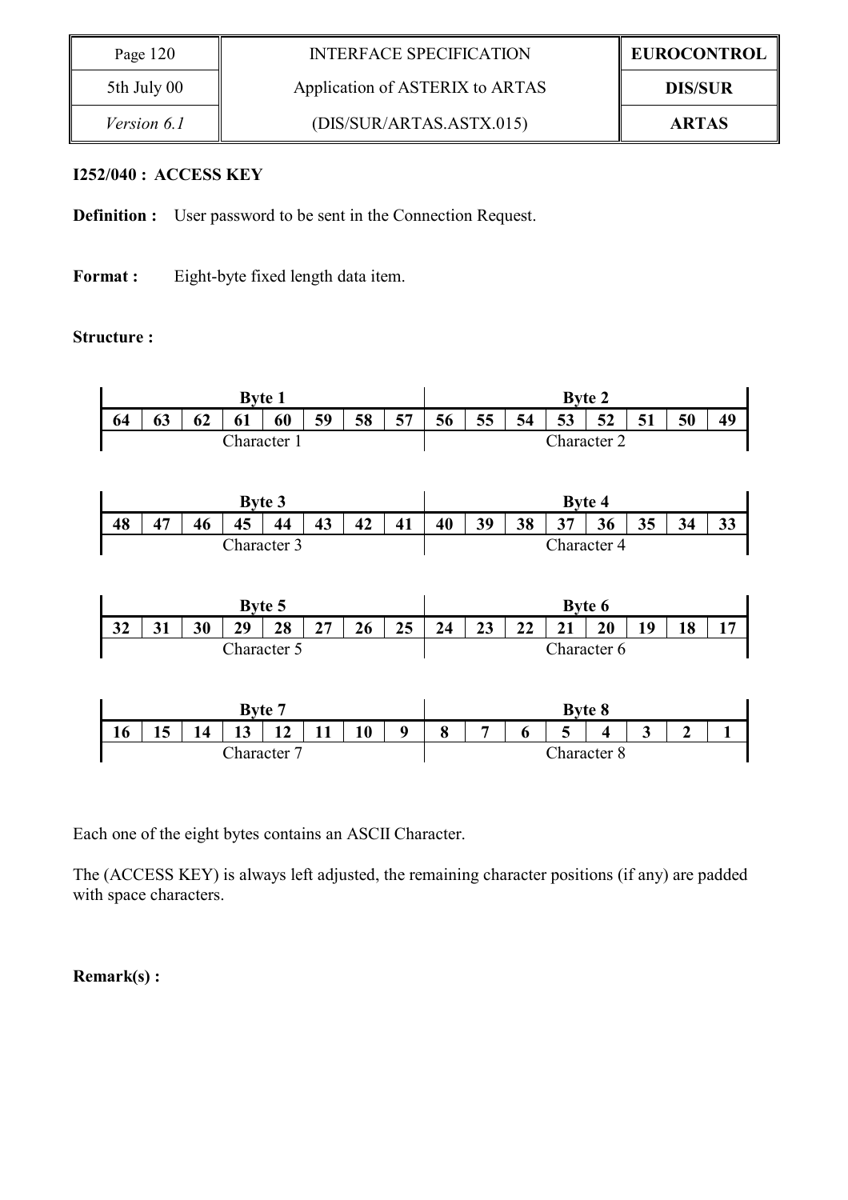**I252/040 : ACCESS KEY**

**Definition :** User password to be sent in the Connection Request.

**Format :** Eight-byte fixed length data item.

**Structure :**

| Byte 1 | | | | | | | | Byte 2 | | | | | | | |
|---|---|---|---|---|---|---|---|---|---|---|---|---|---|---|---|
| 64 | 63 | 62 | 61 | 60 | 59 | 58 | 57 | 56 | 55 | 54 | 53 | 52 | 51 | 50 | 49 |
| Character 1 | | | | | | | | Character 2 | | | | | | | |

| Byte 3 | | | | | | | | Byte 4 | | | | | | | |
|---|---|---|---|---|---|---|---|---|---|---|---|---|---|---|---|
| 48 | 47 | 46 | 45 | 44 | 43 | 42 | 41 | 40 | 39 | 38 | 37 | 36 | 35 | 34 | 33 |
| Character 3 | | | | | | | | Character 4 | | | | | | | |

| Byte 5 | | | | | | | | Byte 6 | | | | | | | |
|---|---|---|---|---|---|---|---|---|---|---|---|---|---|---|---|
| 32 | 31 | 30 | 29 | 28 | 27 | 26 | 25 | 24 | 23 | 22 | 21 | 20 | 19 | 18 | 17 |
| Character 5 | | | | | | | | Character 6 | | | | | | | |

| Byte 7 | | | | | | | | Byte 8 | | | | | | | |
|---|---|---|---|---|---|---|---|---|---|---|---|---|---|---|---|
| 16 | 15 | 14 | 13 | 12 | 11 | 10 | 9 | 8 | 7 | 6 | 5 | 4 | 3 | 2 | 1 |
| Character 7 | | | | | | | | Character 8 | | | | | | | |

Each one of the eight bytes contains an ASCII Character.

The (ACCESS KEY) is always left adjusted, the remaining character positions (if any) are padded with space characters.

**Remark(s) :**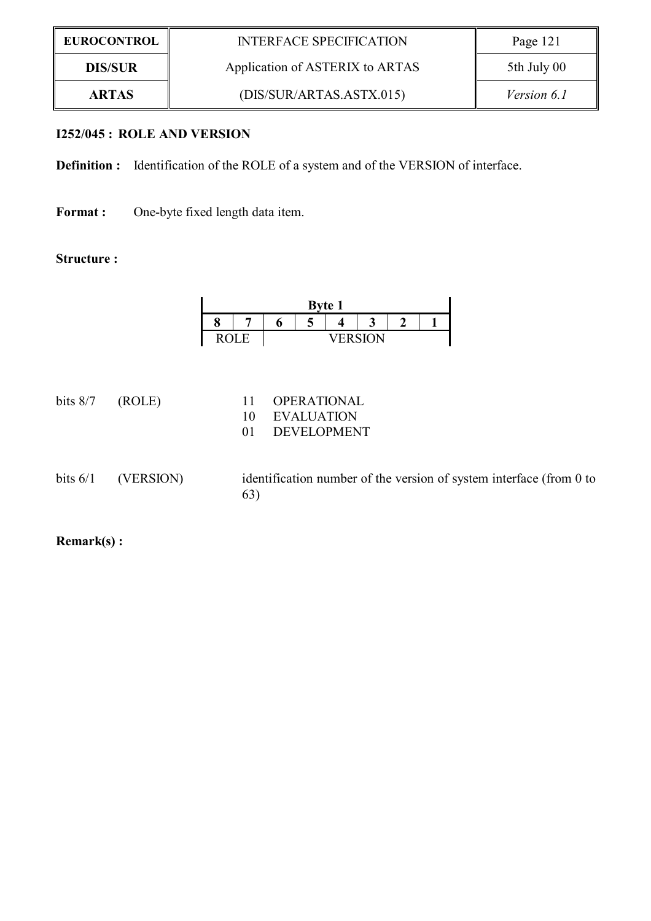**I252/045 : ROLE AND VERSION**

**Definition :** Identification of the ROLE of a system and of the VERSION of interface.

**Format :** One-byte fixed length data item.

**Structure :**

| Byte 1 | | | | | | | |
|---|---|---|---|---|---|---|---|
| 8 | 7 | 6 | 5 | 4 | 3 | 2 | 1 |
| ROLE | | VERSION | | | | | |

bits 8/7 (ROLE)

- 11 OPERATIONAL
- 10 EVALUATION
- 01 DEVELOPMENT

bits 6/1 (VERSION) identification number of the version of system interface (from 0 to 63)

**Remark(s) :**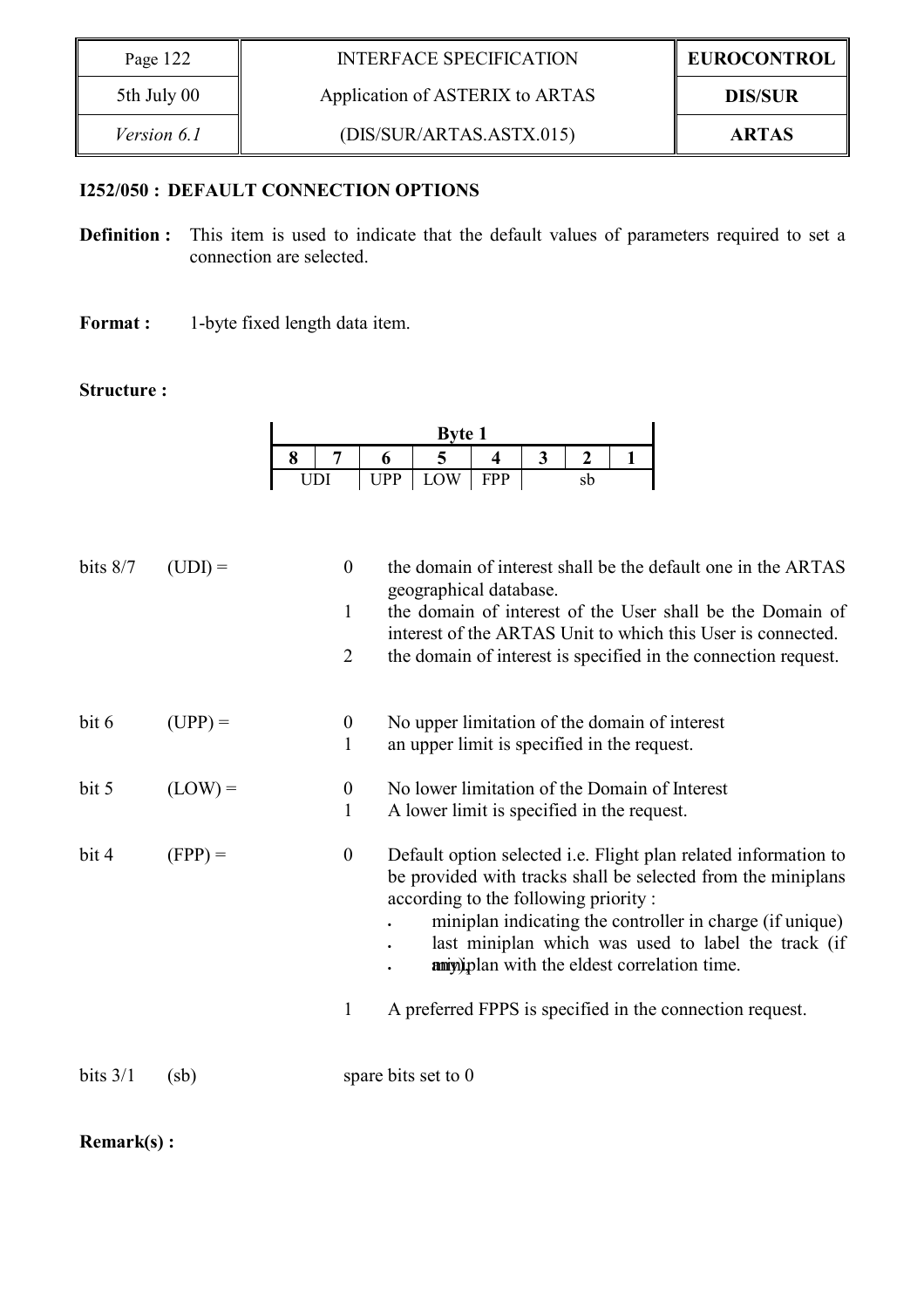### I252/050 : DEFAULT CONNECTION OPTIONS

**Definition :** This item is used to indicate that the default values of parameters required to set a connection are selected.

**Format :** 1-byte fixed length data item.

**Structure :**

| Byte 1 | | | | | | | |
|---|---|---|---|---|---|---|---|
| 8 | 7 | 6 | 5 | 4 | 3 | 2 | 1 |
| UDI | | UPP | LOW | FPP | sb | | |

bits 8/7 (UDI) =

- 0 the domain of interest shall be the default one in the ARTAS geographical database.
- 1 the domain of interest of the User shall be the Domain of interest of the ARTAS Unit to which this User is connected.
- 2 the domain of interest is specified in the connection request.

bit 6 (UPP) =

- 0 No upper limitation of the domain of interest
- 1 an upper limit is specified in the request.

bit 5 (LOW) =

- 0 No lower limitation of the Domain of Interest
- 1 A lower limit is specified in the request.

bit 4 (FPP) =

- 0 Default option selected i.e. Flight plan related information to be provided with tracks shall be selected from the miniplans according to the following priority :
  - miniplan indicating the controller in charge (if unique)
  - last miniplan which was used to label the track (if any),
  - miniplan with the eldest correlation time.
- 1 A preferred FPPS is specified in the connection request.

bits 3/1 (sb) spare bits set to 0

**Remark(s) :**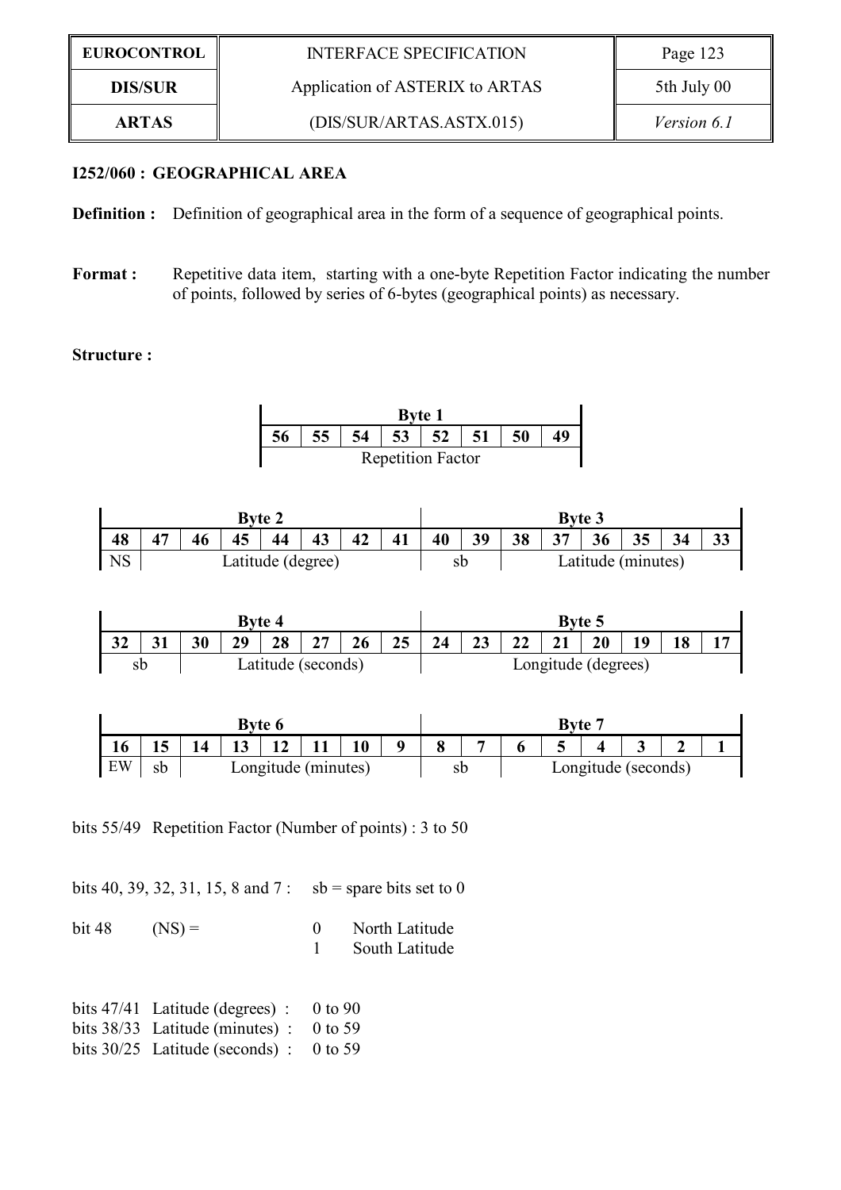## I252/060 : GEOGRAPHICAL AREA

**Definition :** Definition of geographical area in the form of a sequence of geographical points.

**Format :** Repetitive data item, starting with a one-byte Repetition Factor indicating the number of points, followed by series of 6-bytes (geographical points) as necessary.

**Structure :**

| Byte 1 | | | | | | | |
|---|---|---|---|---|---|---|---|
| 56 | 55 | 54 | 53 | 52 | 51 | 50 | 49 |
| Repetition Factor | | | | | | | |

| Byte 2 | | | | | | | | Byte 3 | | | | | | | |
|---|---|---|---|---|---|---|---|---|---|---|---|---|---|---|---|
| 48 | 47 | 46 | 45 | 44 | 43 | 42 | 41 | 40 | 39 | 38 | 37 | 36 | 35 | 34 | 33 |
| NS | Latitude (degree) | | | | | | | sb | | Latitude (minutes) | | | | | |

| Byte 4 | | | | | | | | Byte 5 | | | | | | | |
|---|---|---|---|---|---|---|---|---|---|---|---|---|---|---|---|
| 32 | 31 | 30 | 29 | 28 | 27 | 26 | 25 | 24 | 23 | 22 | 21 | 20 | 19 | 18 | 17 |
| sb | | Latitude (seconds) | | | | | | Longitude (degrees) | | | | | | | |

| Byte 6 | | | | | | | | Byte 7 | | | | | | | |
|---|---|---|---|---|---|---|---|---|---|---|---|---|---|---|---|
| 16 | 15 | 14 | 13 | 12 | 11 | 10 | 9 | 8 | 7 | 6 | 5 | 4 | 3 | 2 | 1 |
| EW | sb | Longitude (minutes) | | | | | | sb | | Longitude (seconds) | | | | | |

bits 55/49 Repetition Factor (Number of points) : 3 to 50

bits 40, 39, 32, 31, 15, 8 and 7 : sb = spare bits set to 0

bit 48 (NS) = 0 North Latitude
1 South Latitude

bits 47/41 Latitude (degrees) : 0 to 90
bits 38/33 Latitude (minutes) : 0 to 59
bits 30/25 Latitude (seconds) : 0 to 59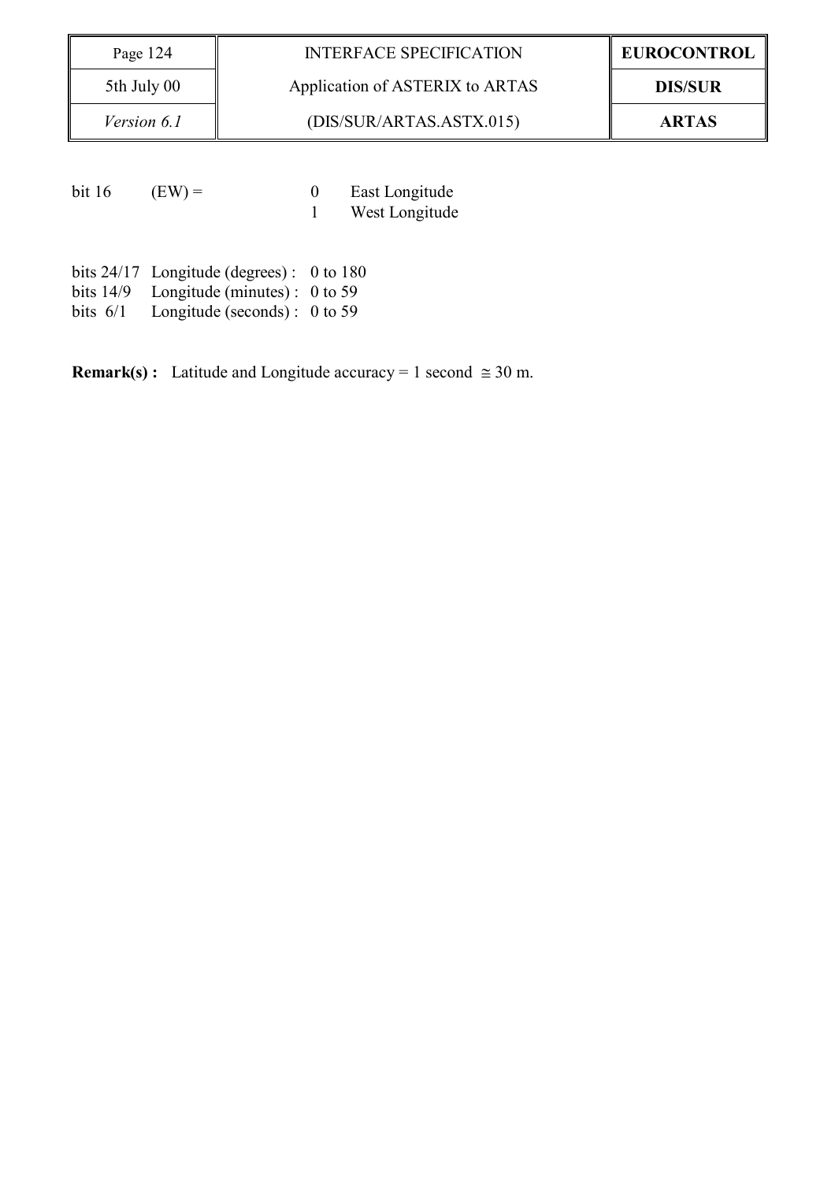bit 16 (EW) = 0 East Longitude
1 West Longitude

bits 24/17 Longitude (degrees) : 0 to 180
bits 14/9 Longitude (minutes) : 0 to 59
bits 6/1 Longitude (seconds) : 0 to 59

**Remark(s) :** Latitude and Longitude accuracy = 1 second ≅ 30 m.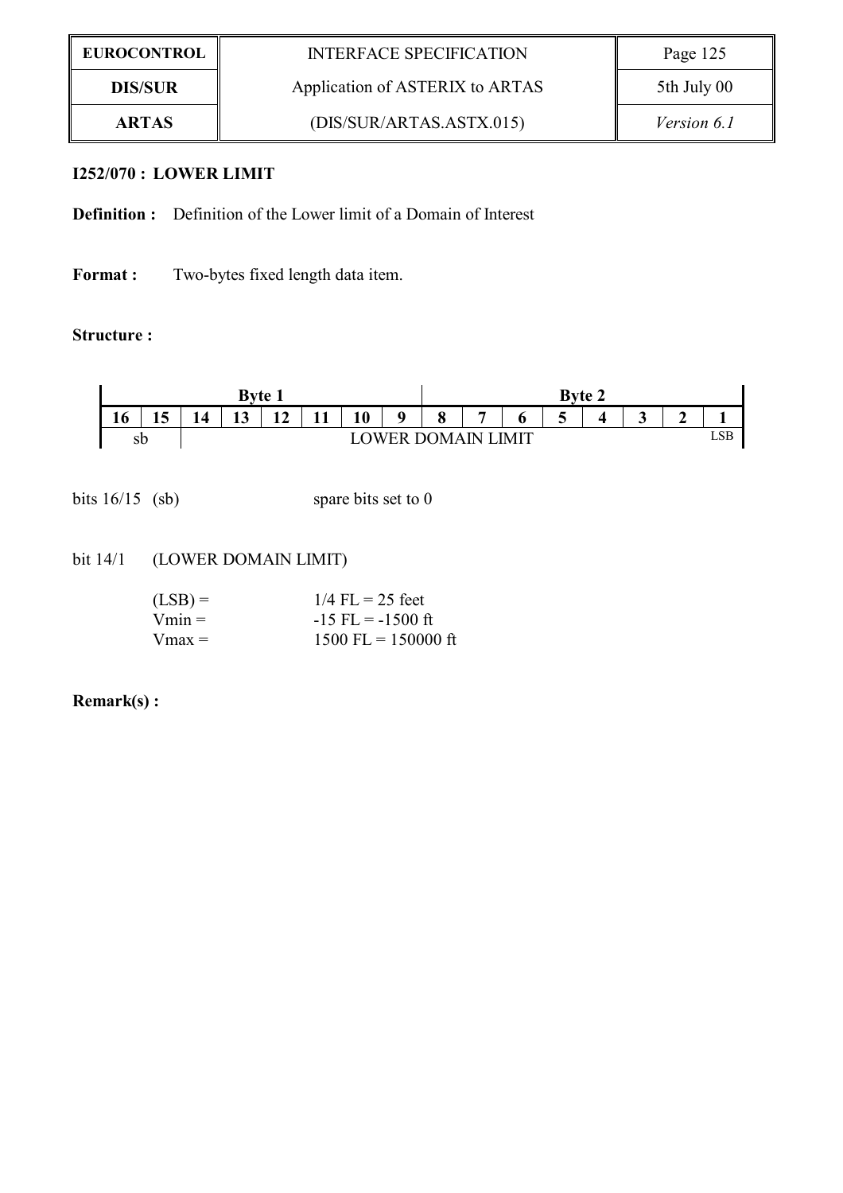**I252/070 : LOWER LIMIT**

**Definition :** Definition of the Lower limit of a Domain of Interest

**Format :** Two-bytes fixed length data item.

**Structure :**

| Byte 1 | | | | | | | | Byte 2 | | | | | | | |
|---|---|---|---|---|---|---|---|---|---|---|---|---|---|---|---|
| 16 | 15 | 14 | 13 | 12 | 11 | 10 | 9 | 8 | 7 | 6 | 5 | 4 | 3 | 2 | 1 |
| sb | | LOWER DOMAIN LIMIT | | | | | | | | | | | | | LSB |

bits 16/15 (sb) spare bits set to 0

bit 14/1 (LOWER DOMAIN LIMIT)

(LSB) = 1/4 FL = 25 feet
Vmin = -15 FL = -1500 ft
Vmax = 1500 FL = 150000 ft

**Remark(s) :**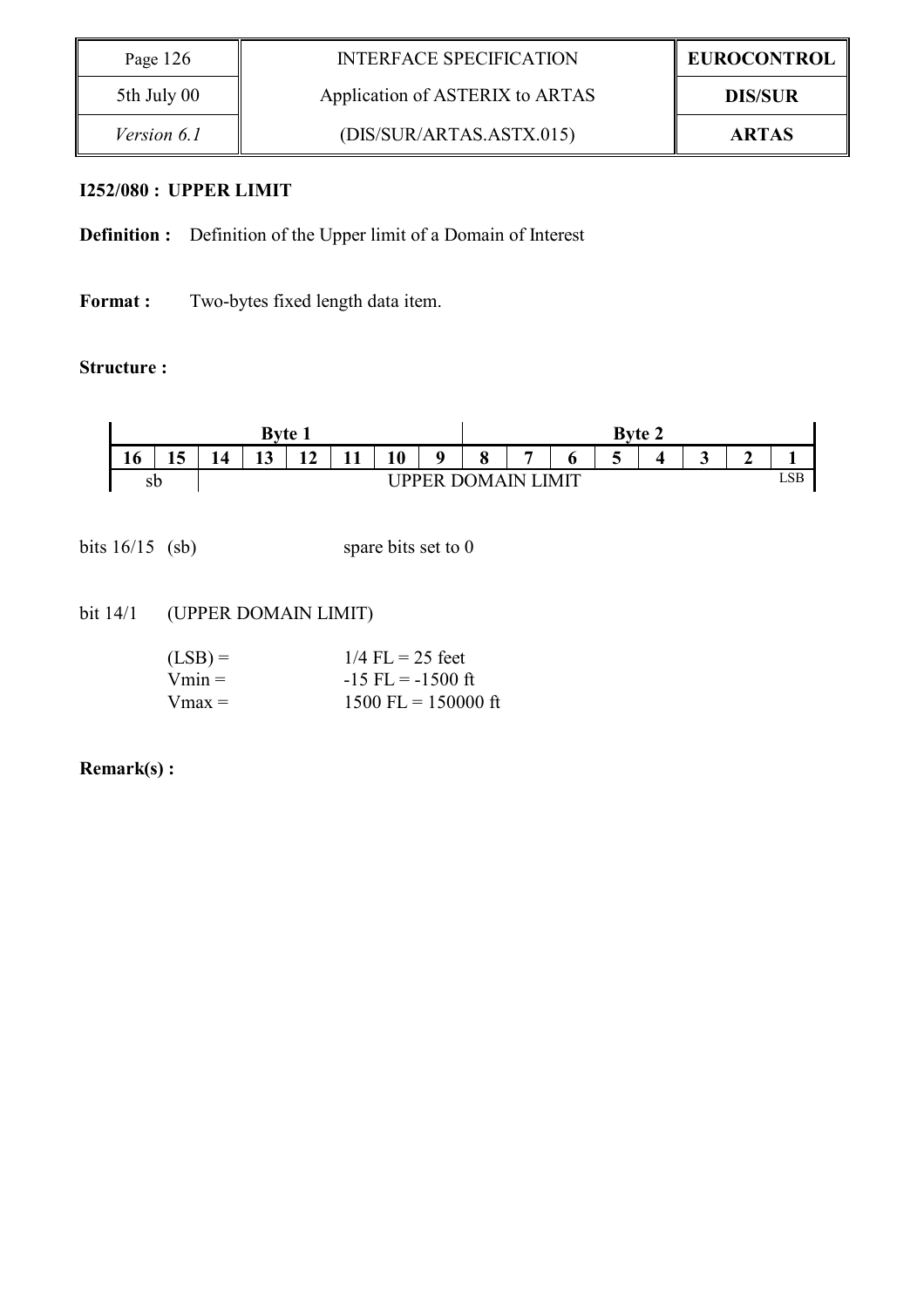**I252/080 : UPPER LIMIT**

**Definition :** Definition of the Upper limit of a Domain of Interest

**Format :** Two-bytes fixed length data item.

**Structure :**

| Byte 1 | | | | | | | | Byte 2 | | | | | | | |
|---|---|---|---|---|---|---|---|---|---|---|---|---|---|---|---|
| **16** | **15** | **14** | **13** | **12** | **11** | **10** | **9** | **8** | **7** | **6** | **5** | **4** | **3** | **2** | **1** |
| sb | | UPPER DOMAIN LIMIT | | | | | | | | | | | | | LSB |

bits 16/15 (sb) spare bits set to 0

bit 14/1 (UPPER DOMAIN LIMIT)

(LSB) = 1/4 FL = 25 feet
Vmin = -15 FL = -1500 ft
Vmax = 1500 FL = 150000 ft

**Remark(s) :**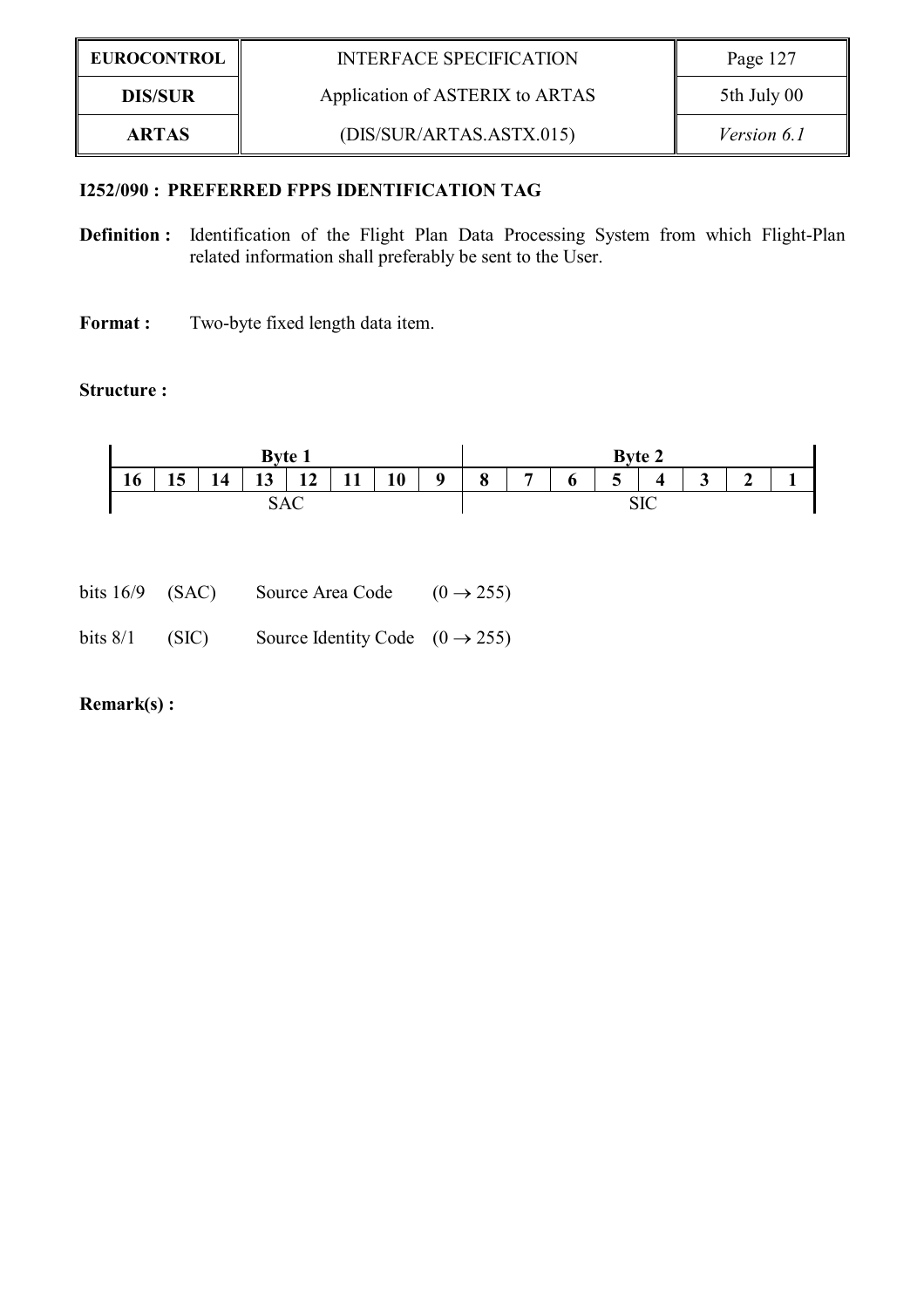### I252/090 : PREFERRED FPPS IDENTIFICATION TAG

**Definition :** Identification of the Flight Plan Data Processing System from which Flight-Plan related information shall preferably be sent to the User.

**Format :** Two-byte fixed length data item.

**Structure :**

| Byte 1 | | | | | | | | Byte 2 | | | | | | | |
|---|---|---|---|---|---|---|---|---|---|---|---|---|---|---|---|
| **16** | **15** | **14** | **13** | **12** | **11** | **10** | **9** | **8** | **7** | **6** | **5** | **4** | **3** | **2** | **1** |
| SAC | | | | | | | | SIC | | | | | | | |

bits 16/9 (SAC) Source Area Code (0 → 255)

bits 8/1 (SIC) Source Identity Code (0 → 255)

**Remark(s) :**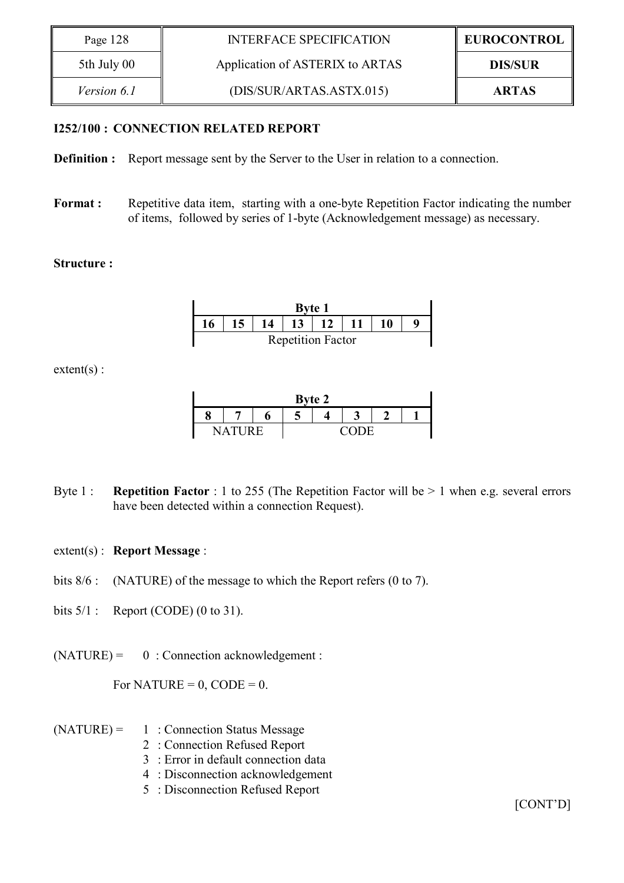**I252/100 : CONNECTION RELATED REPORT**

**Definition :** Report message sent by the Server to the User in relation to a connection.

**Format :** Repetitive data item, starting with a one-byte Repetition Factor indicating the number of items, followed by series of 1-byte (Acknowledgement message) as necessary.

**Structure :**

| Byte 1 | | | | | | | |
|---|---|---|---|---|---|---|---|
| 16 | 15 | 14 | 13 | 12 | 11 | 10 | 9 |
| Repetition Factor | | | | | | | |

extent(s) :

| Byte 2 | | | | | | | |
|---|---|---|---|---|---|---|---|
| 8 | 7 | 6 | 5 | 4 | 3 | 2 | 1 |
| NATURE | | | CODE | | | | |

Byte 1 : **Repetition Factor** : 1 to 255 (The Repetition Factor will be > 1 when e.g. several errors have been detected within a connection Request).

extent(s) : **Report Message** :

bits 8/6 : (NATURE) of the message to which the Report refers (0 to 7).

bits 5/1 : Report (CODE) (0 to 31).

(NATURE) = 0 : Connection acknowledgement :

For NATURE = 0, CODE = 0.

(NATURE) = 1 : Connection Status Message
2 : Connection Refused Report
3 : Error in default connection data
4 : Disconnection acknowledgement
5 : Disconnection Refused Report

[CONT'D]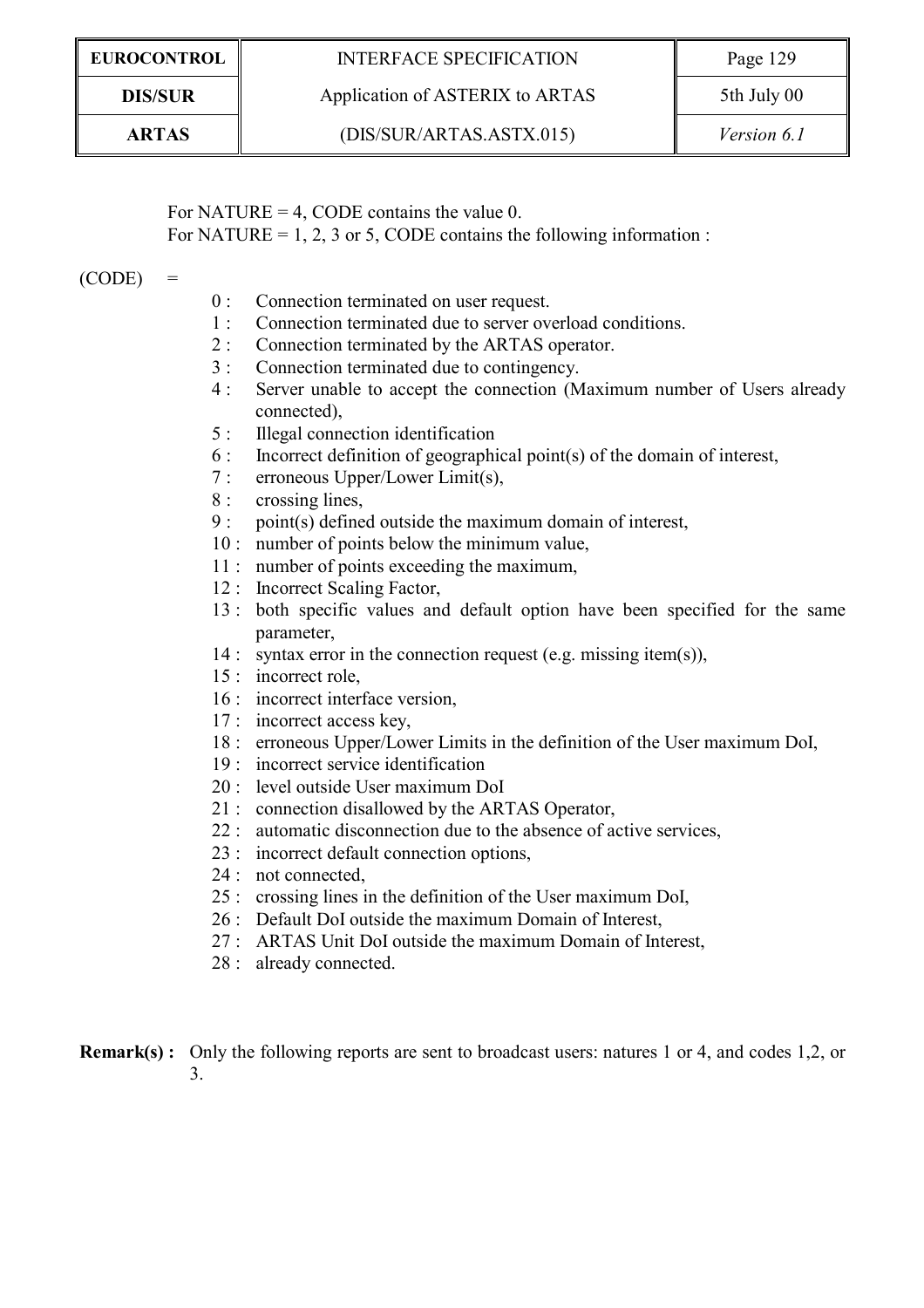For NATURE = 4, CODE contains the value 0.

For NATURE = 1, 2, 3 or 5, CODE contains the following information :

(CODE) =

- 0 : Connection terminated on user request.
- 1 : Connection terminated due to server overload conditions.
- 2 : Connection terminated by the ARTAS operator.
- 3 : Connection terminated due to contingency.
- 4 : Server unable to accept the connection (Maximum number of Users already connected),
- 5 : Illegal connection identification
- 6 : Incorrect definition of geographical point(s) of the domain of interest,
- 7 : erroneous Upper/Lower Limit(s),
- 8 : crossing lines,
- 9 : point(s) defined outside the maximum domain of interest,
- 10 : number of points below the minimum value,
- 11 : number of points exceeding the maximum,
- 12 : Incorrect Scaling Factor,
- 13 : both specific values and default option have been specified for the same parameter,
- 14 : syntax error in the connection request (e.g. missing item(s)),
- 15 : incorrect role,
- 16 : incorrect interface version,
- 17 : incorrect access key,
- 18 : erroneous Upper/Lower Limits in the definition of the User maximum DoI,
- 19 : incorrect service identification
- 20 : level outside User maximum DoI
- 21 : connection disallowed by the ARTAS Operator,
- 22 : automatic disconnection due to the absence of active services,
- 23 : incorrect default connection options,
- 24 : not connected,
- 25 : crossing lines in the definition of the User maximum DoI,
- 26 : Default DoI outside the maximum Domain of Interest,
- 27 : ARTAS Unit DoI outside the maximum Domain of Interest,
- 28 : already connected.

**Remark(s) :** Only the following reports are sent to broadcast users: natures 1 or 4, and codes 1,2, or 3.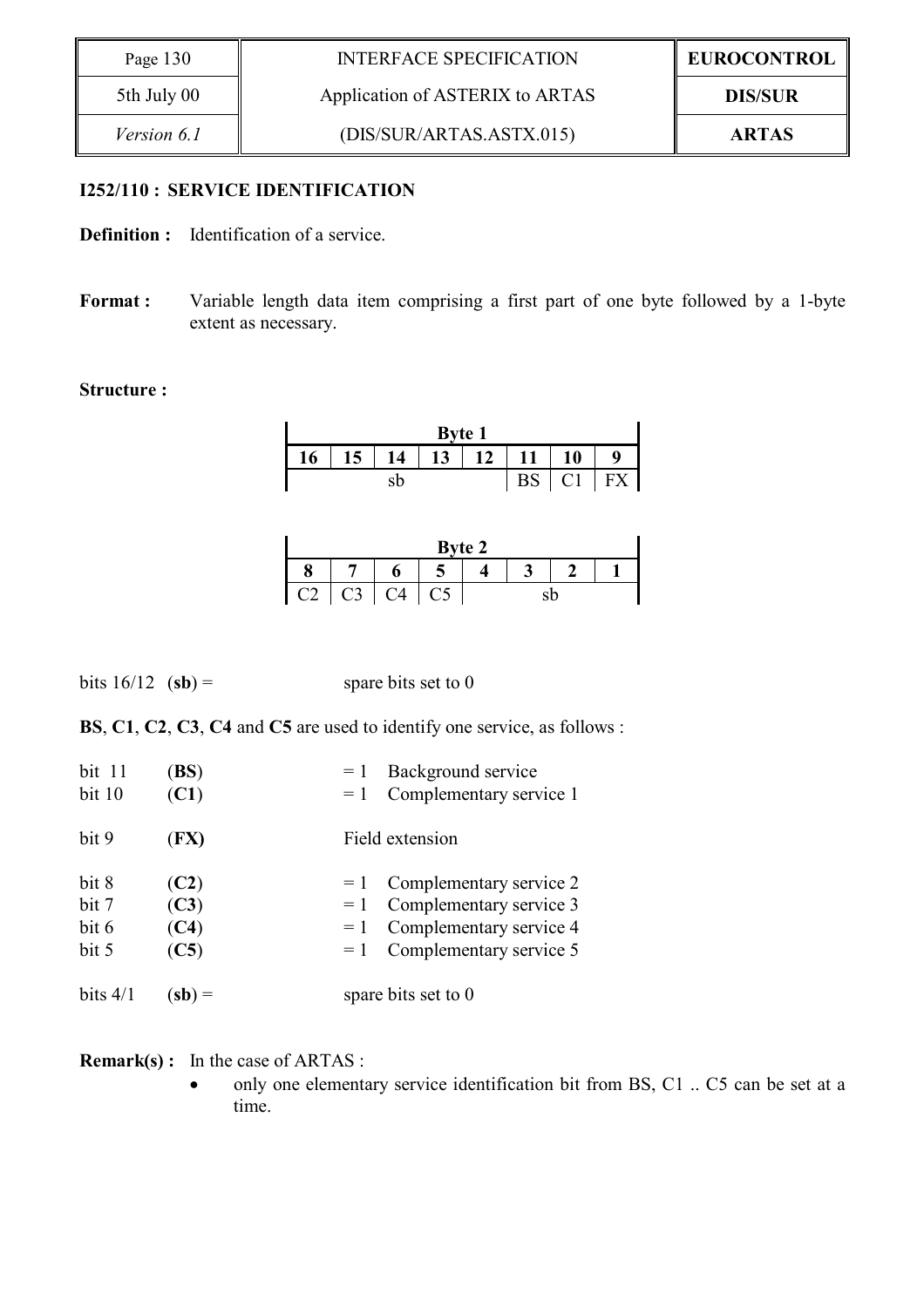**I252/110 : SERVICE IDENTIFICATION**

**Definition :** Identification of a service.

**Format :** Variable length data item comprising a first part of one byte followed by a 1-byte extent as necessary.

**Structure :**

| Byte 1 | | | | | | | |
|---|---|---|---|---|---|---|---|
| 16 | 15 | 14 | 13 | 12 | 11 | 10 | 9 |
| | | sb | | | BS | C1 | FX |

| Byte 2 | | | | | | | |
|---|---|---|---|---|---|---|---|
| 8 | 7 | 6 | 5 | 4 | 3 | 2 | 1 |
| C2 | C3 | C4 | C5 | | sb | | |

bits 16/12 (**sb**) = spare bits set to 0

**BS**, **C1**, **C2**, **C3**, **C4** and **C5** are used to identify one service, as follows :

| | | |
|---|---|---|
| bit 11 | (**BS**) | = 1 Background service |
| bit 10 | (**C1**) | = 1 Complementary service 1 |
| bit 9 | (**FX**) | Field extension |
| bit 8 | (**C2**) | = 1 Complementary service 2 |
| bit 7 | (**C3**) | = 1 Complementary service 3 |
| bit 6 | (**C4**) | = 1 Complementary service 4 |
| bit 5 | (**C5**) | = 1 Complementary service 5 |
| bits 4/1 | (**sb**) = | spare bits set to 0 |

**Remark(s) :** In the case of ARTAS :

- only one elementary service identification bit from BS, C1 .. C5 can be set at a time.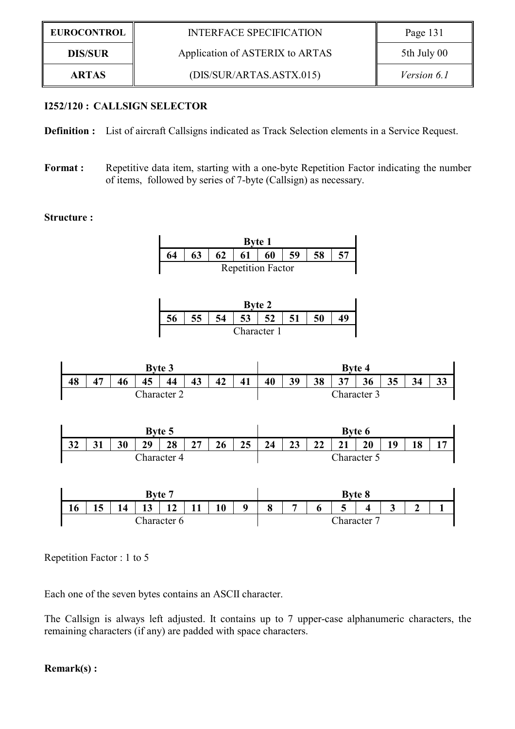### I252/120 : CALLSIGN SELECTOR

**Definition :** List of aircraft Callsigns indicated as Track Selection elements in a Service Request.

**Format :** Repetitive data item, starting with a one-byte Repetition Factor indicating the number of items, followed by series of 7-byte (Callsign) as necessary.

**Structure :**

| Byte 1 | | | | | | | |
|---|---|---|---|---|---|---|---|
| 64 | 63 | 62 | 61 | 60 | 59 | 58 | 57 |
| Repetition Factor | | | | | | | |

| Byte 2 | | | | | | | |
|---|---|---|---|---|---|---|---|
| 56 | 55 | 54 | 53 | 52 | 51 | 50 | 49 |
| Character 1 | | | | | | | |

| Byte 3 | | | | | | | | Byte 4 | | | | | | | |
|---|---|---|---|---|---|---|---|---|---|---|---|---|---|---|---|
| 48 | 47 | 46 | 45 | 44 | 43 | 42 | 41 | 40 | 39 | 38 | 37 | 36 | 35 | 34 | 33 |
| Character 2 | | | | | | | | Character 3 | | | | | | | |

| Byte 5 | | | | | | | | Byte 6 | | | | | | | |
|---|---|---|---|---|---|---|---|---|---|---|---|---|---|---|---|
| 32 | 31 | 30 | 29 | 28 | 27 | 26 | 25 | 24 | 23 | 22 | 21 | 20 | 19 | 18 | 17 |
| Character 4 | | | | | | | | Character 5 | | | | | | | |

| Byte 7 | | | | | | | | Byte 8 | | | | | | | |
|---|---|---|---|---|---|---|---|---|---|---|---|---|---|---|---|
| 16 | 15 | 14 | 13 | 12 | 11 | 10 | 9 | 8 | 7 | 6 | 5 | 4 | 3 | 2 | 1 |
| Character 6 | | | | | | | | Character 7 | | | | | | | |

Repetition Factor : 1 to 5

Each one of the seven bytes contains an ASCII character.

The Callsign is always left adjusted. It contains up to 7 upper-case alphanumeric characters, the remaining characters (if any) are padded with space characters.

**Remark(s) :**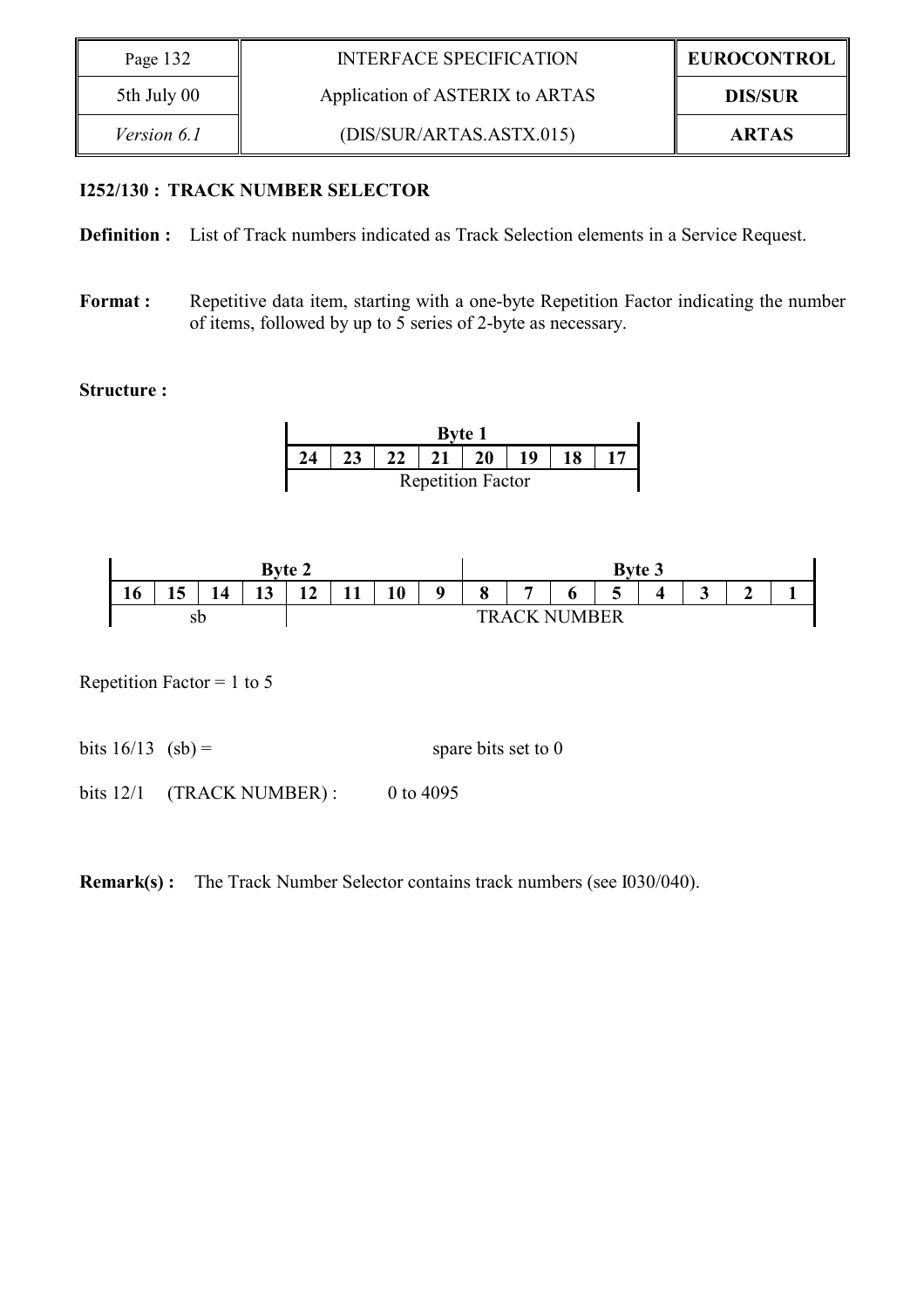**I252/130 : TRACK NUMBER SELECTOR**

**Definition :** List of Track numbers indicated as Track Selection elements in a Service Request.

**Format :** Repetitive data item, starting with a one-byte Repetition Factor indicating the number of items, followed by up to 5 series of 2-byte as necessary.

**Structure :**

| Byte 1 | | | | | | | |
|---|---|---|---|---|---|---|---|
| **24** | **23** | **22** | **21** | **20** | **19** | **18** | **17** |
| Repetition Factor | | | | | | | |

| Byte 2 | | | | | | | | Byte 3 | | | | | | | |
|---|---|---|---|---|---|---|---|---|---|---|---|---|---|---|---|
| **16** | **15** | **14** | **13** | **12** | **11** | **10** | **9** | **8** | **7** | **6** | **5** | **4** | **3** | **2** | **1** |
| sb | | | | TRACK NUMBER | | | | | | | | | | | |

Repetition Factor = 1 to 5

bits 16/13 (sb) = spare bits set to 0

bits 12/1 (TRACK NUMBER) : 0 to 4095

**Remark(s) :** The Track Number Selector contains track numbers (see I030/040).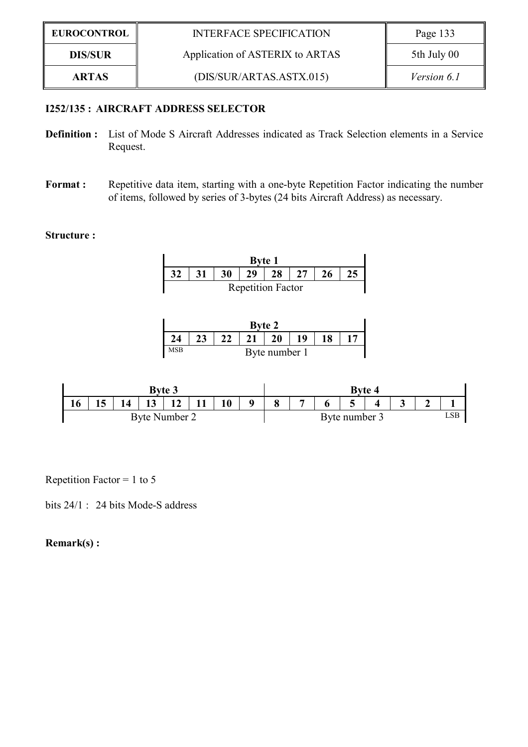### I252/135 : AIRCRAFT ADDRESS SELECTOR

**Definition :** List of Mode S Aircraft Addresses indicated as Track Selection elements in a Service Request.

**Format :** Repetitive data item, starting with a one-byte Repetition Factor indicating the number of items, followed by series of 3-bytes (24 bits Aircraft Address) as necessary.

**Structure :**

| Byte 1 | | | | | | | |
|---|---|---|---|---|---|---|---|
| 32 | 31 | 30 | 29 | 28 | 27 | 26 | 25 |
| Repetition Factor | | | | | | | |

| Byte 2 | | | | | | | |
|---|---|---|---|---|---|---|---|
| 24 | 23 | 22 | 21 | 20 | 19 | 18 | 17 |
| MSB Byte number 1 | | | | | | | |

| Byte 3 | | | | | | | | Byte 4 | | | | | | | |
|---|---|---|---|---|---|---|---|---|---|---|---|---|---|---|---|
| 16 | 15 | 14 | 13 | 12 | 11 | 10 | 9 | 8 | 7 | 6 | 5 | 4 | 3 | 2 | 1 |
| Byte Number 2 | | | | | | | | Byte number 3 LSB | | | | | | | |

Repetition Factor = 1 to 5

bits 24/1 : 24 bits Mode-S address

**Remark(s) :**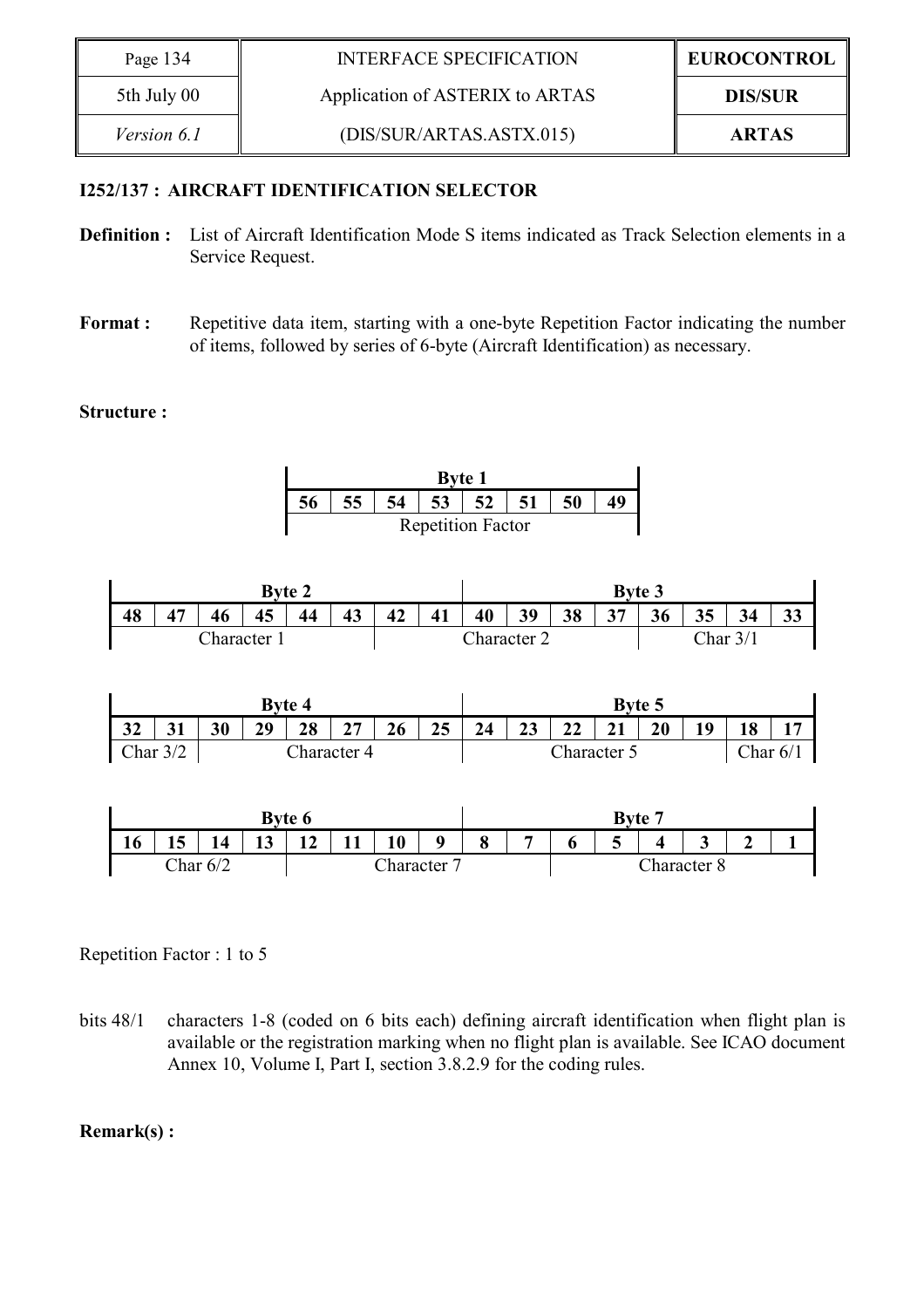**I252/137 : AIRCRAFT IDENTIFICATION SELECTOR**

**Definition :** List of Aircraft Identification Mode S items indicated as Track Selection elements in a Service Request.

**Format :** Repetitive data item, starting with a one-byte Repetition Factor indicating the number of items, followed by series of 6-byte (Aircraft Identification) as necessary.

**Structure :**

| Byte 1 | | | | | | | |
|---|---|---|---|---|---|---|---|
| 56 | 55 | 54 | 53 | 52 | 51 | 50 | 49 |
| Repetition Factor | | | | | | | |

| Byte 2 | | | | | | | | Byte 3 | | | | | | | |
|---|---|---|---|---|---|---|---|---|---|---|---|---|---|---|---|
| 48 | 47 | 46 | 45 | 44 | 43 | 42 | 41 | 40 | 39 | 38 | 37 | 36 | 35 | 34 | 33 |
| Character 1 | | | | | | Character 2 | | | | | | Char 3/1 | | | |

| Byte 4 | | | | | | | | Byte 5 | | | | | | | |
|---|---|---|---|---|---|---|---|---|---|---|---|---|---|---|---|
| 32 | 31 | 30 | 29 | 28 | 27 | 26 | 25 | 24 | 23 | 22 | 21 | 20 | 19 | 18 | 17 |
| Char 3/2 | | Character 4 | | | | | | Character 5 | | | | | | Char 6/1 | |

| Byte 6 | | | | | | | | Byte 7 | | | | | | | |
|---|---|---|---|---|---|---|---|---|---|---|---|---|---|---|---|
| 16 | 15 | 14 | 13 | 12 | 11 | 10 | 9 | 8 | 7 | 6 | 5 | 4 | 3 | 2 | 1 |
| Char 6/2 | | | | Character 7 | | | | | | Character 8 | | | | | |

Repetition Factor : 1 to 5

bits 48/1 characters 1-8 (coded on 6 bits each) defining aircraft identification when flight plan is available or the registration marking when no flight plan is available. See ICAO document Annex 10, Volume I, Part I, section 3.8.2.9 for the coding rules.

**Remark(s) :**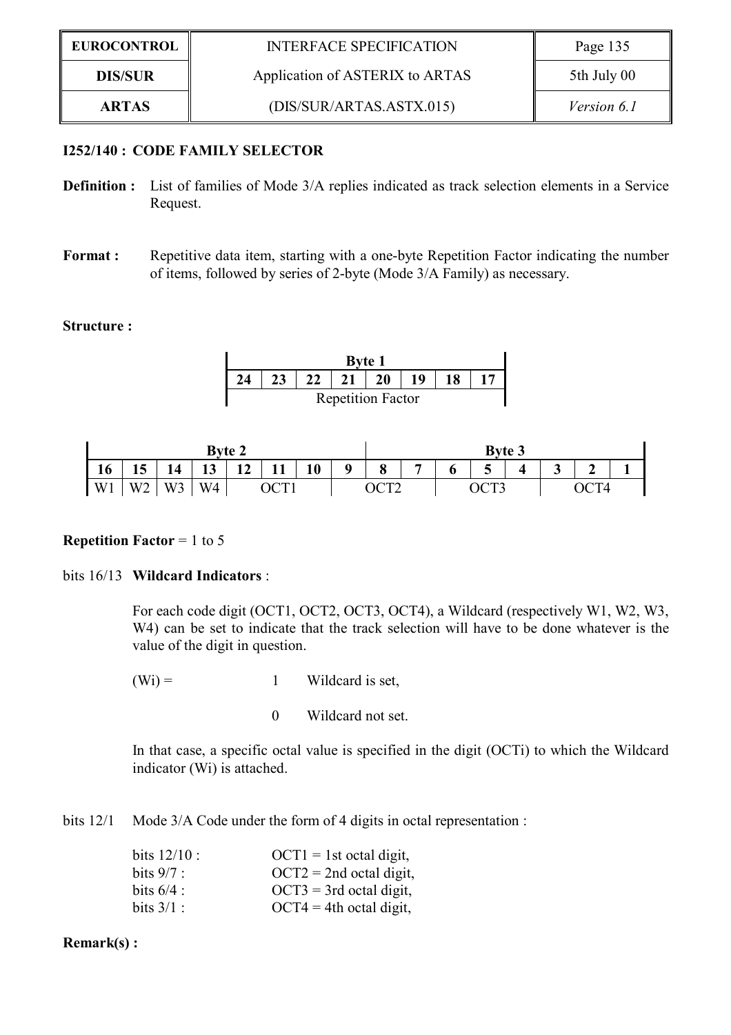**I252/140 : CODE FAMILY SELECTOR**

**Definition :** List of families of Mode 3/A replies indicated as track selection elements in a Service Request.

**Format :** Repetitive data item, starting with a one-byte Repetition Factor indicating the number of items, followed by series of 2-byte (Mode 3/A Family) as necessary.

**Structure :**

| Byte 1 | | | | | | | |
|---|---|---|---|---|---|---|---|
| **24** | **23** | **22** | **21** | **20** | **19** | **18** | **17** |
| Repetition Factor | | | | | | | |

| Byte 2 | | | | | | | | Byte 3 | | | | | | | |
|---|---|---|---|---|---|---|---|---|---|---|---|---|---|---|---|
| **16** | **15** | **14** | **13** | **12** | **11** | **10** | **9** | **8** | **7** | **6** | **5** | **4** | **3** | **2** | **1** |
| W1 | W2 | W3 | W4 | OCT1 | | | OCT2 | | | OCT3 | | | OCT4 | | |

**Repetition Factor** = 1 to 5

bits 16/13 **Wildcard Indicators** :

For each code digit (OCT1, OCT2, OCT3, OCT4), a Wildcard (respectively W1, W2, W3, W4) can be set to indicate that the track selection will have to be done whatever is the value of the digit in question.

(Wi) = 1 Wildcard is set,

0 Wildcard not set.

In that case, a specific octal value is specified in the digit (OCTi) to which the Wildcard indicator (Wi) is attached.

bits 12/1 Mode 3/A Code under the form of 4 digits in octal representation :

bits 12/10 : OCT1 = 1st octal digit,
bits 9/7 : OCT2 = 2nd octal digit,
bits 6/4 : OCT3 = 3rd octal digit,
bits 3/1 : OCT4 = 4th octal digit,

**Remark(s) :**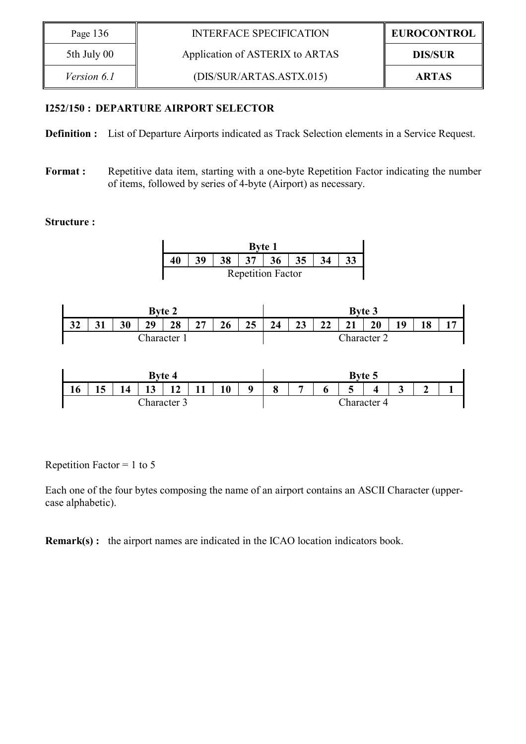### I252/150 : DEPARTURE AIRPORT SELECTOR

**Definition :** List of Departure Airports indicated as Track Selection elements in a Service Request.

**Format :** Repetitive data item, starting with a one-byte Repetition Factor indicating the number of items, followed by series of 4-byte (Airport) as necessary.

**Structure :**

| Byte 1 | | | | | | | |
|---|---|---|---|---|---|---|---|
| 40 | 39 | 38 | 37 | 36 | 35 | 34 | 33 |
| Repetition Factor | | | | | | | |

| Byte 2 | | | | | | | | Byte 3 | | | | | | | |
|---|---|---|---|---|---|---|---|---|---|---|---|---|---|---|---|
| 32 | 31 | 30 | 29 | 28 | 27 | 26 | 25 | 24 | 23 | 22 | 21 | 20 | 19 | 18 | 17 |
| Character 1 | | | | | | | | Character 2 | | | | | | | |

| Byte 4 | | | | | | | | Byte 5 | | | | | | | |
|---|---|---|---|---|---|---|---|---|---|---|---|---|---|---|---|
| 16 | 15 | 14 | 13 | 12 | 11 | 10 | 9 | 8 | 7 | 6 | 5 | 4 | 3 | 2 | 1 |
| Character 3 | | | | | | | | Character 4 | | | | | | | |

Repetition Factor = 1 to 5

Each one of the four bytes composing the name of an airport contains an ASCII Character (upper-case alphabetic).

**Remark(s) :** the airport names are indicated in the ICAO location indicators book.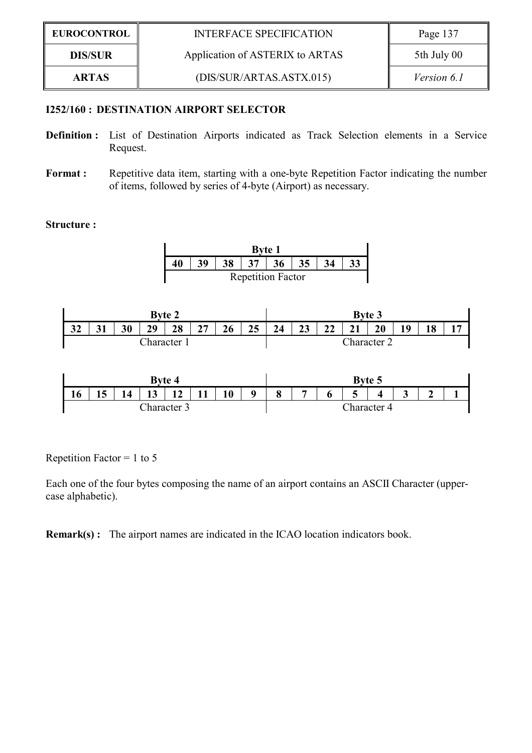### I252/160 : DESTINATION AIRPORT SELECTOR

**Definition :** List of Destination Airports indicated as Track Selection elements in a Service Request.

**Format :** Repetitive data item, starting with a one-byte Repetition Factor indicating the number of items, followed by series of 4-byte (Airport) as necessary.

**Structure :**

| **Byte 1** | | | | | | | |
|---|---|---|---|---|---|---|---|
| **40** | **39** | **38** | **37** | **36** | **35** | **34** | **33** |
| Repetition Factor | | | | | | | |

| **Byte 2** | | | | | | | | **Byte 3** | | | | | | | |
|---|---|---|---|---|---|---|---|---|---|---|---|---|---|---|---|
| **32** | **31** | **30** | **29** | **28** | **27** | **26** | **25** | **24** | **23** | **22** | **21** | **20** | **19** | **18** | **17** |
| Character 1 | | | | | | | | Character 2 | | | | | | | |

| **Byte 4** | | | | | | | | **Byte 5** | | | | | | | |
|---|---|---|---|---|---|---|---|---|---|---|---|---|---|---|---|
| **16** | **15** | **14** | **13** | **12** | **11** | **10** | **9** | **8** | **7** | **6** | **5** | **4** | **3** | **2** | **1** |
| Character 3 | | | | | | | | Character 4 | | | | | | | |

Repetition Factor = 1 to 5

Each one of the four bytes composing the name of an airport contains an ASCII Character (upper-case alphabetic).

**Remark(s) :** The airport names are indicated in the ICAO location indicators book.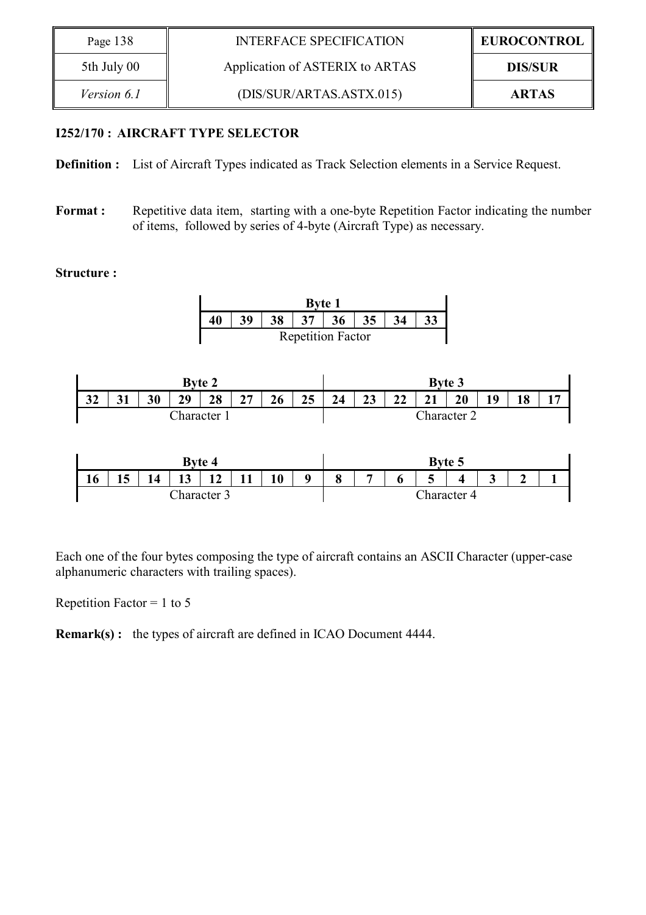### I252/170 : AIRCRAFT TYPE SELECTOR

**Definition :** List of Aircraft Types indicated as Track Selection elements in a Service Request.

**Format :** Repetitive data item, starting with a one-byte Repetition Factor indicating the number of items, followed by series of 4-byte (Aircraft Type) as necessary.

**Structure :**

| Byte 1 | | | | | | | |
|---|---|---|---|---|---|---|---|
| 40 | 39 | 38 | 37 | 36 | 35 | 34 | 33 |
| Repetition Factor | | | | | | | |

| Byte 2 | | | | | | | | Byte 3 | | | | | | | |
|---|---|---|---|---|---|---|---|---|---|---|---|---|---|---|---|
| 32 | 31 | 30 | 29 | 28 | 27 | 26 | 25 | 24 | 23 | 22 | 21 | 20 | 19 | 18 | 17 |
| Character 1 | | | | | | | | Character 2 | | | | | | | |

| Byte 4 | | | | | | | | Byte 5 | | | | | | | |
|---|---|---|---|---|---|---|---|---|---|---|---|---|---|---|---|
| 16 | 15 | 14 | 13 | 12 | 11 | 10 | 9 | 8 | 7 | 6 | 5 | 4 | 3 | 2 | 1 |
| Character 3 | | | | | | | | Character 4 | | | | | | | |

Each one of the four bytes composing the type of aircraft contains an ASCII Character (upper-case alphanumeric characters with trailing spaces).

Repetition Factor = 1 to 5

**Remark(s) :** the types of aircraft are defined in ICAO Document 4444.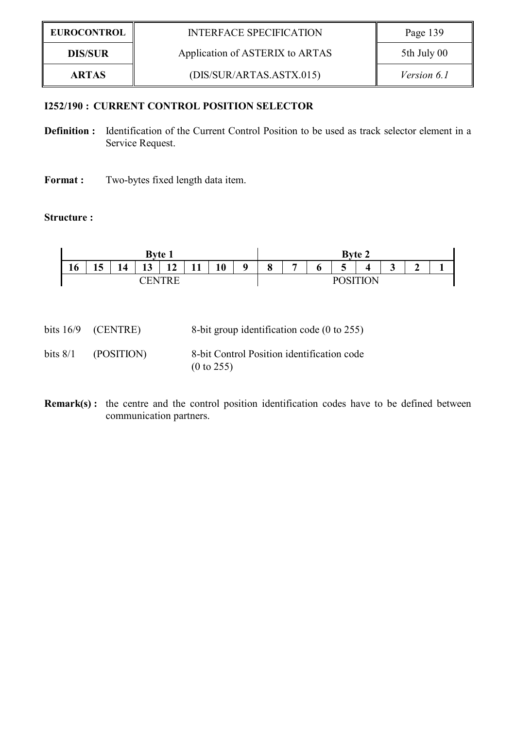**I252/190 : CURRENT CONTROL POSITION SELECTOR**

**Definition :** Identification of the Current Control Position to be used as track selector element in a Service Request.

**Format :** Two-bytes fixed length data item.

**Structure :**

| Byte 1 | | | | | | | | Byte 2 | | | | | | | |
|---|---|---|---|---|---|---|---|---|---|---|---|---|---|---|---|
| **16** | **15** | **14** | **13** | **12** | **11** | **10** | **9** | **8** | **7** | **6** | **5** | **4** | **3** | **2** | **1** |
| CENTRE | | | | | | | | POSITION | | | | | | | |

bits 16/9 (CENTRE) 8-bit group identification code (0 to 255)

bits 8/1 (POSITION) 8-bit Control Position identification code (0 to 255)

**Remark(s) :** the centre and the control position identification codes have to be defined between communication partners.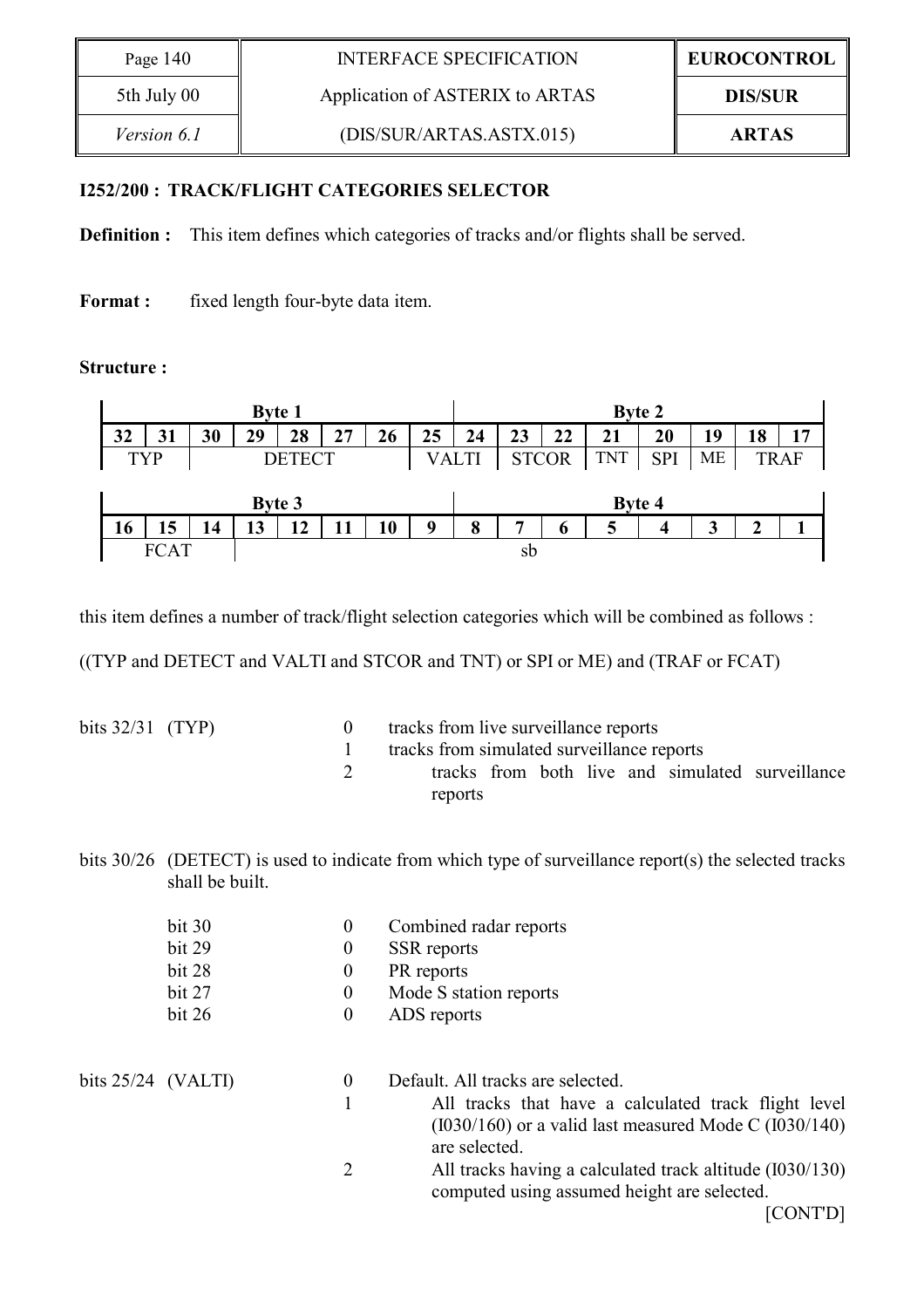### I252/200 : TRACK/FLIGHT CATEGORIES SELECTOR

**Definition :** This item defines which categories of tracks and/or flights shall be served.

**Format :** fixed length four-byte data item.

**Structure :**

| Byte 1 | | | | | | | | Byte 2 | | | | | | | |
|---|---|---|---|---|---|---|---|---|---|---|---|---|---|---|---|
| 32 | 31 | 30 | 29 | 28 | 27 | 26 | 25 | 24 | 23 | 22 | 21 | 20 | 19 | 18 | 17 |
| TYP | | DETECT | | | | | VALTI | | STCOR | | TNT | SPI | ME | TRAF | |

| Byte 3 | | | | | | | | Byte 4 | | | | | | | |
|---|---|---|---|---|---|---|---|---|---|---|---|---|---|---|---|
| 16 | 15 | 14 | 13 | 12 | 11 | 10 | 9 | 8 | 7 | 6 | 5 | 4 | 3 | 2 | 1 |
| FCAT | | | sb | | | | | | | | | | | | |

this item defines a number of track/flight selection categories which will be combined as follows :

((TYP and DETECT and VALTI and STCOR and TNT) or SPI or ME) and (TRAF or FCAT)

bits 32/31 (TYP)

- 0 tracks from live surveillance reports
- 1 tracks from simulated surveillance reports
- 2 tracks from both live and simulated surveillance reports

bits 30/26 (DETECT) is used to indicate from which type of surveillance report(s) the selected tracks shall be built.

| | | |
|---|---|---|
| bit 30 | 0 | Combined radar reports |
| bit 29 | 0 | SSR reports |
| bit 28 | 0 | PR reports |
| bit 27 | 0 | Mode S station reports |
| bit 26 | 0 | ADS reports |

bits 25/24 (VALTI)

- 0 Default. All tracks are selected.
- 1 All tracks that have a calculated track flight level (I030/160) or a valid last measured Mode C (I030/140) are selected.
- 2 All tracks having a calculated track altitude (I030/130) computed using assumed height are selected.

[CONT'D]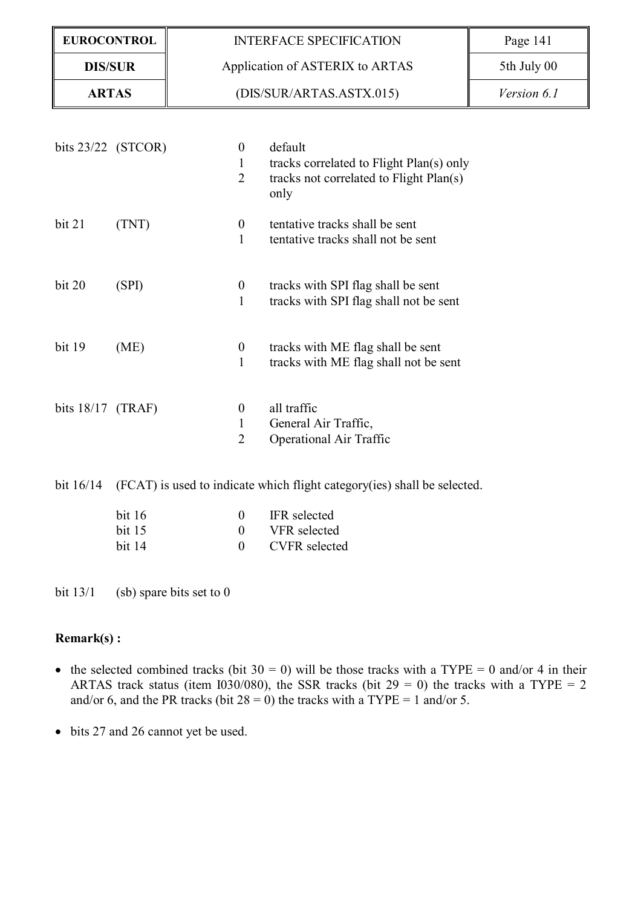| | | | |
|---|---|---|---|
| bits 23/22 | (STCOR) | 0 | default |
| | | 1 | tracks correlated to Flight Plan(s) only |
| | | 2 | tracks not correlated to Flight Plan(s) only |
| bit 21 | (TNT) | 0 | tentative tracks shall be sent |
| | | 1 | tentative tracks shall not be sent |
| bit 20 | (SPI) | 0 | tracks with SPI flag shall be sent |
| | | 1 | tracks with SPI flag shall not be sent |
| bit 19 | (ME) | 0 | tracks with ME flag shall be sent |
| | | 1 | tracks with ME flag shall not be sent |
| bits 18/17 | (TRAF) | 0 | all traffic |
| | | 1 | General Air Traffic, |
| | | 2 | Operational Air Traffic |

bit 16/14 (FCAT) is used to indicate which flight category(ies) shall be selected.

| | | |
|---|---|---|
| bit 16 | 0 | IFR selected |
| bit 15 | 0 | VFR selected |
| bit 14 | 0 | CVFR selected |

bit 13/1 (sb) spare bits set to 0

**Remark(s) :**

- the selected combined tracks (bit 30 = 0) will be those tracks with a TYPE = 0 and/or 4 in their ARTAS track status (item I030/080), the SSR tracks (bit 29 = 0) the tracks with a TYPE = 2 and/or 6, and the PR tracks (bit 28 = 0) the tracks with a TYPE = 1 and/or 5.
- bits 27 and 26 cannot yet be used.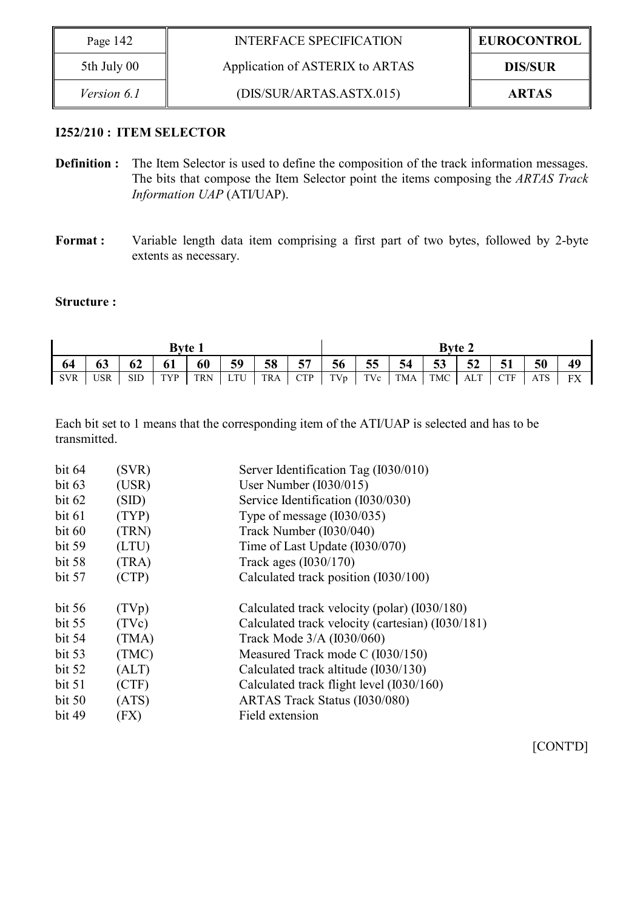**I252/210 : ITEM SELECTOR**

**Definition :** The Item Selector is used to define the composition of the track information messages. The bits that compose the Item Selector point the items composing the *ARTAS Track Information UAP* (ATI/UAP).

**Format :** Variable length data item comprising a first part of two bytes, followed by 2-byte extents as necessary.

**Structure :**

| Byte 1 | | | | | | | | Byte 2 | | | | | | | |
|---|---|---|---|---|---|---|---|---|---|---|---|---|---|---|---|
| **64** | **63** | **62** | **61** | **60** | **59** | **58** | **57** | **56** | **55** | **54** | **53** | **52** | **51** | **50** | **49** |
| SVR | USR | SID | TYP | TRN | LTU | TRA | CTP | TVp | TVc | TMA | TMC | ALT | CTF | ATS | FX |

Each bit set to 1 means that the corresponding item of the ATI/UAP is selected and has to be transmitted.

| | | |
|---|---|---|
| bit 64 | (SVR) | Server Identification Tag (I030/010) |
| bit 63 | (USR) | User Number (I030/015) |
| bit 62 | (SID) | Service Identification (I030/030) |
| bit 61 | (TYP) | Type of message (I030/035) |
| bit 60 | (TRN) | Track Number (I030/040) |
| bit 59 | (LTU) | Time of Last Update (I030/070) |
| bit 58 | (TRA) | Track ages (I030/170) |
| bit 57 | (CTP) | Calculated track position (I030/100) |
| bit 56 | (TVp) | Calculated track velocity (polar) (I030/180) |
| bit 55 | (TVc) | Calculated track velocity (cartesian) (I030/181) |
| bit 54 | (TMA) | Track Mode 3/A (I030/060) |
| bit 53 | (TMC) | Measured Track mode C (I030/150) |
| bit 52 | (ALT) | Calculated track altitude (I030/130) |
| bit 51 | (CTF) | Calculated track flight level (I030/160) |
| bit 50 | (ATS) | ARTAS Track Status (I030/080) |
| bit 49 | (FX) | Field extension |

[CONT'D]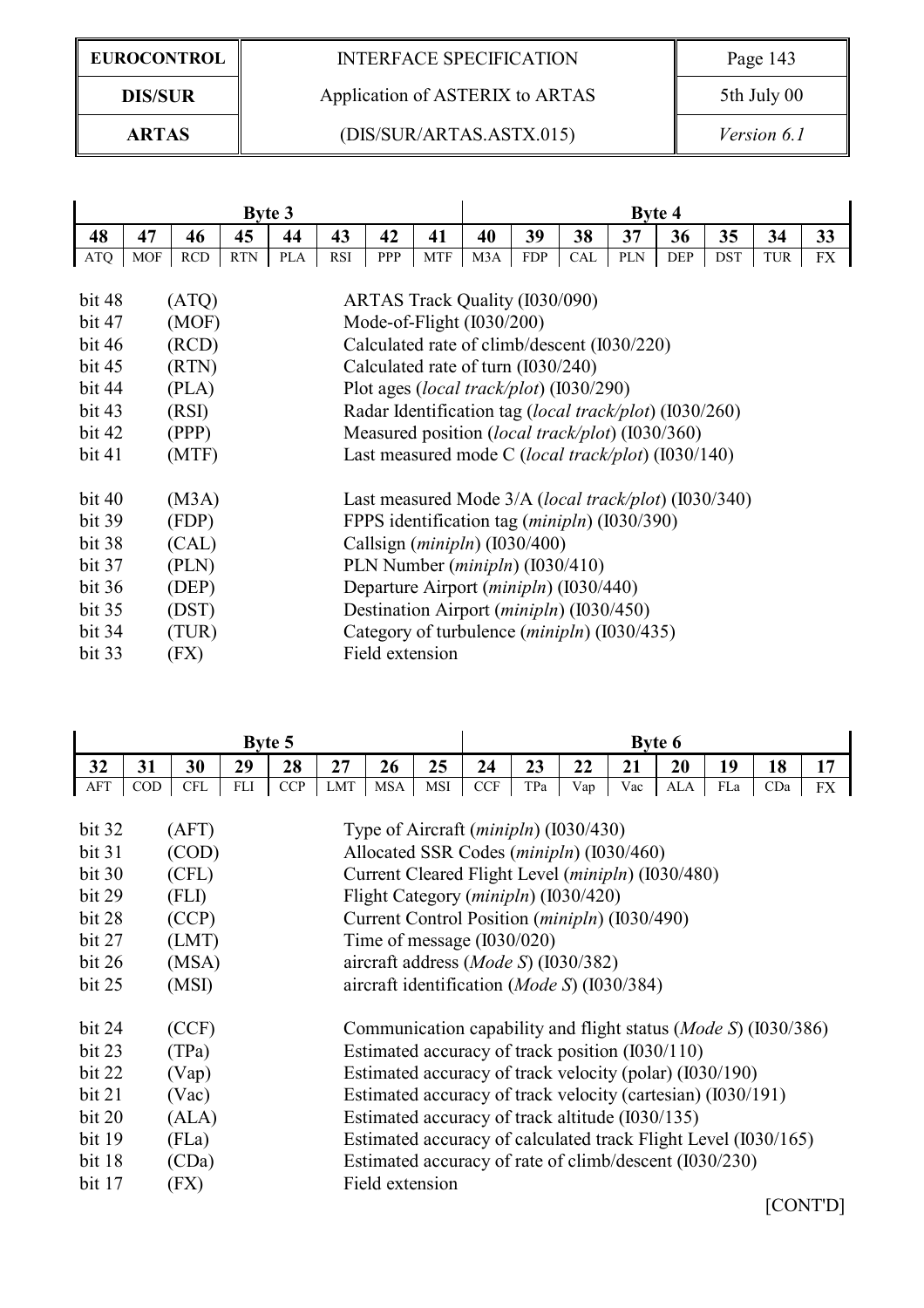| Byte 3 | | | | | | | | Byte 4 | | | | | | | |
|---|---|---|---|---|---|---|---|---|---|---|---|---|---|---|---|
| 48 | 47 | 46 | 45 | 44 | 43 | 42 | 41 | 40 | 39 | 38 | 37 | 36 | 35 | 34 | 33 |
| ATQ | MOF | RCD | RTN | PLA | RSI | PPP | MTF | M3A | FDP | CAL | PLN | DEP | DST | TUR | FX |

| | | |
|---|---|---|
| bit 48 | (ATQ) | ARTAS Track Quality (I030/090) |
| bit 47 | (MOF) | Mode-of-Flight (I030/200) |
| bit 46 | (RCD) | Calculated rate of climb/descent (I030/220) |
| bit 45 | (RTN) | Calculated rate of turn (I030/240) |
| bit 44 | (PLA) | Plot ages (*local track/plot*) (I030/290) |
| bit 43 | (RSI) | Radar Identification tag (*local track/plot*) (I030/260) |
| bit 42 | (PPP) | Measured position (*local track/plot*) (I030/360) |
| bit 41 | (MTF) | Last measured mode C (*local track/plot*) (I030/140) |
| bit 40 | (M3A) | Last measured Mode 3/A (*local track/plot*) (I030/340) |
| bit 39 | (FDP) | FPPS identification tag (*minipln*) (I030/390) |
| bit 38 | (CAL) | Callsign (*minipln*) (I030/400) |
| bit 37 | (PLN) | PLN Number (*minipln*) (I030/410) |
| bit 36 | (DEP) | Departure Airport (*minipln*) (I030/440) |
| bit 35 | (DST) | Destination Airport (*minipln*) (I030/450) |
| bit 34 | (TUR) | Category of turbulence (*minipln*) (I030/435) |
| bit 33 | (FX) | Field extension |

| Byte 5 | | | | | | | | Byte 6 | | | | | | | |
|---|---|---|---|---|---|---|---|---|---|---|---|---|---|---|---|
| 32 | 31 | 30 | 29 | 28 | 27 | 26 | 25 | 24 | 23 | 22 | 21 | 20 | 19 | 18 | 17 |
| AFT | COD | CFL | FLI | CCP | LMT | MSA | MSI | CCF | TPa | Vap | Vac | ALA | FLa | CDa | FX |

| | | |
|---|---|---|
| bit 32 | (AFT) | Type of Aircraft (*minipln*) (I030/430) |
| bit 31 | (COD) | Allocated SSR Codes (*minipln*) (I030/460) |
| bit 30 | (CFL) | Current Cleared Flight Level (*minipln*) (I030/480) |
| bit 29 | (FLI) | Flight Category (*minipln*) (I030/420) |
| bit 28 | (CCP) | Current Control Position (*minipln*) (I030/490) |
| bit 27 | (LMT) | Time of message (I030/020) |
| bit 26 | (MSA) | aircraft address (*Mode S*) (I030/382) |
| bit 25 | (MSI) | aircraft identification (*Mode S*) (I030/384) |
| bit 24 | (CCF) | Communication capability and flight status (*Mode S*) (I030/386) |
| bit 23 | (TPa) | Estimated accuracy of track position (I030/110) |
| bit 22 | (Vap) | Estimated accuracy of track velocity (polar) (I030/190) |
| bit 21 | (Vac) | Estimated accuracy of track velocity (cartesian) (I030/191) |
| bit 20 | (ALA) | Estimated accuracy of track altitude (I030/135) |
| bit 19 | (FLa) | Estimated accuracy of calculated track Flight Level (I030/165) |
| bit 18 | (CDa) | Estimated accuracy of rate of climb/descent (I030/230) |
| bit 17 | (FX) | Field extension |

[CONT'D]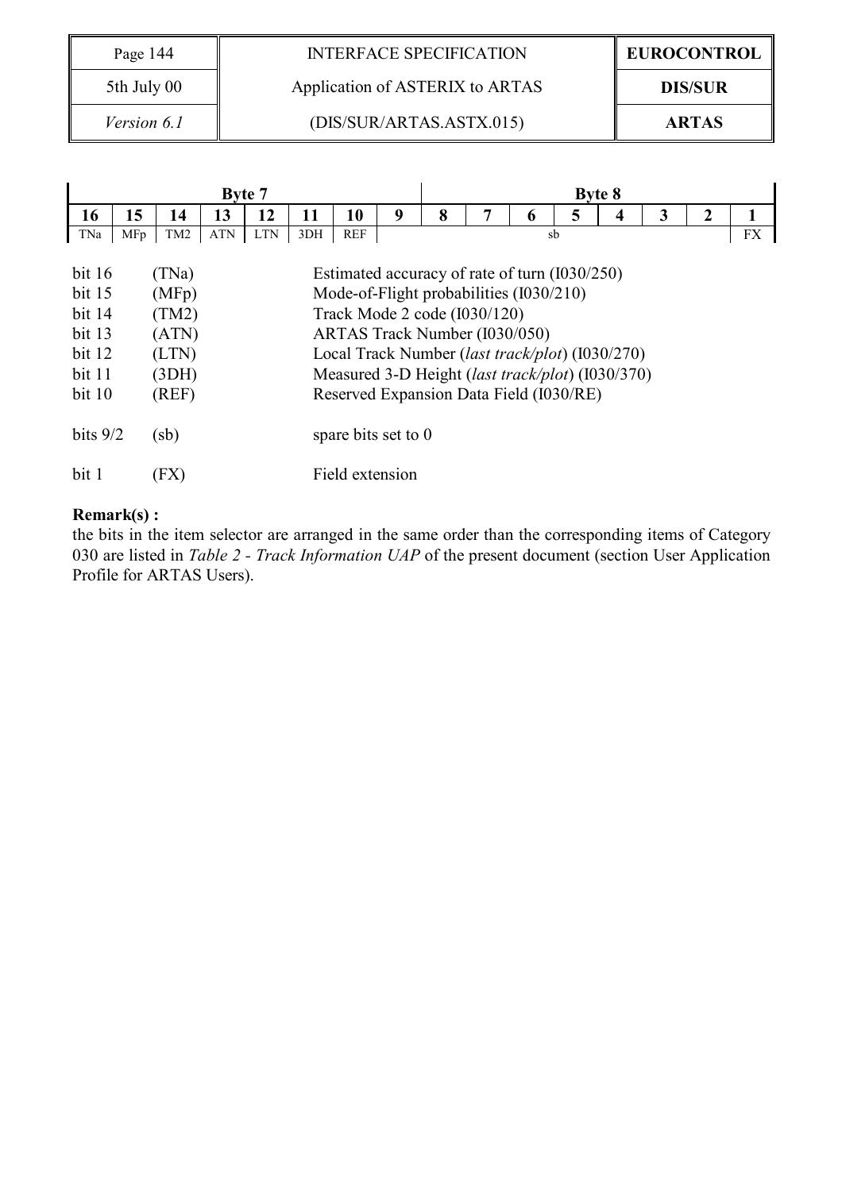| Byte 7 | | | | | | | | Byte 8 | | | | | | | |
|---|---|---|---|---|---|---|---|---|---|---|---|---|---|---|---|
| **16** | **15** | **14** | **13** | **12** | **11** | **10** | **9** | **8** | **7** | **6** | **5** | **4** | **3** | **2** | **1** |
| TNa | MFp | TM2 | ATN | LTN | 3DH | REF | sb | | | | | | | | FX |

| | | |
|---|---|---|
| bit 16 | (TNa) | Estimated accuracy of rate of turn (I030/250) |
| bit 15 | (MFp) | Mode-of-Flight probabilities (I030/210) |
| bit 14 | (TM2) | Track Mode 2 code (I030/120) |
| bit 13 | (ATN) | ARTAS Track Number (I030/050) |
| bit 12 | (LTN) | Local Track Number (*last track/plot*) (I030/270) |
| bit 11 | (3DH) | Measured 3-D Height (*last track/plot*) (I030/370) |
| bit 10 | (REF) | Reserved Expansion Data Field (I030/RE) |
| bits 9/2 | (sb) | spare bits set to 0 |
| bit 1 | (FX) | Field extension |

**Remark(s) :**

the bits in the item selector are arranged in the same order than the corresponding items of Category 030 are listed in *Table 2 - Track Information UAP* of the present document (section User Application Profile for ARTAS Users).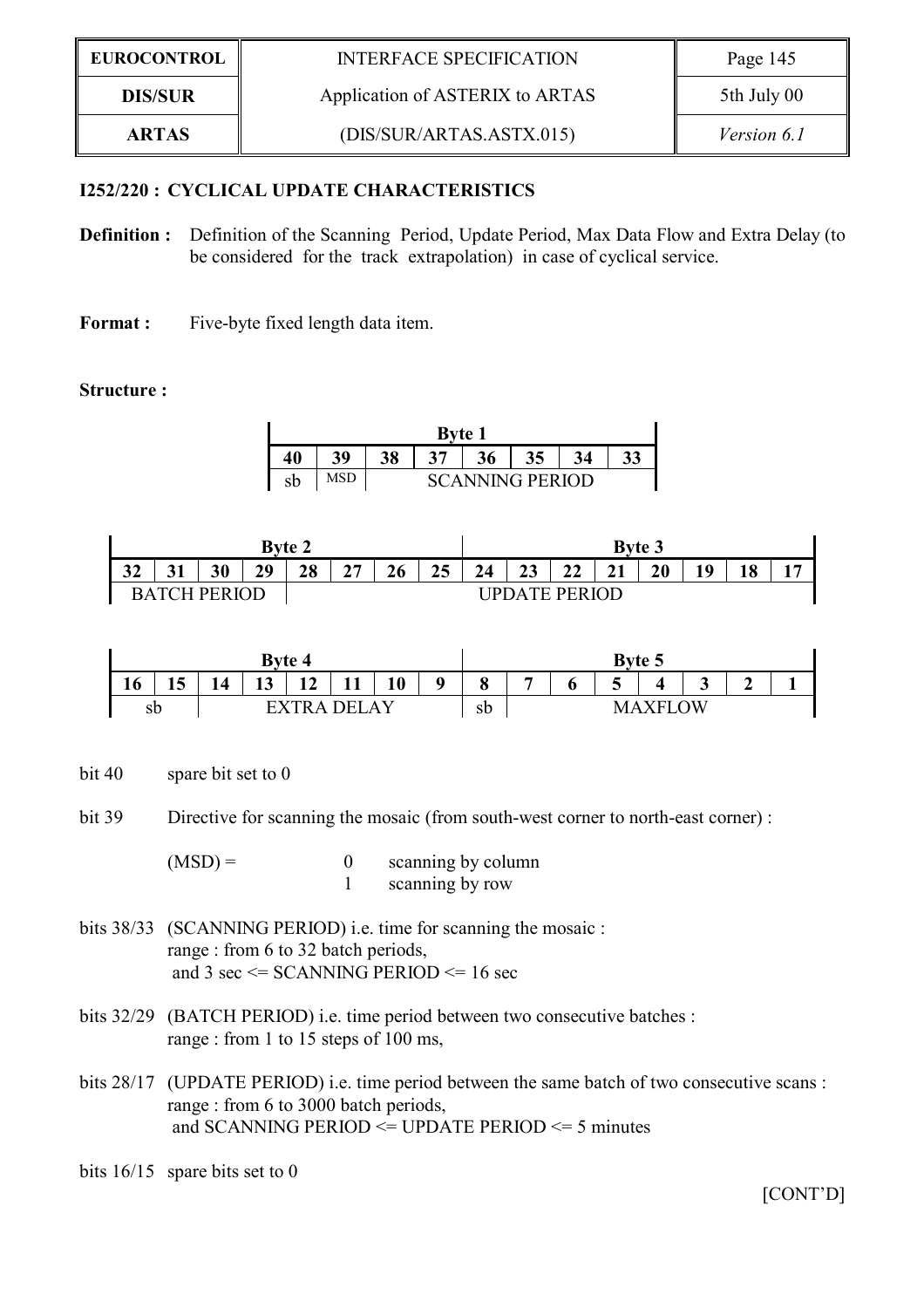### I252/220 : CYCLICAL UPDATE CHARACTERISTICS

**Definition :** Definition of the Scanning Period, Update Period, Max Data Flow and Extra Delay (to be considered for the track extrapolation) in case of cyclical service.

**Format :** Five-byte fixed length data item.

**Structure :**

| Byte 1 | | | | | | | |
|---|---|---|---|---|---|---|---|
| 40 | 39 | 38 | 37 | 36 | 35 | 34 | 33 |
| sb | MSD | SCANNING PERIOD | | | | | |

| Byte 2 | | | | | | | | Byte 3 | | | | | | | |
|---|---|---|---|---|---|---|---|---|---|---|---|---|---|---|---|
| 32 | 31 | 30 | 29 | 28 | 27 | 26 | 25 | 24 | 23 | 22 | 21 | 20 | 19 | 18 | 17 |
| BATCH PERIOD | | | | UPDATE PERIOD | | | | | | | | | | | |

| Byte 4 | | | | | | | | Byte 5 | | | | | | | |
|---|---|---|---|---|---|---|---|---|---|---|---|---|---|---|---|
| 16 | 15 | 14 | 13 | 12 | 11 | 10 | 9 | 8 | 7 | 6 | 5 | 4 | 3 | 2 | 1 |
| sb | | EXTRA DELAY | | | | | | sb | MAXFLOW | | | | | | |

bit 40 spare bit set to 0

bit 39 Directive for scanning the mosaic (from south-west corner to north-east corner) :

(MSD) = 0 scanning by column
1 scanning by row

bits 38/33 (SCANNING PERIOD) i.e. time for scanning the mosaic :
range : from 6 to 32 batch periods,
and 3 sec <= SCANNING PERIOD <= 16 sec

bits 32/29 (BATCH PERIOD) i.e. time period between two consecutive batches :
range : from 1 to 15 steps of 100 ms,

bits 28/17 (UPDATE PERIOD) i.e. time period between the same batch of two consecutive scans :
range : from 6 to 3000 batch periods,
and SCANNING PERIOD <= UPDATE PERIOD <= 5 minutes

bits 16/15 spare bits set to 0

[CONT'D]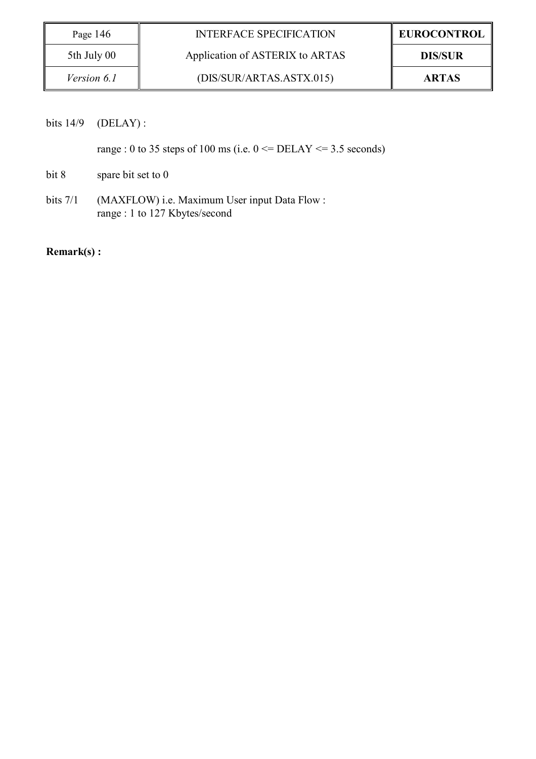bits 14/9 (DELAY) :

range : 0 to 35 steps of 100 ms (i.e. 0 <= DELAY <= 3.5 seconds)

bit 8 spare bit set to 0

bits 7/1 (MAXFLOW) i.e. Maximum User input Data Flow :
range : 1 to 127 Kbytes/second

**Remark(s) :**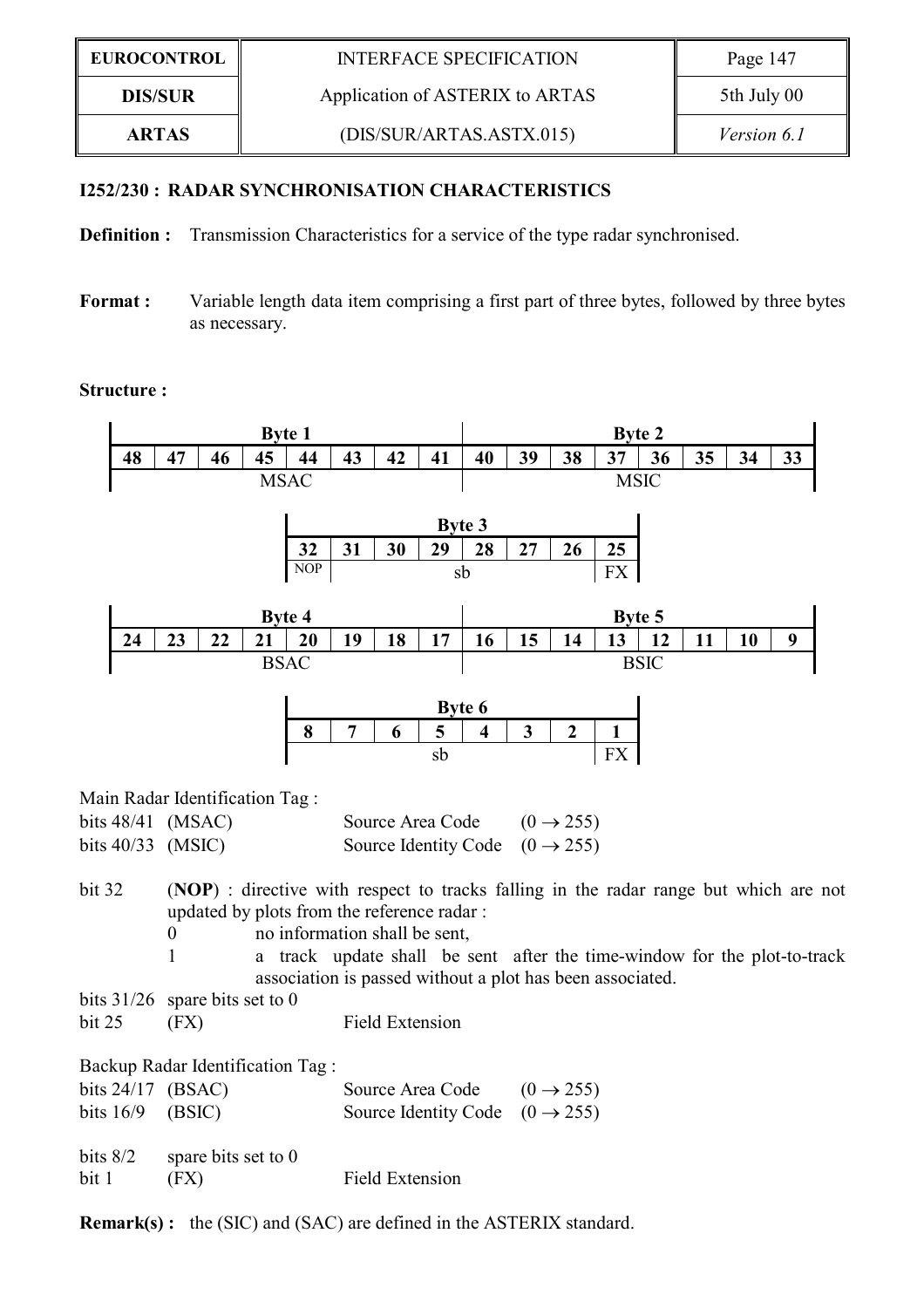### I252/230 : RADAR SYNCHRONISATION CHARACTERISTICS

**Definition :** Transmission Characteristics for a service of the type radar synchronised.

**Format :** Variable length data item comprising a first part of three bytes, followed by three bytes as necessary.

**Structure :**

| Byte 1 | | | | | | | | Byte 2 | | | | | | | |
|---|---|---|---|---|---|---|---|---|---|---|---|---|---|---|---|
| 48 | 47 | 46 | 45 | 44 | 43 | 42 | 41 | 40 | 39 | 38 | 37 | 36 | 35 | 34 | 33 |
| MSAC | | | | | | | | MSIC | | | | | | | |

| Byte 3 | | | | | | | |
|---|---|---|---|---|---|---|---|
| 32 | 31 | 30 | 29 | 28 | 27 | 26 | 25 |
| NOP | sb | | | | | | FX |

| Byte 4 | | | | | | | | Byte 5 | | | | | | | |
|---|---|---|---|---|---|---|---|---|---|---|---|---|---|---|---|
| 24 | 23 | 22 | 21 | 20 | 19 | 18 | 17 | 16 | 15 | 14 | 13 | 12 | 11 | 10 | 9 |
| BSAC | | | | | | | | BSIC | | | | | | | |

| Byte 6 | | | | | | | |
|---|---|---|---|---|---|---|---|
| 8 | 7 | 6 | 5 | 4 | 3 | 2 | 1 |
| sb | | | | | | | FX |

Main Radar Identification Tag :

bits 48/41 (MSAC) Source Area Code $(0 \rightarrow 255)$

bits 40/33 (MSIC) Source Identity Code $(0 \rightarrow 255)$

bit 32 (**NOP**) : directive with respect to tracks falling in the radar range but which are not updated by plots from the reference radar :
- 0 no information shall be sent,
- 1 a track update shall be sent after the time-window for the plot-to-track association is passed without a plot has been associated.

bits 31/26 spare bits set to 0

bit 25 (FX) Field Extension

Backup Radar Identification Tag :

bits 24/17 (BSAC) Source Area Code $(0 \rightarrow 255)$

bits 16/9 (BSIC) Source Identity Code $(0 \rightarrow 255)$

bits 8/2 spare bits set to 0

bit 1 (FX) Field Extension

**Remark(s) :** the (SIC) and (SAC) are defined in the ASTERIX standard.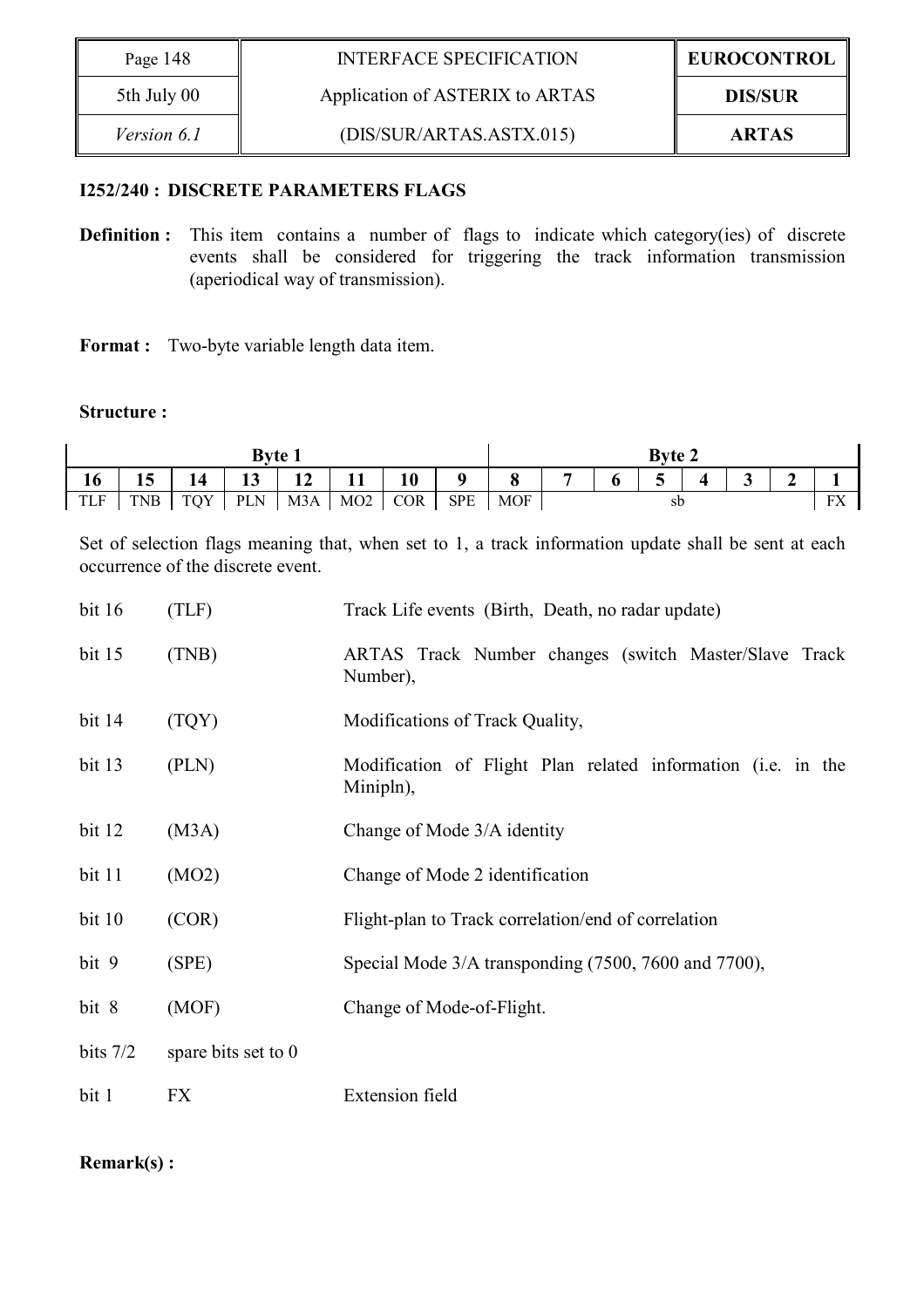**I252/240 : DISCRETE PARAMETERS FLAGS**

**Definition :** This item contains a number of flags to indicate which category(ies) of discrete events shall be considered for triggering the track information transmission (aperiodical way of transmission).

**Format :** Two-byte variable length data item.

**Structure :**

| Byte 1 | | | | | | | | Byte 2 | | | | | | | |
|---|---|---|---|---|---|---|---|---|---|---|---|---|---|---|---|
| 16 | 15 | 14 | 13 | 12 | 11 | 10 | 9 | 8 | 7 | 6 | 5 | 4 | 3 | 2 | 1 |
| TLF | TNB | TQY | PLN | M3A | MO2 | COR | SPE | MOF | sb | | | | | | FX |

Set of selection flags meaning that, when set to 1, a track information update shall be sent at each occurrence of the discrete event.

| | | |
|---|---|---|
| bit 16 | (TLF) | Track Life events (Birth, Death, no radar update) |
| bit 15 | (TNB) | ARTAS Track Number changes (switch Master/Slave Track Number), |
| bit 14 | (TQY) | Modifications of Track Quality, |
| bit 13 | (PLN) | Modification of Flight Plan related information (i.e. in the Minipln), |
| bit 12 | (M3A) | Change of Mode 3/A identity |
| bit 11 | (MO2) | Change of Mode 2 identification |
| bit 10 | (COR) | Flight-plan to Track correlation/end of correlation |
| bit 9 | (SPE) | Special Mode 3/A transponding (7500, 7600 and 7700), |
| bit 8 | (MOF) | Change of Mode-of-Flight. |
| bits 7/2 | spare bits set to 0 | |
| bit 1 | FX | Extension field |

**Remark(s) :**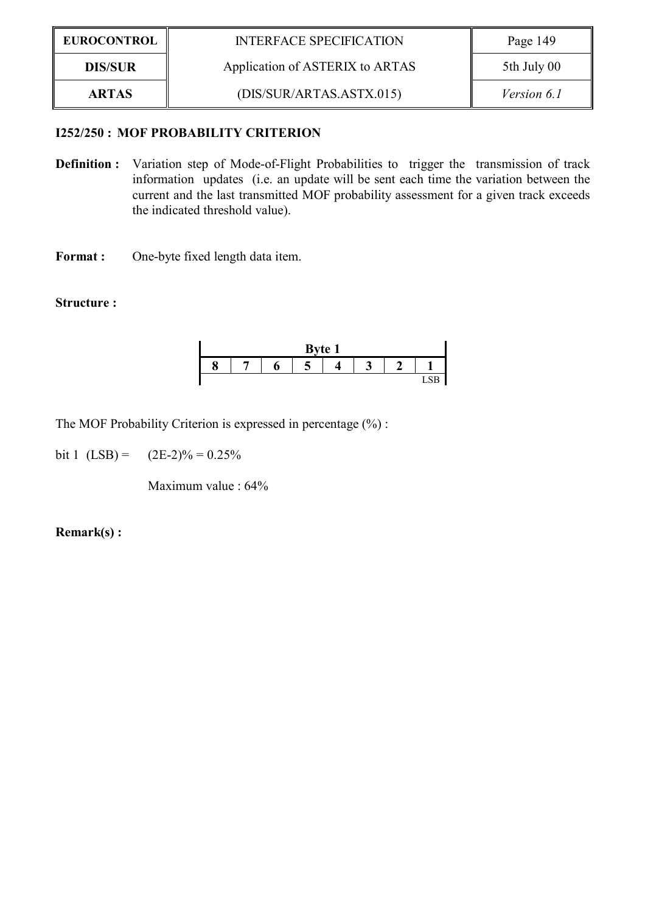### I252/250 : MOF PROBABILITY CRITERION

**Definition :** Variation step of Mode-of-Flight Probabilities to trigger the transmission of track information updates (i.e. an update will be sent each time the variation between the current and the last transmitted MOF probability assessment for a given track exceeds the indicated threshold value).

**Format :** One-byte fixed length data item.

**Structure :**

| Byte 1 | | | | | | | |
|---|---|---|---|---|---|---|---|
| 8 | 7 | 6 | 5 | 4 | 3 | 2 | 1 |
| | | | | | | | LSB |

The MOF Probability Criterion is expressed in percentage (%) :

bit 1 (LSB) = (2E-2)% = 0.25%

Maximum value : 64%

**Remark(s) :**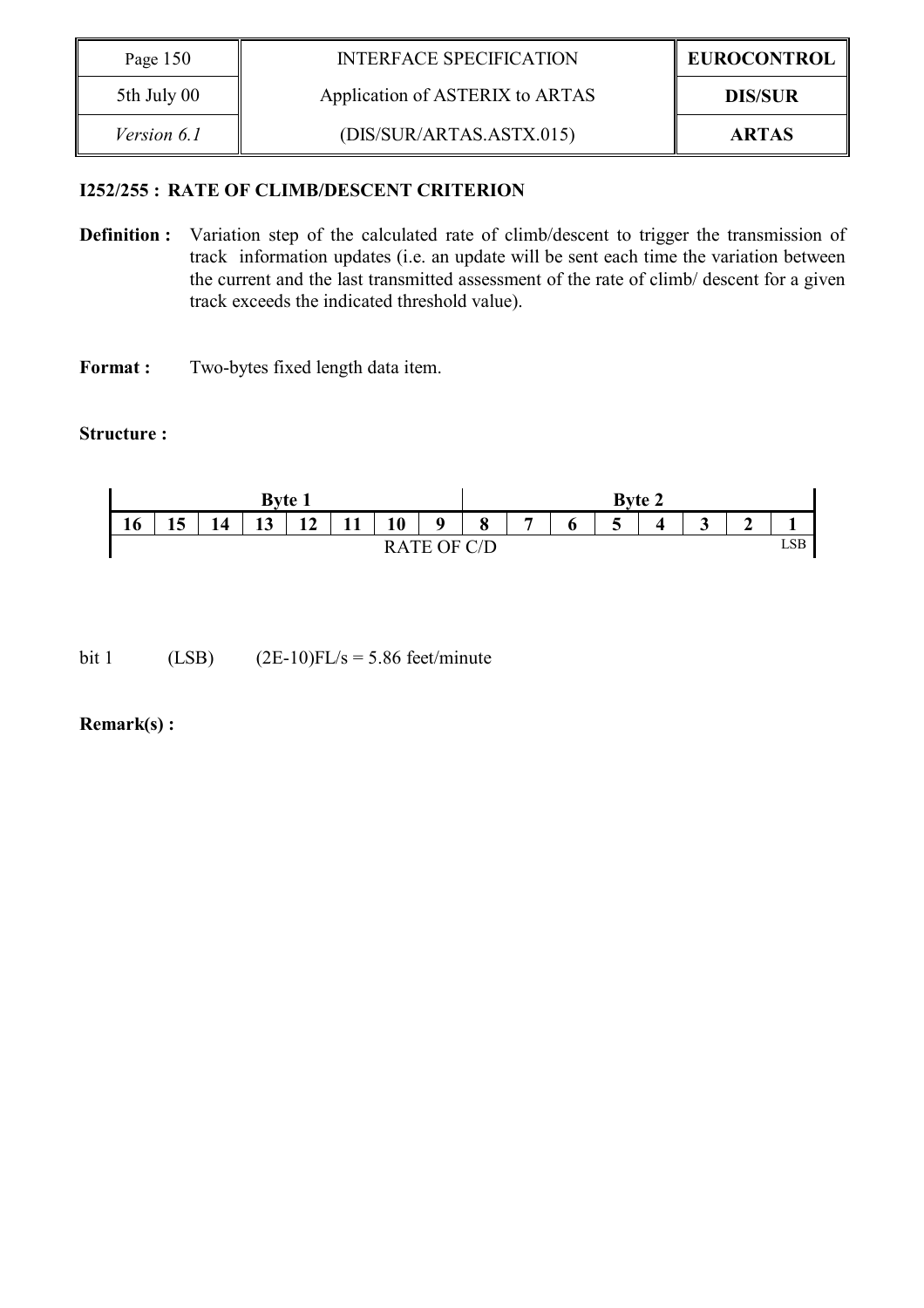## I252/255 : RATE OF CLIMB/DESCENT CRITERION

**Definition :** Variation step of the calculated rate of climb/descent to trigger the transmission of track information updates (i.e. an update will be sent each time the variation between the current and the last transmitted assessment of the rate of climb/ descent for a given track exceeds the indicated threshold value).

**Format :** Two-bytes fixed length data item.

**Structure :**

| Byte 1 | | | | | | | | Byte 2 | | | | | | | |
|---|---|---|---|---|---|---|---|---|---|---|---|---|---|---|---|
| 16 | 15 | 14 | 13 | 12 | 11 | 10 | 9 | 8 | 7 | 6 | 5 | 4 | 3 | 2 | 1 |
| RATE OF C/D | | | | | | | | | | | | | | | LSB |

bit 1 (LSB) (2E-10)FL/s = 5.86 feet/minute

**Remark(s) :**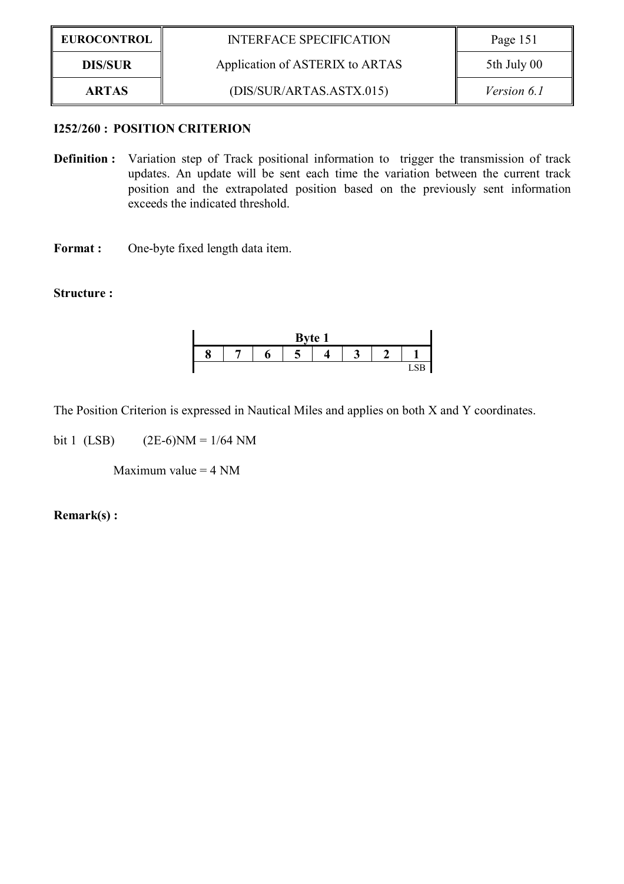### I252/260 : POSITION CRITERION

**Definition :** Variation step of Track positional information to trigger the transmission of track updates. An update will be sent each time the variation between the current track position and the extrapolated position based on the previously sent information exceeds the indicated threshold.

**Format :** One-byte fixed length data item.

**Structure :**

| Byte 1 | | | | | | | |
|---|---|---|---|---|---|---|---|
| 8 | 7 | 6 | 5 | 4 | 3 | 2 | 1 |
| | | | | | | | LSB |

The Position Criterion is expressed in Nautical Miles and applies on both X and Y coordinates.

bit 1 (LSB) (2E-6)NM = 1/64 NM

Maximum value = 4 NM

**Remark(s) :**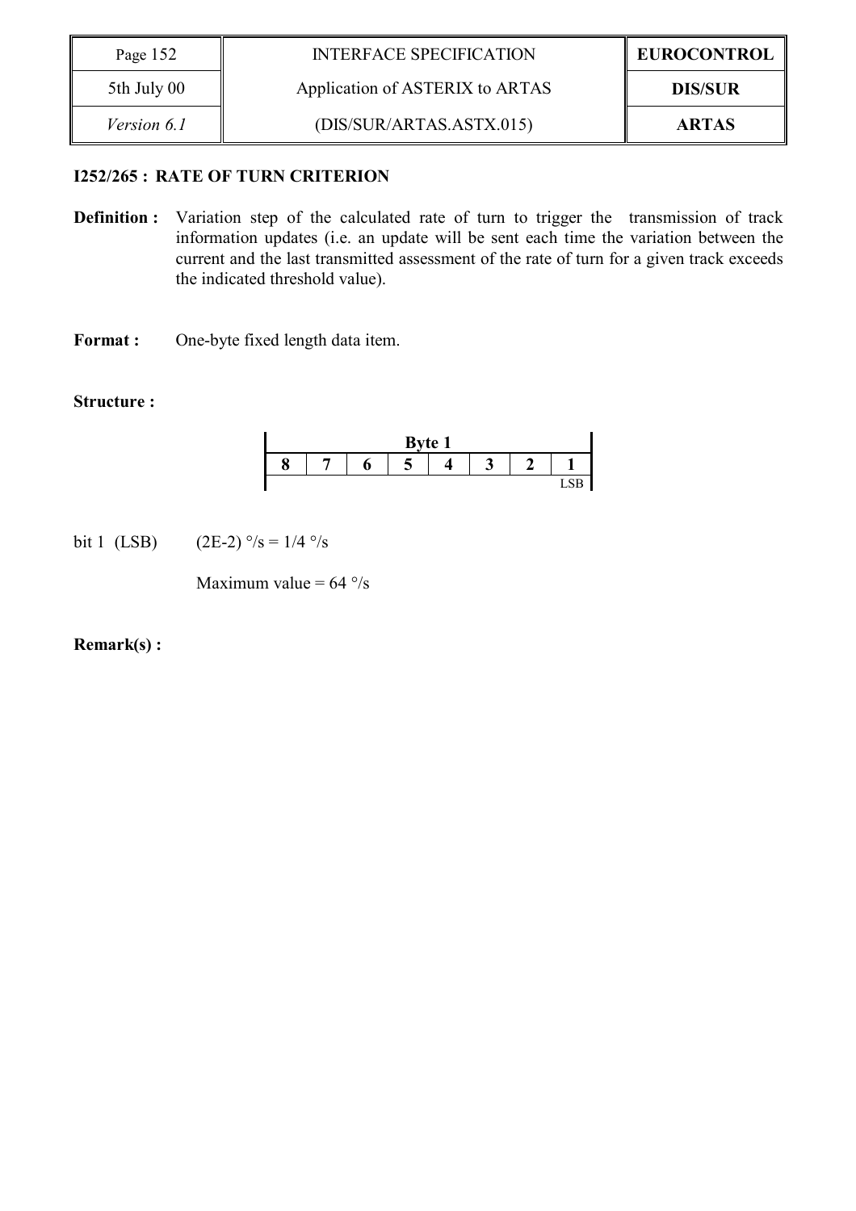**I252/265 : RATE OF TURN CRITERION**

**Definition :** Variation step of the calculated rate of turn to trigger the transmission of track information updates (i.e. an update will be sent each time the variation between the current and the last transmitted assessment of the rate of turn for a given track exceeds the indicated threshold value).

**Format :** One-byte fixed length data item.

**Structure :**

| Byte 1 | | | | | | | |
|---|---|---|---|---|---|---|---|
| **8** | **7** | **6** | **5** | **4** | **3** | **2** | **1** |
| | | | | | | | LSB |

bit 1 (LSB) (2E-2) °/s = 1/4 °/s

Maximum value = 64 °/s

**Remark(s) :**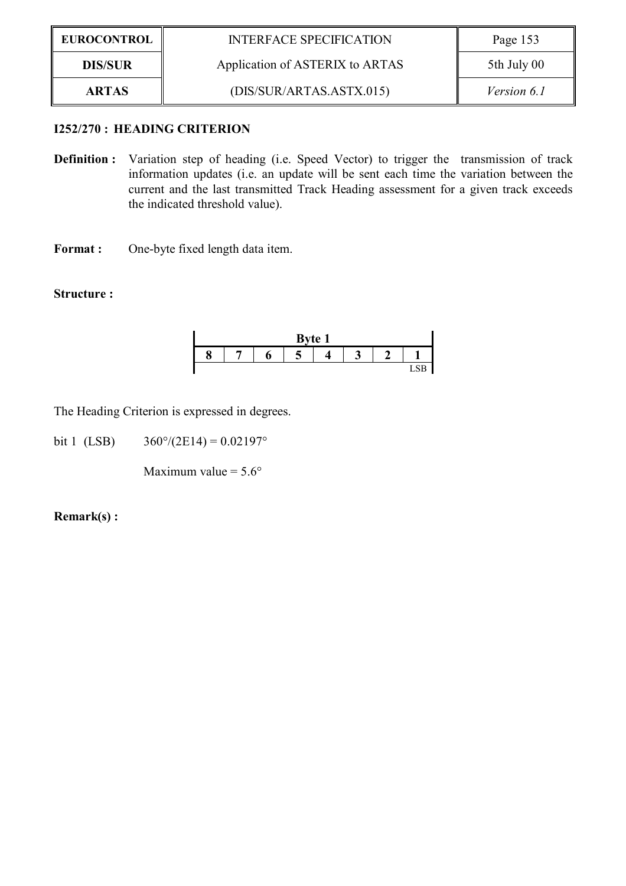### I252/270 : HEADING CRITERION

**Definition :** Variation step of heading (i.e. Speed Vector) to trigger the transmission of track information updates (i.e. an update will be sent each time the variation between the current and the last transmitted Track Heading assessment for a given track exceeds the indicated threshold value).

**Format :** One-byte fixed length data item.

**Structure :**

| Byte 1 | | | | | | | |
|---|---|---|---|---|---|---|---|
| **8** | **7** | **6** | **5** | **4** | **3** | **2** | **1** |
| | | | | | | | LSB |

The Heading Criterion is expressed in degrees.

bit 1 (LSB) 360°/(2E14) = 0.02197°

Maximum value = 5.6°

**Remark(s) :**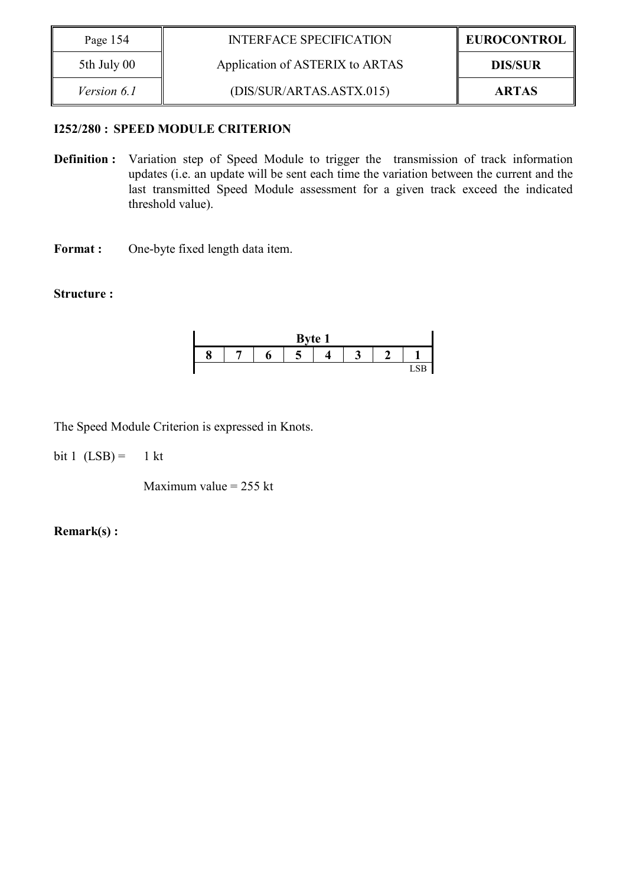**I252/280 : SPEED MODULE CRITERION**

**Definition :** Variation step of Speed Module to trigger the transmission of track information updates (i.e. an update will be sent each time the variation between the current and the last transmitted Speed Module assessment for a given track exceed the indicated threshold value).

**Format :** One-byte fixed length data item.

**Structure :**

| Byte 1 | | | | | | | |
|---|---|---|---|---|---|---|---|
| **8** | **7** | **6** | **5** | **4** | **3** | **2** | **1** |
| | | | | | | | LSB |

The Speed Module Criterion is expressed in Knots.

bit 1 (LSB) = 1 kt

Maximum value = 255 kt

**Remark(s) :**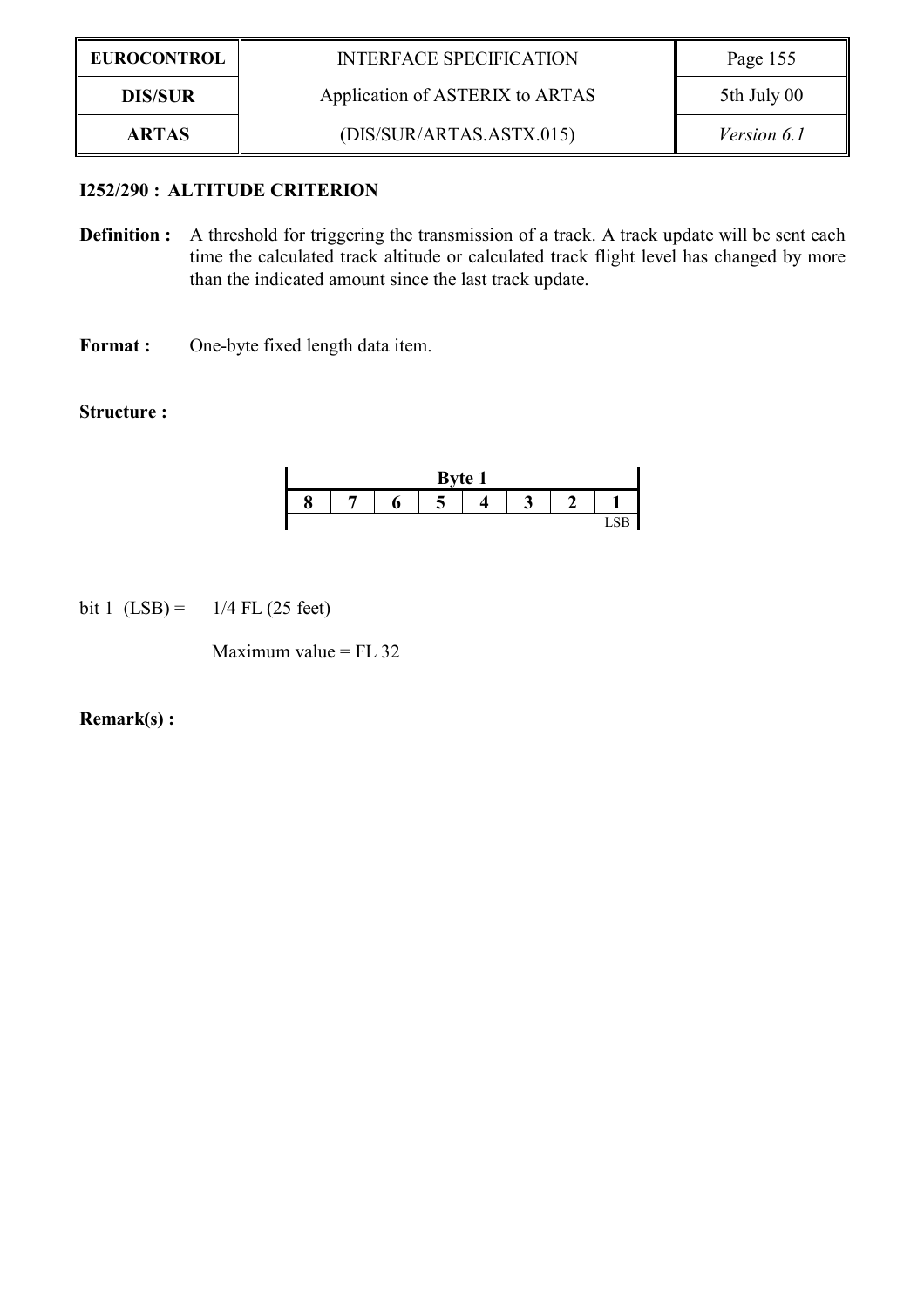### I252/290 : ALTITUDE CRITERION

**Definition :** A threshold for triggering the transmission of a track. A track update will be sent each time the calculated track altitude or calculated track flight level has changed by more than the indicated amount since the last track update.

**Format :** One-byte fixed length data item.

**Structure :**

| Byte 1 | | | | | | | |
|---|---|---|---|---|---|---|---|
| 8 | 7 | 6 | 5 | 4 | 3 | 2 | 1 |
| | | | | | | | LSB |

bit 1 (LSB) = 1/4 FL (25 feet)

Maximum value = FL 32

**Remark(s) :**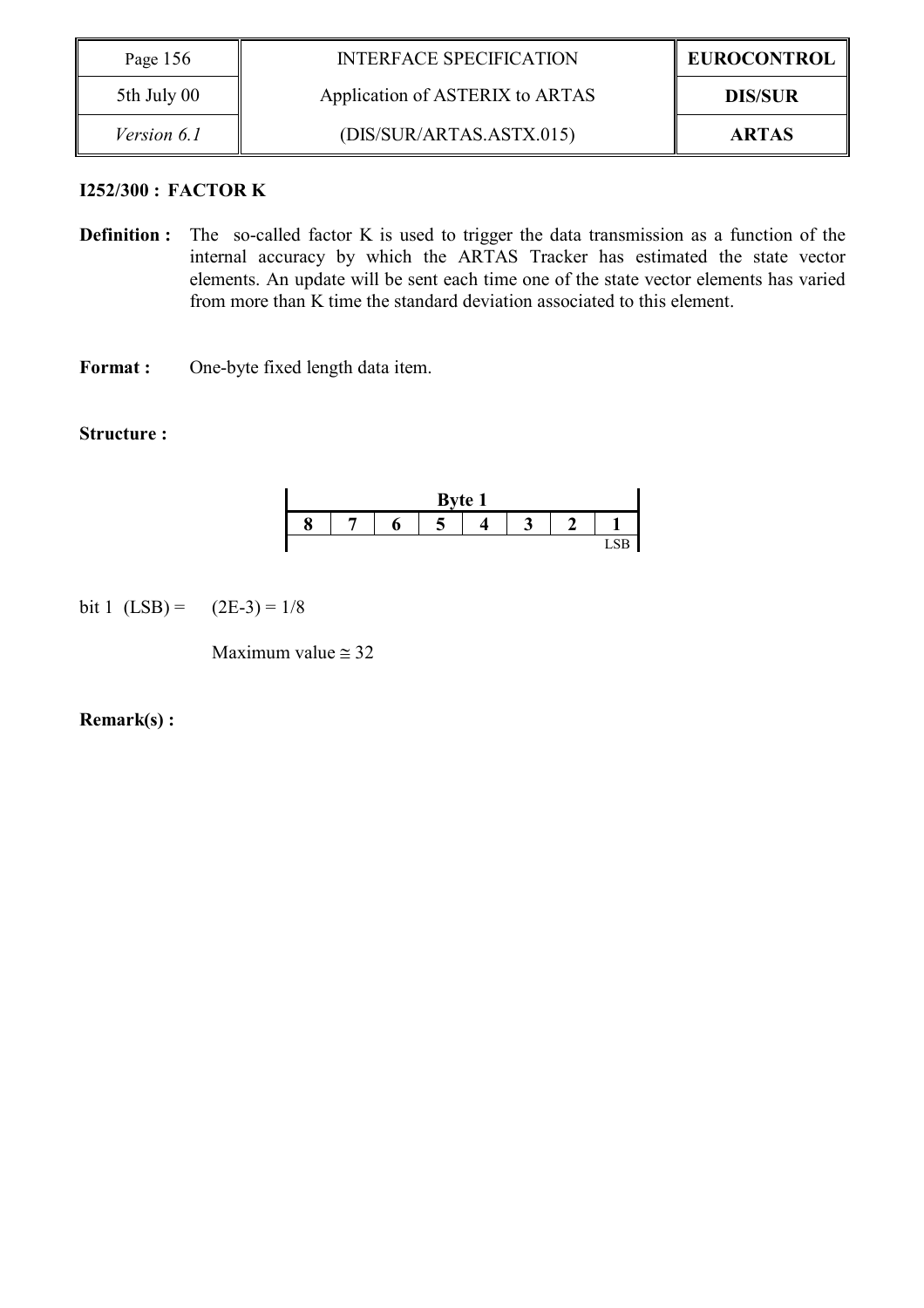**I252/300 : FACTOR K**

**Definition :** The so-called factor K is used to trigger the data transmission as a function of the internal accuracy by which the ARTAS Tracker has estimated the state vector elements. An update will be sent each time one of the state vector elements has varied from more than K time the standard deviation associated to this element.

**Format :** One-byte fixed length data item.

**Structure :**

| Byte 1 | | | | | | | |
|---|---|---|---|---|---|---|---|
| 8 | 7 | 6 | 5 | 4 | 3 | 2 | 1 |
| | | | | | | | LSB |

bit 1 (LSB) = $(2E\text{-}3) = 1/8$

Maximum value ≅ 32

**Remark(s) :**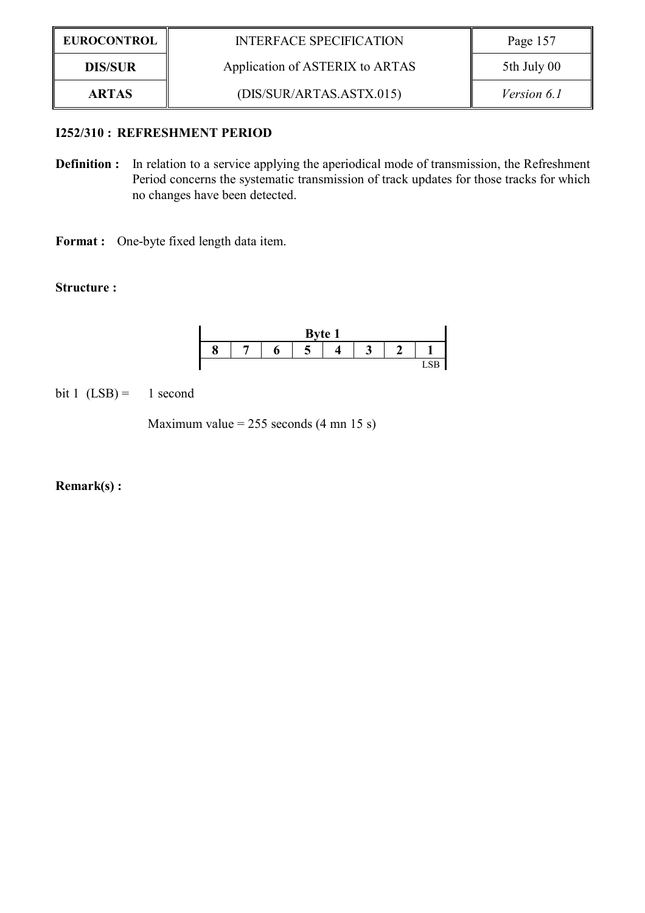**I252/310 : REFRESHMENT PERIOD**

**Definition :** In relation to a service applying the aperiodical mode of transmission, the Refreshment Period concerns the systematic transmission of track updates for those tracks for which no changes have been detected.

**Format :** One-byte fixed length data item.

**Structure :**

| Byte 1 | | | | | | | |
|---|---|---|---|---|---|---|---|
| 8 | 7 | 6 | 5 | 4 | 3 | 2 | 1 |
| | | | | | | | LSB |

bit 1 (LSB) = 1 second

Maximum value = 255 seconds (4 mn 15 s)

**Remark(s) :**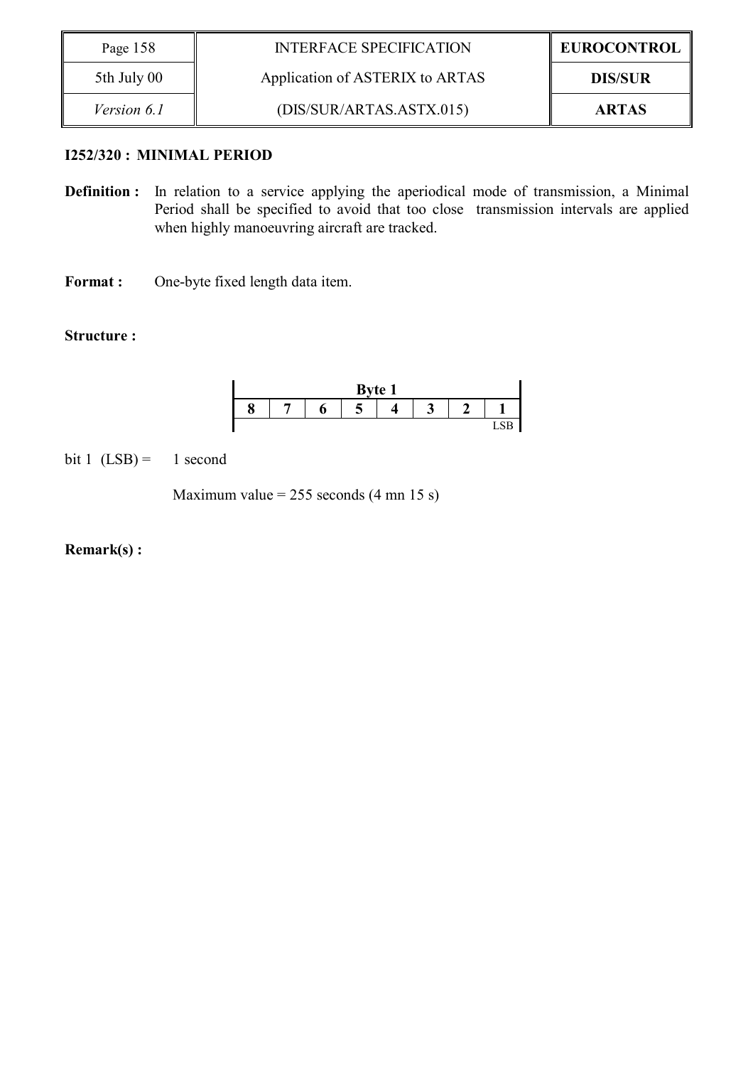**I252/320 : MINIMAL PERIOD**

**Definition :** In relation to a service applying the aperiodical mode of transmission, a Minimal Period shall be specified to avoid that too close transmission intervals are applied when highly manoeuvring aircraft are tracked.

**Format :** One-byte fixed length data item.

**Structure :**

| Byte 1 | | | | | | | |
|---|---|---|---|---|---|---|---|
| 8 | 7 | 6 | 5 | 4 | 3 | 2 | 1 |
| | | | | | | | LSB |

bit 1 (LSB) = 1 second

Maximum value = 255 seconds (4 mn 15 s)

**Remark(s) :**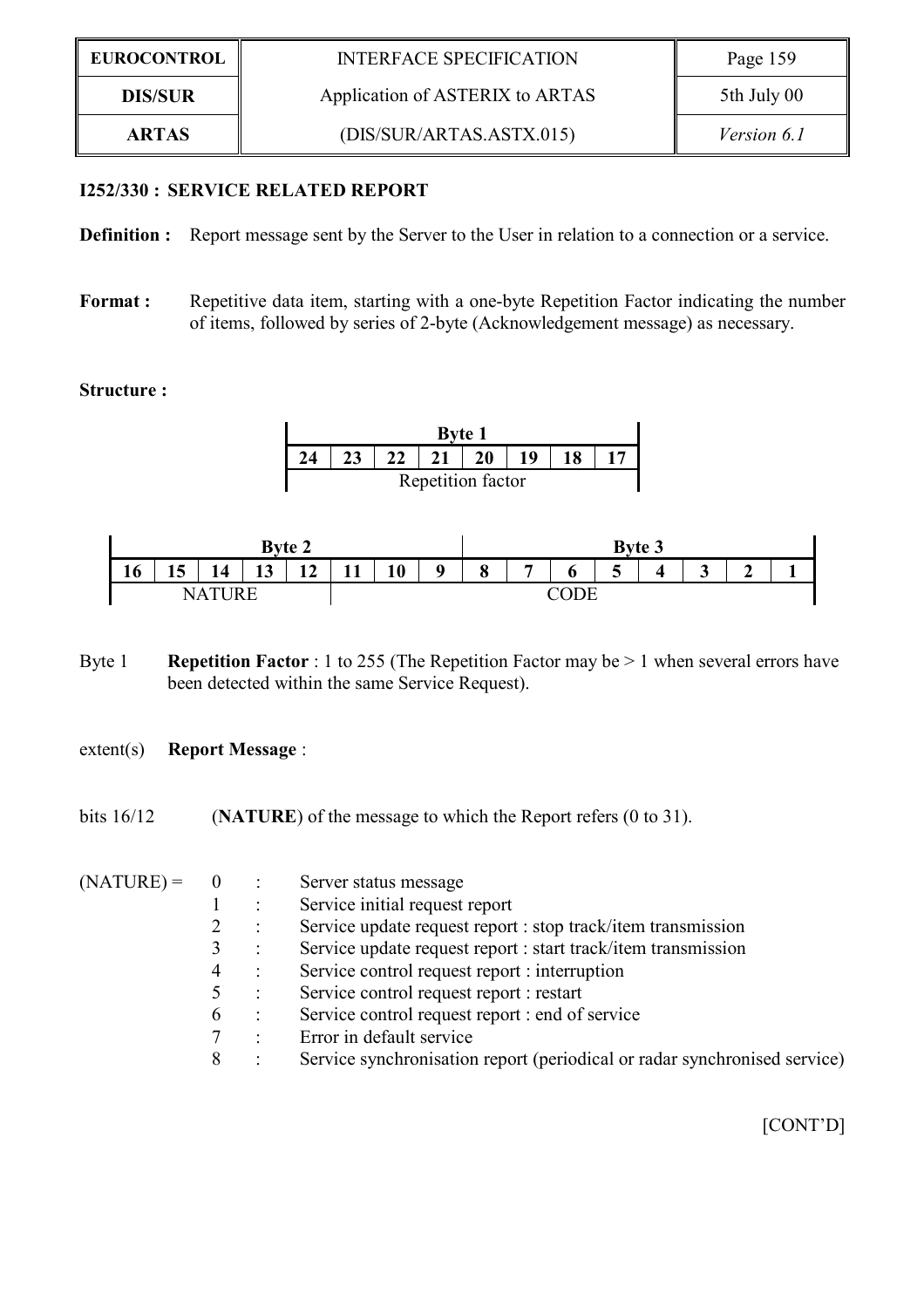## I252/330 : SERVICE RELATED REPORT

**Definition :** Report message sent by the Server to the User in relation to a connection or a service.

**Format :** Repetitive data item, starting with a one-byte Repetition Factor indicating the number of items, followed by series of 2-byte (Acknowledgement message) as necessary.

**Structure :**

| Byte 1 | | | | | | | |
|---|---|---|---|---|---|---|---|
| **24** | **23** | **22** | **21** | **20** | **19** | **18** | **17** |
| Repetition factor | | | | | | | |

| Byte 2 | | | | | | | | Byte 3 | | | | | | | |
|---|---|---|---|---|---|---|---|---|---|---|---|---|---|---|---|
| **16** | **15** | **14** | **13** | **12** | **11** | **10** | **9** | **8** | **7** | **6** | **5** | **4** | **3** | **2** | **1** |
| NATURE | | | | | CODE | | | | | | | | | | |

Byte 1 **Repetition Factor** : 1 to 255 (The Repetition Factor may be > 1 when several errors have been detected within the same Service Request).

extent(s) **Report Message** :

bits 16/12 (**NATURE**) of the message to which the Report refers (0 to 31).

(NATURE) =
- 0 : Server status message
- 1 : Service initial request report
- 2 : Service update request report : stop track/item transmission
- 3 : Service update request report : start track/item transmission
- 4 : Service control request report : interruption
- 5 : Service control request report : restart
- 6 : Service control request report : end of service
- 7 : Error in default service
- 8 : Service synchronisation report (periodical or radar synchronised service)

[CONT'D]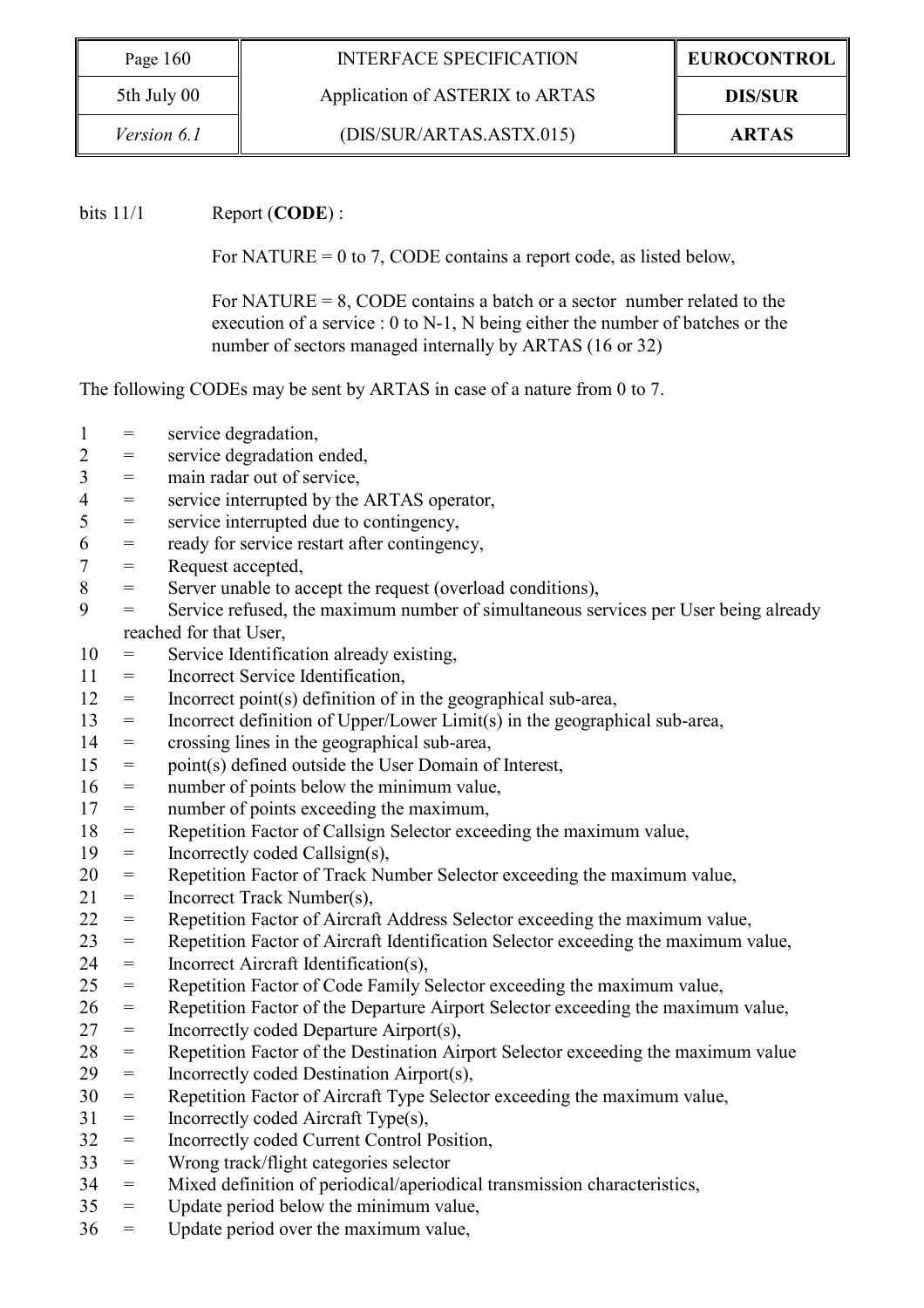bits 11/1 Report (**CODE**) :

For NATURE = 0 to 7, CODE contains a report code, as listed below,

For NATURE = 8, CODE contains a batch or a sector number related to the execution of a service : 0 to N-1, N being either the number of batches or the number of sectors managed internally by ARTAS (16 or 32)

The following CODEs may be sent by ARTAS in case of a nature from 0 to 7.

1 = service degradation,
2 = service degradation ended,
3 = main radar out of service,
4 = service interrupted by the ARTAS operator,
5 = service interrupted due to contingency,
6 = ready for service restart after contingency,
7 = Request accepted,
8 = Server unable to accept the request (overload conditions),
9 = Service refused, the maximum number of simultaneous services per User being already reached for that User,
10 = Service Identification already existing,
11 = Incorrect Service Identification,
12 = Incorrect point(s) definition of in the geographical sub-area,
13 = Incorrect definition of Upper/Lower Limit(s) in the geographical sub-area,
14 = crossing lines in the geographical sub-area,
15 = point(s) defined outside the User Domain of Interest,
16 = number of points below the minimum value,
17 = number of points exceeding the maximum,
18 = Repetition Factor of Callsign Selector exceeding the maximum value,
19 = Incorrectly coded Callsign(s),
20 = Repetition Factor of Track Number Selector exceeding the maximum value,
21 = Incorrect Track Number(s),
22 = Repetition Factor of Aircraft Address Selector exceeding the maximum value,
23 = Repetition Factor of Aircraft Identification Selector exceeding the maximum value,
24 = Incorrect Aircraft Identification(s),
25 = Repetition Factor of Code Family Selector exceeding the maximum value,
26 = Repetition Factor of the Departure Airport Selector exceeding the maximum value,
27 = Incorrectly coded Departure Airport(s),
28 = Repetition Factor of the Destination Airport Selector exceeding the maximum value
29 = Incorrectly coded Destination Airport(s),
30 = Repetition Factor of Aircraft Type Selector exceeding the maximum value,
31 = Incorrectly coded Aircraft Type(s),
32 = Incorrectly coded Current Control Position,
33 = Wrong track/flight categories selector
34 = Mixed definition of periodical/aperiodical transmission characteristics,
35 = Update period below the minimum value,
36 = Update period over the maximum value,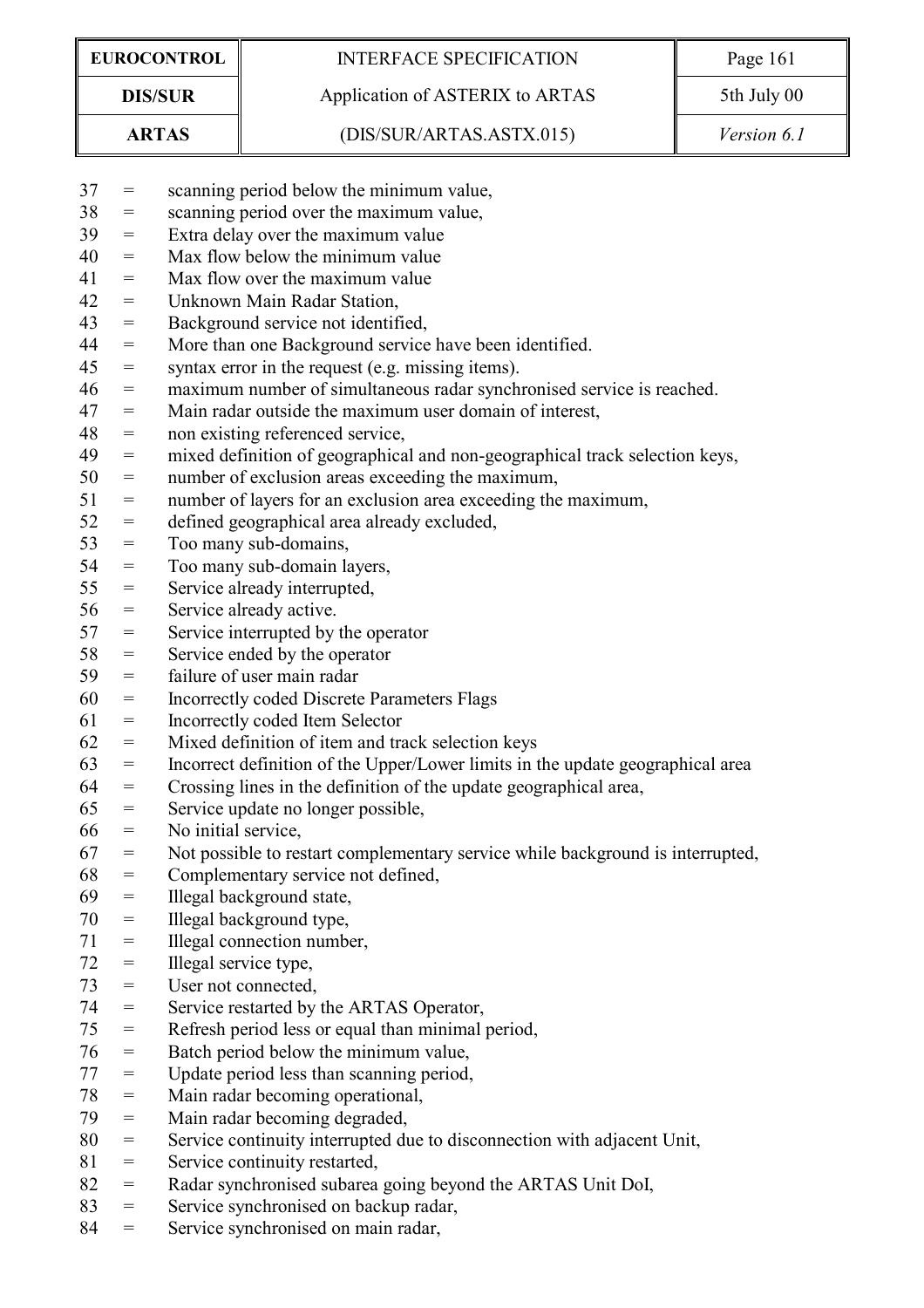37 = scanning period below the minimum value,  
38 = scanning period over the maximum value,  
39 = Extra delay over the maximum value  
40 = Max flow below the minimum value  
41 = Max flow over the maximum value  
42 = Unknown Main Radar Station,  
43 = Background service not identified,  
44 = More than one Background service have been identified.  
45 = syntax error in the request (e.g. missing items).  
46 = maximum number of simultaneous radar synchronised service is reached.  
47 = Main radar outside the maximum user domain of interest,  
48 = non existing referenced service,  
49 = mixed definition of geographical and non-geographical track selection keys,  
50 = number of exclusion areas exceeding the maximum,  
51 = number of layers for an exclusion area exceeding the maximum,  
52 = defined geographical area already excluded,  
53 = Too many sub-domains,  
54 = Too many sub-domain layers,  
55 = Service already interrupted,  
56 = Service already active.  
57 = Service interrupted by the operator  
58 = Service ended by the operator  
59 = failure of user main radar  
60 = Incorrectly coded Discrete Parameters Flags  
61 = Incorrectly coded Item Selector  
62 = Mixed definition of item and track selection keys  
63 = Incorrect definition of the Upper/Lower limits in the update geographical area  
64 = Crossing lines in the definition of the update geographical area,  
65 = Service update no longer possible,  
66 = No initial service,  
67 = Not possible to restart complementary service while background is interrupted,  
68 = Complementary service not defined,  
69 = Illegal background state,  
70 = Illegal background type,  
71 = Illegal connection number,  
72 = Illegal service type,  
73 = User not connected,  
74 = Service restarted by the ARTAS Operator,  
75 = Refresh period less or equal than minimal period,  
76 = Batch period below the minimum value,  
77 = Update period less than scanning period,  
78 = Main radar becoming operational,  
79 = Main radar becoming degraded,  
80 = Service continuity interrupted due to disconnection with adjacent Unit,  
81 = Service continuity restarted,  
82 = Radar synchronised subarea going beyond the ARTAS Unit DoI,  
83 = Service synchronised on backup radar,  
84 = Service synchronised on main radar,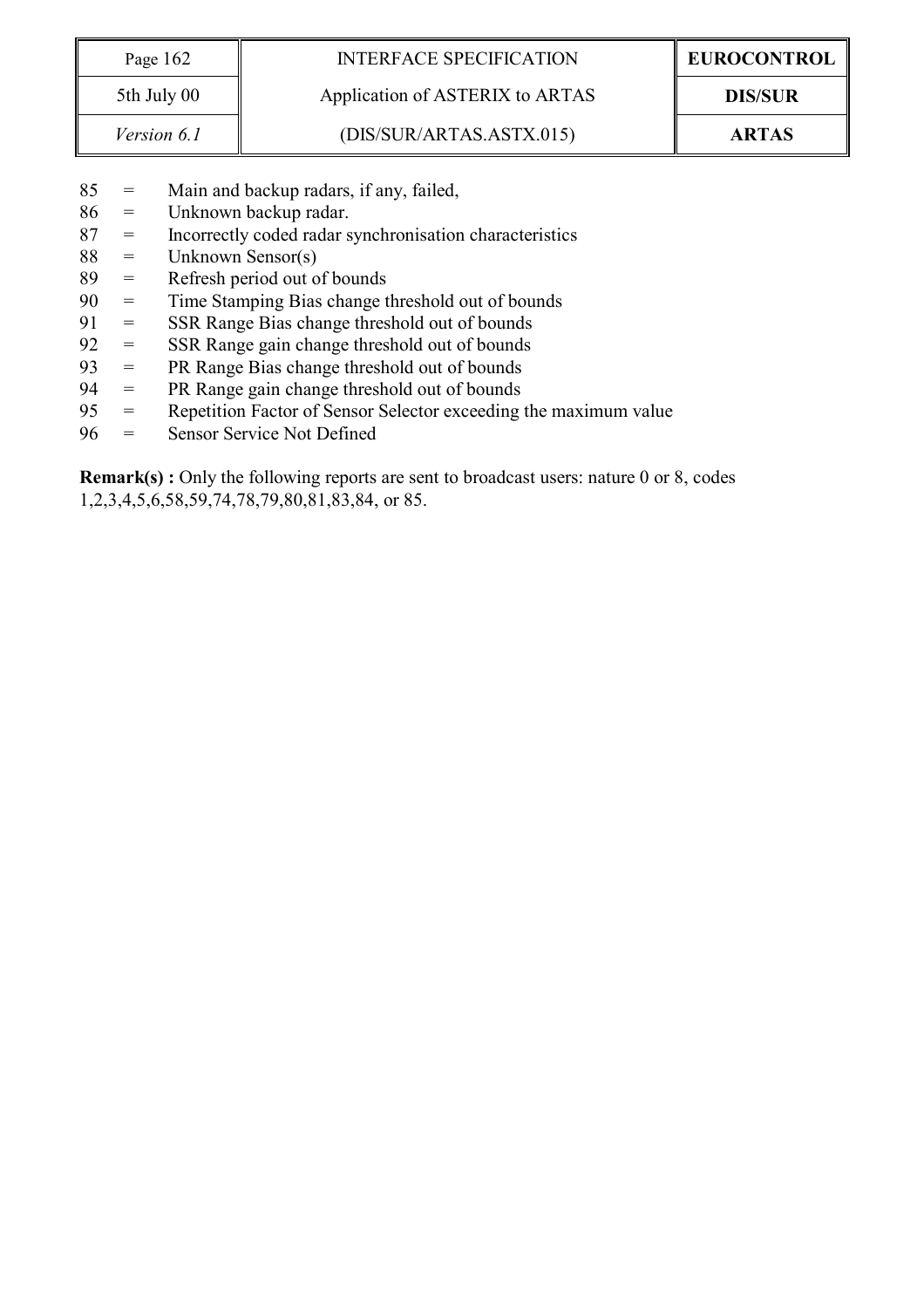85 = Main and backup radars, if any, failed,
86 = Unknown backup radar.
87 = Incorrectly coded radar synchronisation characteristics
88 = Unknown Sensor(s)
89 = Refresh period out of bounds
90 = Time Stamping Bias change threshold out of bounds
91 = SSR Range Bias change threshold out of bounds
92 = SSR Range gain change threshold out of bounds
93 = PR Range Bias change threshold out of bounds
94 = PR Range gain change threshold out of bounds
95 = Repetition Factor of Sensor Selector exceeding the maximum value
96 = Sensor Service Not Defined

**Remark(s) :** Only the following reports are sent to broadcast users: nature 0 or 8, codes 1,2,3,4,5,6,58,59,74,78,79,80,81,83,84, or 85.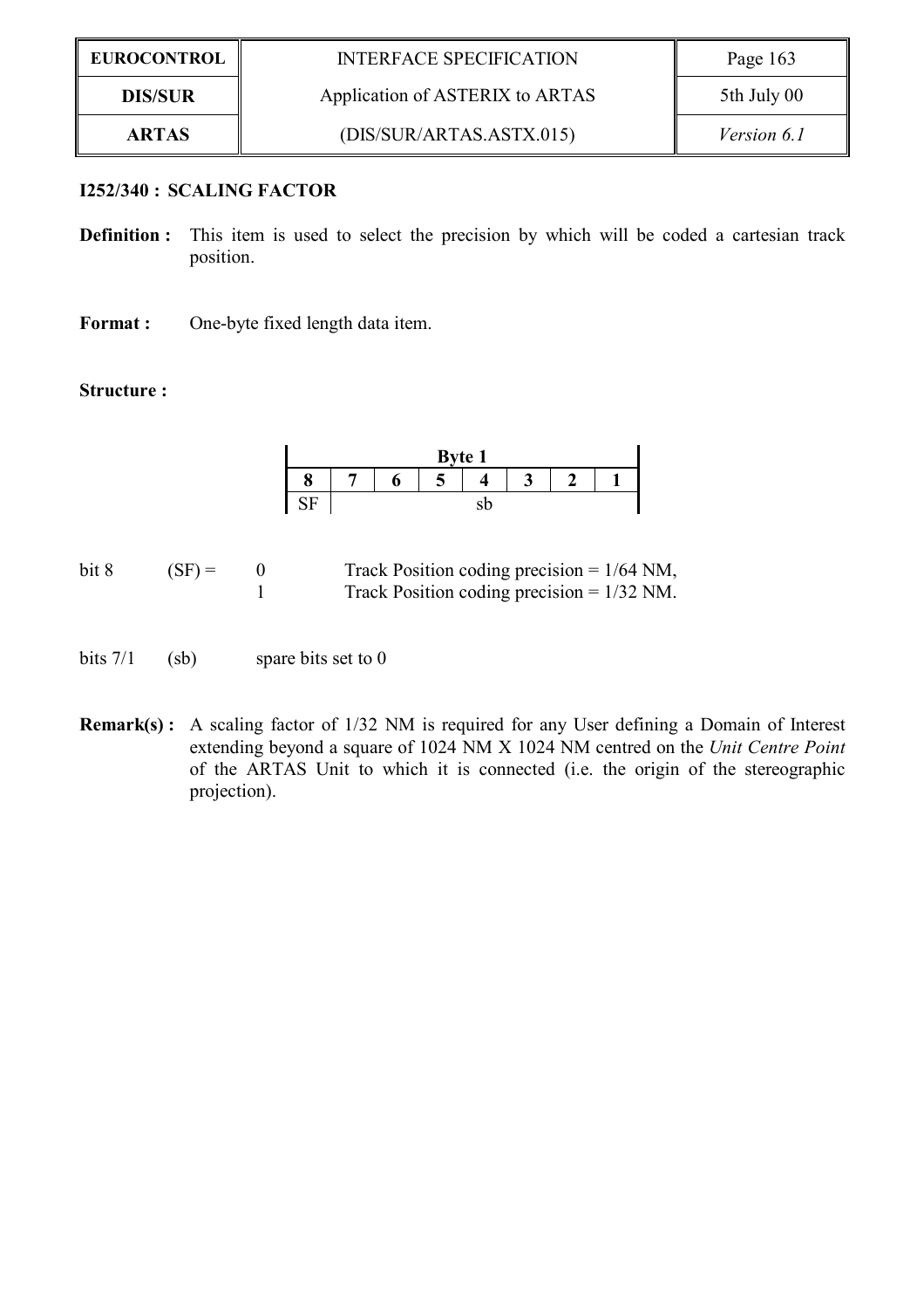**I252/340 : SCALING FACTOR**

**Definition :** This item is used to select the precision by which will be coded a cartesian track position.

**Format :** One-byte fixed length data item.

**Structure :**

| Byte 1 | | | | | | | |
|---|---|---|---|---|---|---|---|
| 8 | 7 | 6 | 5 | 4 | 3 | 2 | 1 |
| SF | sb | | | | | | |

bit 8 (SF) = 0 Track Position coding precision = 1/64 NM,
1 Track Position coding precision = 1/32 NM.

bits 7/1 (sb) spare bits set to 0

**Remark(s) :** A scaling factor of 1/32 NM is required for any User defining a Domain of Interest extending beyond a square of 1024 NM X 1024 NM centred on the *Unit Centre Point* of the ARTAS Unit to which it is connected (i.e. the origin of the stereographic projection).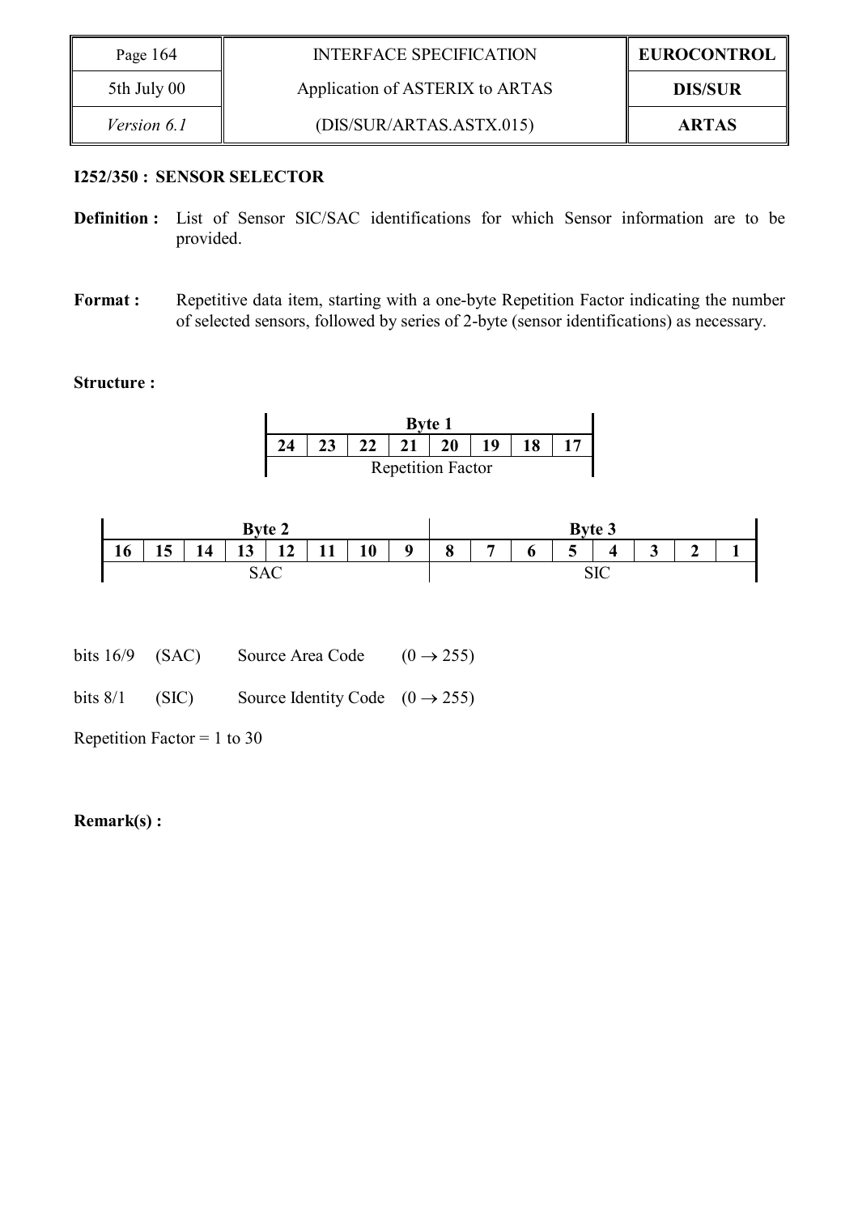**I252/350 : SENSOR SELECTOR**

**Definition :** List of Sensor SIC/SAC identifications for which Sensor information are to be provided.

**Format :** Repetitive data item, starting with a one-byte Repetition Factor indicating the number of selected sensors, followed by series of 2-byte (sensor identifications) as necessary.

**Structure :**

| **Byte 1** | | | | | | | |
|---|---|---|---|---|---|---|---|
| **24** | **23** | **22** | **21** | **20** | **19** | **18** | **17** |
| Repetition Factor | | | | | | | |

| **Byte 2** | | | | | | | | **Byte 3** | | | | | | | |
|---|---|---|---|---|---|---|---|---|---|---|---|---|---|---|---|
| **16** | **15** | **14** | **13** | **12** | **11** | **10** | **9** | **8** | **7** | **6** | **5** | **4** | **3** | **2** | **1** |
| SAC | | | | | | | | SIC | | | | | | | |

bits 16/9 (SAC) Source Area Code ($0 \rightarrow 255$)

bits 8/1 (SIC) Source Identity Code ($0 \rightarrow 255$)

Repetition Factor = 1 to 30

**Remark(s) :**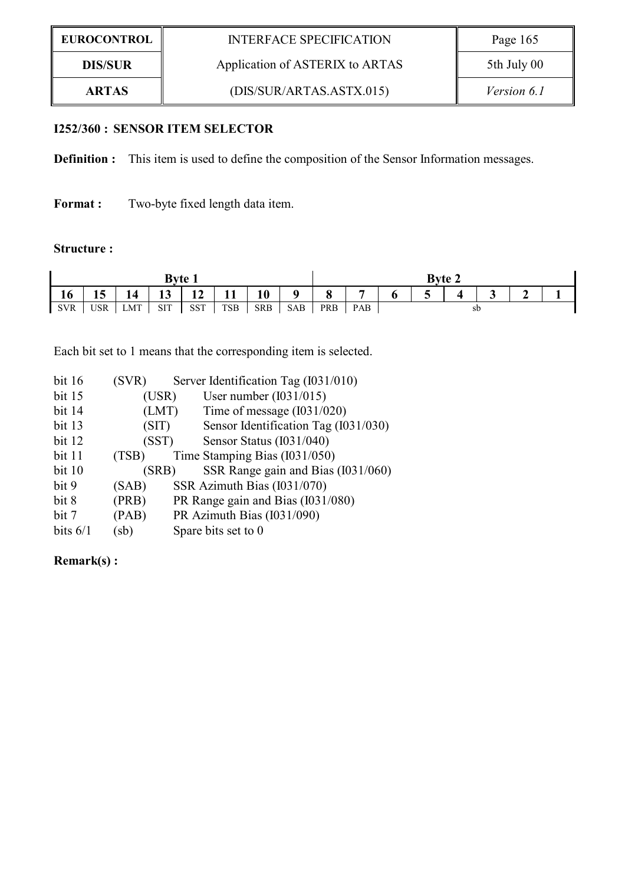**I252/360 : SENSOR ITEM SELECTOR**

**Definition :** This item is used to define the composition of the Sensor Information messages.

**Format :** Two-byte fixed length data item.

**Structure :**

| Byte 1 | | | | | | | | Byte 2 | | | | | | | |
|---|---|---|---|---|---|---|---|---|---|---|---|---|---|---|---|
| 16 | 15 | 14 | 13 | 12 | 11 | 10 | 9 | 8 | 7 | 6 | 5 | 4 | 3 | 2 | 1 |
| SVR | USR | LMT | SIT | SST | TSB | SRB | SAB | PRB | PAB | sb | | | | | |

Each bit set to 1 means that the corresponding item is selected.

- bit 16 (SVR) Server Identification Tag (I031/010)
- bit 15 (USR) User number (I031/015)
- bit 14 (LMT) Time of message (I031/020)
- bit 13 (SIT) Sensor Identification Tag (I031/030)
- bit 12 (SST) Sensor Status (I031/040)
- bit 11 (TSB) Time Stamping Bias (I031/050)
- bit 10 (SRB) SSR Range gain and Bias (I031/060)
- bit 9 (SAB) SSR Azimuth Bias (I031/070)
- bit 8 (PRB) PR Range gain and Bias (I031/080)
- bit 7 (PAB) PR Azimuth Bias (I031/090)
- bits 6/1 (sb) Spare bits set to 0

**Remark(s) :**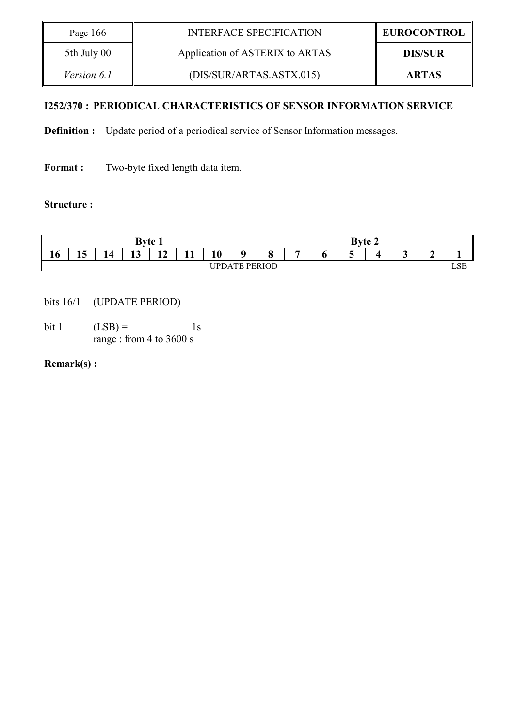### I252/370 : PERIODICAL CHARACTERISTICS OF SENSOR INFORMATION SERVICE

**Definition :** Update period of a periodical service of Sensor Information messages.

**Format :** Two-byte fixed length data item.

**Structure :**

| Byte 1 | | | | | | | | Byte 2 | | | | | | | |
|---|---|---|---|---|---|---|---|---|---|---|---|---|---|---|---|
| 16 | 15 | 14 | 13 | 12 | 11 | 10 | 9 | 8 | 7 | 6 | 5 | 4 | 3 | 2 | 1 |
| UPDATE PERIOD | | | | | | | | | | | | | | | LSB |

bits 16/1 (UPDATE PERIOD)

bit 1 (LSB) = 1s
range : from 4 to 3600 s

**Remark(s) :**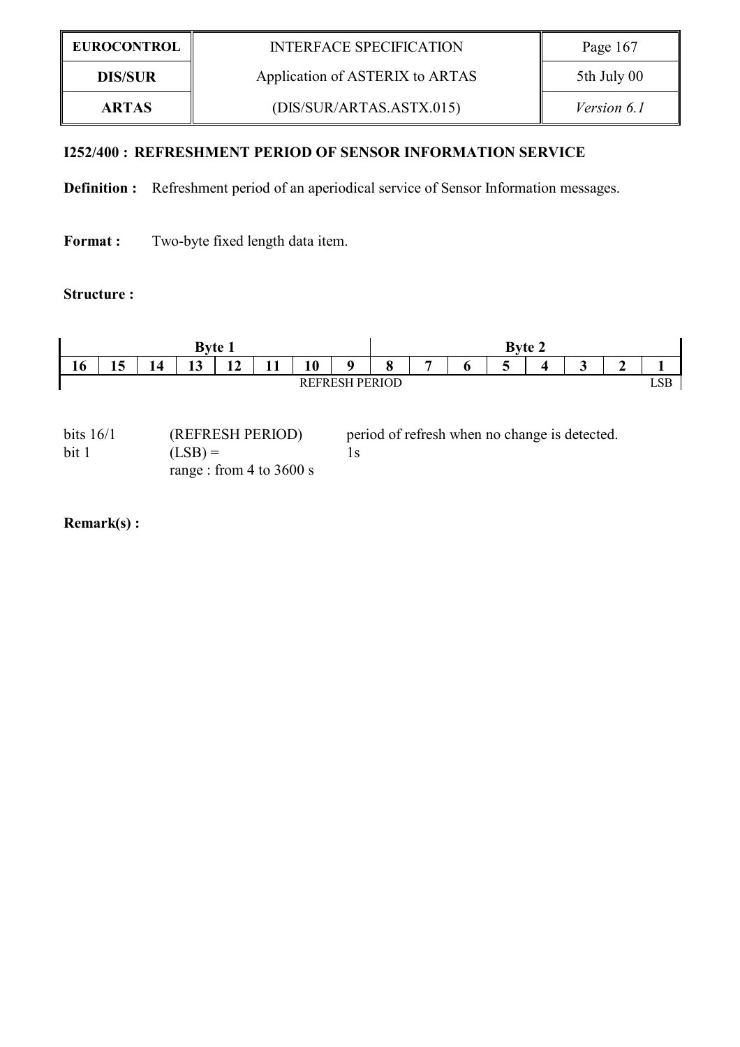### I252/400 : REFRESHMENT PERIOD OF SENSOR INFORMATION SERVICE

**Definition :** Refreshment period of an aperiodical service of Sensor Information messages.

**Format :** Two-byte fixed length data item.

**Structure :**

| Byte 1 | | | | | | | | Byte 2 | | | | | | | |
|---|---|---|---|---|---|---|---|---|---|---|---|---|---|---|---|
| **16** | **15** | **14** | **13** | **12** | **11** | **10** | **9** | **8** | **7** | **6** | **5** | **4** | **3** | **2** | **1** |
| REFRESH PERIOD | | | | | | | | | | | | | | | LSB |

| | | |
|---|---|---|
| bits 16/1 | (REFRESH PERIOD) | period of refresh when no change is detected. |
| bit 1 | (LSB) = | 1s |
| | range : from 4 to 3600 s | |

**Remark(s) :**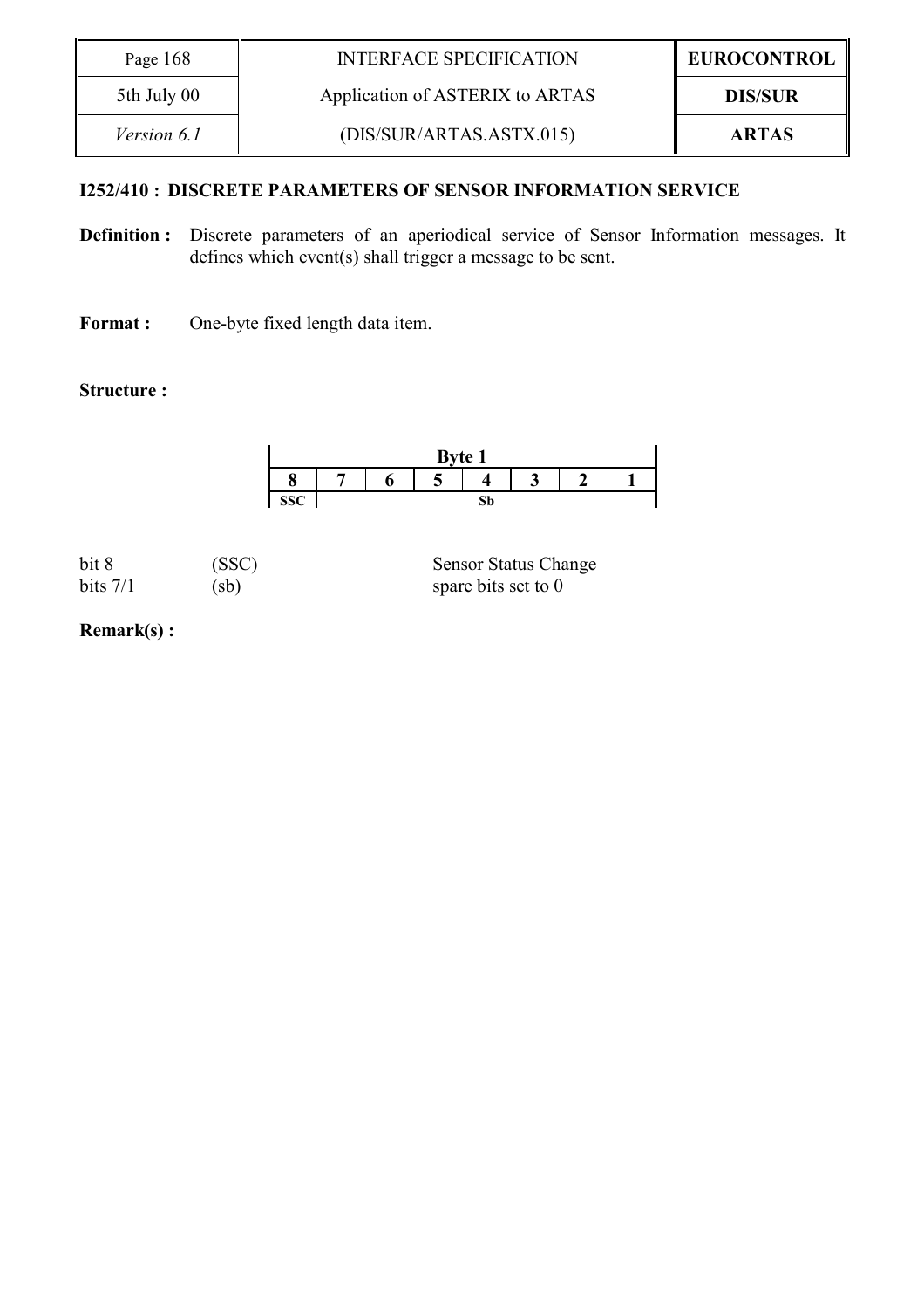**I252/410 : DISCRETE PARAMETERS OF SENSOR INFORMATION SERVICE**

**Definition :** Discrete parameters of an aperiodical service of Sensor Information messages. It defines which event(s) shall trigger a message to be sent.

**Format :** One-byte fixed length data item.

**Structure :**

| Byte 1 | | | | | | | |
|---|---|---|---|---|---|---|---|
| 8 | 7 | 6 | 5 | 4 | 3 | 2 | 1 |
| SSC | | | | Sb | | | |

| | | |
|---|---|---|
| bit 8 | (SSC) | Sensor Status Change |
| bits 7/1 | (sb) | spare bits set to 0 |

**Remark(s) :**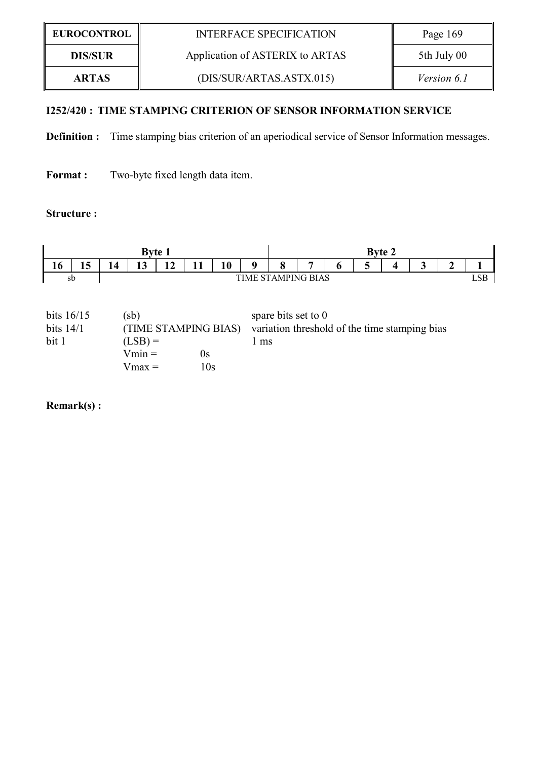### I252/420 : TIME STAMPING CRITERION OF SENSOR INFORMATION SERVICE

**Definition :** Time stamping bias criterion of an aperiodical service of Sensor Information messages.

**Format :** Two-byte fixed length data item.

**Structure :**

| Byte 1 | | | | | | | | Byte 2 | | | | | | | |
|---|---|---|---|---|---|---|---|---|---|---|---|---|---|---|---|
| **16** | **15** | **14** | **13** | **12** | **11** | **10** | **9** | **8** | **7** | **6** | **5** | **4** | **3** | **2** | **1** |
| sb | | TIME STAMPING BIAS | | | | | | | | | | | | | LSB |

| | | |
|---|---|---|
| bits 16/15 | (sb) | spare bits set to 0 |
| bits 14/1 | (TIME STAMPING BIAS) | variation threshold of the time stamping bias |
| bit 1 | (LSB) = | 1 ms |
| | Vmin = 0s | |
| | Vmax = 10s | |

**Remark(s) :**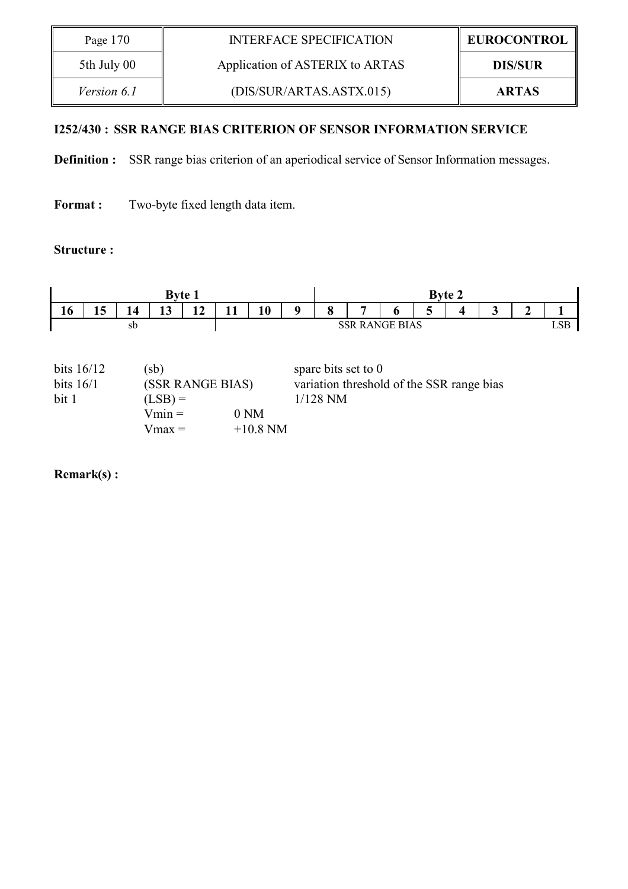**I252/430 : SSR RANGE BIAS CRITERION OF SENSOR INFORMATION SERVICE**

**Definition :** SSR range bias criterion of an aperiodical service of Sensor Information messages.

**Format :** Two-byte fixed length data item.

**Structure :**

| Byte 1 | | | | | | | | Byte 2 | | | | | | | |
|---|---|---|---|---|---|---|---|---|---|---|---|---|---|---|---|
| 16 | 15 | 14 | 13 | 12 | 11 | 10 | 9 | 8 | 7 | 6 | 5 | 4 | 3 | 2 | 1 |
| sb | | | | | SSR RANGE BIAS | | | | | | | | | | LSB |

| | | | |
|---|---|---|---|
| bits 16/12 | (sb) | | spare bits set to 0 |
| bits 16/1 | (SSR RANGE BIAS) | | variation threshold of the SSR range bias |
| bit 1 | (LSB) = | | 1/128 NM |
| | Vmin = | 0 NM | |
| | Vmax = | +10.8 NM | |

**Remark(s) :**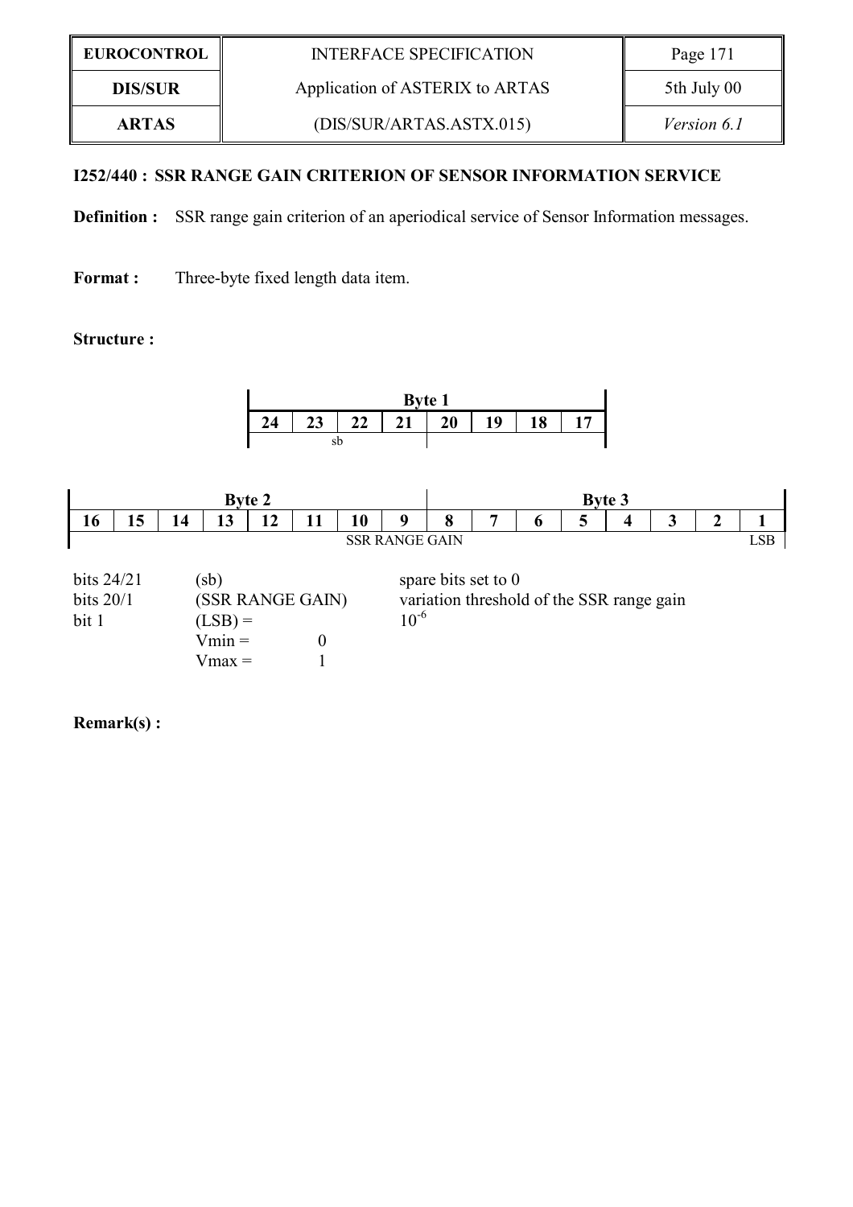## I252/440 : SSR RANGE GAIN CRITERION OF SENSOR INFORMATION SERVICE

**Definition :** SSR range gain criterion of an aperiodical service of Sensor Information messages.

**Format :** Three-byte fixed length data item.

**Structure :**

| Byte 1 | | | | | | | |
|---|---|---|---|---|---|---|---|
| 24 | 23 | 22 | 21 | 20 | 19 | 18 | 17 |
| sb | | | | | | | |

| Byte 2 | | | | | | | | Byte 3 | | | | | | | |
|---|---|---|---|---|---|---|---|---|---|---|---|---|---|---|---|
| 16 | 15 | 14 | 13 | 12 | 11 | 10 | 9 | 8 | 7 | 6 | 5 | 4 | 3 | 2 | 1 |
| SSR RANGE GAIN | | | | | | | | | | | | | | | LSB |

| | | |
|---|---|---|
| bits 24/21 | (sb) | spare bits set to 0 |
| bits 20/1 | (SSR RANGE GAIN) | variation threshold of the SSR range gain |
| bit 1 | (LSB) = | $10^{-6}$ |
| | Vmin = 0 | |
| | Vmax = 1 | |

**Remark(s) :**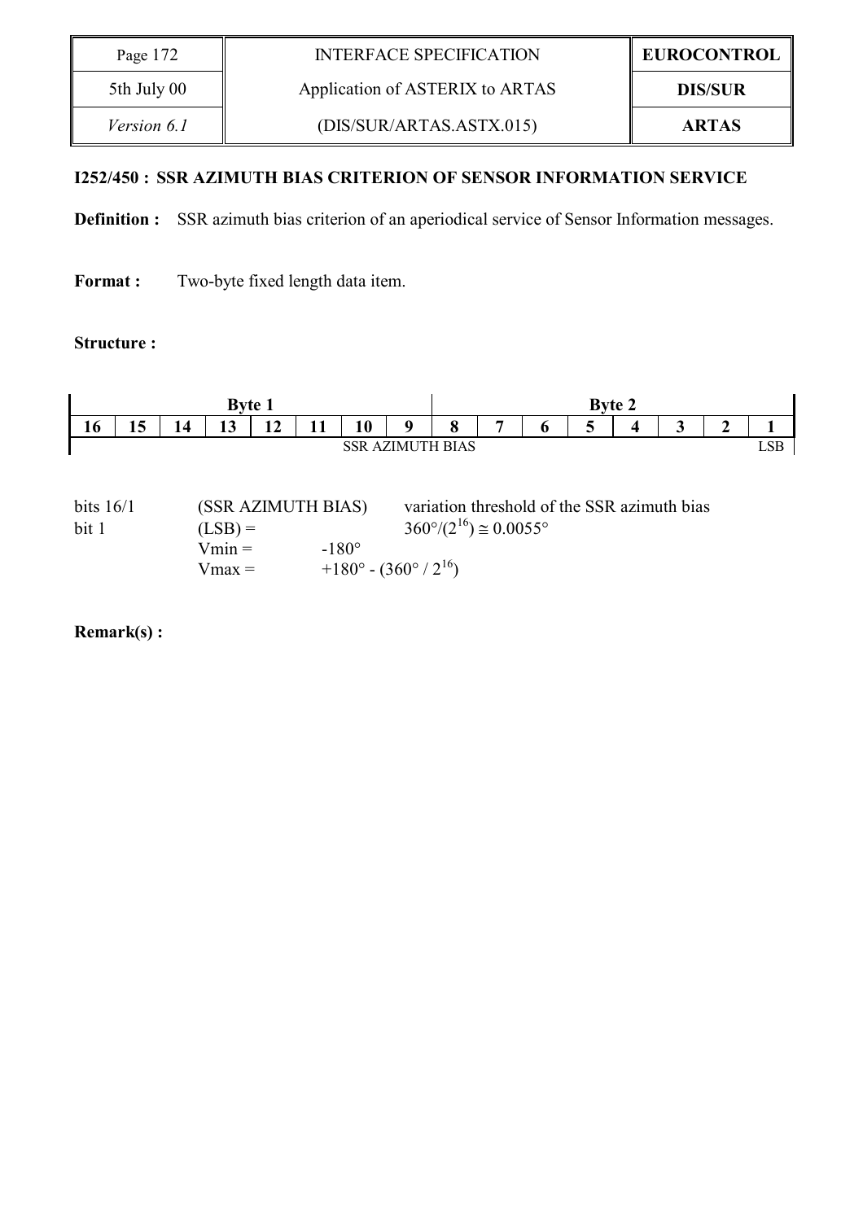### I252/450 : SSR AZIMUTH BIAS CRITERION OF SENSOR INFORMATION SERVICE

**Definition :** SSR azimuth bias criterion of an aperiodical service of Sensor Information messages.

**Format :** Two-byte fixed length data item.

**Structure :**

| Byte 1 | | | | | | | | Byte 2 | | | | | | | |
|---|---|---|---|---|---|---|---|---|---|---|---|---|---|---|---|
| **16** | **15** | **14** | **13** | **12** | **11** | **10** | **9** | **8** | **7** | **6** | **5** | **4** | **3** | **2** | **1** |
| SSR AZIMUTH BIAS | | | | | | | | | | | | | | | LSB |

| | | |
|---|---|---|
| bits 16/1 | (SSR AZIMUTH BIAS) | variation threshold of the SSR azimuth bias |
| bit 1 | (LSB) = | $360° / (2^{16}) \cong 0.0055°$ |
| | Vmin = | $-180°$ |
| | Vmax = | $+180° - (360° / 2^{16})$ |

**Remark(s) :**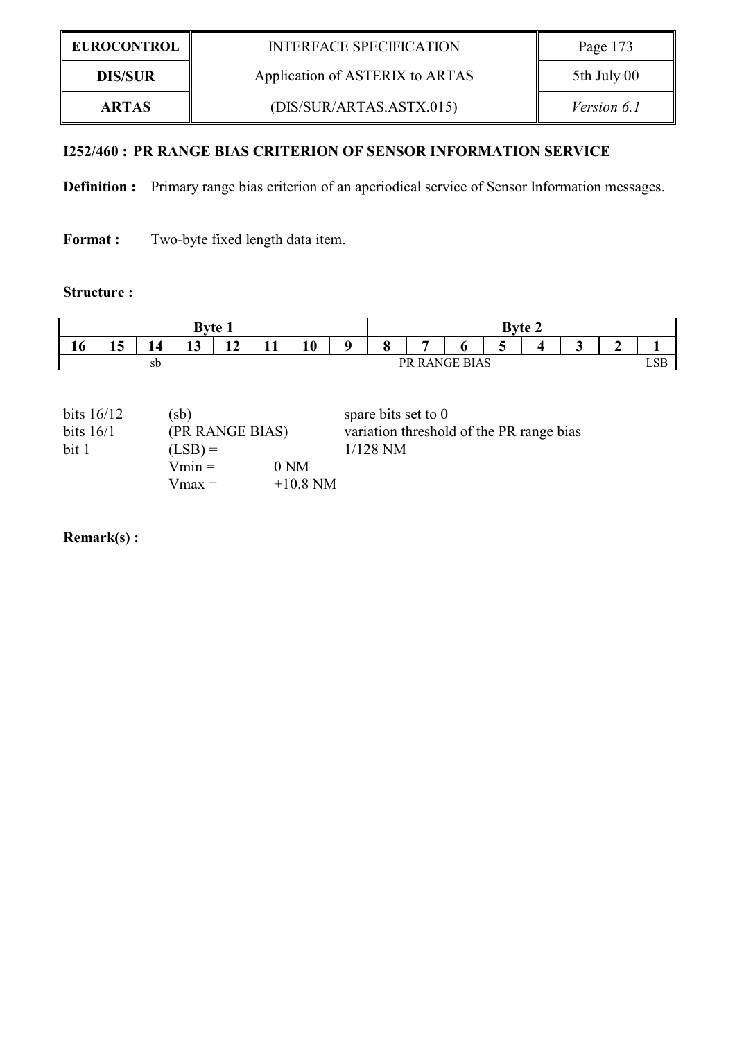**I252/460 : PR RANGE BIAS CRITERION OF SENSOR INFORMATION SERVICE**

**Definition :** Primary range bias criterion of an aperiodical service of Sensor Information messages.

**Format :** Two-byte fixed length data item.

**Structure :**

| Byte 1 | | | | | | | | Byte 2 | | | | | | | |
|---|---|---|---|---|---|---|---|---|---|---|---|---|---|---|---|
| **16** | **15** | **14** | **13** | **12** | **11** | **10** | **9** | **8** | **7** | **6** | **5** | **4** | **3** | **2** | **1** |
| sb | | | | | PR RANGE BIAS | | | | | | | | | | LSB |

| | | | |
|---|---|---|---|
| bits 16/12 | (sb) | | spare bits set to 0 |
| bits 16/1 | (PR RANGE BIAS) | | variation threshold of the PR range bias |
| bit 1 | (LSB) = | | 1/128 NM |
| | Vmin = | 0 NM | |
| | Vmax = | +10.8 NM | |

**Remark(s) :**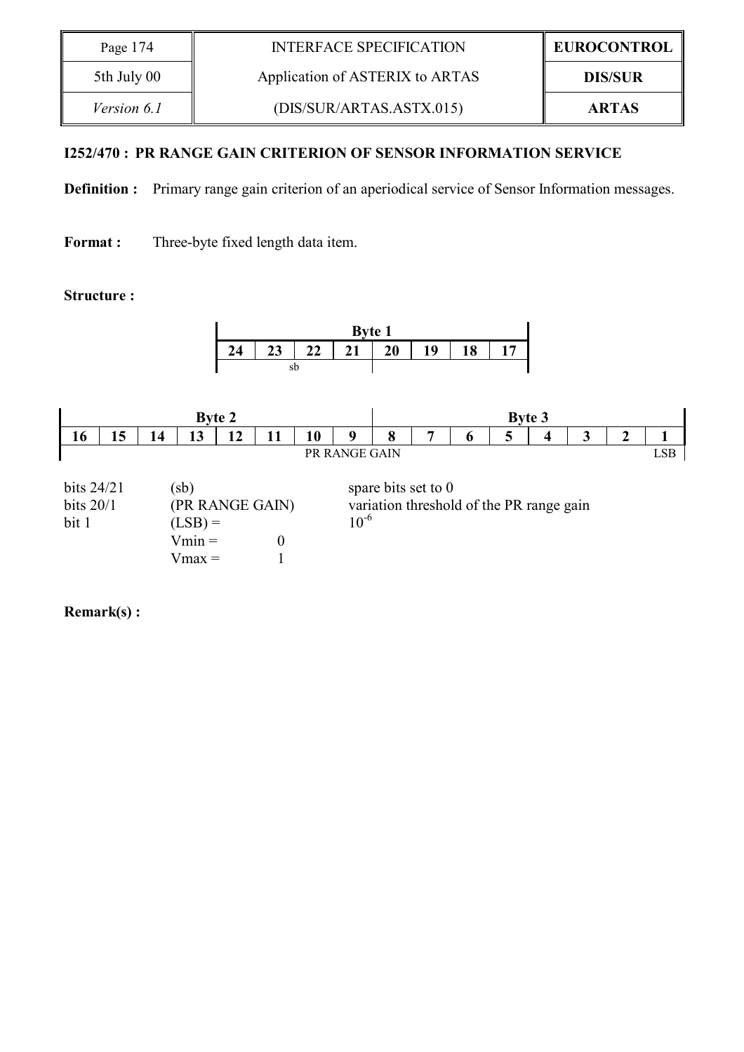## I252/470 : PR RANGE GAIN CRITERION OF SENSOR INFORMATION SERVICE

**Definition :** Primary range gain criterion of an aperiodical service of Sensor Information messages.

**Format :** Three-byte fixed length data item.

**Structure :**

| Byte 1 | | | | | | | |
|---|---|---|---|---|---|---|---|
| 24 | 23 | 22 | 21 | 20 | 19 | 18 | 17 |
| sb | | | | | | | |

| Byte 2 | | | | | | | | Byte 3 | | | | | | | |
|---|---|---|---|---|---|---|---|---|---|---|---|---|---|---|---|
| 16 | 15 | 14 | 13 | 12 | 11 | 10 | 9 | 8 | 7 | 6 | 5 | 4 | 3 | 2 | 1 |
| PR RANGE GAIN | | | | | | | | | | | | | | | LSB |

| | | |
|---|---|---|
| bits 24/21 | (sb) | spare bits set to 0 |
| bits 20/1 | (PR RANGE GAIN) | variation threshold of the PR range gain |
| bit 1 | (LSB) = | $10^{-6}$ |
| | Vmin = 0 | |
| | Vmax = 1 | |

**Remark(s) :**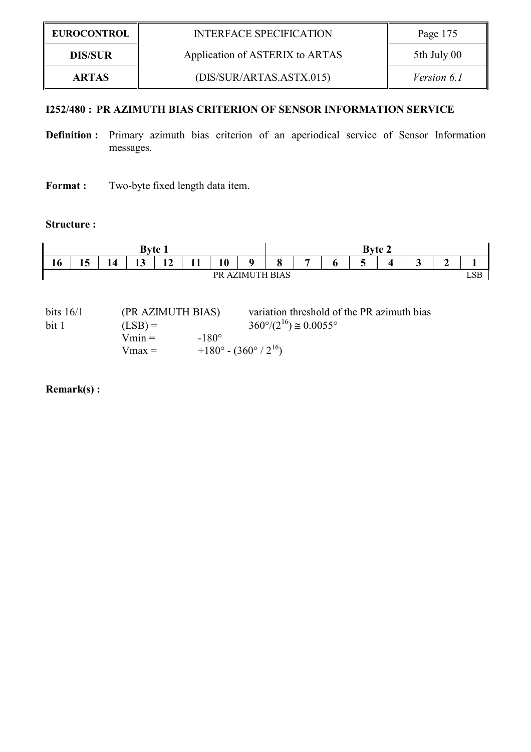### I252/480 : PR AZIMUTH BIAS CRITERION OF SENSOR INFORMATION SERVICE

**Definition :** Primary azimuth bias criterion of an aperiodical service of Sensor Information messages.

**Format :** Two-byte fixed length data item.

**Structure :**

| Byte 1 | | | | | | | | Byte 2 | | | | | | | |
|---|---|---|---|---|---|---|---|---|---|---|---|---|---|---|---|
| 16 | 15 | 14 | 13 | 12 | 11 | 10 | 9 | 8 | 7 | 6 | 5 | 4 | 3 | 2 | 1 |
| PR AZIMUTH BIAS | | | | | | | | | | | | | | | LSB |

bits 16/1 (PR AZIMUTH BIAS) variation threshold of the PR azimuth bias

bit 1 (LSB) = $360°/(2^{16}) \cong 0.0055°$

Vmin = -180°

Vmax = $+180° - (360° / 2^{16})$

**Remark(s) :**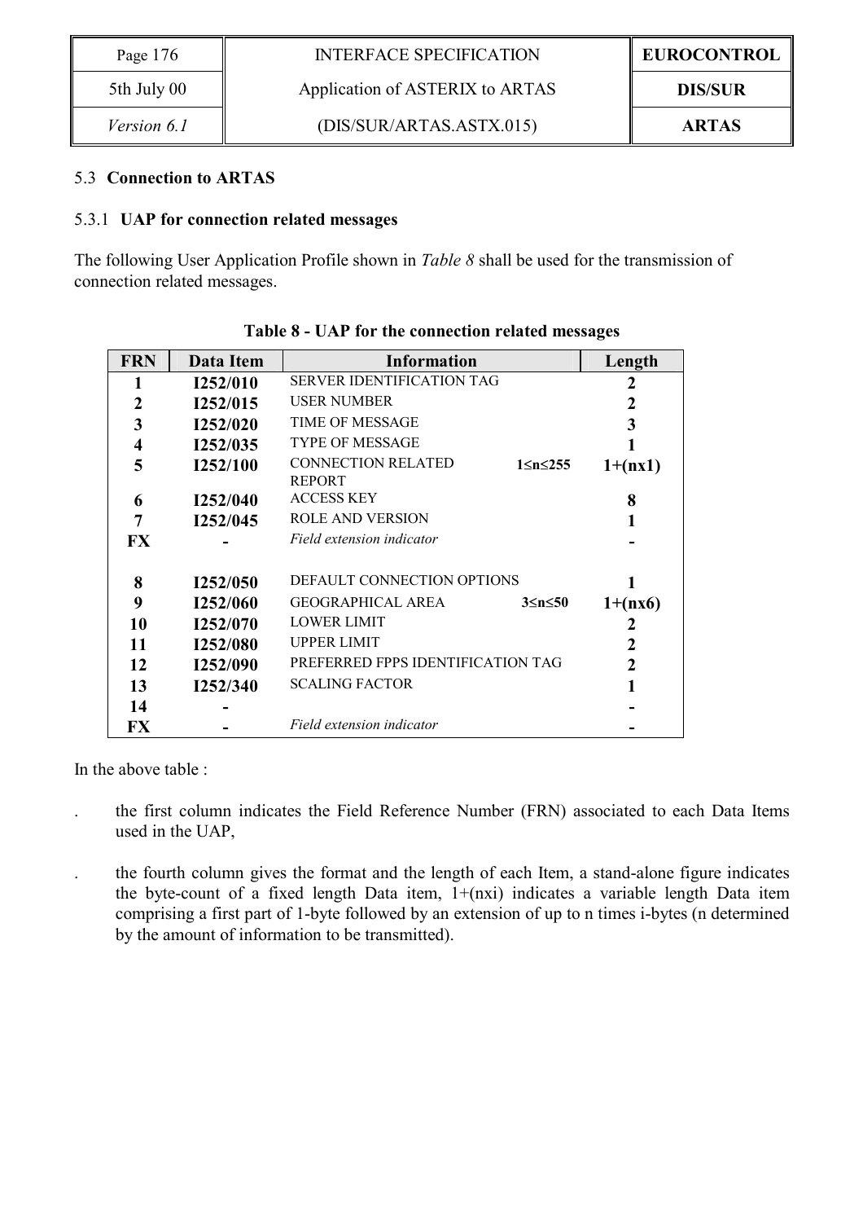### 5.3 Connection to ARTAS

#### 5.3.1 UAP for connection related messages

The following User Application Profile shown in *Table 8* shall be used for the transmission of connection related messages.

**Table 8 - UAP for the connection related messages**

| FRN | Data Item | Information | | Length |
|---|---|---|---|---|
| 1 | I252/010 | SERVER IDENTIFICATION TAG | | 2 |
| 2 | I252/015 | USER NUMBER | | 2 |
| 3 | I252/020 | TIME OF MESSAGE | | 3 |
| 4 | I252/035 | TYPE OF MESSAGE | | 1 |
| 5 | I252/100 | CONNECTION RELATED REPORT | 1≤n≤255 | 1+(nx1) |
| 6 | I252/040 | ACCESS KEY | | 8 |
| 7 | I252/045 | ROLE AND VERSION | | 1 |
| FX | - | *Field extension indicator* | | - |
| | | | | |
| 8 | I252/050 | DEFAULT CONNECTION OPTIONS | | 1 |
| 9 | I252/060 | GEOGRAPHICAL AREA | 3≤n≤50 | 1+(nx6) |
| 10 | I252/070 | LOWER LIMIT | | 2 |
| 11 | I252/080 | UPPER LIMIT | | 2 |
| 12 | I252/090 | PREFERRED FPPS IDENTIFICATION TAG | | 2 |
| 13 | I252/340 | SCALING FACTOR | | 1 |
| 14 | - | | | - |
| FX | - | *Field extension indicator* | | - |

In the above table :

- the first column indicates the Field Reference Number (FRN) associated to each Data Items used in the UAP,
- the fourth column gives the format and the length of each Item, a stand-alone figure indicates the byte-count of a fixed length Data item, 1+(nxi) indicates a variable length Data item comprising a first part of 1-byte followed by an extension of up to n times i-bytes (n determined by the amount of information to be transmitted).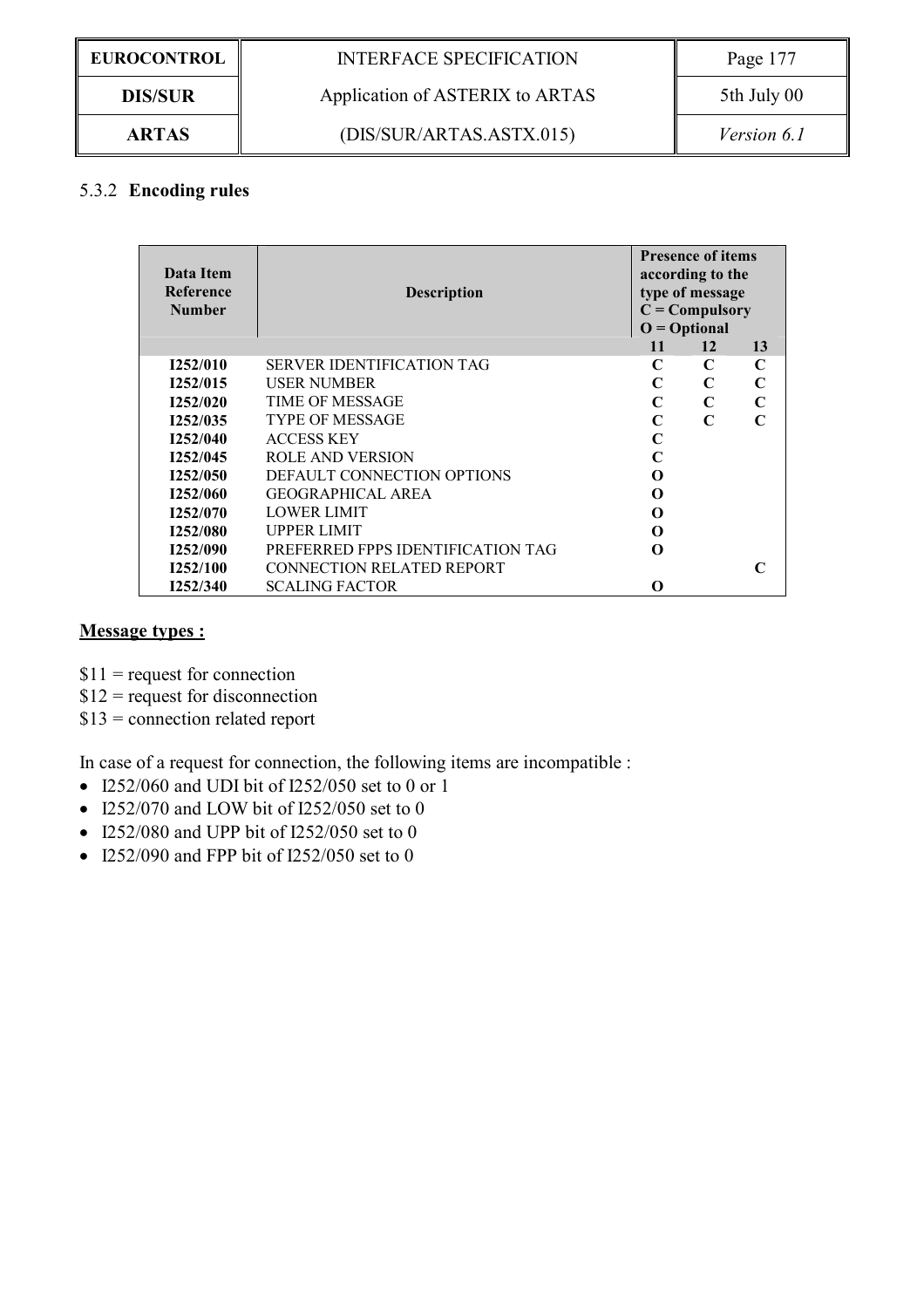### 5.3.2 Encoding rules

| Data Item Reference Number | Description | Presence of items according to the type of message C = Compulsory O = Optional | | |
|---|---|---|---|---|
| | | 11 | 12 | 13 |
| **I252/010** | SERVER IDENTIFICATION TAG | **C** | **C** | **C** |
| **I252/015** | USER NUMBER | **C** | **C** | **C** |
| **I252/020** | TIME OF MESSAGE | **C** | **C** | **C** |
| **I252/035** | TYPE OF MESSAGE | **C** | **C** | **C** |
| **I252/040** | ACCESS KEY | **C** | | |
| **I252/045** | ROLE AND VERSION | **C** | | |
| **I252/050** | DEFAULT CONNECTION OPTIONS | **O** | | |
| **I252/060** | GEOGRAPHICAL AREA | **O** | | |
| **I252/070** | LOWER LIMIT | **O** | | |
| **I252/080** | UPPER LIMIT | **O** | | |
| **I252/090** | PREFERRED FPPS IDENTIFICATION TAG | **O** | | |
| **I252/100** | CONNECTION RELATED REPORT | | | **C** |
| **I252/340** | SCALING FACTOR | **O** | | |

**Message types :**

$11 = request for connection
$12 = request for disconnection
$13 = connection related report

In case of a request for connection, the following items are incompatible :

- I252/060 and UDI bit of I252/050 set to 0 or 1
- I252/070 and LOW bit of I252/050 set to 0
- I252/080 and UPP bit of I252/050 set to 0
- I252/090 and FPP bit of I252/050 set to 0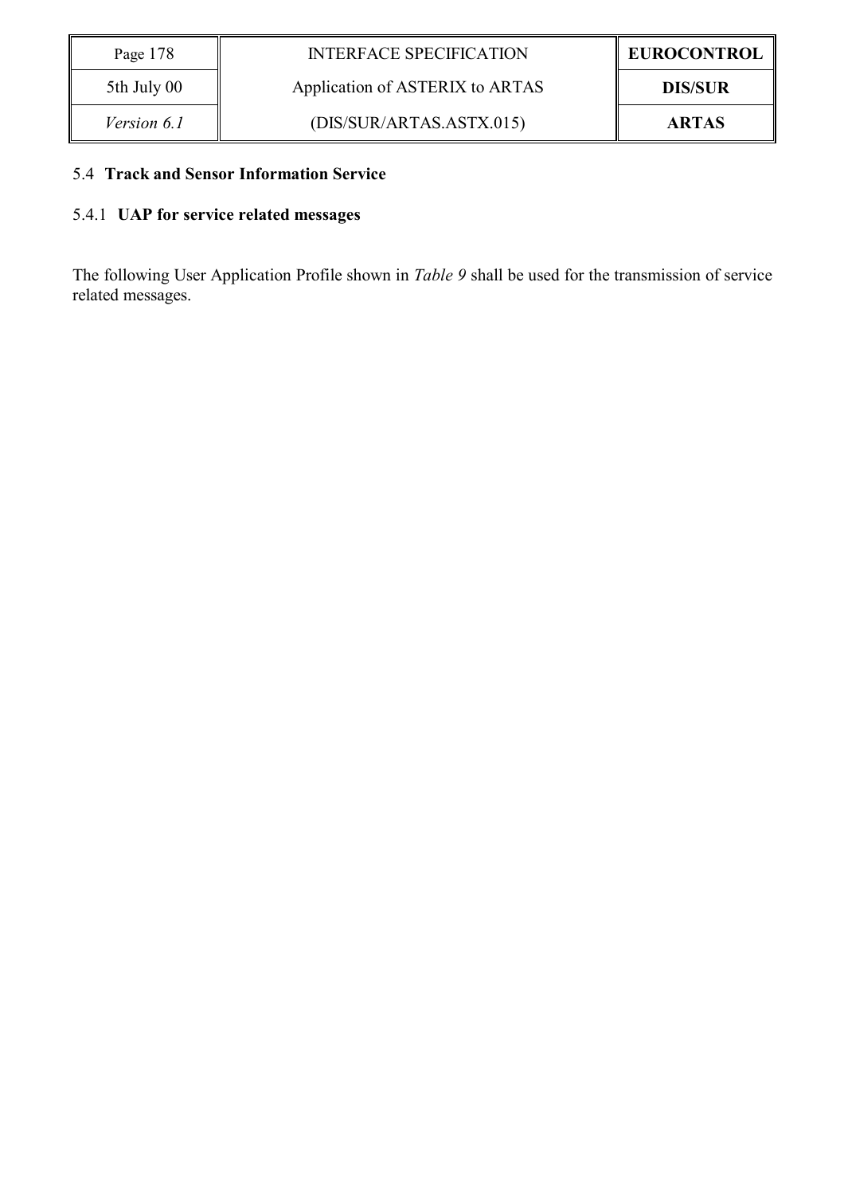## 5.4 Track and Sensor Information Service

### 5.4.1 UAP for service related messages

The following User Application Profile shown in *Table 9* shall be used for the transmission of service related messages.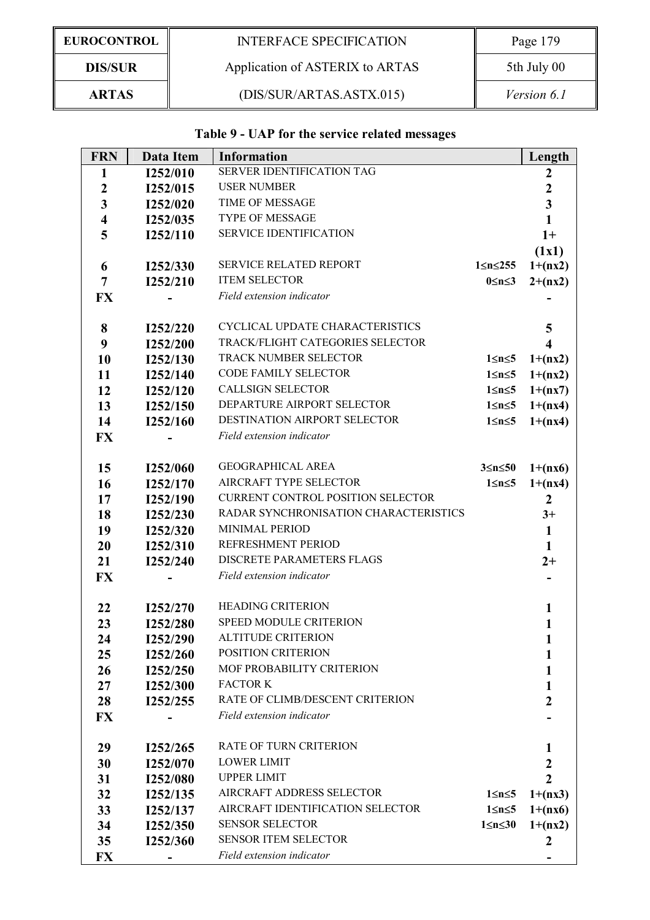**Table 9 - UAP for the service related messages**

| FRN | Data Item | Information | | Length |
|---|---|---|---|---|
| 1 | I252/010 | SERVER IDENTIFICATION TAG | | 2 |
| 2 | I252/015 | USER NUMBER | | 2 |
| 3 | I252/020 | TIME OF MESSAGE | | 3 |
| 4 | I252/035 | TYPE OF MESSAGE | | 1 |
| 5 | I252/110 | SERVICE IDENTIFICATION | | 1+ (1x1) |
| 6 | I252/330 | SERVICE RELATED REPORT | 1≤n≤255 | 1+(nx2) |
| 7 | I252/210 | ITEM SELECTOR | 0≤n≤3 | 2+(nx2) |
| FX | - | *Field extension indicator* | | - |
| 8 | I252/220 | CYCLICAL UPDATE CHARACTERISTICS | | 5 |
| 9 | I252/200 | TRACK/FLIGHT CATEGORIES SELECTOR | | 4 |
| 10 | I252/130 | TRACK NUMBER SELECTOR | 1≤n≤5 | 1+(nx2) |
| 11 | I252/140 | CODE FAMILY SELECTOR | 1≤n≤5 | 1+(nx2) |
| 12 | I252/120 | CALLSIGN SELECTOR | 1≤n≤5 | 1+(nx7) |
| 13 | I252/150 | DEPARTURE AIRPORT SELECTOR | 1≤n≤5 | 1+(nx4) |
| 14 | I252/160 | DESTINATION AIRPORT SELECTOR | 1≤n≤5 | 1+(nx4) |
| FX | - | *Field extension indicator* | | |
| 15 | I252/060 | GEOGRAPHICAL AREA | 3≤n≤50 | 1+(nx6) |
| 16 | I252/170 | AIRCRAFT TYPE SELECTOR | 1≤n≤5 | 1+(nx4) |
| 17 | I252/190 | CURRENT CONTROL POSITION SELECTOR | | 2 |
| 18 | I252/230 | RADAR SYNCHRONISATION CHARACTERISTICS | | 3+ |
| 19 | I252/320 | MINIMAL PERIOD | | 1 |
| 20 | I252/310 | REFRESHMENT PERIOD | | 1 |
| 21 | I252/240 | DISCRETE PARAMETERS FLAGS | | 2+ |
| FX | - | *Field extension indicator* | | - |
| 22 | I252/270 | HEADING CRITERION | | 1 |
| 23 | I252/280 | SPEED MODULE CRITERION | | 1 |
| 24 | I252/290 | ALTITUDE CRITERION | | 1 |
| 25 | I252/260 | POSITION CRITERION | | 1 |
| 26 | I252/250 | MOF PROBABILITY CRITERION | | 1 |
| 27 | I252/300 | FACTOR K | | 1 |
| 28 | I252/255 | RATE OF CLIMB/DESCENT CRITERION | | 2 |
| FX | - | *Field extension indicator* | | - |
| 29 | I252/265 | RATE OF TURN CRITERION | | 1 |
| 30 | I252/070 | LOWER LIMIT | | 2 |
| 31 | I252/080 | UPPER LIMIT | | 2 |
| 32 | I252/135 | AIRCRAFT ADDRESS SELECTOR | 1≤n≤5 | 1+(nx3) |
| 33 | I252/137 | AIRCRAFT IDENTIFICATION SELECTOR | 1≤n≤5 | 1+(nx6) |
| 34 | I252/350 | SENSOR SELECTOR | 1≤n≤30 | 1+(nx2) |
| 35 | I252/360 | SENSOR ITEM SELECTOR | | 2 |
| FX | - | *Field extension indicator* | | - |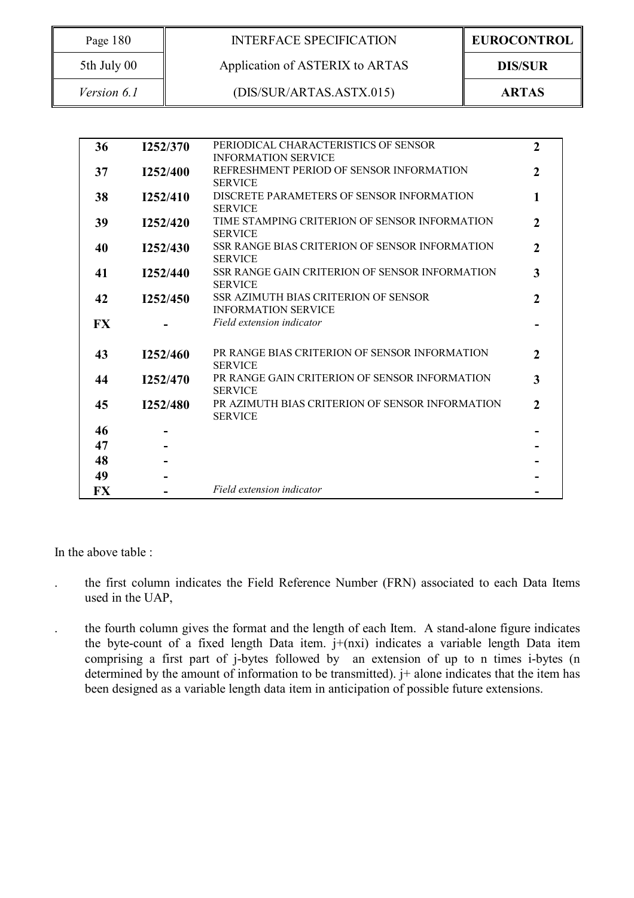| | | | |
|---|---|---|---|
| **36** | **I252/370** | PERIODICAL CHARACTERISTICS OF SENSOR INFORMATION SERVICE | **2** |
| **37** | **I252/400** | REFRESHMENT PERIOD OF SENSOR INFORMATION SERVICE | **2** |
| **38** | **I252/410** | DISCRETE PARAMETERS OF SENSOR INFORMATION SERVICE | **1** |
| **39** | **I252/420** | TIME STAMPING CRITERION OF SENSOR INFORMATION SERVICE | **2** |
| **40** | **I252/430** | SSR RANGE BIAS CRITERION OF SENSOR INFORMATION SERVICE | **2** |
| **41** | **I252/440** | SSR RANGE GAIN CRITERION OF SENSOR INFORMATION SERVICE | **3** |
| **42** | **I252/450** | SSR AZIMUTH BIAS CRITERION OF SENSOR INFORMATION SERVICE | **2** |
| **FX** | **-** | *Field extension indicator* | **-** |
| **43** | **I252/460** | PR RANGE BIAS CRITERION OF SENSOR INFORMATION SERVICE | **2** |
| **44** | **I252/470** | PR RANGE GAIN CRITERION OF SENSOR INFORMATION SERVICE | **3** |
| **45** | **I252/480** | PR AZIMUTH BIAS CRITERION OF SENSOR INFORMATION SERVICE | **2** |
| **46** | **-** | | **-** |
| **47** | **-** | | **-** |
| **48** | **-** | | **-** |
| **49** | **-** | | **-** |
| **FX** | **-** | *Field extension indicator* | **-** |

In the above table :

- the first column indicates the Field Reference Number (FRN) associated to each Data Items used in the UAP,

- the fourth column gives the format and the length of each Item. A stand-alone figure indicates the byte-count of a fixed length Data item. j+(nxi) indicates a variable length Data item comprising a first part of j-bytes followed by an extension of up to n times i-bytes (n determined by the amount of information to be transmitted). j+ alone indicates that the item has been designed as a variable length data item in anticipation of possible future extensions.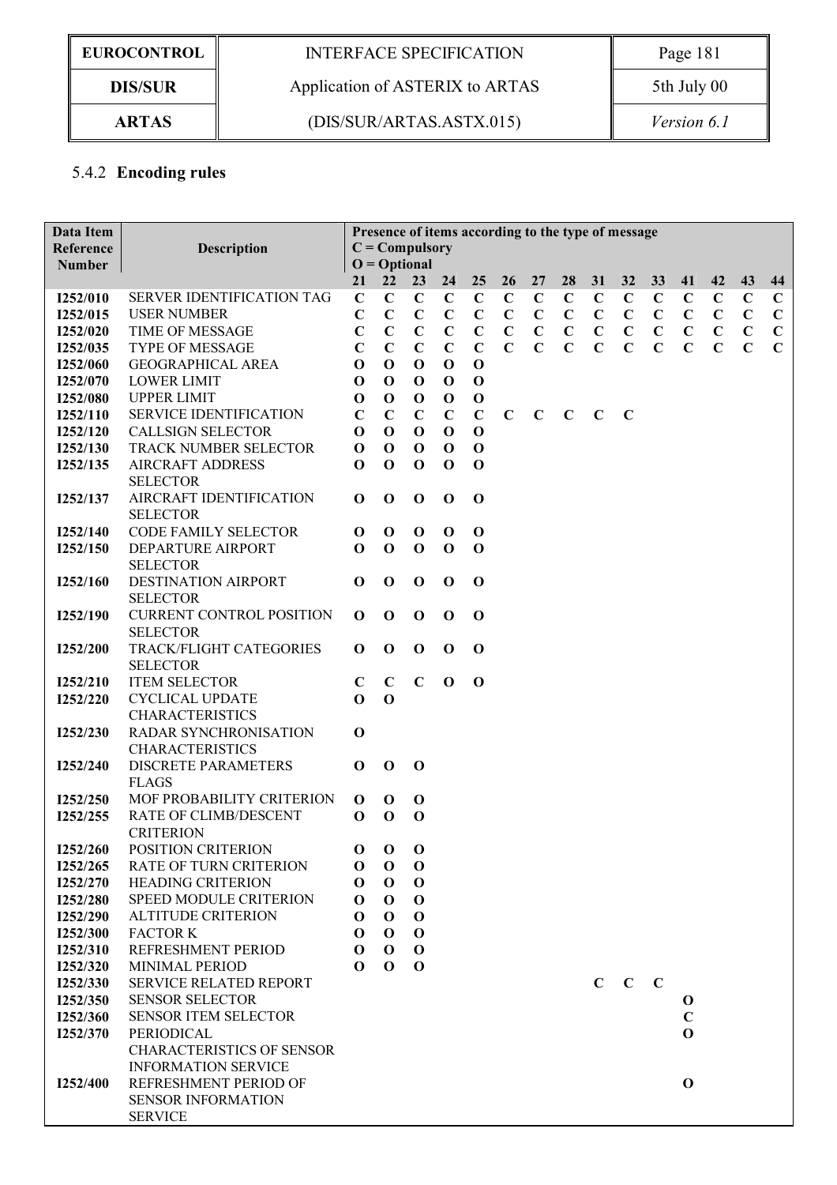### 5.4.2 **Encoding rules**

| Data Item Reference Number | Description | Presence of items according to the type of message C = Compulsory O = Optional | | | | | | | | | | | | | | |
|---|---|---|---|---|---|---|---|---|---|---|---|---|---|---|---|---|
| | | 21 | 22 | 23 | 24 | 25 | 26 | 27 | 28 | 31 | 32 | 33 | 41 | 42 | 43 | 44 |
| **I252/010** | SERVER IDENTIFICATION TAG | C | C | C | C | C | C | C | C | C | C | C | C | C | C | C |
| **I252/015** | USER NUMBER | C | C | C | C | C | C | C | C | C | C | C | C | C | C | C |
| **I252/020** | TIME OF MESSAGE | C | C | C | C | C | C | C | C | C | C | C | C | C | C | C |
| **I252/035** | TYPE OF MESSAGE | C | C | C | C | C | C | C | C | C | C | C | C | C | C | C |
| **I252/060** | GEOGRAPHICAL AREA | O | O | O | O | O | | | | | | | | | | |
| **I252/070** | LOWER LIMIT | O | O | O | O | O | | | | | | | | | | |
| **I252/080** | UPPER LIMIT | O | O | O | O | O | | | | | | | | | | |
| **I252/110** | SERVICE IDENTIFICATION | C | C | C | C | C | C | C | C | C | C | | | | | |
| **I252/120** | CALLSIGN SELECTOR | O | O | O | O | O | | | | | | | | | | |
| **I252/130** | TRACK NUMBER SELECTOR | O | O | O | O | O | | | | | | | | | | |
| **I252/135** | AIRCRAFT ADDRESS SELECTOR | O | O | O | O | O | | | | | | | | | | |
| **I252/137** | AIRCRAFT IDENTIFICATION SELECTOR | O | O | O | O | O | | | | | | | | | | |
| **I252/140** | CODE FAMILY SELECTOR | O | O | O | O | O | | | | | | | | | | |
| **I252/150** | DEPARTURE AIRPORT SELECTOR | O | O | O | O | O | | | | | | | | | | |
| **I252/160** | DESTINATION AIRPORT SELECTOR | O | O | O | O | O | | | | | | | | | | |
| **I252/190** | CURRENT CONTROL POSITION SELECTOR | O | O | O | O | O | | | | | | | | | | |
| **I252/200** | TRACK/FLIGHT CATEGORIES SELECTOR | O | O | O | O | O | | | | | | | | | | |
| **I252/210** | ITEM SELECTOR | C | C | C | O | O | | | | | | | | | | |
| **I252/220** | CYCLICAL UPDATE CHARACTERISTICS | O | O | | | | | | | | | | | | | |
| **I252/230** | RADAR SYNCHRONISATION CHARACTERISTICS | O | | | | | | | | | | | | | | |
| **I252/240** | DISCRETE PARAMETERS FLAGS | O | O | O | | | | | | | | | | | | |
| **I252/250** | MOF PROBABILITY CRITERION | O | O | O | | | | | | | | | | | | |
| **I252/255** | RATE OF CLIMB/DESCENT CRITERION | O | O | O | | | | | | | | | | | | |
| **I252/260** | POSITION CRITERION | O | O | O | | | | | | | | | | | | |
| **I252/265** | RATE OF TURN CRITERION | O | O | O | | | | | | | | | | | | |
| **I252/270** | HEADING CRITERION | O | O | O | | | | | | | | | | | | |
| **I252/280** | SPEED MODULE CRITERION | O | O | O | | | | | | | | | | | | |
| **I252/290** | ALTITUDE CRITERION | O | O | O | | | | | | | | | | | | |
| **I252/300** | FACTOR K | O | O | O | | | | | | | | | | | | |
| **I252/310** | REFRESHMENT PERIOD | O | O | O | | | | | | | | | | | | |
| **I252/320** | MINIMAL PERIOD | O | O | O | | | | | | | | | | | | |
| **I252/330** | SERVICE RELATED REPORT | | | | | | | | | C | C | C | | | | |
| **I252/350** | SENSOR SELECTOR | | | | | | | | | | | | O | | | |
| **I252/360** | SENSOR ITEM SELECTOR | | | | | | | | | | | | C | | | |
| **I252/370** | PERIODICAL CHARACTERISTICS OF SENSOR INFORMATION SERVICE | | | | | | | | | | | | O | | | |
| **I252/400** | REFRESHMENT PERIOD OF SENSOR INFORMATION SERVICE | | | | | | | | | | | | O | | | |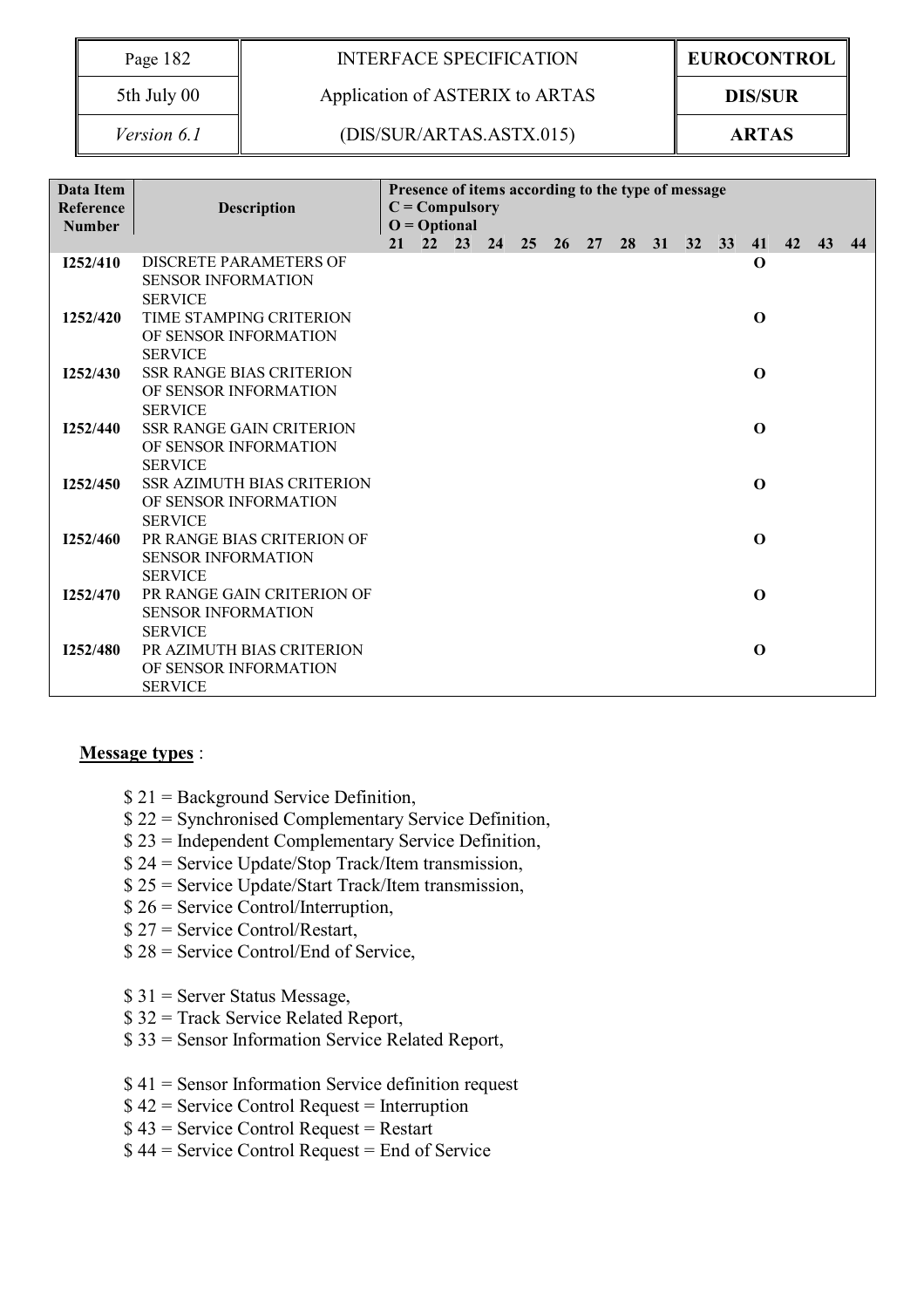| Data Item Reference Number | Description | Presence of items according to the type of message C = Compulsory O = Optional | | | | | | | | | | | | | | |
|---|---|---|---|---|---|---|---|---|---|---|---|---|---|---|---|---|
| | | 21 | 22 | 23 | 24 | 25 | 26 | 27 | 28 | 31 | 32 | 33 | 41 | 42 | 43 | 44 |
| **I252/410** | DISCRETE PARAMETERS OF SENSOR INFORMATION SERVICE | | | | | | | | | | | | **O** | | | |
| **I252/420** | TIME STAMPING CRITERION OF SENSOR INFORMATION SERVICE | | | | | | | | | | | | **O** | | | |
| **I252/430** | SSR RANGE BIAS CRITERION OF SENSOR INFORMATION SERVICE | | | | | | | | | | | | **O** | | | |
| **I252/440** | SSR RANGE GAIN CRITERION OF SENSOR INFORMATION SERVICE | | | | | | | | | | | | **O** | | | |
| **I252/450** | SSR AZIMUTH BIAS CRITERION OF SENSOR INFORMATION SERVICE | | | | | | | | | | | | **O** | | | |
| **I252/460** | PR RANGE BIAS CRITERION OF SENSOR INFORMATION SERVICE | | | | | | | | | | | | **O** | | | |
| **I252/470** | PR RANGE GAIN CRITERION OF SENSOR INFORMATION SERVICE | | | | | | | | | | | | **O** | | | |
| **I252/480** | PR AZIMUTH BIAS CRITERION OF SENSOR INFORMATION SERVICE | | | | | | | | | | | | **O** | | | |

**Message types** :

- $ 21 = Background Service Definition,
- $ 22 = Synchronised Complementary Service Definition,
- $ 23 = Independent Complementary Service Definition,
- $ 24 = Service Update/Stop Track/Item transmission,
- $ 25 = Service Update/Start Track/Item transmission,
- $ 26 = Service Control/Interruption,
- $ 27 = Service Control/Restart,
- $ 28 = Service Control/End of Service,

- $ 31 = Server Status Message,
- $ 32 = Track Service Related Report,
- $ 33 = Sensor Information Service Related Report,

- $ 41 = Sensor Information Service definition request
- $ 42 = Service Control Request = Interruption
- $ 43 = Service Control Request = Restart
- $ 44 = Service Control Request = End of Service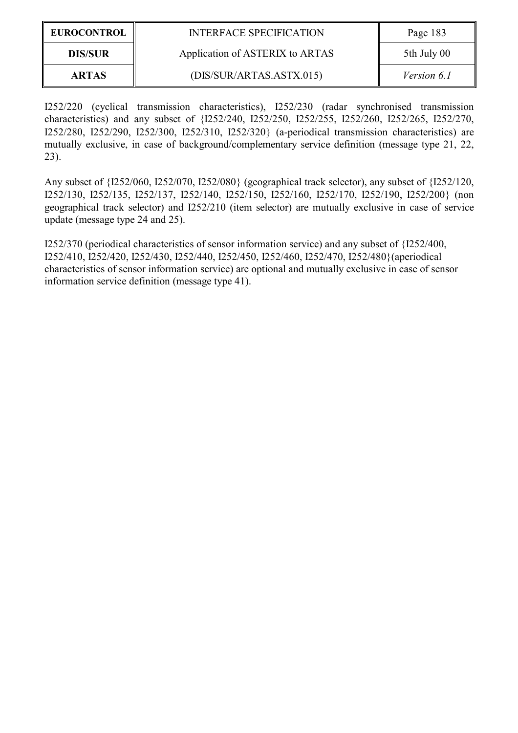I252/220 (cyclical transmission characteristics), I252/230 (radar synchronised transmission characteristics) and any subset of {I252/240, I252/250, I252/255, I252/260, I252/265, I252/270, I252/280, I252/290, I252/300, I252/310, I252/320} (a-periodical transmission characteristics) are mutually exclusive, in case of background/complementary service definition (message type 21, 22, 23).

Any subset of {I252/060, I252/070, I252/080} (geographical track selector), any subset of {I252/120, I252/130, I252/135, I252/137, I252/140, I252/150, I252/160, I252/170, I252/190, I252/200} (non geographical track selector) and I252/210 (item selector) are mutually exclusive in case of service update (message type 24 and 25).

I252/370 (periodical characteristics of sensor information service) and any subset of {I252/400, I252/410, I252/420, I252/430, I252/440, I252/450, I252/460, I252/470, I252/480}(aperiodical characteristics of sensor information service) are optional and mutually exclusive in case of sensor information service definition (message type 41).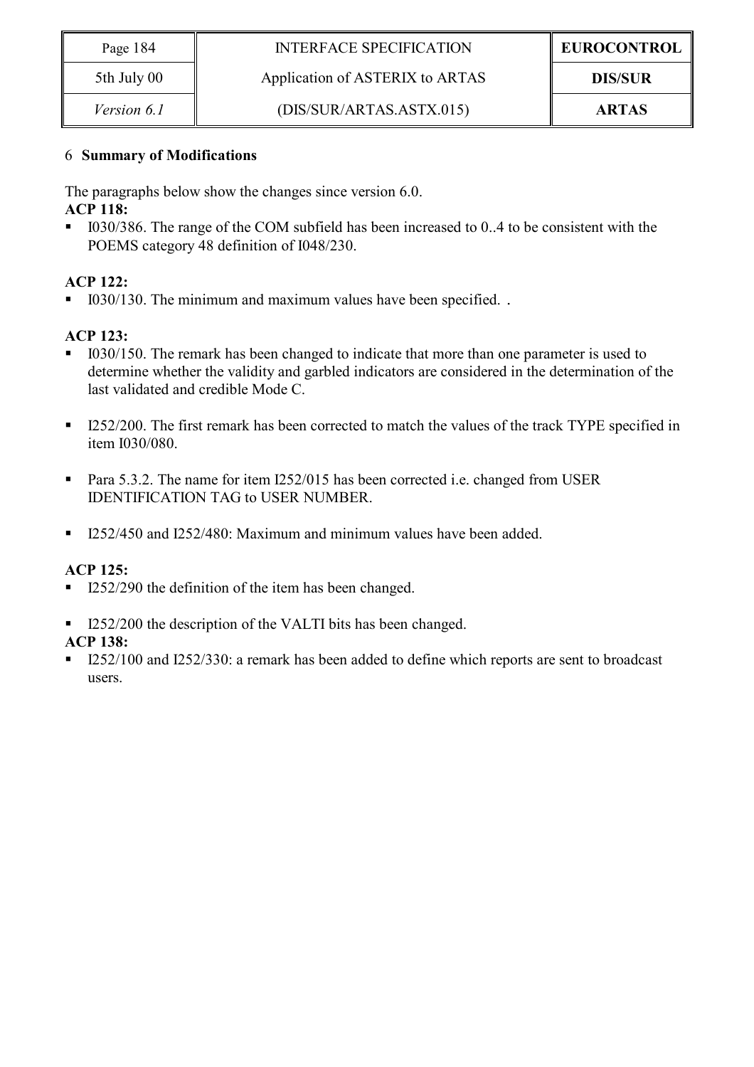# 6 Summary of Modifications

The paragraphs below show the changes since version 6.0.

**ACP 118:**

- I030/386. The range of the COM subfield has been increased to 0..4 to be consistent with the POEMS category 48 definition of I048/230.

**ACP 122:**

- I030/130. The minimum and maximum values have been specified. .

**ACP 123:**

- I030/150. The remark has been changed to indicate that more than one parameter is used to determine whether the validity and garbled indicators are considered in the determination of the last validated and credible Mode C.

- I252/200. The first remark has been corrected to match the values of the track TYPE specified in item I030/080.

- Para 5.3.2. The name for item I252/015 has been corrected i.e. changed from USER IDENTIFICATION TAG to USER NUMBER.

- I252/450 and I252/480: Maximum and minimum values have been added.

**ACP 125:**

- I252/290 the definition of the item has been changed.

- I252/200 the description of the VALTI bits has been changed.

**ACP 138:**

- I252/100 and I252/330: a remark has been added to define which reports are sent to broadcast users.